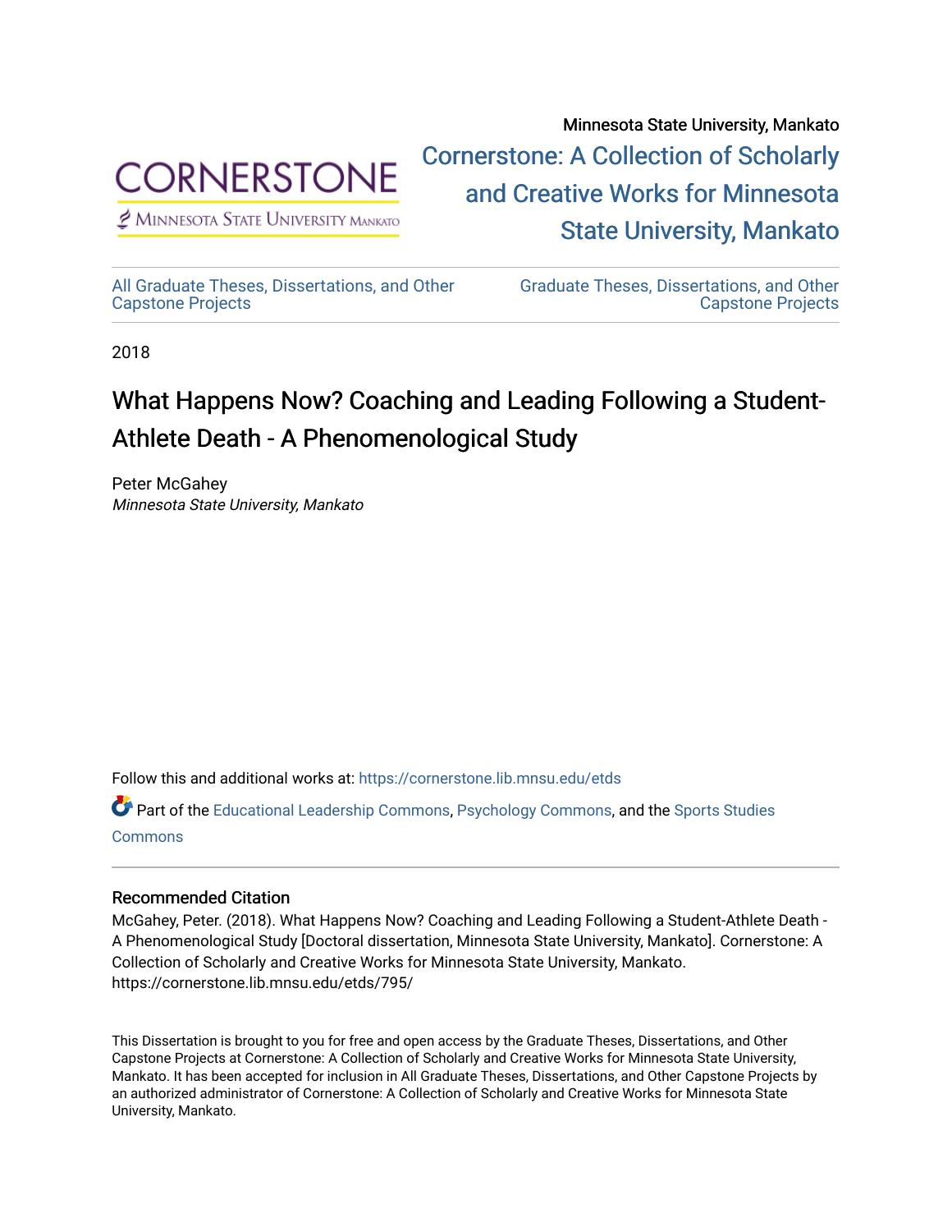Minnesota State University, Mankato

Cornerstone: A Collection of Scholarly and Creative Works for Minnesota State University, Mankato

All Graduate Theses, Dissertations, and Other Capstone Projects

Graduate Theses, Dissertations, and Other Capstone Projects

2018

# What Happens Now? Coaching and Leading Following a Student-Athlete Death - A Phenomenological Study

Peter McGahey
*Minnesota State University, Mankato*

Follow this and additional works at: https://cornerstone.lib.mnsu.edu/etds

Part of the Educational Leadership Commons, Psychology Commons, and the Sports Studies Commons

## Recommended Citation

McGahey, Peter. (2018). What Happens Now? Coaching and Leading Following a Student-Athlete Death - A Phenomenological Study [Doctoral dissertation, Minnesota State University, Mankato]. Cornerstone: A Collection of Scholarly and Creative Works for Minnesota State University, Mankato. https://cornerstone.lib.mnsu.edu/etds/795/

This Dissertation is brought to you for free and open access by the Graduate Theses, Dissertations, and Other Capstone Projects at Cornerstone: A Collection of Scholarly and Creative Works for Minnesota State University, Mankato. It has been accepted for inclusion in All Graduate Theses, Dissertations, and Other Capstone Projects by an authorized administrator of Cornerstone: A Collection of Scholarly and Creative Works for Minnesota State University, Mankato.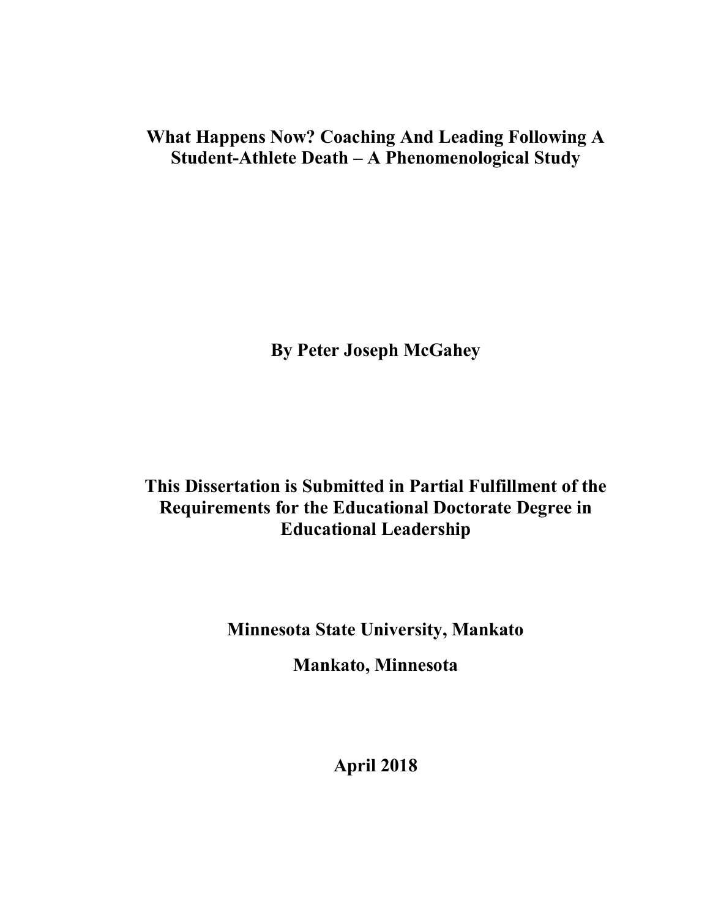# What Happens Now? Coaching And Leading Following A Student-Athlete Death – A Phenomenological Study

**By Peter Joseph McGahey**

**This Dissertation is Submitted in Partial Fulfillment of the Requirements for the Educational Doctorate Degree in Educational Leadership**

**Minnesota State University, Mankato**

**Mankato, Minnesota**

**April 2018**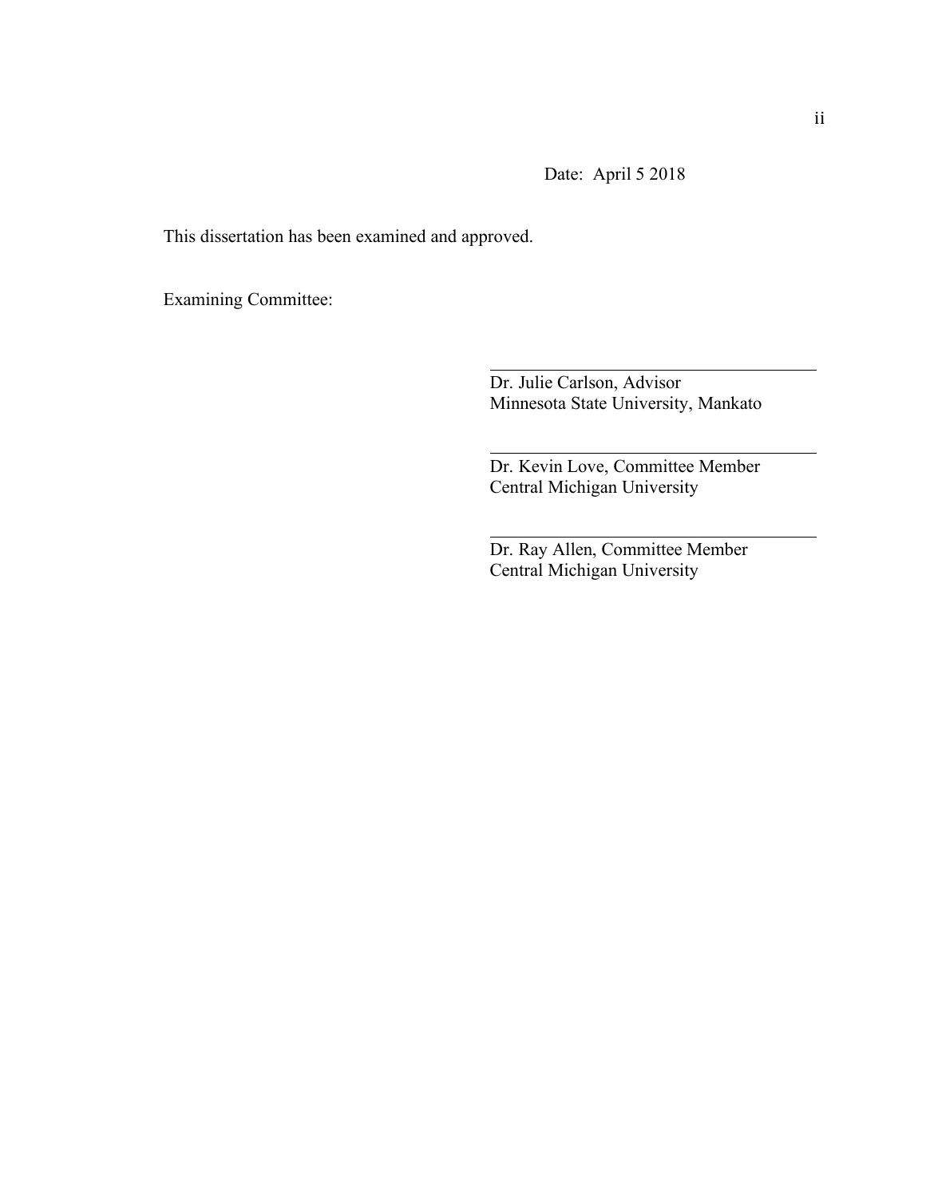Date: April 5 2018

This dissertation has been examined and approved.

Examining Committee:

Dr. Julie Carlson, Advisor
Minnesota State University, Mankato

Dr. Kevin Love, Committee Member
Central Michigan University

Dr. Ray Allen, Committee Member
Central Michigan University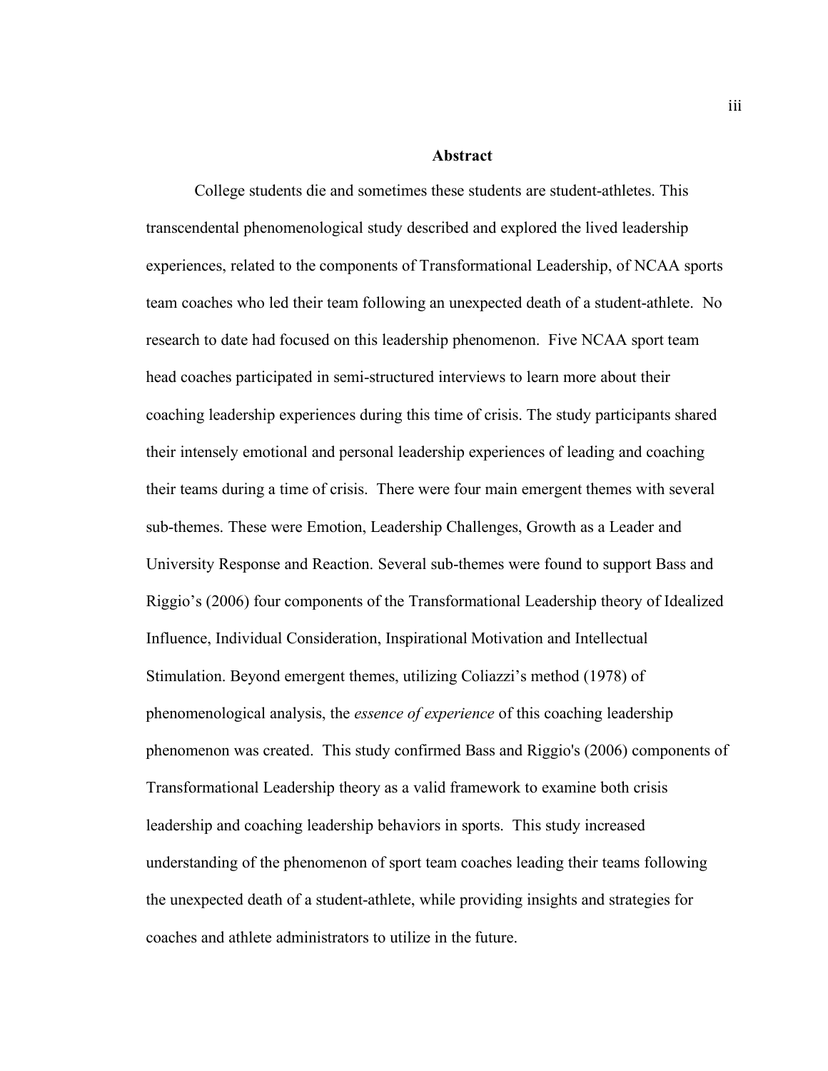# Abstract

College students die and sometimes these students are student-athletes. This transcendental phenomenological study described and explored the lived leadership experiences, related to the components of Transformational Leadership, of NCAA sports team coaches who led their team following an unexpected death of a student-athlete. No research to date had focused on this leadership phenomenon. Five NCAA sport team head coaches participated in semi-structured interviews to learn more about their coaching leadership experiences during this time of crisis. The study participants shared their intensely emotional and personal leadership experiences of leading and coaching their teams during a time of crisis. There were four main emergent themes with several sub-themes. These were Emotion, Leadership Challenges, Growth as a Leader and University Response and Reaction. Several sub-themes were found to support Bass and Riggio's (2006) four components of the Transformational Leadership theory of Idealized Influence, Individual Consideration, Inspirational Motivation and Intellectual Stimulation. Beyond emergent themes, utilizing Coliazzi's method (1978) of phenomenological analysis, the *essence of experience* of this coaching leadership phenomenon was created. This study confirmed Bass and Riggio's (2006) components of Transformational Leadership theory as a valid framework to examine both crisis leadership and coaching leadership behaviors in sports. This study increased understanding of the phenomenon of sport team coaches leading their teams following the unexpected death of a student-athlete, while providing insights and strategies for coaches and athlete administrators to utilize in the future.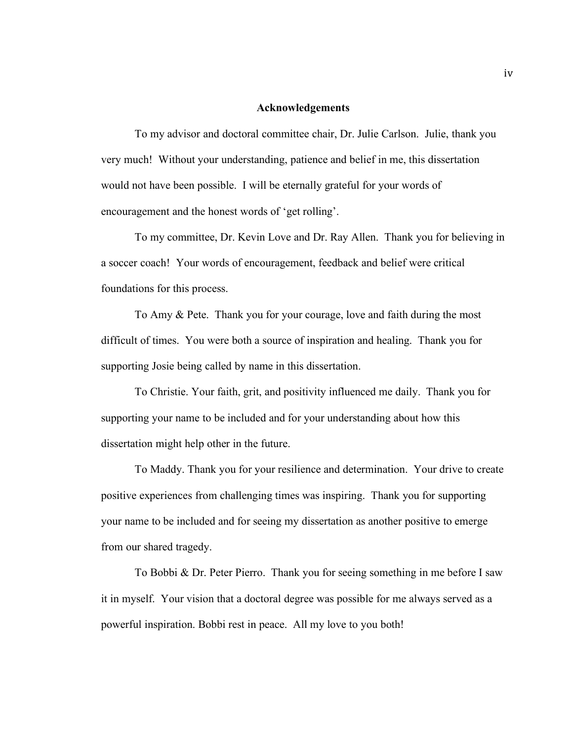## Acknowledgements

To my advisor and doctoral committee chair, Dr. Julie Carlson. Julie, thank you very much! Without your understanding, patience and belief in me, this dissertation would not have been possible. I will be eternally grateful for your words of encouragement and the honest words of 'get rolling'.

To my committee, Dr. Kevin Love and Dr. Ray Allen. Thank you for believing in a soccer coach! Your words of encouragement, feedback and belief were critical foundations for this process.

To Amy & Pete. Thank you for your courage, love and faith during the most difficult of times. You were both a source of inspiration and healing. Thank you for supporting Josie being called by name in this dissertation.

To Christie. Your faith, grit, and positivity influenced me daily. Thank you for supporting your name to be included and for your understanding about how this dissertation might help other in the future.

To Maddy. Thank you for your resilience and determination. Your drive to create positive experiences from challenging times was inspiring. Thank you for supporting your name to be included and for seeing my dissertation as another positive to emerge from our shared tragedy.

To Bobbi & Dr. Peter Pierro. Thank you for seeing something in me before I saw it in myself. Your vision that a doctoral degree was possible for me always served as a powerful inspiration. Bobbi rest in peace. All my love to you both!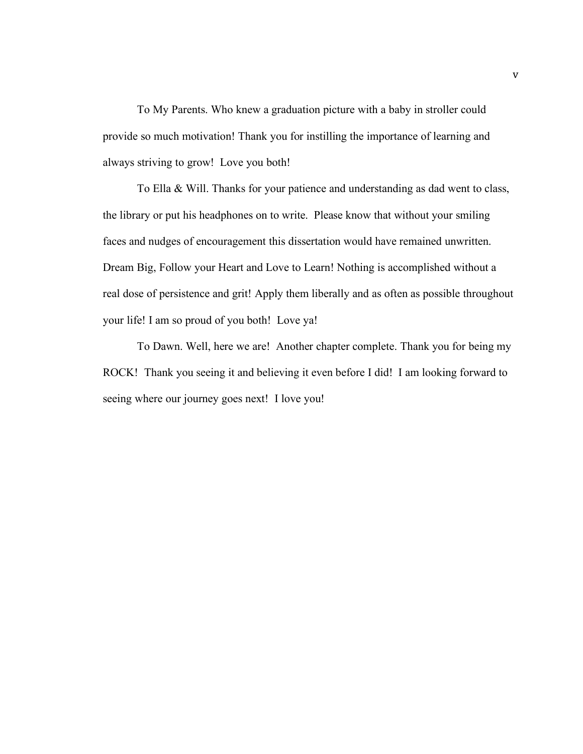To My Parents. Who knew a graduation picture with a baby in stroller could provide so much motivation! Thank you for instilling the importance of learning and always striving to grow! Love you both!

To Ella & Will. Thanks for your patience and understanding as dad went to class, the library or put his headphones on to write. Please know that without your smiling faces and nudges of encouragement this dissertation would have remained unwritten. Dream Big, Follow your Heart and Love to Learn! Nothing is accomplished without a real dose of persistence and grit! Apply them liberally and as often as possible throughout your life! I am so proud of you both! Love ya!

To Dawn. Well, here we are! Another chapter complete. Thank you for being my ROCK! Thank you seeing it and believing it even before I did! I am looking forward to seeing where our journey goes next! I love you!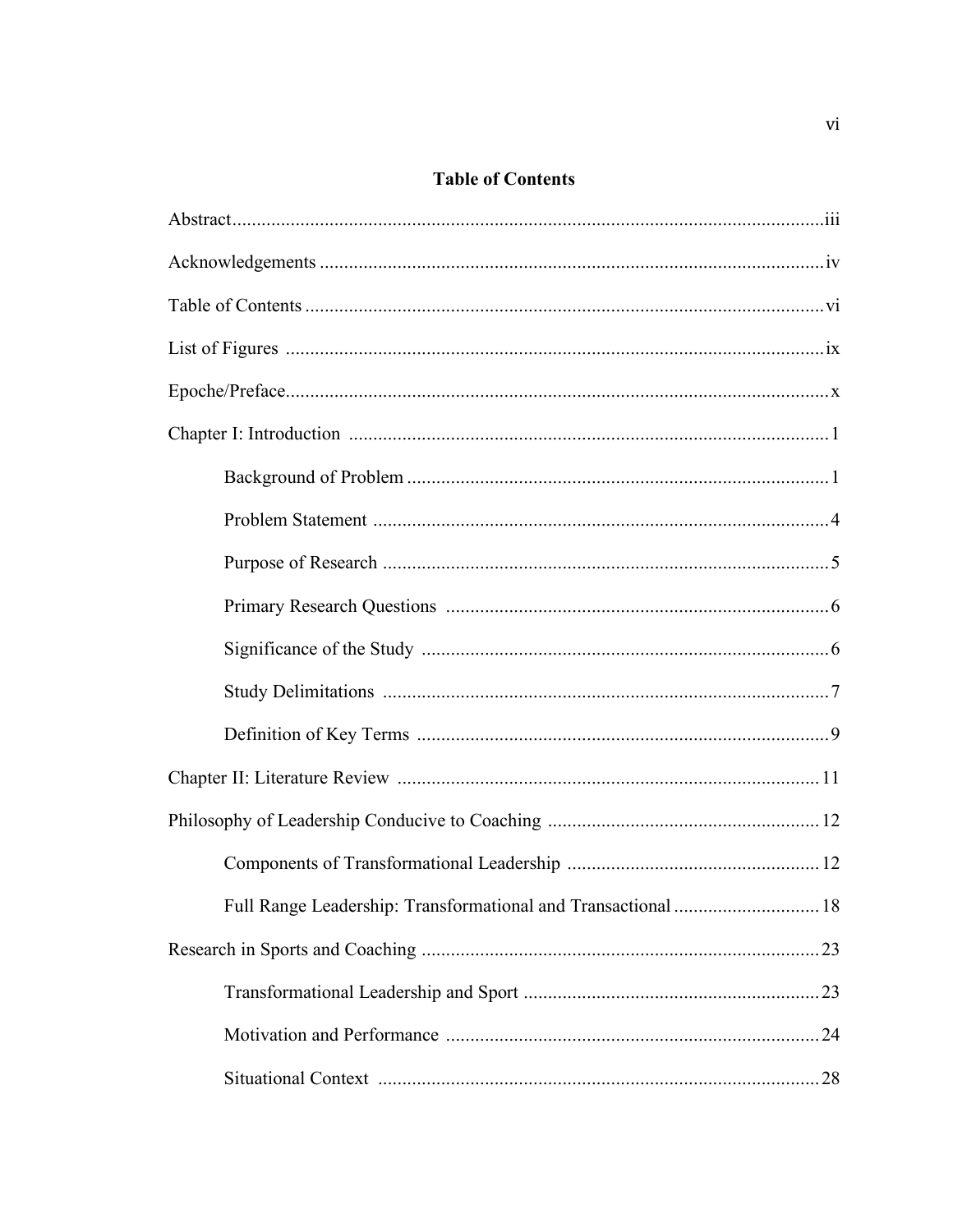## Table of Contents

Abstract ... iii

Acknowledgements ... iv

Table of Contents ... vi

List of Figures ... ix

Epoche/Preface ... x

Chapter I: Introduction ... 1

- Background of Problem ... 1
- Problem Statement ... 4
- Purpose of Research ... 5
- Primary Research Questions ... 6
- Significance of the Study ... 6
- Study Delimitations ... 7
- Definition of Key Terms ... 9

Chapter II: Literature Review ... 11

Philosophy of Leadership Conducive to Coaching ... 12

- Components of Transformational Leadership ... 12
- Full Range Leadership: Transformational and Transactional ... 18

Research in Sports and Coaching ... 23

- Transformational Leadership and Sport ... 23
- Motivation and Performance ... 24
- Situational Context ... 28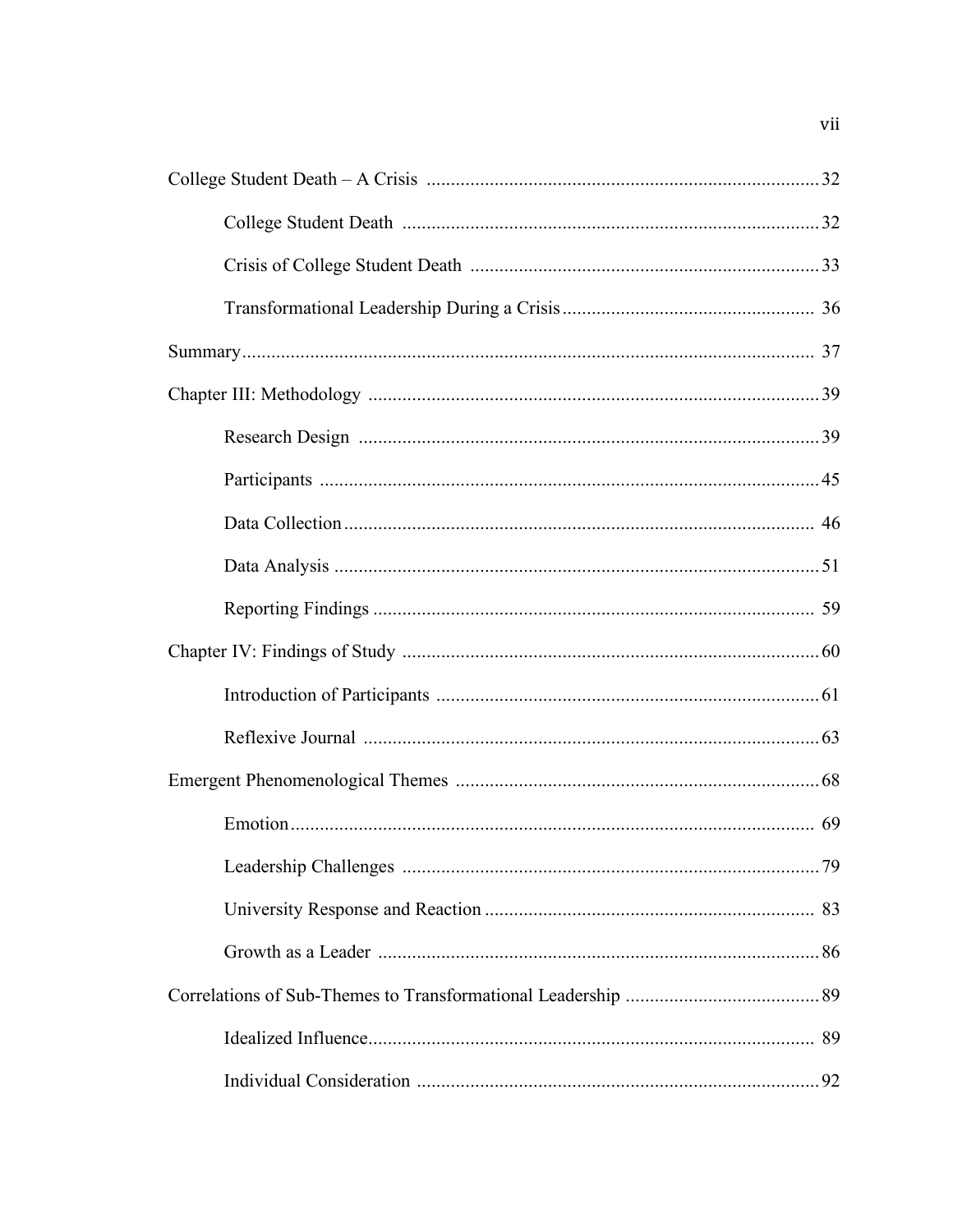College Student Death – A Crisis ............................................................................... 32

College Student Death ..................................................................................... 32

Crisis of College Student Death ...................................................................... 33

Transformational Leadership During a Crisis .................................................. 36

Summary ...................................................................................................................... 37

Chapter III: Methodology ............................................................................................ 39

Research Design ............................................................................................... 39

Participants ....................................................................................................... 45

Data Collection ................................................................................................. 46

Data Analysis .................................................................................................... 51

Reporting Findings ........................................................................................... 59

Chapter IV: Findings of Study ...................................................................................... 60

Introduction of Participants ............................................................................... 61

Reflexive Journal .............................................................................................. 63

Emergent Phenomenological Themes .......................................................................... 68

Emotion ............................................................................................................. 69

Leadership Challenges ...................................................................................... 79

University Response and Reaction ................................................................... 83

Growth as a Leader ........................................................................................... 86

Correlations of Sub-Themes to Transformational Leadership ........................................ 89

Idealized Influence ............................................................................................ 89

Individual Consideration ................................................................................... 92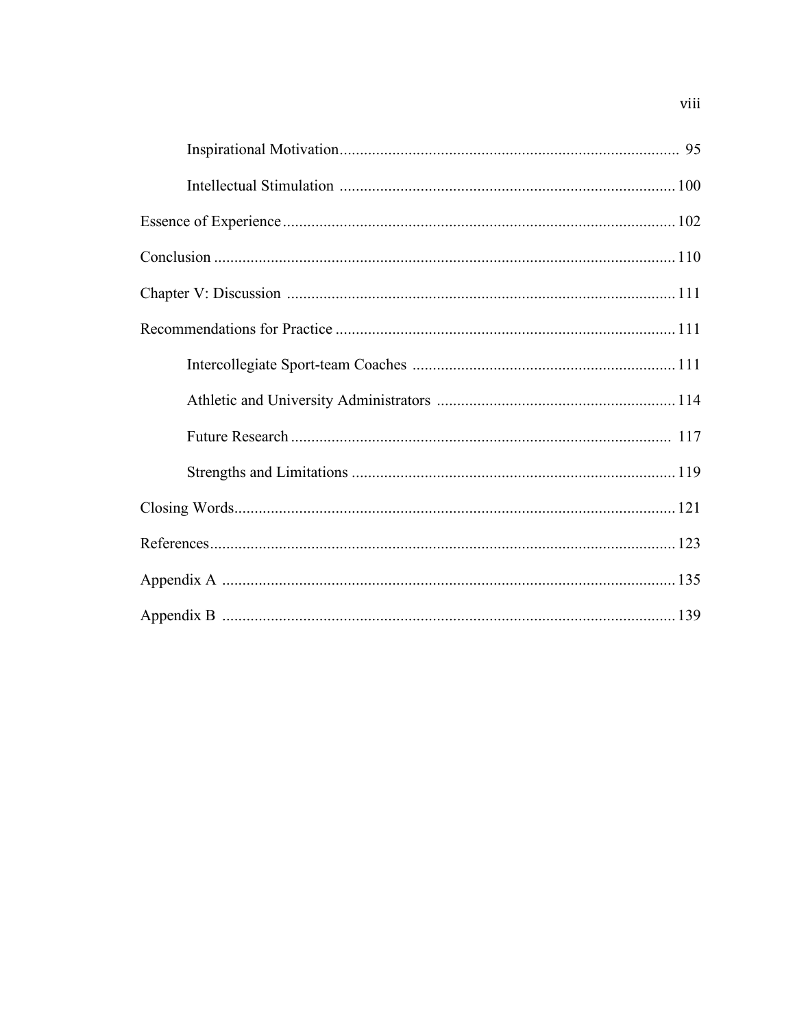Inspirational Motivation .......... 95

Intellectual Stimulation .......... 100

Essence of Experience .......... 102

Conclusion .......... 110

Chapter V: Discussion .......... 111

Recommendations for Practice .......... 111

Intercollegiate Sport-team Coaches .......... 111

Athletic and University Administrators .......... 114

Future Research .......... 117

Strengths and Limitations .......... 119

Closing Words .......... 121

References .......... 123

Appendix A .......... 135

Appendix B .......... 139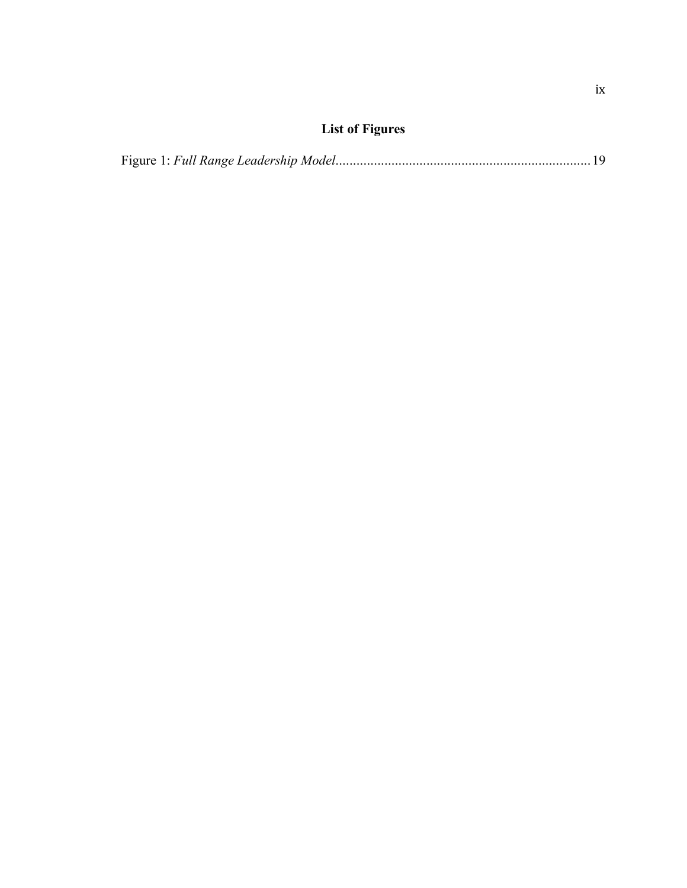## List of Figures

Figure 1: *Full Range Leadership Model*......................................................................... 19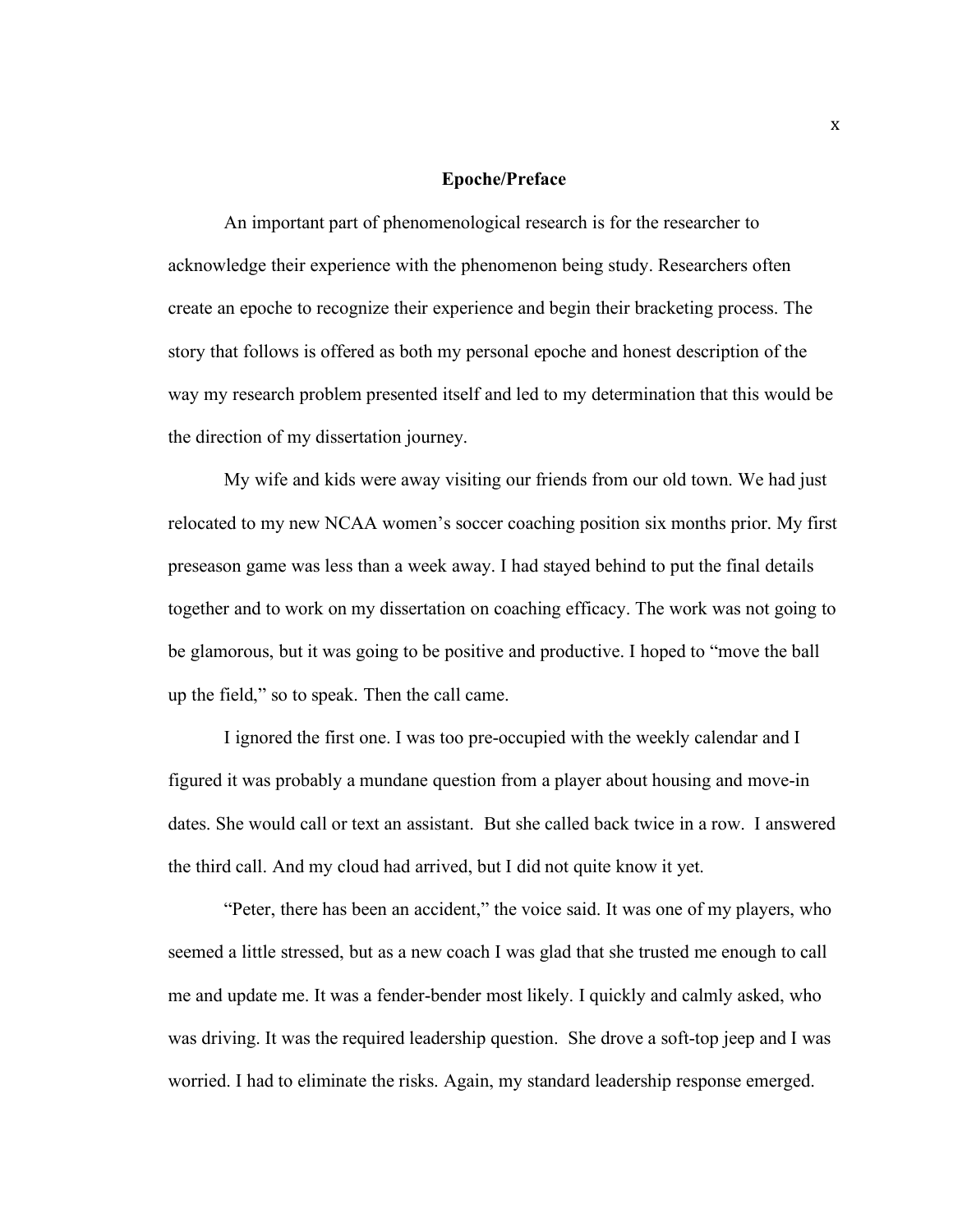## Epoche/Preface

An important part of phenomenological research is for the researcher to acknowledge their experience with the phenomenon being study. Researchers often create an epoche to recognize their experience and begin their bracketing process. The story that follows is offered as both my personal epoche and honest description of the way my research problem presented itself and led to my determination that this would be the direction of my dissertation journey.

My wife and kids were away visiting our friends from our old town. We had just relocated to my new NCAA women's soccer coaching position six months prior. My first preseason game was less than a week away. I had stayed behind to put the final details together and to work on my dissertation on coaching efficacy. The work was not going to be glamorous, but it was going to be positive and productive. I hoped to "move the ball up the field," so to speak. Then the call came.

I ignored the first one. I was too pre-occupied with the weekly calendar and I figured it was probably a mundane question from a player about housing and move-in dates. She would call or text an assistant. But she called back twice in a row. I answered the third call. And my cloud had arrived, but I did not quite know it yet.

"Peter, there has been an accident," the voice said. It was one of my players, who seemed a little stressed, but as a new coach I was glad that she trusted me enough to call me and update me. It was a fender-bender most likely. I quickly and calmly asked, who was driving. It was the required leadership question. She drove a soft-top jeep and I was worried. I had to eliminate the risks. Again, my standard leadership response emerged.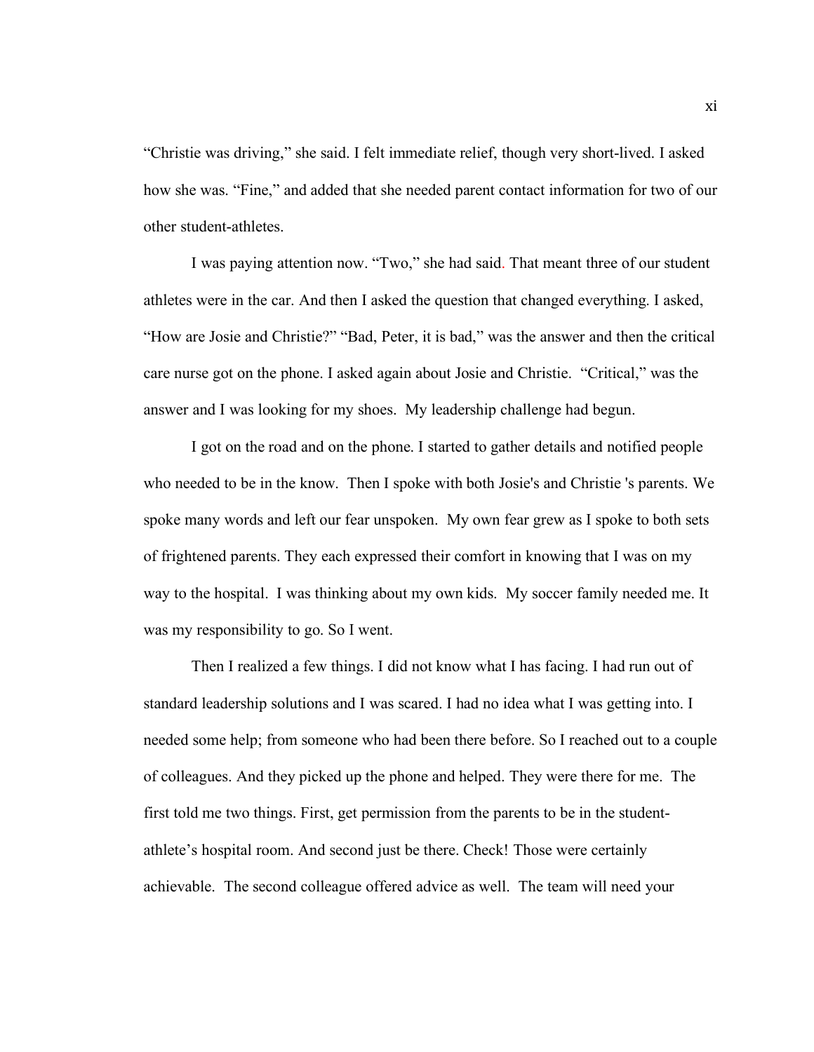"Christie was driving," she said. I felt immediate relief, though very short-lived. I asked how she was. "Fine," and added that she needed parent contact information for two of our other student-athletes.

I was paying attention now. "Two," she had said. That meant three of our student athletes were in the car. And then I asked the question that changed everything. I asked, "How are Josie and Christie?" "Bad, Peter, it is bad," was the answer and then the critical care nurse got on the phone. I asked again about Josie and Christie. "Critical," was the answer and I was looking for my shoes. My leadership challenge had begun.

I got on the road and on the phone. I started to gather details and notified people who needed to be in the know. Then I spoke with both Josie's and Christie 's parents. We spoke many words and left our fear unspoken. My own fear grew as I spoke to both sets of frightened parents. They each expressed their comfort in knowing that I was on my way to the hospital. I was thinking about my own kids. My soccer family needed me. It was my responsibility to go. So I went.

Then I realized a few things. I did not know what I has facing. I had run out of standard leadership solutions and I was scared. I had no idea what I was getting into. I needed some help; from someone who had been there before. So I reached out to a couple of colleagues. And they picked up the phone and helped. They were there for me. The first told me two things. First, get permission from the parents to be in the student-athlete's hospital room. And second just be there. Check! Those were certainly achievable. The second colleague offered advice as well. The team will need your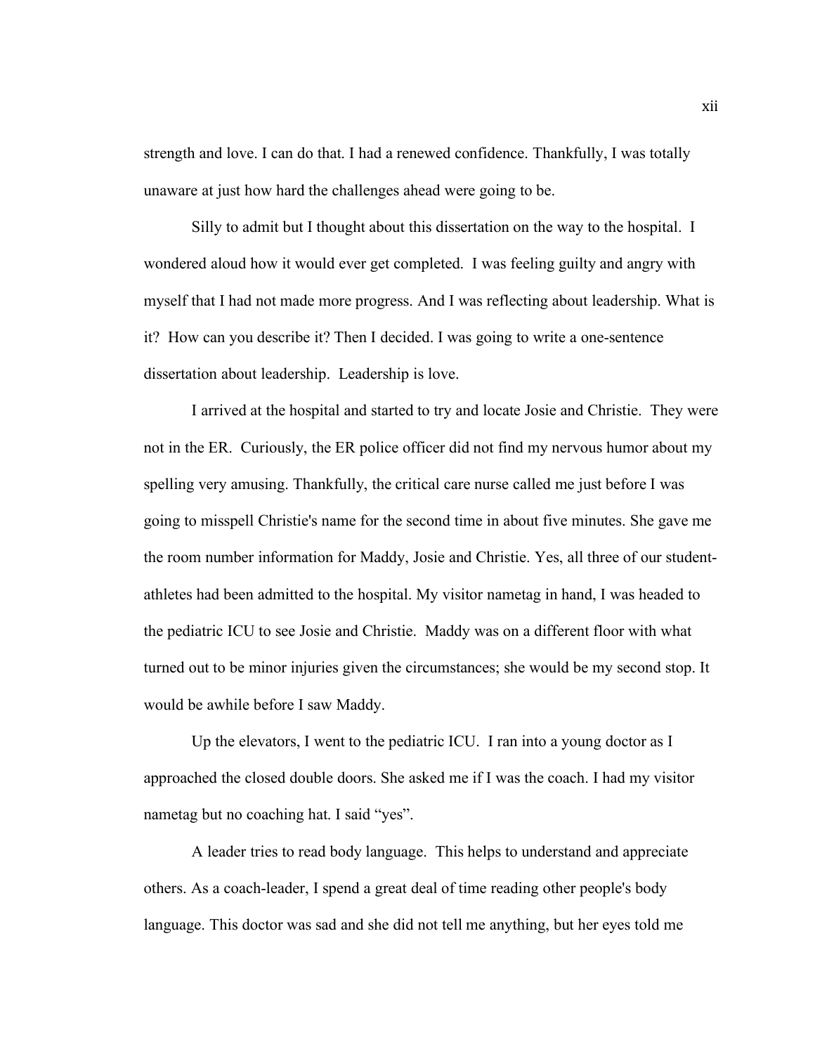strength and love. I can do that. I had a renewed confidence. Thankfully, I was totally unaware at just how hard the challenges ahead were going to be.

Silly to admit but I thought about this dissertation on the way to the hospital. I wondered aloud how it would ever get completed. I was feeling guilty and angry with myself that I had not made more progress. And I was reflecting about leadership. What is it? How can you describe it? Then I decided. I was going to write a one-sentence dissertation about leadership. Leadership is love.

I arrived at the hospital and started to try and locate Josie and Christie. They were not in the ER. Curiously, the ER police officer did not find my nervous humor about my spelling very amusing. Thankfully, the critical care nurse called me just before I was going to misspell Christie's name for the second time in about five minutes. She gave me the room number information for Maddy, Josie and Christie. Yes, all three of our student-athletes had been admitted to the hospital. My visitor nametag in hand, I was headed to the pediatric ICU to see Josie and Christie. Maddy was on a different floor with what turned out to be minor injuries given the circumstances; she would be my second stop. It would be awhile before I saw Maddy.

Up the elevators, I went to the pediatric ICU. I ran into a young doctor as I approached the closed double doors. She asked me if I was the coach. I had my visitor nametag but no coaching hat. I said "yes".

A leader tries to read body language. This helps to understand and appreciate others. As a coach-leader, I spend a great deal of time reading other people's body language. This doctor was sad and she did not tell me anything, but her eyes told me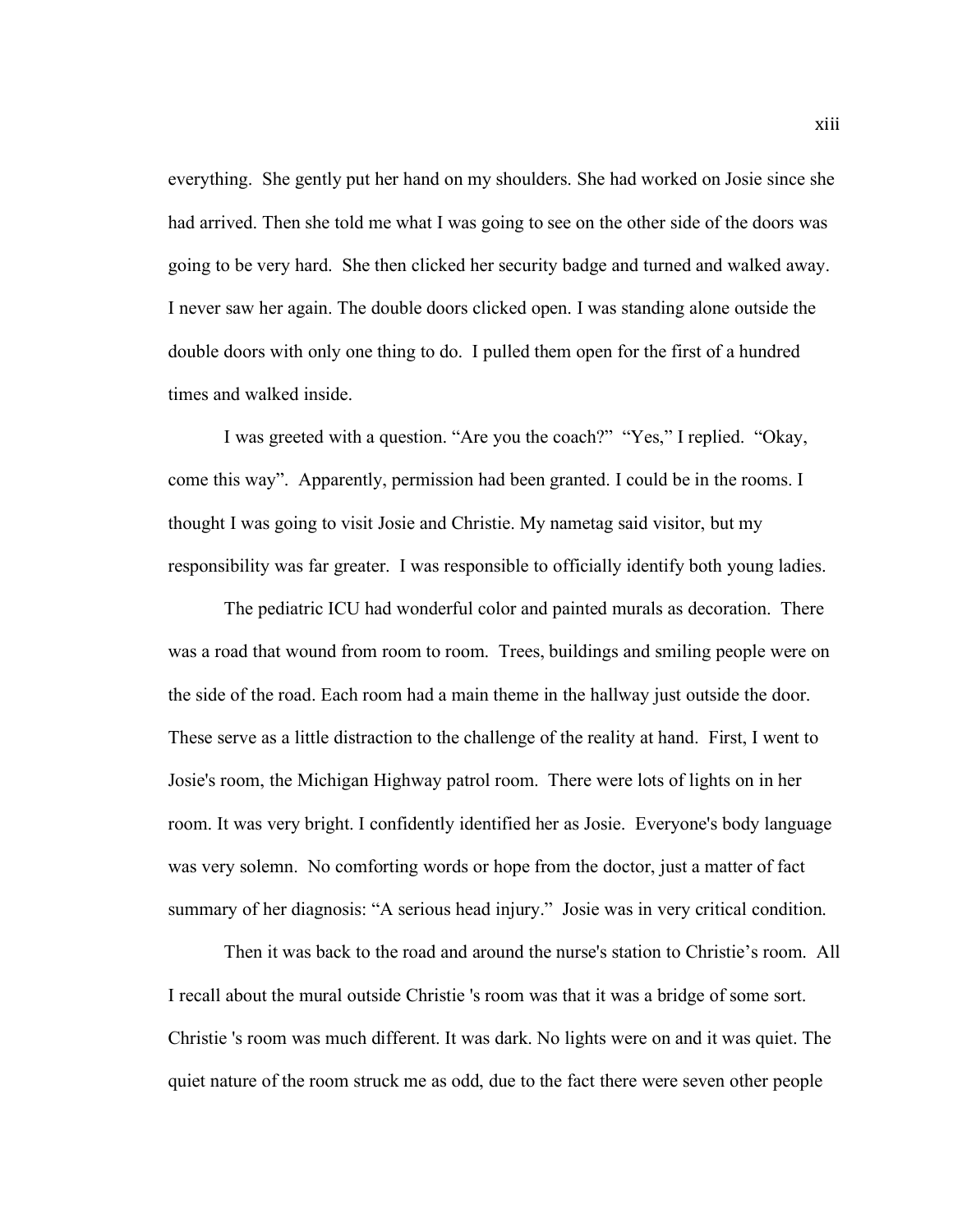everything. She gently put her hand on my shoulders. She had worked on Josie since she had arrived. Then she told me what I was going to see on the other side of the doors was going to be very hard. She then clicked her security badge and turned and walked away. I never saw her again. The double doors clicked open. I was standing alone outside the double doors with only one thing to do. I pulled them open for the first of a hundred times and walked inside.

I was greeted with a question. "Are you the coach?" "Yes," I replied. "Okay, come this way". Apparently, permission had been granted. I could be in the rooms. I thought I was going to visit Josie and Christie. My nametag said visitor, but my responsibility was far greater. I was responsible to officially identify both young ladies.

The pediatric ICU had wonderful color and painted murals as decoration. There was a road that wound from room to room. Trees, buildings and smiling people were on the side of the road. Each room had a main theme in the hallway just outside the door. These serve as a little distraction to the challenge of the reality at hand. First, I went to Josie's room, the Michigan Highway patrol room. There were lots of lights on in her room. It was very bright. I confidently identified her as Josie. Everyone's body language was very solemn. No comforting words or hope from the doctor, just a matter of fact summary of her diagnosis: "A serious head injury." Josie was in very critical condition.

Then it was back to the road and around the nurse's station to Christie's room. All I recall about the mural outside Christie 's room was that it was a bridge of some sort. Christie 's room was much different. It was dark. No lights were on and it was quiet. The quiet nature of the room struck me as odd, due to the fact there were seven other people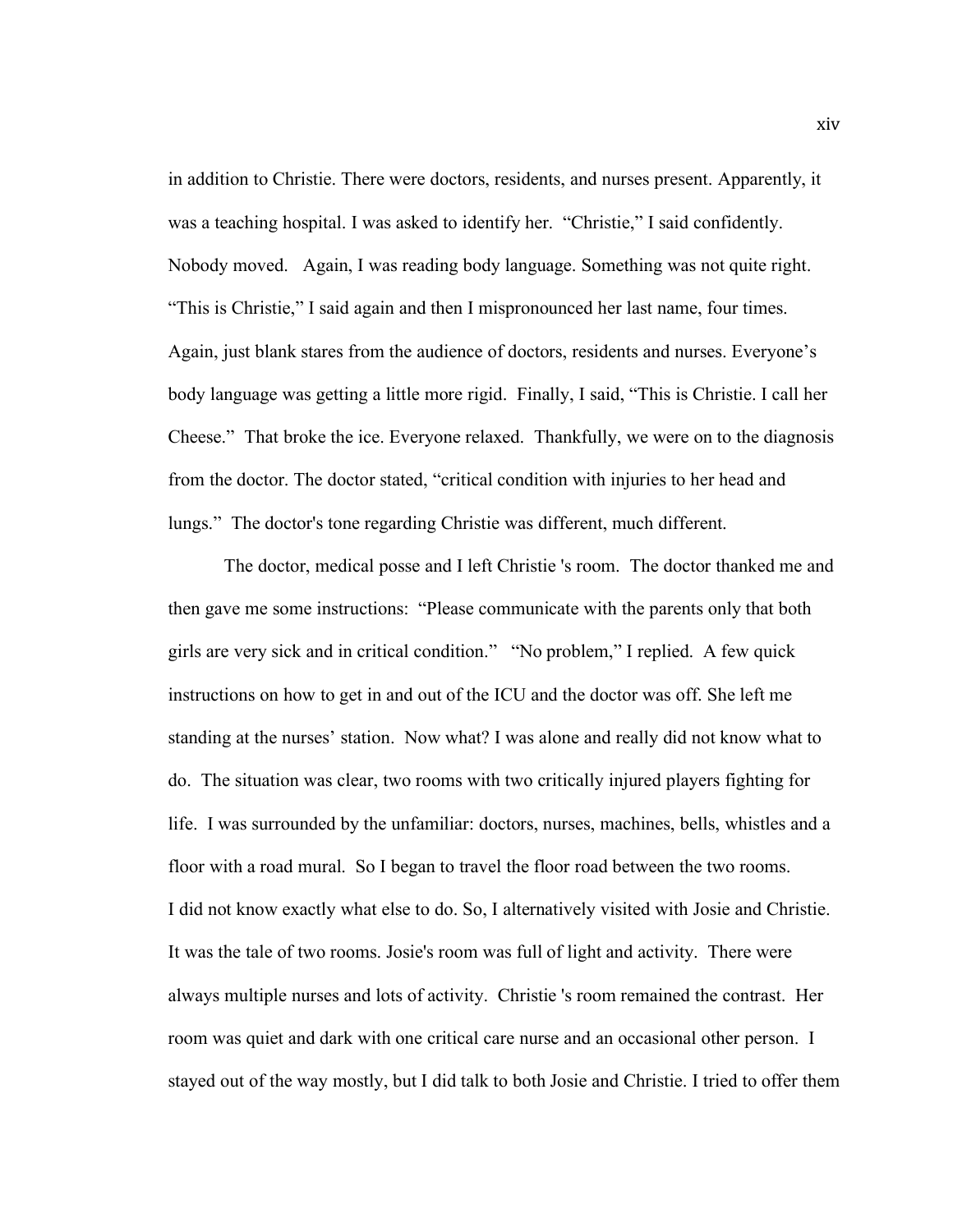in addition to Christie. There were doctors, residents, and nurses present. Apparently, it was a teaching hospital. I was asked to identify her. "Christie," I said confidently. Nobody moved. Again, I was reading body language. Something was not quite right. "This is Christie," I said again and then I mispronounced her last name, four times. Again, just blank stares from the audience of doctors, residents and nurses. Everyone's body language was getting a little more rigid. Finally, I said, "This is Christie. I call her Cheese." That broke the ice. Everyone relaxed. Thankfully, we were on to the diagnosis from the doctor. The doctor stated, "critical condition with injuries to her head and lungs." The doctor's tone regarding Christie was different, much different.

The doctor, medical posse and I left Christie 's room. The doctor thanked me and then gave me some instructions: "Please communicate with the parents only that both girls are very sick and in critical condition." "No problem," I replied. A few quick instructions on how to get in and out of the ICU and the doctor was off. She left me standing at the nurses' station. Now what? I was alone and really did not know what to do. The situation was clear, two rooms with two critically injured players fighting for life. I was surrounded by the unfamiliar: doctors, nurses, machines, bells, whistles and a floor with a road mural. So I began to travel the floor road between the two rooms. I did not know exactly what else to do. So, I alternatively visited with Josie and Christie. It was the tale of two rooms. Josie's room was full of light and activity. There were always multiple nurses and lots of activity. Christie 's room remained the contrast. Her room was quiet and dark with one critical care nurse and an occasional other person. I stayed out of the way mostly, but I did talk to both Josie and Christie. I tried to offer them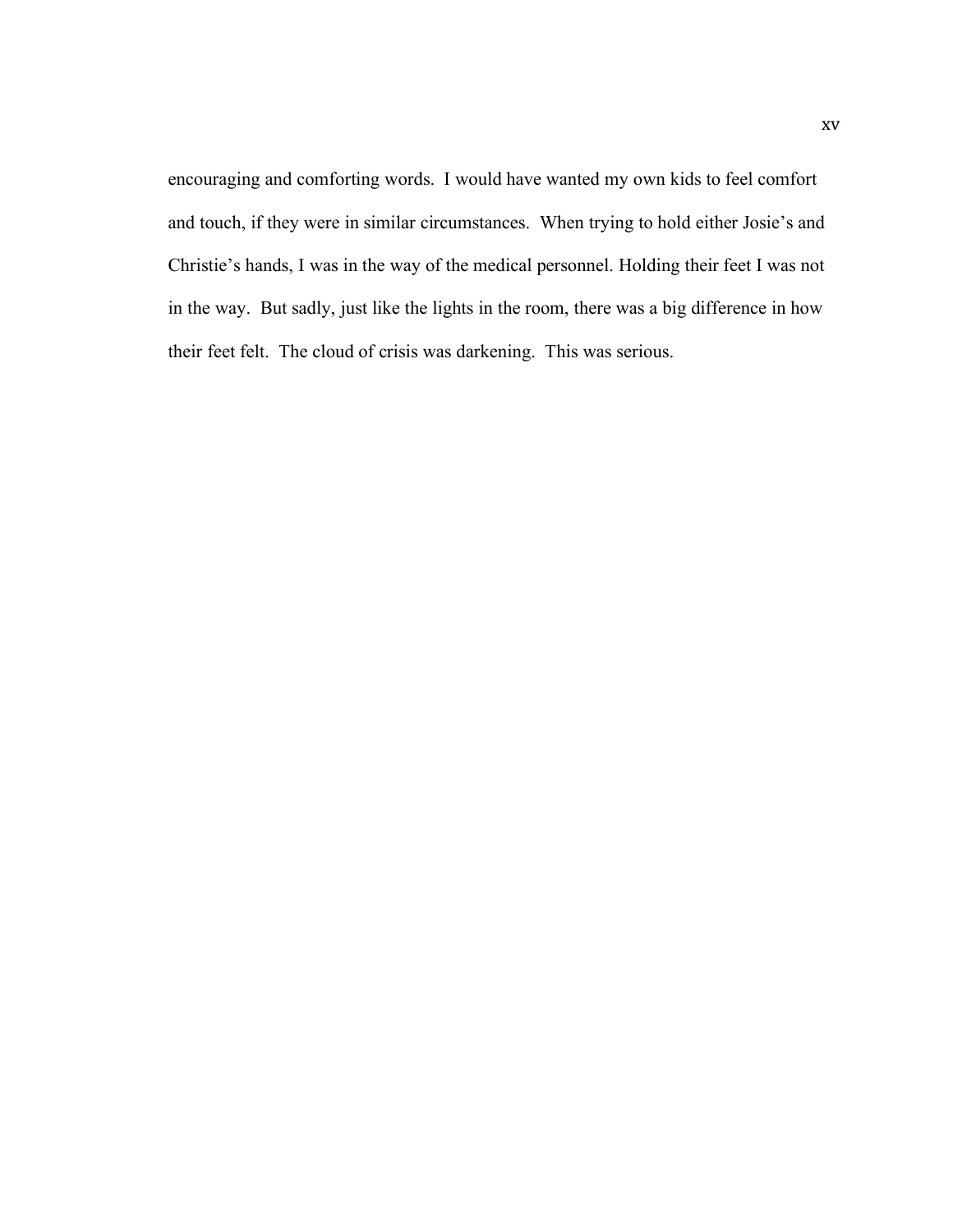encouraging and comforting words.  I would have wanted my own kids to feel comfort and touch, if they were in similar circumstances.  When trying to hold either Josie's and Christie's hands, I was in the way of the medical personnel. Holding their feet I was not in the way.  But sadly, just like the lights in the room, there was a big difference in how their feet felt.  The cloud of crisis was darkening.  This was serious.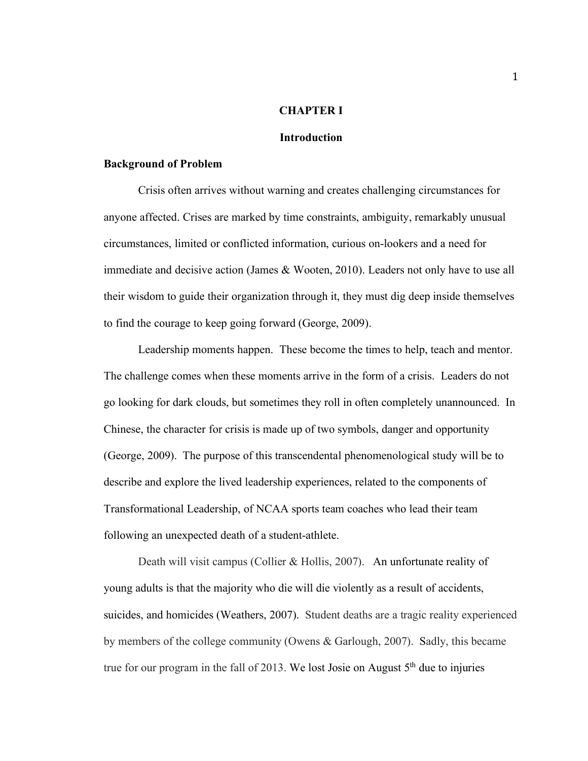# CHAPTER I

# Introduction

## Background of Problem

Crisis often arrives without warning and creates challenging circumstances for anyone affected. Crises are marked by time constraints, ambiguity, remarkably unusual circumstances, limited or conflicted information, curious on-lookers and a need for immediate and decisive action (James & Wooten, 2010). Leaders not only have to use all their wisdom to guide their organization through it, they must dig deep inside themselves to find the courage to keep going forward (George, 2009).

Leadership moments happen. These become the times to help, teach and mentor. The challenge comes when these moments arrive in the form of a crisis. Leaders do not go looking for dark clouds, but sometimes they roll in often completely unannounced. In Chinese, the character for crisis is made up of two symbols, danger and opportunity (George, 2009). The purpose of this transcendental phenomenological study will be to describe and explore the lived leadership experiences, related to the components of Transformational Leadership, of NCAA sports team coaches who lead their team following an unexpected death of a student-athlete.

Death will visit campus (Collier & Hollis, 2007). An unfortunate reality of young adults is that the majority who die will die violently as a result of accidents, suicides, and homicides (Weathers, 2007). Student deaths are a tragic reality experienced by members of the college community (Owens & Garlough, 2007). Sadly, this became true for our program in the fall of 2013. We lost Josie on August 5th due to injuries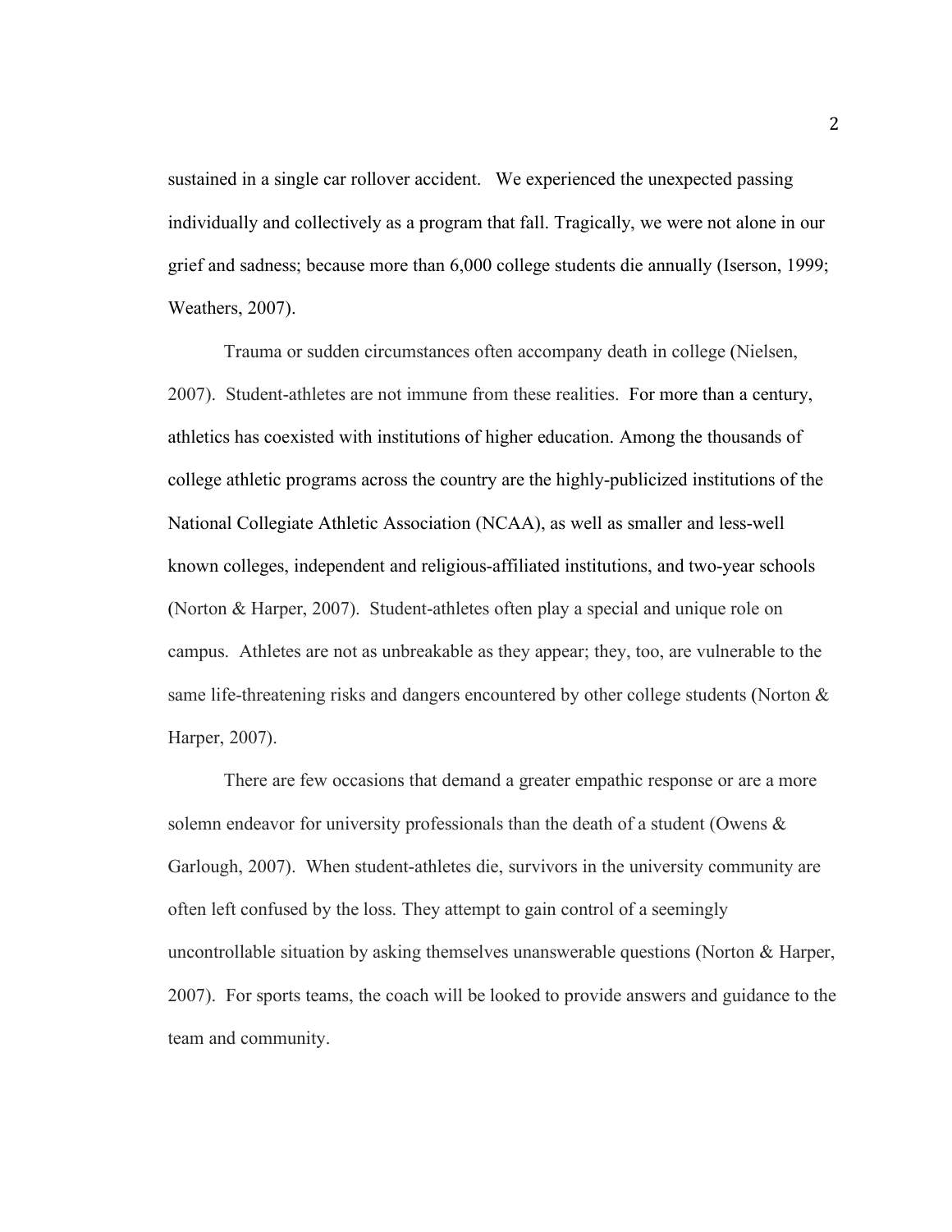sustained in a single car rollover accident. We experienced the unexpected passing individually and collectively as a program that fall. Tragically, we were not alone in our grief and sadness; because more than 6,000 college students die annually (Iserson, 1999; Weathers, 2007).

Trauma or sudden circumstances often accompany death in college (Nielsen, 2007). Student-athletes are not immune from these realities. For more than a century, athletics has coexisted with institutions of higher education. Among the thousands of college athletic programs across the country are the highly-publicized institutions of the National Collegiate Athletic Association (NCAA), as well as smaller and less-well known colleges, independent and religious-affiliated institutions, and two-year schools (Norton & Harper, 2007). Student-athletes often play a special and unique role on campus. Athletes are not as unbreakable as they appear; they, too, are vulnerable to the same life-threatening risks and dangers encountered by other college students (Norton & Harper, 2007).

There are few occasions that demand a greater empathic response or are a more solemn endeavor for university professionals than the death of a student (Owens & Garlough, 2007). When student-athletes die, survivors in the university community are often left confused by the loss. They attempt to gain control of a seemingly uncontrollable situation by asking themselves unanswerable questions (Norton & Harper, 2007). For sports teams, the coach will be looked to provide answers and guidance to the team and community.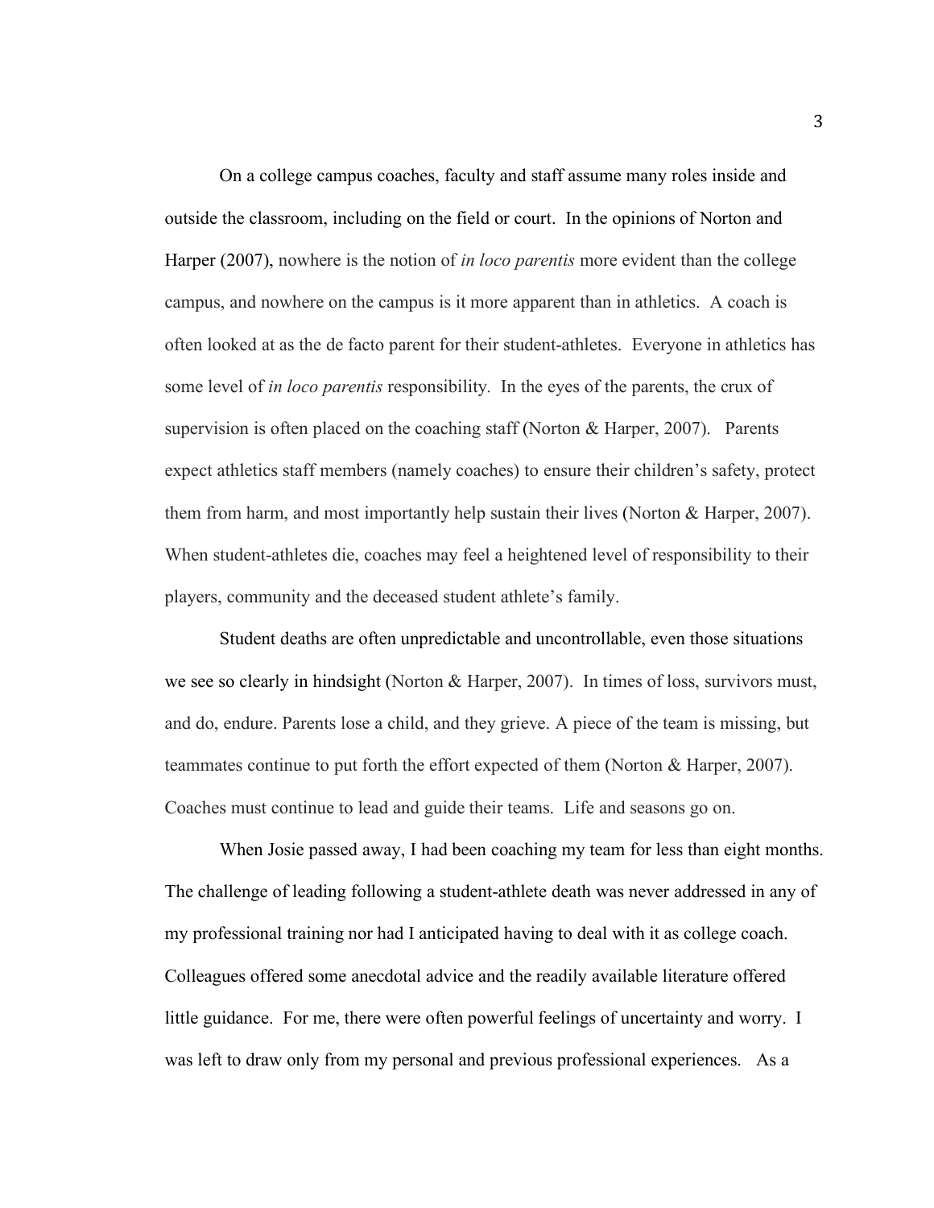On a college campus coaches, faculty and staff assume many roles inside and outside the classroom, including on the field or court. In the opinions of Norton and Harper (2007), nowhere is the notion of *in loco parentis* more evident than the college campus, and nowhere on the campus is it more apparent than in athletics. A coach is often looked at as the de facto parent for their student-athletes. Everyone in athletics has some level of *in loco parentis* responsibility. In the eyes of the parents, the crux of supervision is often placed on the coaching staff (Norton & Harper, 2007). Parents expect athletics staff members (namely coaches) to ensure their children's safety, protect them from harm, and most importantly help sustain their lives (Norton & Harper, 2007). When student-athletes die, coaches may feel a heightened level of responsibility to their players, community and the deceased student athlete's family.

Student deaths are often unpredictable and uncontrollable, even those situations we see so clearly in hindsight (Norton & Harper, 2007). In times of loss, survivors must, and do, endure. Parents lose a child, and they grieve. A piece of the team is missing, but teammates continue to put forth the effort expected of them (Norton & Harper, 2007). Coaches must continue to lead and guide their teams. Life and seasons go on.

When Josie passed away, I had been coaching my team for less than eight months. The challenge of leading following a student-athlete death was never addressed in any of my professional training nor had I anticipated having to deal with it as college coach. Colleagues offered some anecdotal advice and the readily available literature offered little guidance. For me, there were often powerful feelings of uncertainty and worry. I was left to draw only from my personal and previous professional experiences. As a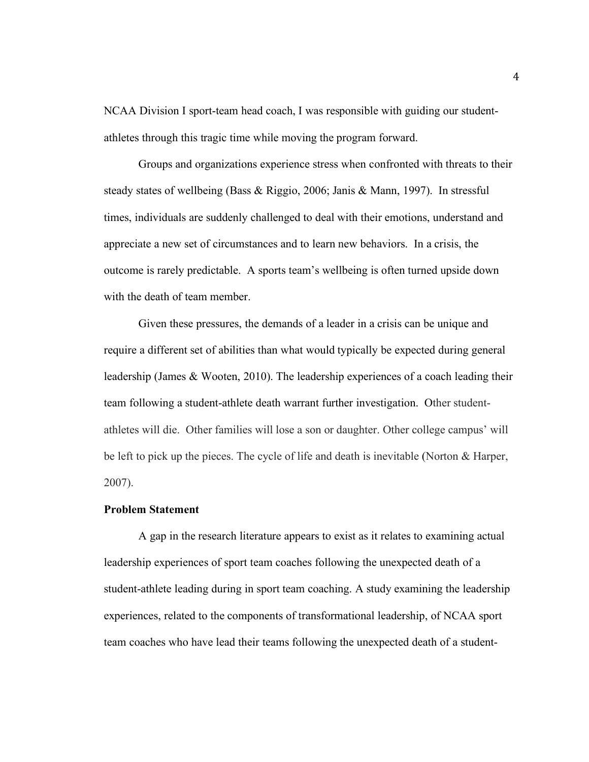NCAA Division I sport-team head coach, I was responsible with guiding our student-athletes through this tragic time while moving the program forward.

Groups and organizations experience stress when confronted with threats to their steady states of wellbeing (Bass & Riggio, 2006; Janis & Mann, 1997). In stressful times, individuals are suddenly challenged to deal with their emotions, understand and appreciate a new set of circumstances and to learn new behaviors. In a crisis, the outcome is rarely predictable. A sports team's wellbeing is often turned upside down with the death of team member.

Given these pressures, the demands of a leader in a crisis can be unique and require a different set of abilities than what would typically be expected during general leadership (James & Wooten, 2010). The leadership experiences of a coach leading their team following a student-athlete death warrant further investigation. Other student-athletes will die. Other families will lose a son or daughter. Other college campus' will be left to pick up the pieces. The cycle of life and death is inevitable (Norton & Harper, 2007).

**Problem Statement**

A gap in the research literature appears to exist as it relates to examining actual leadership experiences of sport team coaches following the unexpected death of a student-athlete leading during in sport team coaching. A study examining the leadership experiences, related to the components of transformational leadership, of NCAA sport team coaches who have lead their teams following the unexpected death of a student-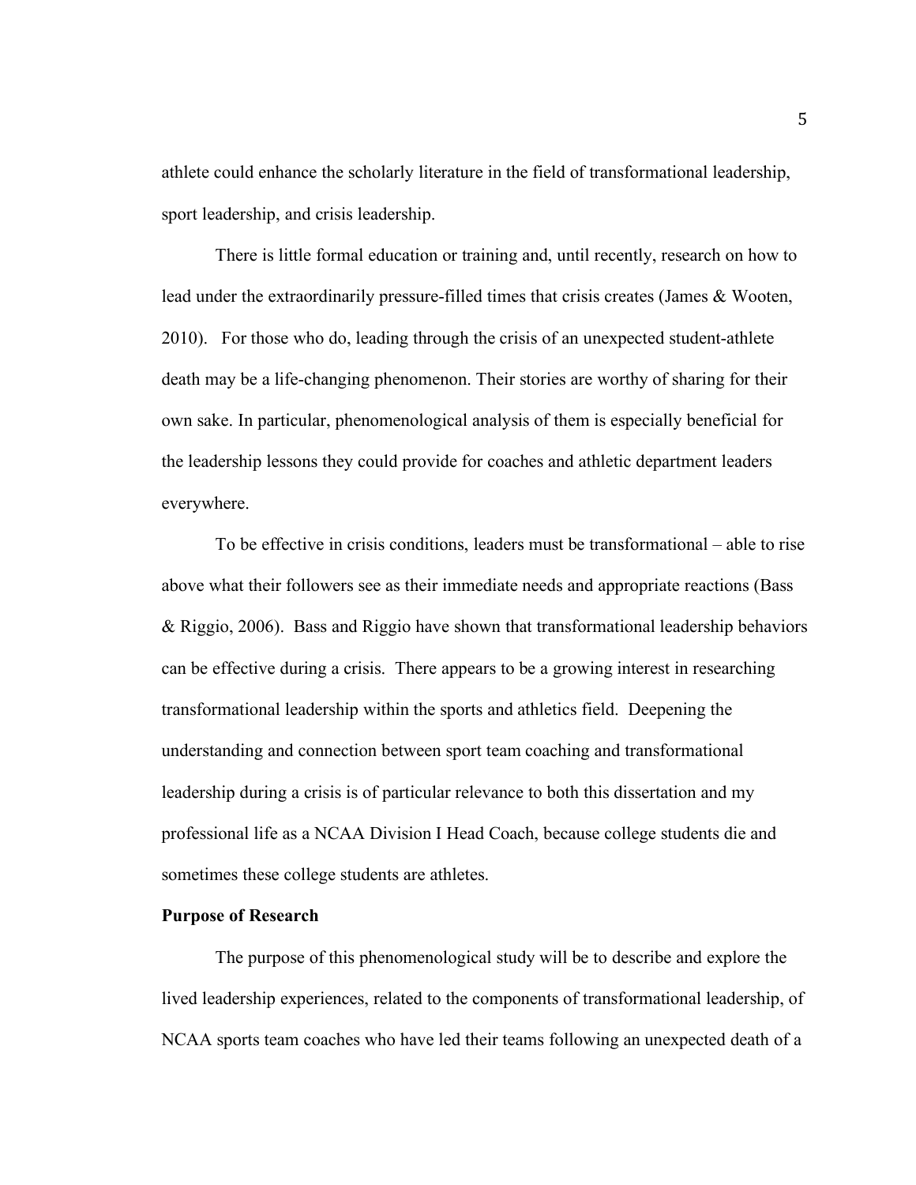athlete could enhance the scholarly literature in the field of transformational leadership, sport leadership, and crisis leadership.

There is little formal education or training and, until recently, research on how to lead under the extraordinarily pressure-filled times that crisis creates (James & Wooten, 2010). For those who do, leading through the crisis of an unexpected student-athlete death may be a life-changing phenomenon. Their stories are worthy of sharing for their own sake. In particular, phenomenological analysis of them is especially beneficial for the leadership lessons they could provide for coaches and athletic department leaders everywhere.

To be effective in crisis conditions, leaders must be transformational – able to rise above what their followers see as their immediate needs and appropriate reactions (Bass & Riggio, 2006). Bass and Riggio have shown that transformational leadership behaviors can be effective during a crisis. There appears to be a growing interest in researching transformational leadership within the sports and athletics field. Deepening the understanding and connection between sport team coaching and transformational leadership during a crisis is of particular relevance to both this dissertation and my professional life as a NCAA Division I Head Coach, because college students die and sometimes these college students are athletes.

**Purpose of Research**

The purpose of this phenomenological study will be to describe and explore the lived leadership experiences, related to the components of transformational leadership, of NCAA sports team coaches who have led their teams following an unexpected death of a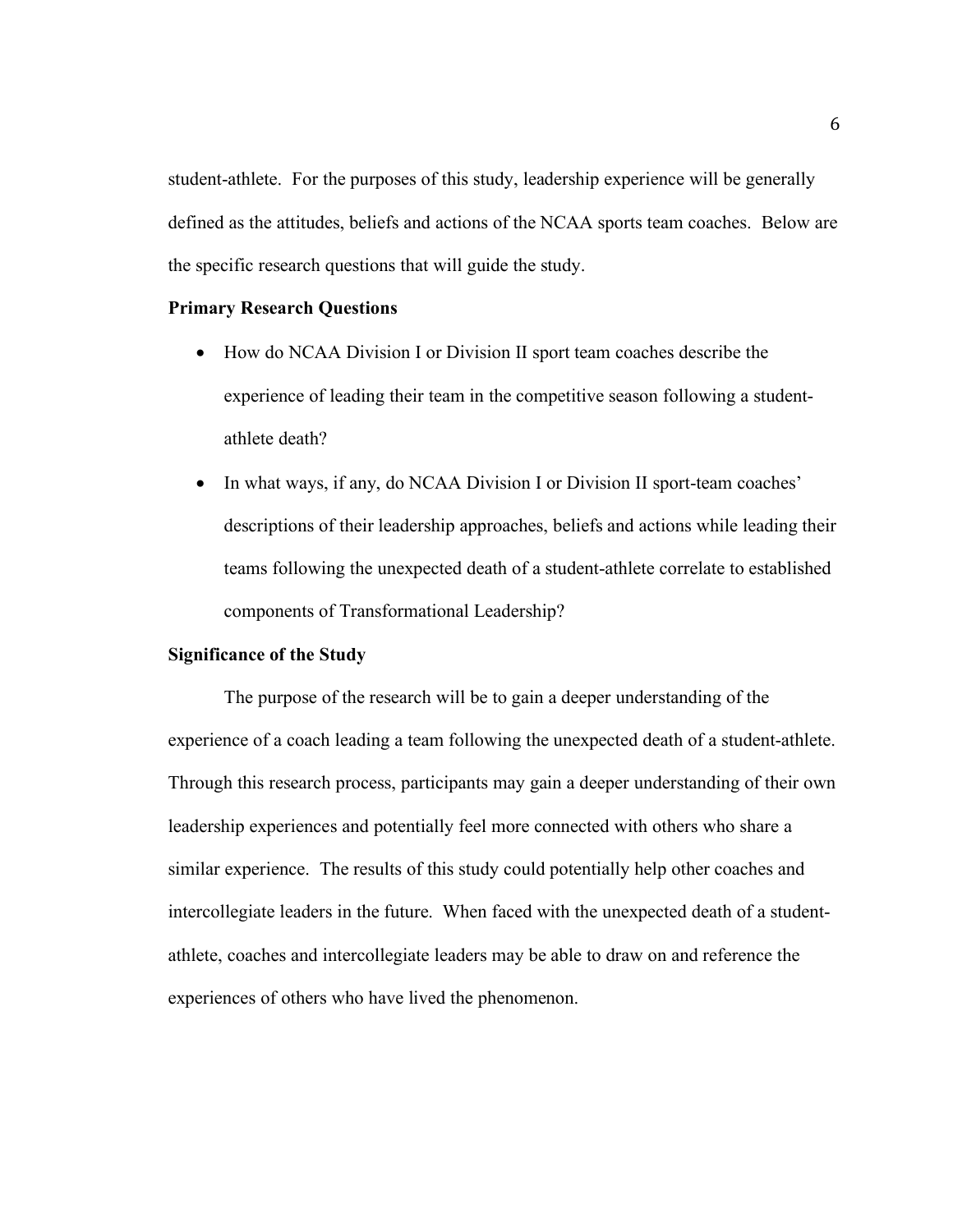student-athlete. For the purposes of this study, leadership experience will be generally defined as the attitudes, beliefs and actions of the NCAA sports team coaches. Below are the specific research questions that will guide the study.

**Primary Research Questions**

- How do NCAA Division I or Division II sport team coaches describe the experience of leading their team in the competitive season following a student-athlete death?
- In what ways, if any, do NCAA Division I or Division II sport-team coaches' descriptions of their leadership approaches, beliefs and actions while leading their teams following the unexpected death of a student-athlete correlate to established components of Transformational Leadership?

**Significance of the Study**

The purpose of the research will be to gain a deeper understanding of the experience of a coach leading a team following the unexpected death of a student-athlete. Through this research process, participants may gain a deeper understanding of their own leadership experiences and potentially feel more connected with others who share a similar experience. The results of this study could potentially help other coaches and intercollegiate leaders in the future. When faced with the unexpected death of a student-athlete, coaches and intercollegiate leaders may be able to draw on and reference the experiences of others who have lived the phenomenon.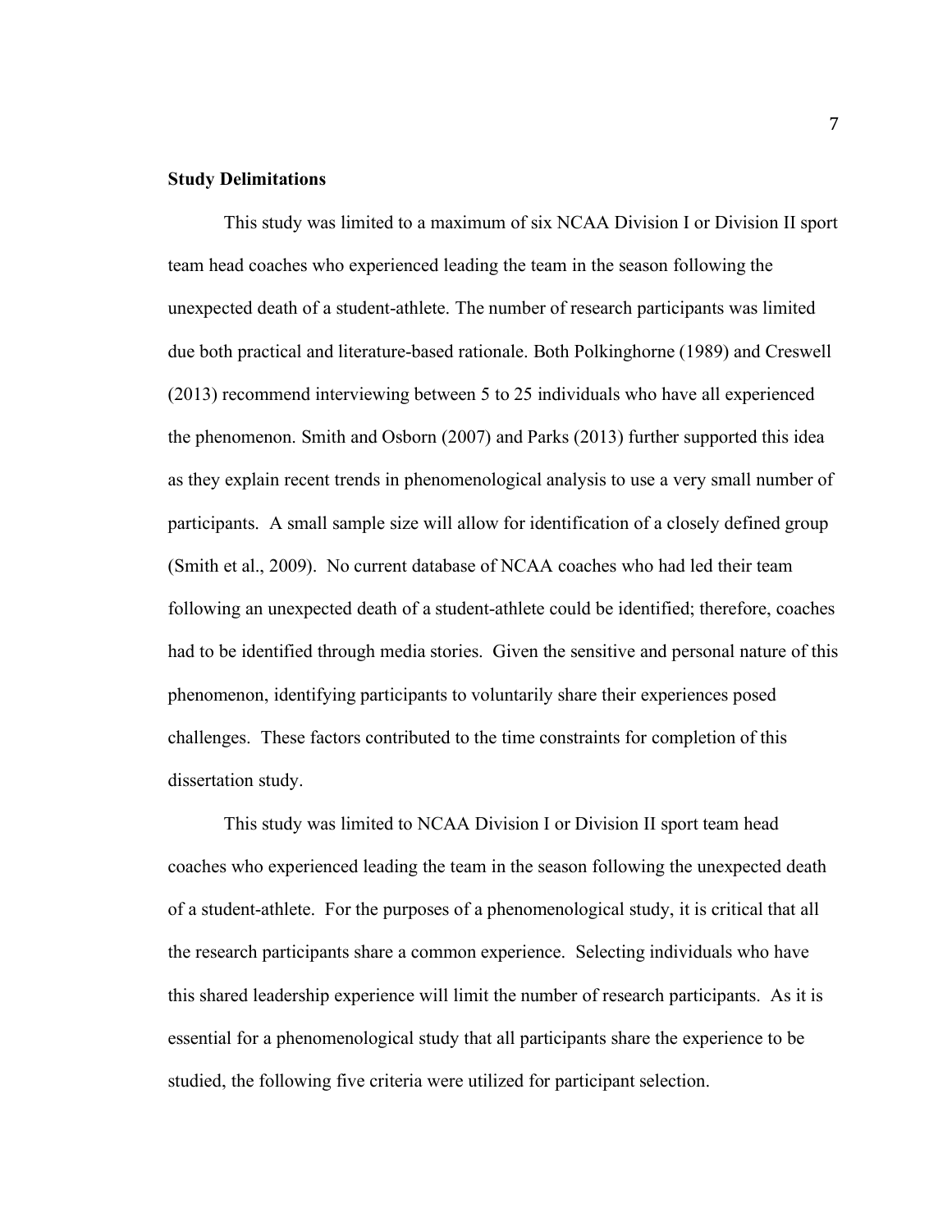**Study Delimitations**

This study was limited to a maximum of six NCAA Division I or Division II sport team head coaches who experienced leading the team in the season following the unexpected death of a student-athlete. The number of research participants was limited due both practical and literature-based rationale. Both Polkinghorne (1989) and Creswell (2013) recommend interviewing between 5 to 25 individuals who have all experienced the phenomenon. Smith and Osborn (2007) and Parks (2013) further supported this idea as they explain recent trends in phenomenological analysis to use a very small number of participants. A small sample size will allow for identification of a closely defined group (Smith et al., 2009). No current database of NCAA coaches who had led their team following an unexpected death of a student-athlete could be identified; therefore, coaches had to be identified through media stories. Given the sensitive and personal nature of this phenomenon, identifying participants to voluntarily share their experiences posed challenges. These factors contributed to the time constraints for completion of this dissertation study.

This study was limited to NCAA Division I or Division II sport team head coaches who experienced leading the team in the season following the unexpected death of a student-athlete. For the purposes of a phenomenological study, it is critical that all the research participants share a common experience. Selecting individuals who have this shared leadership experience will limit the number of research participants. As it is essential for a phenomenological study that all participants share the experience to be studied, the following five criteria were utilized for participant selection.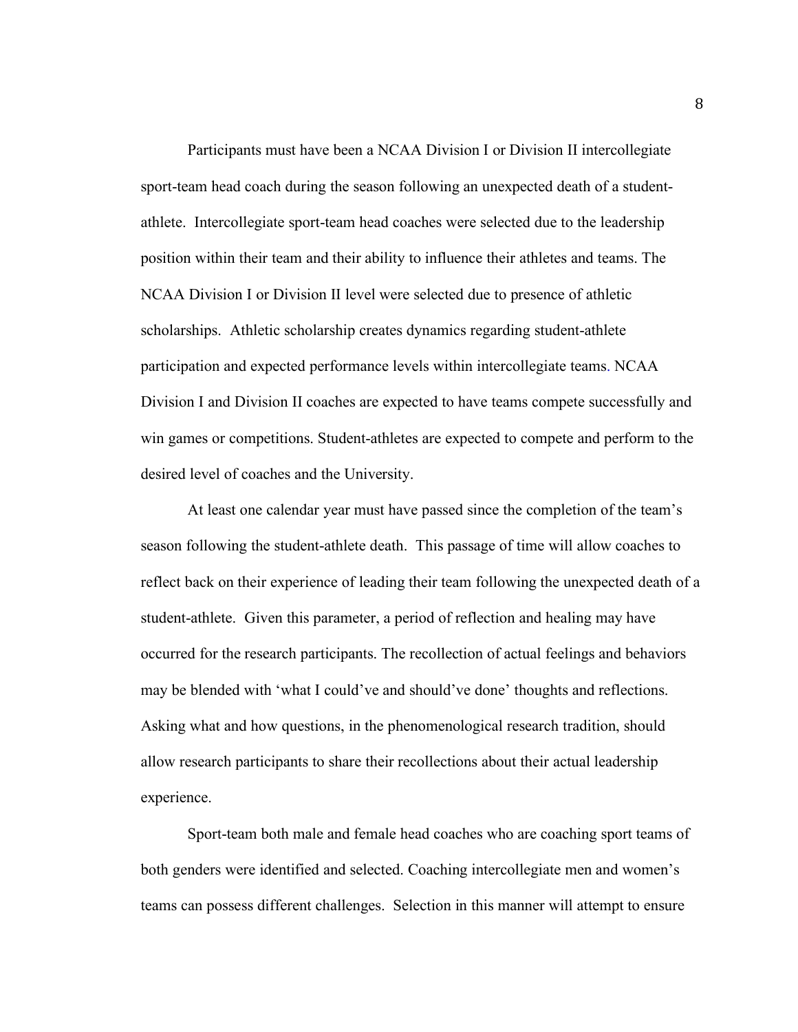Participants must have been a NCAA Division I or Division II intercollegiate sport-team head coach during the season following an unexpected death of a student-athlete. Intercollegiate sport-team head coaches were selected due to the leadership position within their team and their ability to influence their athletes and teams. The NCAA Division I or Division II level were selected due to presence of athletic scholarships. Athletic scholarship creates dynamics regarding student-athlete participation and expected performance levels within intercollegiate teams. NCAA Division I and Division II coaches are expected to have teams compete successfully and win games or competitions. Student-athletes are expected to compete and perform to the desired level of coaches and the University.

At least one calendar year must have passed since the completion of the team's season following the student-athlete death. This passage of time will allow coaches to reflect back on their experience of leading their team following the unexpected death of a student-athlete. Given this parameter, a period of reflection and healing may have occurred for the research participants. The recollection of actual feelings and behaviors may be blended with 'what I could've and should've done' thoughts and reflections. Asking what and how questions, in the phenomenological research tradition, should allow research participants to share their recollections about their actual leadership experience.

Sport-team both male and female head coaches who are coaching sport teams of both genders were identified and selected. Coaching intercollegiate men and women's teams can possess different challenges. Selection in this manner will attempt to ensure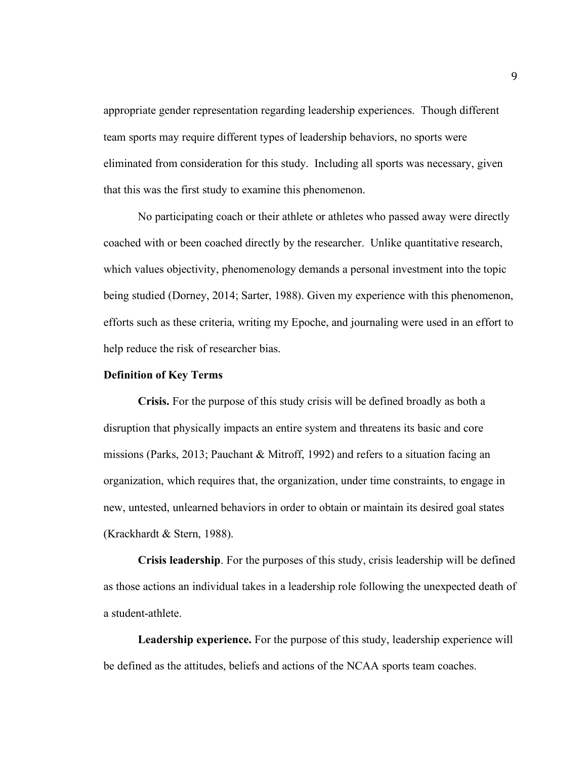appropriate gender representation regarding leadership experiences. Though different team sports may require different types of leadership behaviors, no sports were eliminated from consideration for this study. Including all sports was necessary, given that this was the first study to examine this phenomenon.

No participating coach or their athlete or athletes who passed away were directly coached with or been coached directly by the researcher. Unlike quantitative research, which values objectivity, phenomenology demands a personal investment into the topic being studied (Dorney, 2014; Sarter, 1988). Given my experience with this phenomenon, efforts such as these criteria, writing my Epoche, and journaling were used in an effort to help reduce the risk of researcher bias.

### Definition of Key Terms

**Crisis.** For the purpose of this study crisis will be defined broadly as both a disruption that physically impacts an entire system and threatens its basic and core missions (Parks, 2013; Pauchant & Mitroff, 1992) and refers to a situation facing an organization, which requires that, the organization, under time constraints, to engage in new, untested, unlearned behaviors in order to obtain or maintain its desired goal states (Krackhardt & Stern, 1988).

**Crisis leadership**. For the purposes of this study, crisis leadership will be defined as those actions an individual takes in a leadership role following the unexpected death of a student-athlete.

**Leadership experience.** For the purpose of this study, leadership experience will be defined as the attitudes, beliefs and actions of the NCAA sports team coaches.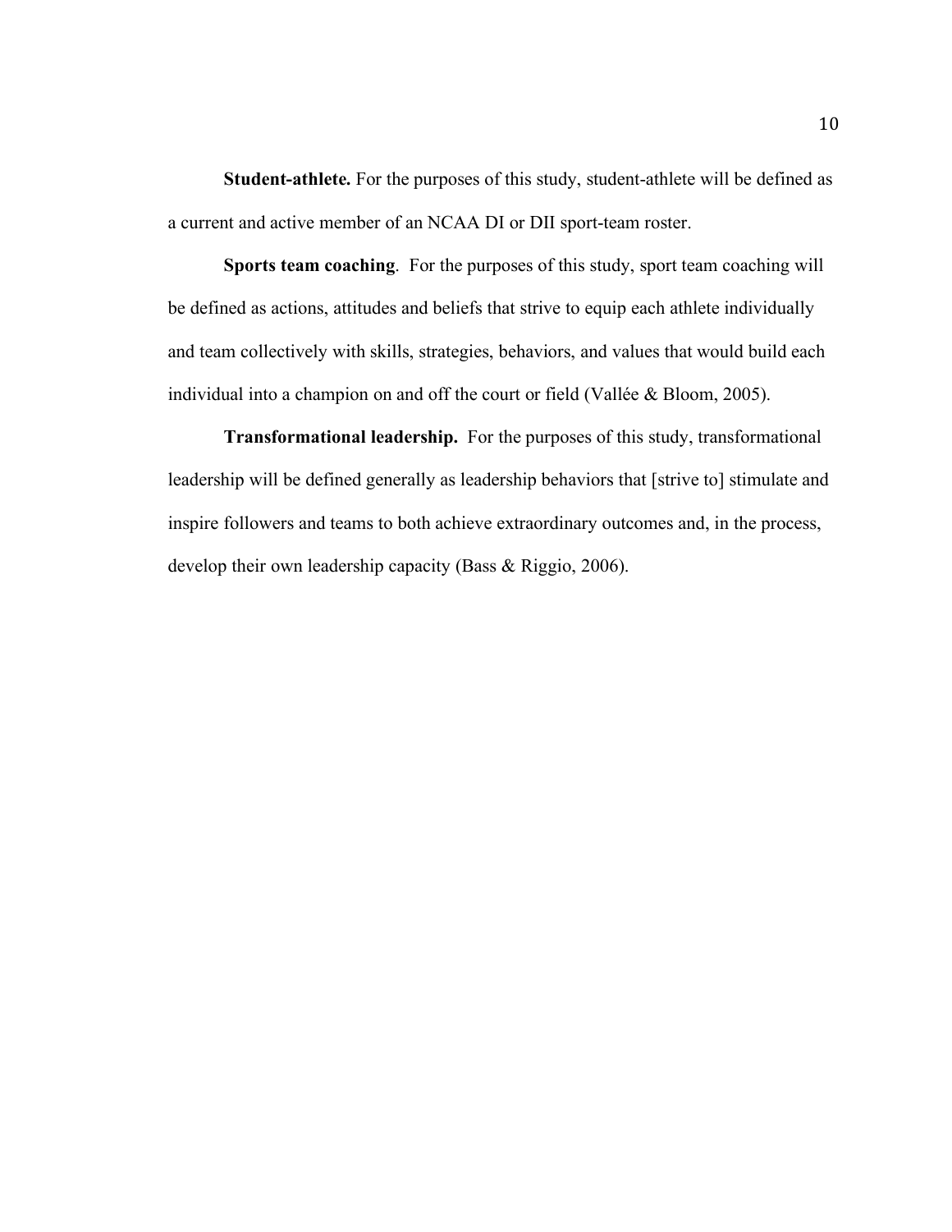**Student-athlete.** For the purposes of this study, student-athlete will be defined as a current and active member of an NCAA DI or DII sport-team roster.

**Sports team coaching**. For the purposes of this study, sport team coaching will be defined as actions, attitudes and beliefs that strive to equip each athlete individually and team collectively with skills, strategies, behaviors, and values that would build each individual into a champion on and off the court or field (Vallée & Bloom, 2005).

**Transformational leadership.** For the purposes of this study, transformational leadership will be defined generally as leadership behaviors that [strive to] stimulate and inspire followers and teams to both achieve extraordinary outcomes and, in the process, develop their own leadership capacity (Bass & Riggio, 2006).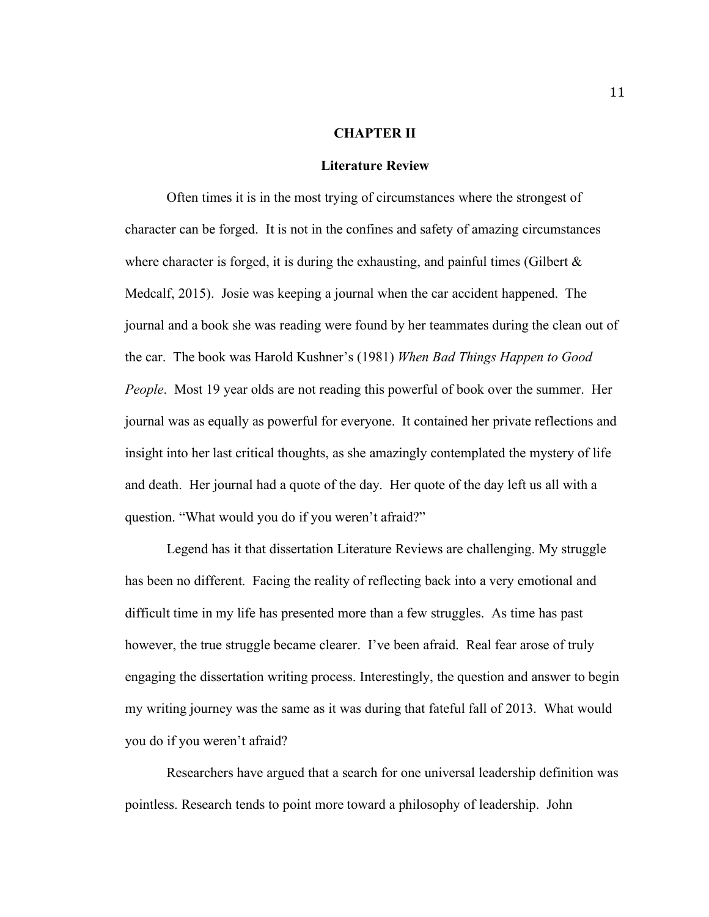# CHAPTER II

## Literature Review

Often times it is in the most trying of circumstances where the strongest of character can be forged. It is not in the confines and safety of amazing circumstances where character is forged, it is during the exhausting, and painful times (Gilbert & Medcalf, 2015). Josie was keeping a journal when the car accident happened. The journal and a book she was reading were found by her teammates during the clean out of the car. The book was Harold Kushner's (1981) *When Bad Things Happen to Good People*. Most 19 year olds are not reading this powerful of book over the summer. Her journal was as equally as powerful for everyone. It contained her private reflections and insight into her last critical thoughts, as she amazingly contemplated the mystery of life and death. Her journal had a quote of the day. Her quote of the day left us all with a question. "What would you do if you weren't afraid?"

Legend has it that dissertation Literature Reviews are challenging. My struggle has been no different. Facing the reality of reflecting back into a very emotional and difficult time in my life has presented more than a few struggles. As time has past however, the true struggle became clearer. I've been afraid. Real fear arose of truly engaging the dissertation writing process. Interestingly, the question and answer to begin my writing journey was the same as it was during that fateful fall of 2013. What would you do if you weren't afraid?

Researchers have argued that a search for one universal leadership definition was pointless. Research tends to point more toward a philosophy of leadership. John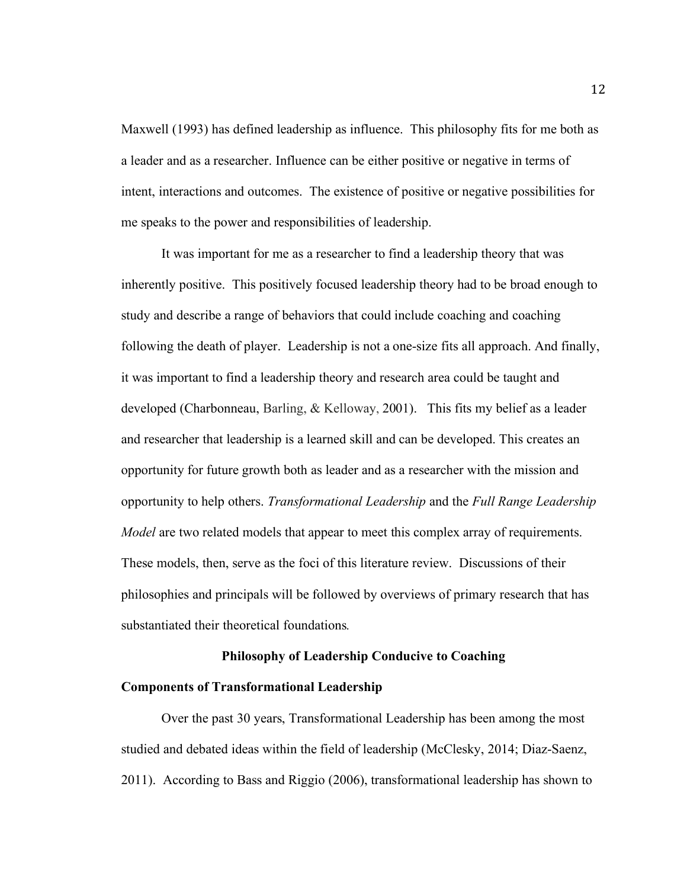Maxwell (1993) has defined leadership as influence. This philosophy fits for me both as a leader and as a researcher. Influence can be either positive or negative in terms of intent, interactions and outcomes. The existence of positive or negative possibilities for me speaks to the power and responsibilities of leadership.

It was important for me as a researcher to find a leadership theory that was inherently positive. This positively focused leadership theory had to be broad enough to study and describe a range of behaviors that could include coaching and coaching following the death of player. Leadership is not a one-size fits all approach. And finally, it was important to find a leadership theory and research area could be taught and developed (Charbonneau, Barling, & Kelloway, 2001). This fits my belief as a leader and researcher that leadership is a learned skill and can be developed. This creates an opportunity for future growth both as leader and as a researcher with the mission and opportunity to help others. *Transformational Leadership* and the *Full Range Leadership Model* are two related models that appear to meet this complex array of requirements. These models, then, serve as the foci of this literature review. Discussions of their philosophies and principals will be followed by overviews of primary research that has substantiated their theoretical foundations.

## Philosophy of Leadership Conducive to Coaching

### Components of Transformational Leadership

Over the past 30 years, Transformational Leadership has been among the most studied and debated ideas within the field of leadership (McClesky, 2014; Diaz-Saenz, 2011). According to Bass and Riggio (2006), transformational leadership has shown to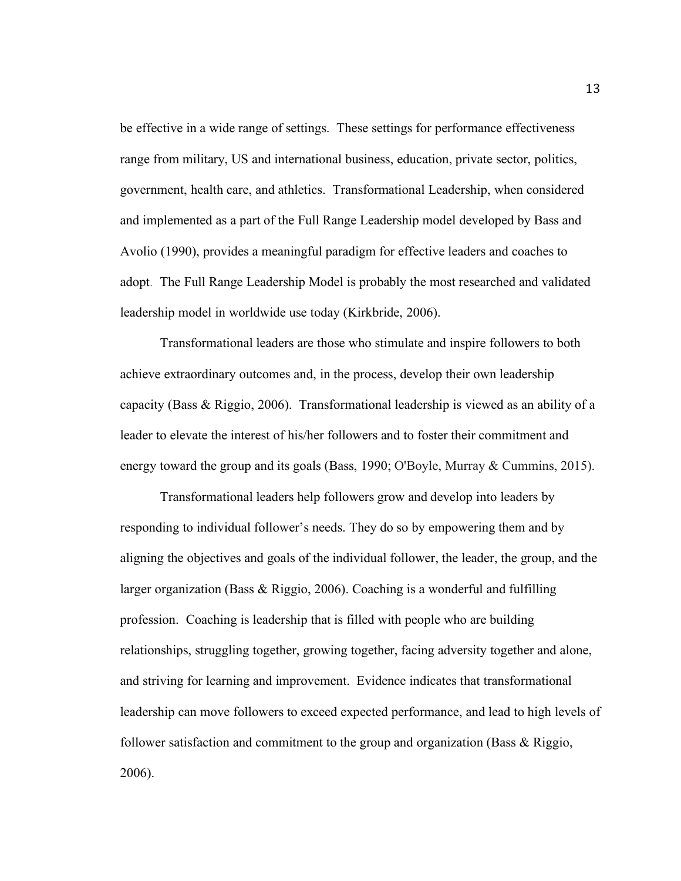be effective in a wide range of settings. These settings for performance effectiveness range from military, US and international business, education, private sector, politics, government, health care, and athletics. Transformational Leadership, when considered and implemented as a part of the Full Range Leadership model developed by Bass and Avolio (1990), provides a meaningful paradigm for effective leaders and coaches to adopt. The Full Range Leadership Model is probably the most researched and validated leadership model in worldwide use today (Kirkbride, 2006).

Transformational leaders are those who stimulate and inspire followers to both achieve extraordinary outcomes and, in the process, develop their own leadership capacity (Bass & Riggio, 2006). Transformational leadership is viewed as an ability of a leader to elevate the interest of his/her followers and to foster their commitment and energy toward the group and its goals (Bass, 1990; O'Boyle, Murray & Cummins, 2015).

Transformational leaders help followers grow and develop into leaders by responding to individual follower's needs. They do so by empowering them and by aligning the objectives and goals of the individual follower, the leader, the group, and the larger organization (Bass & Riggio, 2006). Coaching is a wonderful and fulfilling profession. Coaching is leadership that is filled with people who are building relationships, struggling together, growing together, facing adversity together and alone, and striving for learning and improvement. Evidence indicates that transformational leadership can move followers to exceed expected performance, and lead to high levels of follower satisfaction and commitment to the group and organization (Bass & Riggio, 2006).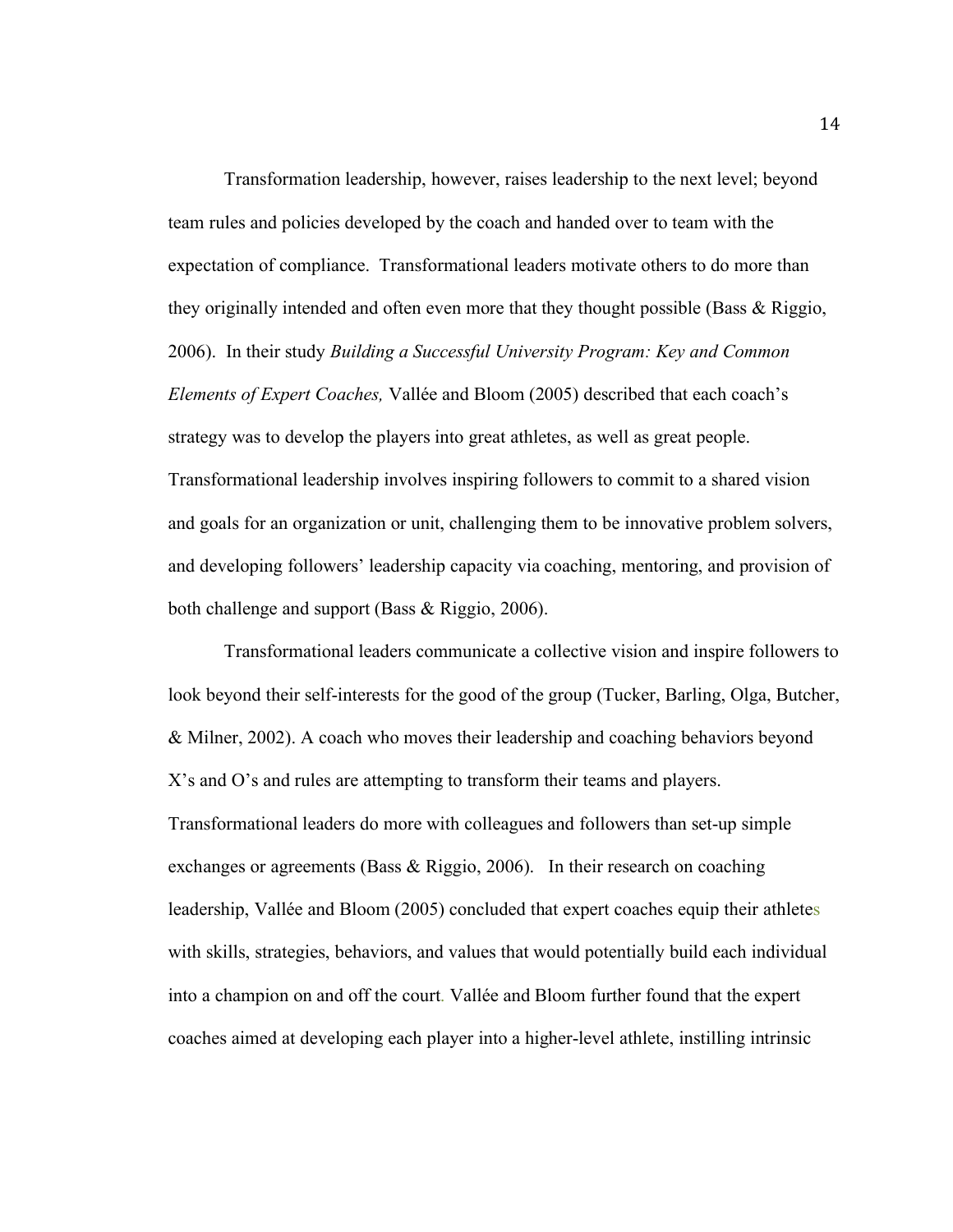Transformation leadership, however, raises leadership to the next level; beyond team rules and policies developed by the coach and handed over to team with the expectation of compliance. Transformational leaders motivate others to do more than they originally intended and often even more that they thought possible (Bass & Riggio, 2006). In their study *Building a Successful University Program: Key and Common Elements of Expert Coaches,* Vallée and Bloom (2005) described that each coach's strategy was to develop the players into great athletes, as well as great people. Transformational leadership involves inspiring followers to commit to a shared vision and goals for an organization or unit, challenging them to be innovative problem solvers, and developing followers' leadership capacity via coaching, mentoring, and provision of both challenge and support (Bass & Riggio, 2006).

Transformational leaders communicate a collective vision and inspire followers to look beyond their self-interests for the good of the group (Tucker, Barling, Olga, Butcher, & Milner, 2002). A coach who moves their leadership and coaching behaviors beyond X's and O's and rules are attempting to transform their teams and players. Transformational leaders do more with colleagues and followers than set-up simple exchanges or agreements (Bass & Riggio, 2006). In their research on coaching leadership, Vallée and Bloom (2005) concluded that expert coaches equip their athletes with skills, strategies, behaviors, and values that would potentially build each individual into a champion on and off the court. Vallée and Bloom further found that the expert coaches aimed at developing each player into a higher-level athlete, instilling intrinsic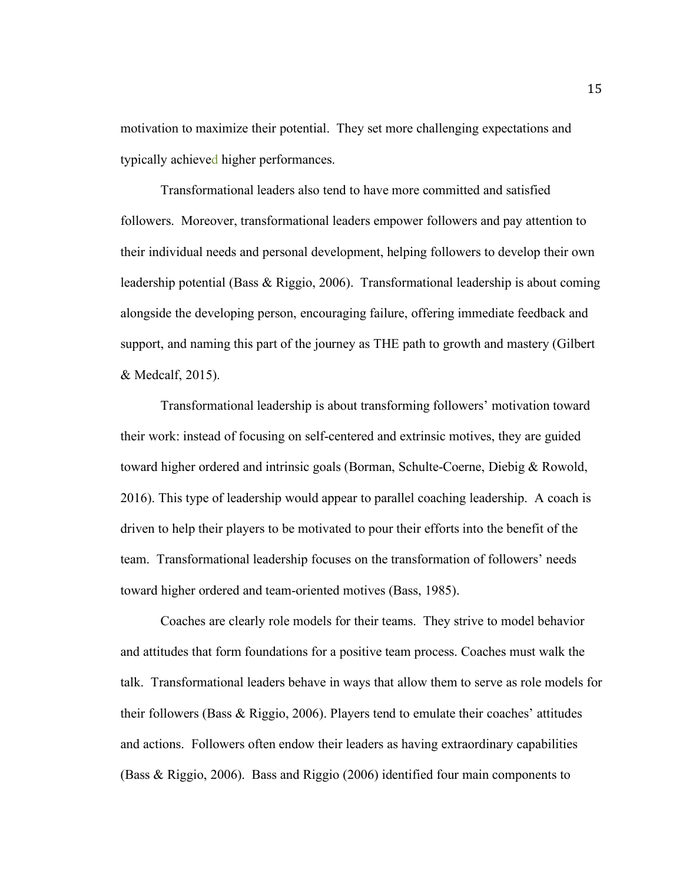motivation to maximize their potential. They set more challenging expectations and typically achieved higher performances.

Transformational leaders also tend to have more committed and satisfied followers. Moreover, transformational leaders empower followers and pay attention to their individual needs and personal development, helping followers to develop their own leadership potential (Bass & Riggio, 2006). Transformational leadership is about coming alongside the developing person, encouraging failure, offering immediate feedback and support, and naming this part of the journey as THE path to growth and mastery (Gilbert & Medcalf, 2015).

Transformational leadership is about transforming followers' motivation toward their work: instead of focusing on self-centered and extrinsic motives, they are guided toward higher ordered and intrinsic goals (Borman, Schulte-Coerne, Diebig & Rowold, 2016). This type of leadership would appear to parallel coaching leadership. A coach is driven to help their players to be motivated to pour their efforts into the benefit of the team. Transformational leadership focuses on the transformation of followers' needs toward higher ordered and team-oriented motives (Bass, 1985).

Coaches are clearly role models for their teams. They strive to model behavior and attitudes that form foundations for a positive team process. Coaches must walk the talk. Transformational leaders behave in ways that allow them to serve as role models for their followers (Bass & Riggio, 2006). Players tend to emulate their coaches' attitudes and actions. Followers often endow their leaders as having extraordinary capabilities (Bass & Riggio, 2006). Bass and Riggio (2006) identified four main components to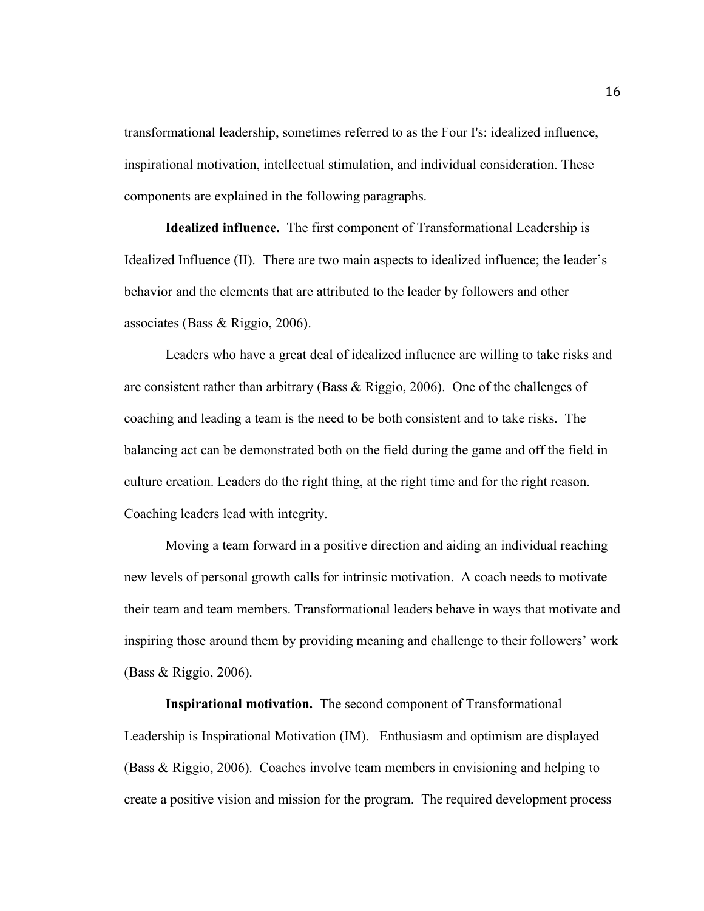transformational leadership, sometimes referred to as the Four I's: idealized influence, inspirational motivation, intellectual stimulation, and individual consideration. These components are explained in the following paragraphs.

**Idealized influence.** The first component of Transformational Leadership is Idealized Influence (II). There are two main aspects to idealized influence; the leader's behavior and the elements that are attributed to the leader by followers and other associates (Bass & Riggio, 2006).

Leaders who have a great deal of idealized influence are willing to take risks and are consistent rather than arbitrary (Bass & Riggio, 2006). One of the challenges of coaching and leading a team is the need to be both consistent and to take risks. The balancing act can be demonstrated both on the field during the game and off the field in culture creation. Leaders do the right thing, at the right time and for the right reason. Coaching leaders lead with integrity.

Moving a team forward in a positive direction and aiding an individual reaching new levels of personal growth calls for intrinsic motivation. A coach needs to motivate their team and team members. Transformational leaders behave in ways that motivate and inspiring those around them by providing meaning and challenge to their followers' work (Bass & Riggio, 2006).

**Inspirational motivation.** The second component of Transformational Leadership is Inspirational Motivation (IM). Enthusiasm and optimism are displayed (Bass & Riggio, 2006). Coaches involve team members in envisioning and helping to create a positive vision and mission for the program. The required development process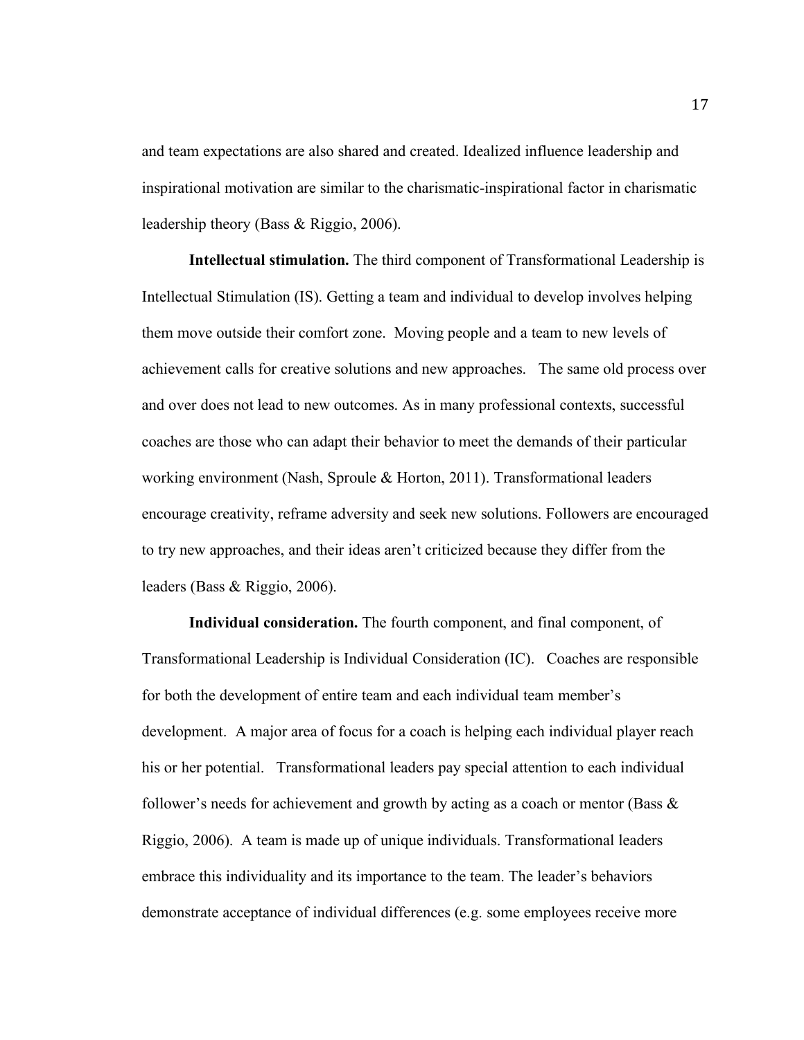and team expectations are also shared and created. Idealized influence leadership and inspirational motivation are similar to the charismatic-inspirational factor in charismatic leadership theory (Bass & Riggio, 2006).

**Intellectual stimulation.** The third component of Transformational Leadership is Intellectual Stimulation (IS). Getting a team and individual to develop involves helping them move outside their comfort zone. Moving people and a team to new levels of achievement calls for creative solutions and new approaches. The same old process over and over does not lead to new outcomes. As in many professional contexts, successful coaches are those who can adapt their behavior to meet the demands of their particular working environment (Nash, Sproule & Horton, 2011). Transformational leaders encourage creativity, reframe adversity and seek new solutions. Followers are encouraged to try new approaches, and their ideas aren't criticized because they differ from the leaders (Bass & Riggio, 2006).

**Individual consideration.** The fourth component, and final component, of Transformational Leadership is Individual Consideration (IC). Coaches are responsible for both the development of entire team and each individual team member's development. A major area of focus for a coach is helping each individual player reach his or her potential. Transformational leaders pay special attention to each individual follower's needs for achievement and growth by acting as a coach or mentor (Bass & Riggio, 2006). A team is made up of unique individuals. Transformational leaders embrace this individuality and its importance to the team. The leader's behaviors demonstrate acceptance of individual differences (e.g. some employees receive more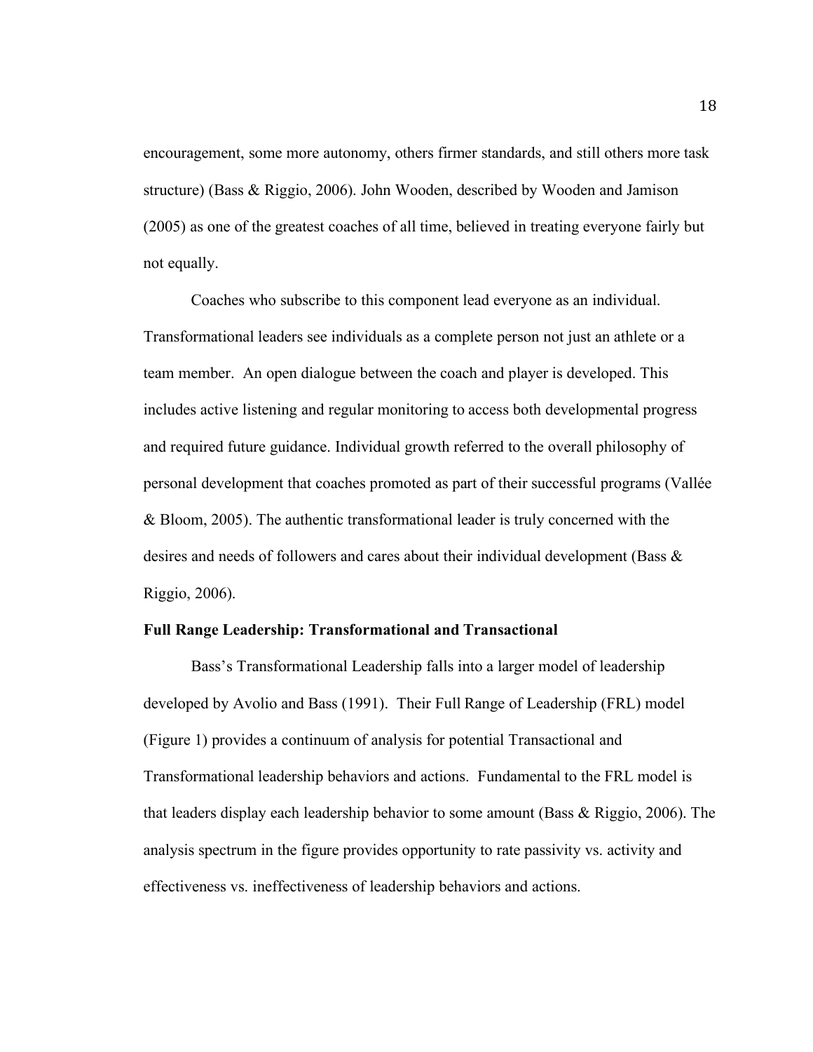encouragement, some more autonomy, others firmer standards, and still others more task structure) (Bass & Riggio, 2006). John Wooden, described by Wooden and Jamison (2005) as one of the greatest coaches of all time, believed in treating everyone fairly but not equally.

Coaches who subscribe to this component lead everyone as an individual. Transformational leaders see individuals as a complete person not just an athlete or a team member. An open dialogue between the coach and player is developed. This includes active listening and regular monitoring to access both developmental progress and required future guidance. Individual growth referred to the overall philosophy of personal development that coaches promoted as part of their successful programs (Vallée & Bloom, 2005). The authentic transformational leader is truly concerned with the desires and needs of followers and cares about their individual development (Bass & Riggio, 2006).

**Full Range Leadership: Transformational and Transactional**

Bass's Transformational Leadership falls into a larger model of leadership developed by Avolio and Bass (1991). Their Full Range of Leadership (FRL) model (Figure 1) provides a continuum of analysis for potential Transactional and Transformational leadership behaviors and actions. Fundamental to the FRL model is that leaders display each leadership behavior to some amount (Bass & Riggio, 2006). The analysis spectrum in the figure provides opportunity to rate passivity vs. activity and effectiveness vs. ineffectiveness of leadership behaviors and actions.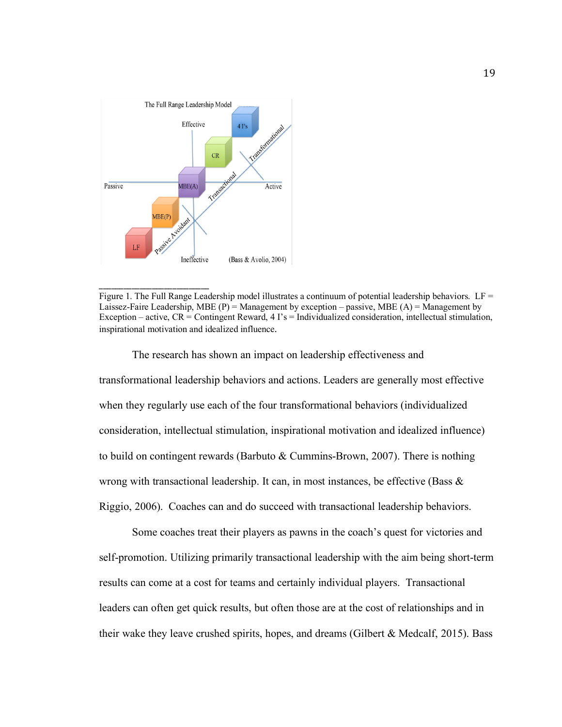Figure 1. The Full Range Leadership model illustrates a continuum of potential leadership behaviors. LF = Laissez-Faire Leadership, MBE (P) = Management by exception – passive, MBE (A) = Management by Exception – active, CR = Contingent Reward, 4 I's = Individualized consideration, intellectual stimulation, inspirational motivation and idealized influence.

The research has shown an impact on leadership effectiveness and transformational leadership behaviors and actions. Leaders are generally most effective when they regularly use each of the four transformational behaviors (individualized consideration, intellectual stimulation, inspirational motivation and idealized influence) to build on contingent rewards (Barbuto & Cummins-Brown, 2007). There is nothing wrong with transactional leadership. It can, in most instances, be effective (Bass & Riggio, 2006). Coaches can and do succeed with transactional leadership behaviors.

Some coaches treat their players as pawns in the coach's quest for victories and self-promotion. Utilizing primarily transactional leadership with the aim being short-term results can come at a cost for teams and certainly individual players. Transactional leaders can often get quick results, but often those are at the cost of relationships and in their wake they leave crushed spirits, hopes, and dreams (Gilbert & Medcalf, 2015). Bass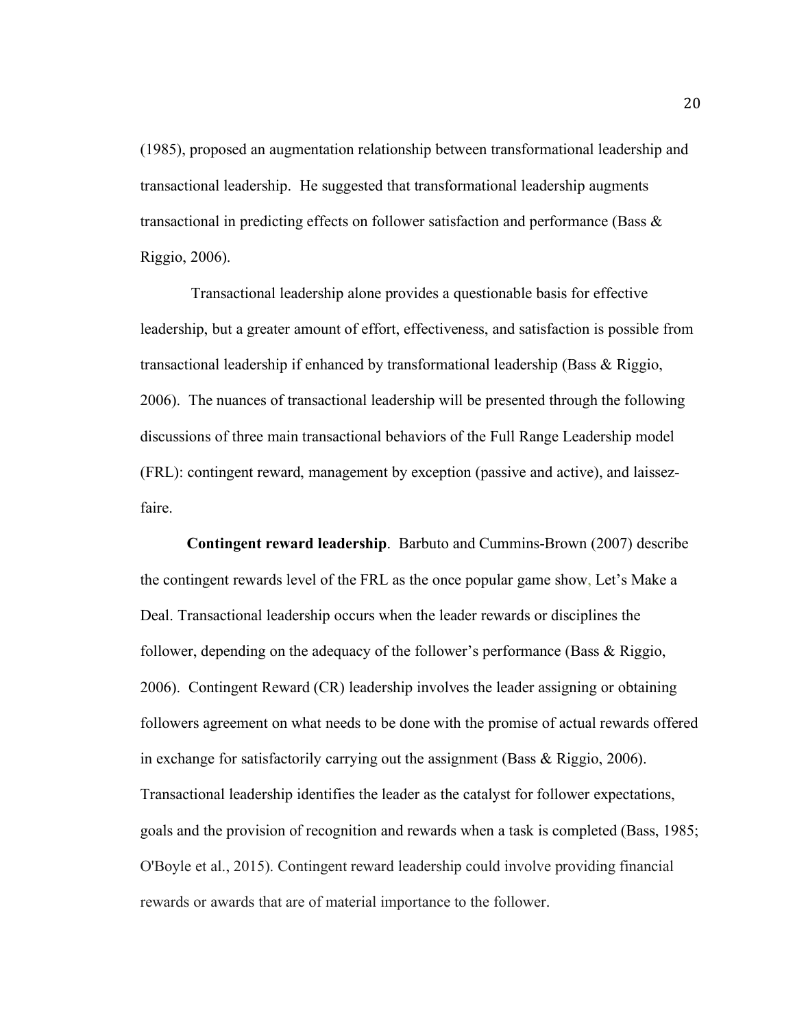(1985), proposed an augmentation relationship between transformational leadership and transactional leadership. He suggested that transformational leadership augments transactional in predicting effects on follower satisfaction and performance (Bass & Riggio, 2006).

Transactional leadership alone provides a questionable basis for effective leadership, but a greater amount of effort, effectiveness, and satisfaction is possible from transactional leadership if enhanced by transformational leadership (Bass & Riggio, 2006). The nuances of transactional leadership will be presented through the following discussions of three main transactional behaviors of the Full Range Leadership model (FRL): contingent reward, management by exception (passive and active), and laissez-faire.

**Contingent reward leadership**. Barbuto and Cummins-Brown (2007) describe the contingent rewards level of the FRL as the once popular game show, Let's Make a Deal. Transactional leadership occurs when the leader rewards or disciplines the follower, depending on the adequacy of the follower's performance (Bass & Riggio, 2006). Contingent Reward (CR) leadership involves the leader assigning or obtaining followers agreement on what needs to be done with the promise of actual rewards offered in exchange for satisfactorily carrying out the assignment (Bass & Riggio, 2006). Transactional leadership identifies the leader as the catalyst for follower expectations, goals and the provision of recognition and rewards when a task is completed (Bass, 1985; O'Boyle et al., 2015). Contingent reward leadership could involve providing financial rewards or awards that are of material importance to the follower.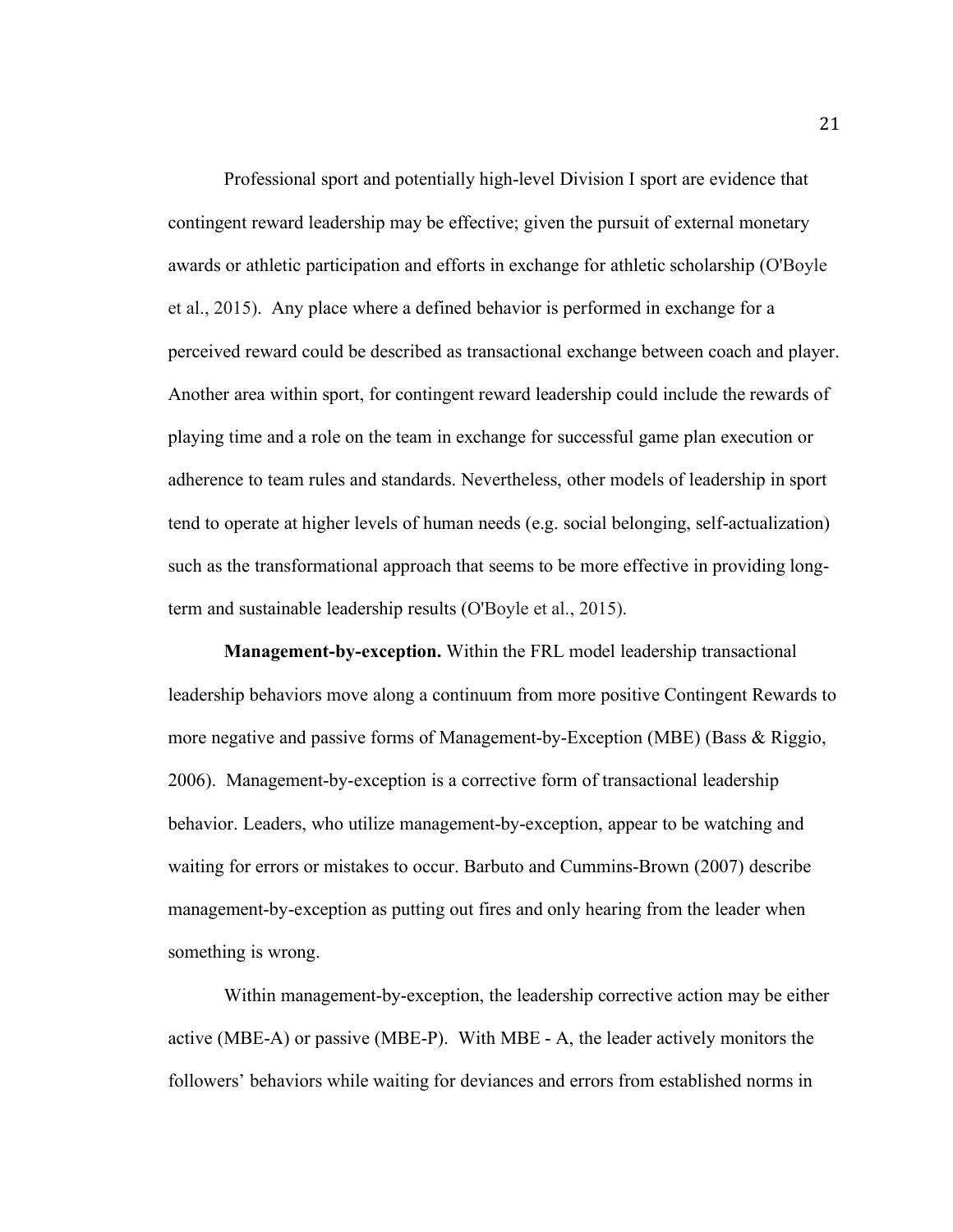Professional sport and potentially high-level Division I sport are evidence that contingent reward leadership may be effective; given the pursuit of external monetary awards or athletic participation and efforts in exchange for athletic scholarship (O'Boyle et al., 2015). Any place where a defined behavior is performed in exchange for a perceived reward could be described as transactional exchange between coach and player. Another area within sport, for contingent reward leadership could include the rewards of playing time and a role on the team in exchange for successful game plan execution or adherence to team rules and standards. Nevertheless, other models of leadership in sport tend to operate at higher levels of human needs (e.g. social belonging, self-actualization) such as the transformational approach that seems to be more effective in providing long-term and sustainable leadership results (O'Boyle et al., 2015).

**Management-by-exception.** Within the FRL model leadership transactional leadership behaviors move along a continuum from more positive Contingent Rewards to more negative and passive forms of Management-by-Exception (MBE) (Bass & Riggio, 2006). Management-by-exception is a corrective form of transactional leadership behavior. Leaders, who utilize management-by-exception, appear to be watching and waiting for errors or mistakes to occur. Barbuto and Cummins-Brown (2007) describe management-by-exception as putting out fires and only hearing from the leader when something is wrong.

Within management-by-exception, the leadership corrective action may be either active (MBE-A) or passive (MBE-P). With MBE - A, the leader actively monitors the followers' behaviors while waiting for deviances and errors from established norms in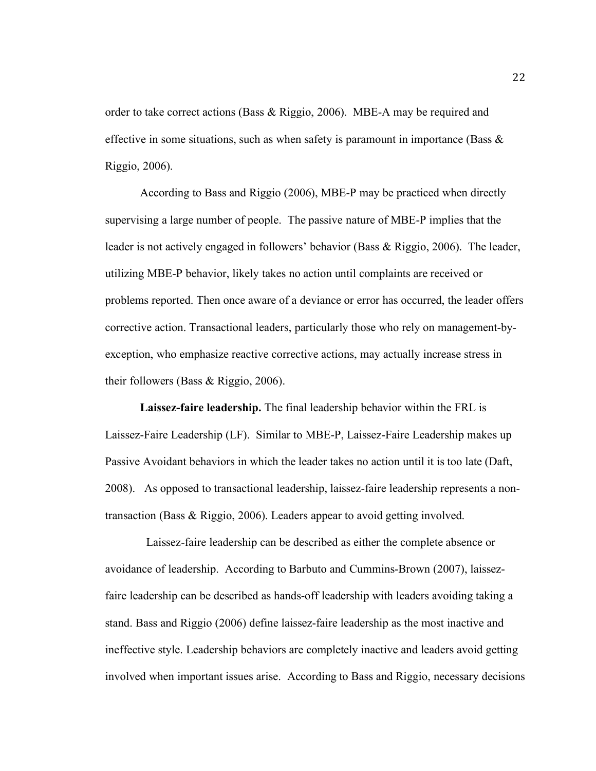order to take correct actions (Bass & Riggio, 2006). MBE-A may be required and effective in some situations, such as when safety is paramount in importance (Bass & Riggio, 2006).

According to Bass and Riggio (2006), MBE-P may be practiced when directly supervising a large number of people. The passive nature of MBE-P implies that the leader is not actively engaged in followers' behavior (Bass & Riggio, 2006). The leader, utilizing MBE-P behavior, likely takes no action until complaints are received or problems reported. Then once aware of a deviance or error has occurred, the leader offers corrective action. Transactional leaders, particularly those who rely on management-by-exception, who emphasize reactive corrective actions, may actually increase stress in their followers (Bass & Riggio, 2006).

**Laissez-faire leadership.** The final leadership behavior within the FRL is Laissez-Faire Leadership (LF). Similar to MBE-P, Laissez-Faire Leadership makes up Passive Avoidant behaviors in which the leader takes no action until it is too late (Daft, 2008). As opposed to transactional leadership, laissez-faire leadership represents a non-transaction (Bass & Riggio, 2006). Leaders appear to avoid getting involved.

Laissez-faire leadership can be described as either the complete absence or avoidance of leadership. According to Barbuto and Cummins-Brown (2007), laissez-faire leadership can be described as hands-off leadership with leaders avoiding taking a stand. Bass and Riggio (2006) define laissez-faire leadership as the most inactive and ineffective style. Leadership behaviors are completely inactive and leaders avoid getting involved when important issues arise. According to Bass and Riggio, necessary decisions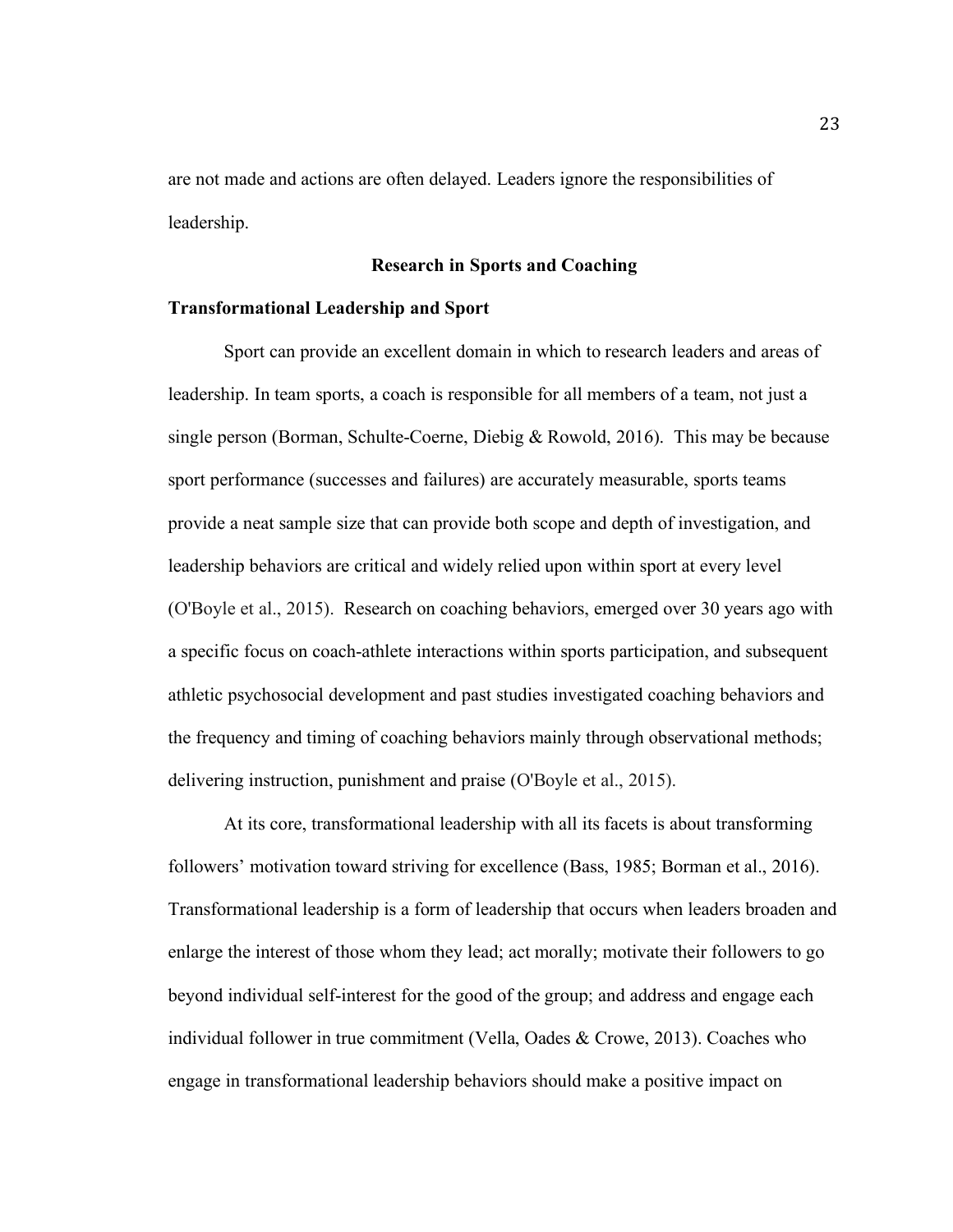are not made and actions are often delayed. Leaders ignore the responsibilities of leadership.

## Research in Sports and Coaching

### Transformational Leadership and Sport

Sport can provide an excellent domain in which to research leaders and areas of leadership. In team sports, a coach is responsible for all members of a team, not just a single person (Borman, Schulte-Coerne, Diebig & Rowold, 2016). This may be because sport performance (successes and failures) are accurately measurable, sports teams provide a neat sample size that can provide both scope and depth of investigation, and leadership behaviors are critical and widely relied upon within sport at every level (O'Boyle et al., 2015). Research on coaching behaviors, emerged over 30 years ago with a specific focus on coach-athlete interactions within sports participation, and subsequent athletic psychosocial development and past studies investigated coaching behaviors and the frequency and timing of coaching behaviors mainly through observational methods; delivering instruction, punishment and praise (O'Boyle et al., 2015).

At its core, transformational leadership with all its facets is about transforming followers' motivation toward striving for excellence (Bass, 1985; Borman et al., 2016). Transformational leadership is a form of leadership that occurs when leaders broaden and enlarge the interest of those whom they lead; act morally; motivate their followers to go beyond individual self-interest for the good of the group; and address and engage each individual follower in true commitment (Vella, Oades & Crowe, 2013). Coaches who engage in transformational leadership behaviors should make a positive impact on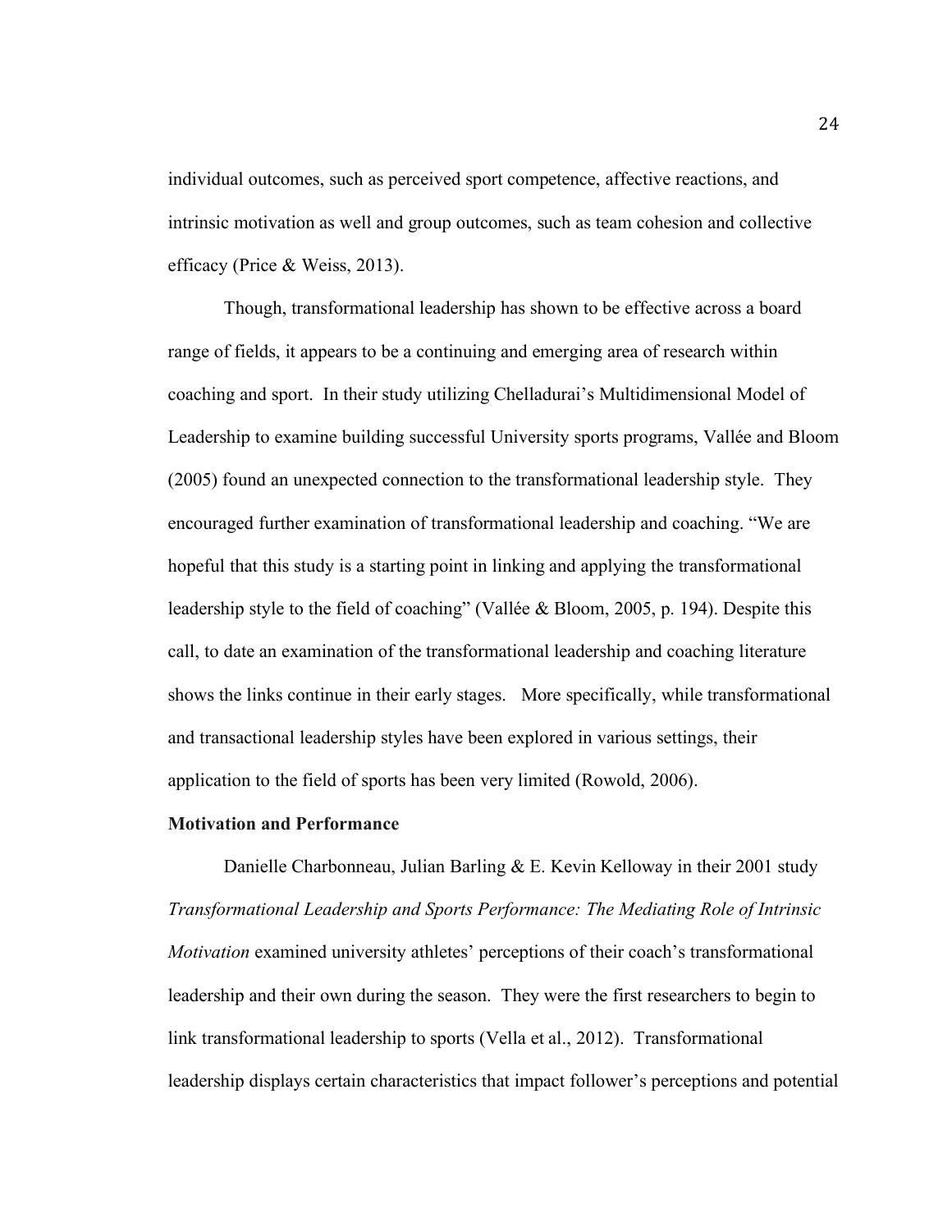individual outcomes, such as perceived sport competence, affective reactions, and intrinsic motivation as well and group outcomes, such as team cohesion and collective efficacy (Price & Weiss, 2013).

Though, transformational leadership has shown to be effective across a board range of fields, it appears to be a continuing and emerging area of research within coaching and sport. In their study utilizing Chelladurai's Multidimensional Model of Leadership to examine building successful University sports programs, Vallée and Bloom (2005) found an unexpected connection to the transformational leadership style. They encouraged further examination of transformational leadership and coaching. "We are hopeful that this study is a starting point in linking and applying the transformational leadership style to the field of coaching" (Vallée & Bloom, 2005, p. 194). Despite this call, to date an examination of the transformational leadership and coaching literature shows the links continue in their early stages. More specifically, while transformational and transactional leadership styles have been explored in various settings, their application to the field of sports has been very limited (Rowold, 2006).

**Motivation and Performance**

Danielle Charbonneau, Julian Barling & E. Kevin Kelloway in their 2001 study *Transformational Leadership and Sports Performance: The Mediating Role of Intrinsic Motivation* examined university athletes' perceptions of their coach's transformational leadership and their own during the season. They were the first researchers to begin to link transformational leadership to sports (Vella et al., 2012). Transformational leadership displays certain characteristics that impact follower's perceptions and potential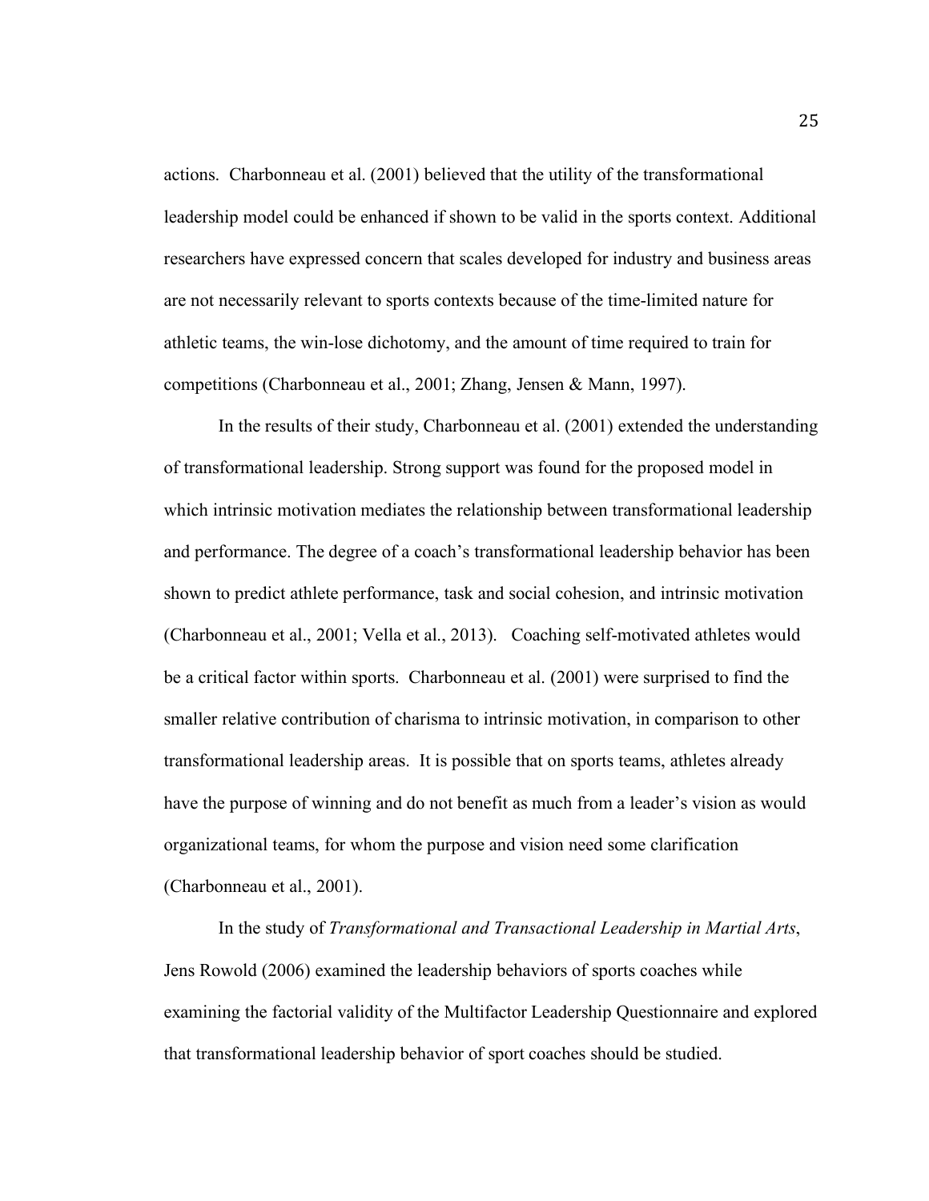actions. Charbonneau et al. (2001) believed that the utility of the transformational leadership model could be enhanced if shown to be valid in the sports context. Additional researchers have expressed concern that scales developed for industry and business areas are not necessarily relevant to sports contexts because of the time-limited nature for athletic teams, the win-lose dichotomy, and the amount of time required to train for competitions (Charbonneau et al., 2001; Zhang, Jensen & Mann, 1997).

In the results of their study, Charbonneau et al. (2001) extended the understanding of transformational leadership. Strong support was found for the proposed model in which intrinsic motivation mediates the relationship between transformational leadership and performance. The degree of a coach's transformational leadership behavior has been shown to predict athlete performance, task and social cohesion, and intrinsic motivation (Charbonneau et al., 2001; Vella et al., 2013). Coaching self-motivated athletes would be a critical factor within sports. Charbonneau et al. (2001) were surprised to find the smaller relative contribution of charisma to intrinsic motivation, in comparison to other transformational leadership areas. It is possible that on sports teams, athletes already have the purpose of winning and do not benefit as much from a leader's vision as would organizational teams, for whom the purpose and vision need some clarification (Charbonneau et al., 2001).

In the study of *Transformational and Transactional Leadership in Martial Arts*, Jens Rowold (2006) examined the leadership behaviors of sports coaches while examining the factorial validity of the Multifactor Leadership Questionnaire and explored that transformational leadership behavior of sport coaches should be studied.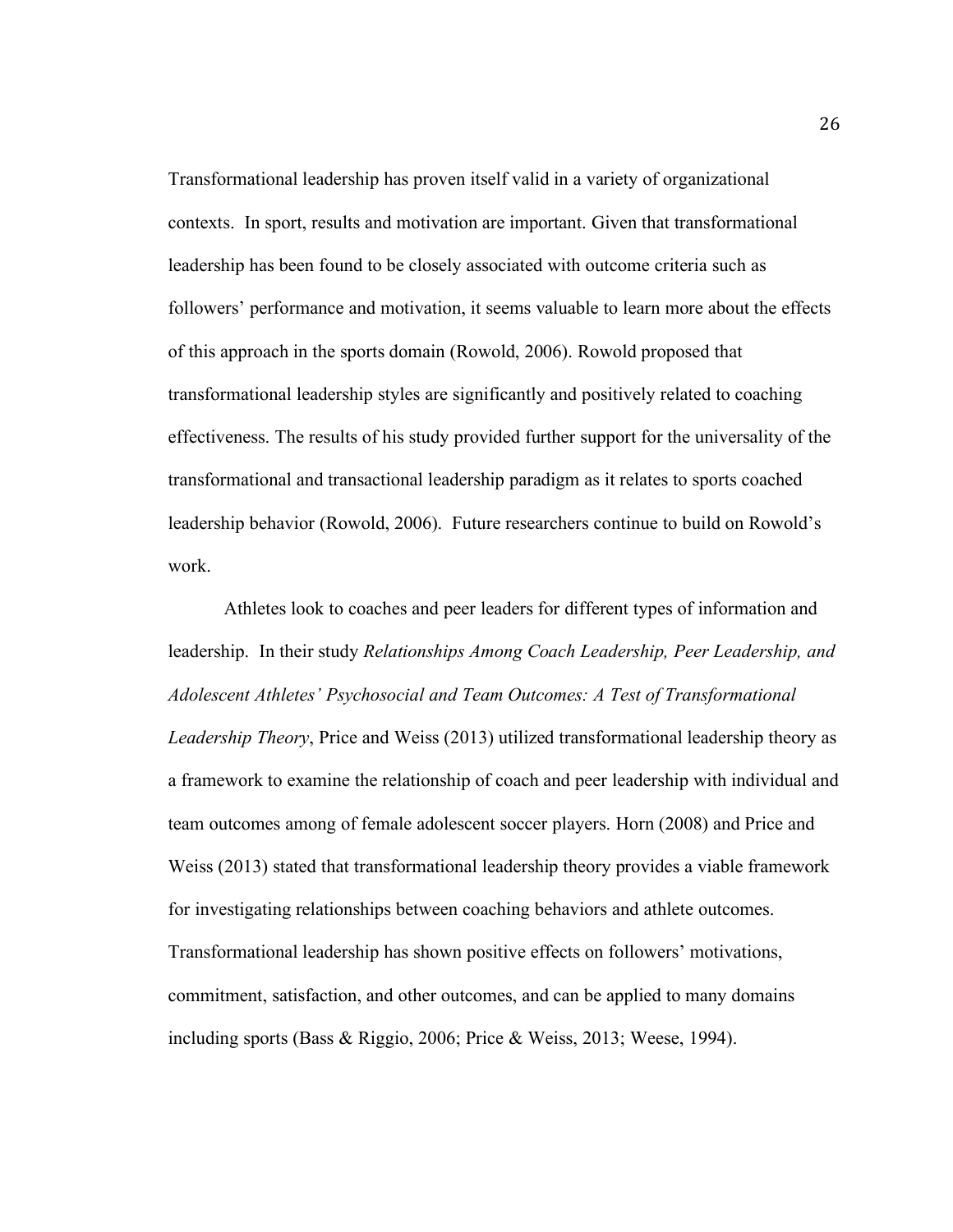Transformational leadership has proven itself valid in a variety of organizational contexts. In sport, results and motivation are important. Given that transformational leadership has been found to be closely associated with outcome criteria such as followers' performance and motivation, it seems valuable to learn more about the effects of this approach in the sports domain (Rowold, 2006). Rowold proposed that transformational leadership styles are significantly and positively related to coaching effectiveness. The results of his study provided further support for the universality of the transformational and transactional leadership paradigm as it relates to sports coached leadership behavior (Rowold, 2006). Future researchers continue to build on Rowold's work.

Athletes look to coaches and peer leaders for different types of information and leadership. In their study *Relationships Among Coach Leadership, Peer Leadership, and Adolescent Athletes' Psychosocial and Team Outcomes: A Test of Transformational Leadership Theory*, Price and Weiss (2013) utilized transformational leadership theory as a framework to examine the relationship of coach and peer leadership with individual and team outcomes among of female adolescent soccer players. Horn (2008) and Price and Weiss (2013) stated that transformational leadership theory provides a viable framework for investigating relationships between coaching behaviors and athlete outcomes. Transformational leadership has shown positive effects on followers' motivations, commitment, satisfaction, and other outcomes, and can be applied to many domains including sports (Bass & Riggio, 2006; Price & Weiss, 2013; Weese, 1994).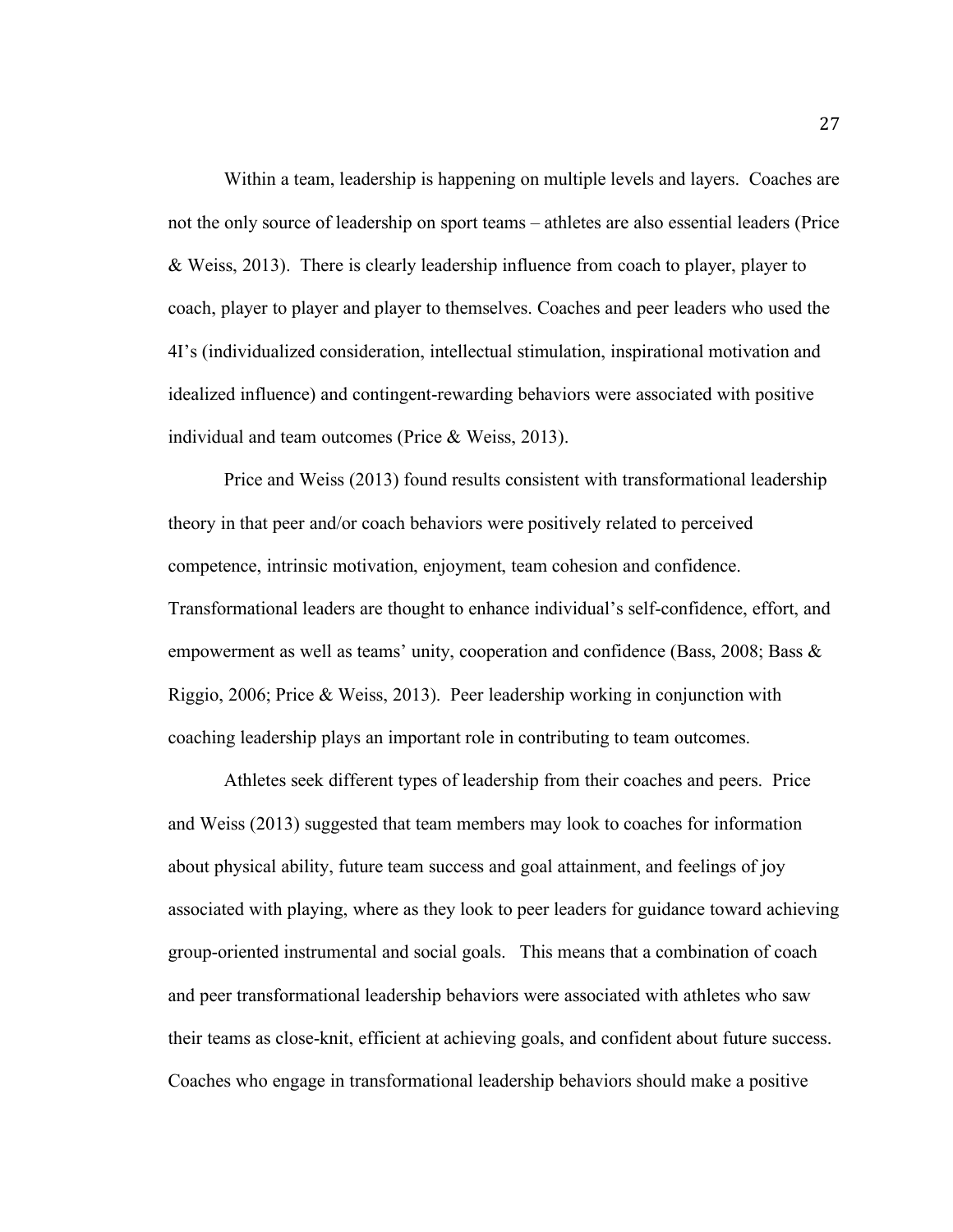Within a team, leadership is happening on multiple levels and layers. Coaches are not the only source of leadership on sport teams – athletes are also essential leaders (Price & Weiss, 2013). There is clearly leadership influence from coach to player, player to coach, player to player and player to themselves. Coaches and peer leaders who used the 4I's (individualized consideration, intellectual stimulation, inspirational motivation and idealized influence) and contingent-rewarding behaviors were associated with positive individual and team outcomes (Price & Weiss, 2013).

Price and Weiss (2013) found results consistent with transformational leadership theory in that peer and/or coach behaviors were positively related to perceived competence, intrinsic motivation, enjoyment, team cohesion and confidence. Transformational leaders are thought to enhance individual's self-confidence, effort, and empowerment as well as teams' unity, cooperation and confidence (Bass, 2008; Bass & Riggio, 2006; Price & Weiss, 2013). Peer leadership working in conjunction with coaching leadership plays an important role in contributing to team outcomes.

Athletes seek different types of leadership from their coaches and peers. Price and Weiss (2013) suggested that team members may look to coaches for information about physical ability, future team success and goal attainment, and feelings of joy associated with playing, where as they look to peer leaders for guidance toward achieving group-oriented instrumental and social goals. This means that a combination of coach and peer transformational leadership behaviors were associated with athletes who saw their teams as close-knit, efficient at achieving goals, and confident about future success. Coaches who engage in transformational leadership behaviors should make a positive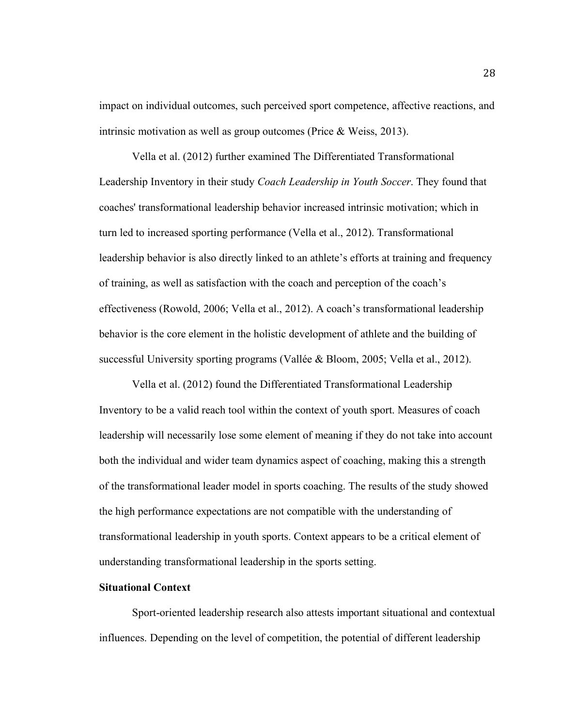impact on individual outcomes, such perceived sport competence, affective reactions, and intrinsic motivation as well as group outcomes (Price & Weiss, 2013).

Vella et al. (2012) further examined The Differentiated Transformational Leadership Inventory in their study *Coach Leadership in Youth Soccer*. They found that coaches' transformational leadership behavior increased intrinsic motivation; which in turn led to increased sporting performance (Vella et al., 2012). Transformational leadership behavior is also directly linked to an athlete's efforts at training and frequency of training, as well as satisfaction with the coach and perception of the coach's effectiveness (Rowold, 2006; Vella et al., 2012). A coach's transformational leadership behavior is the core element in the holistic development of athlete and the building of successful University sporting programs (Vallée & Bloom, 2005; Vella et al., 2012).

Vella et al. (2012) found the Differentiated Transformational Leadership Inventory to be a valid reach tool within the context of youth sport. Measures of coach leadership will necessarily lose some element of meaning if they do not take into account both the individual and wider team dynamics aspect of coaching, making this a strength of the transformational leader model in sports coaching. The results of the study showed the high performance expectations are not compatible with the understanding of transformational leadership in youth sports. Context appears to be a critical element of understanding transformational leadership in the sports setting.

**Situational Context**

Sport-oriented leadership research also attests important situational and contextual influences. Depending on the level of competition, the potential of different leadership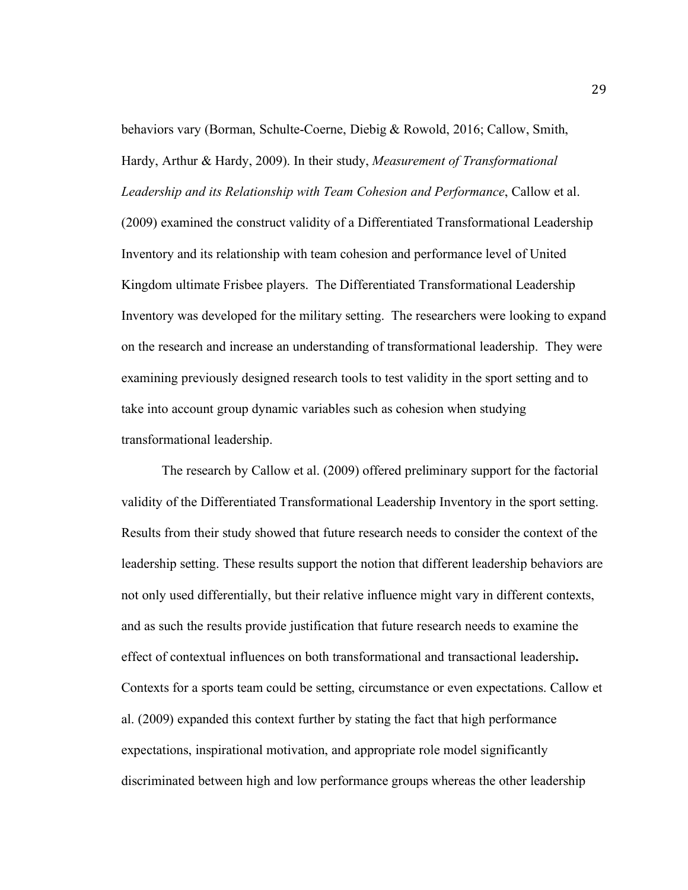behaviors vary (Borman, Schulte-Coerne, Diebig & Rowold, 2016; Callow, Smith, Hardy, Arthur & Hardy, 2009). In their study, *Measurement of Transformational Leadership and its Relationship with Team Cohesion and Performance*, Callow et al. (2009) examined the construct validity of a Differentiated Transformational Leadership Inventory and its relationship with team cohesion and performance level of United Kingdom ultimate Frisbee players. The Differentiated Transformational Leadership Inventory was developed for the military setting. The researchers were looking to expand on the research and increase an understanding of transformational leadership. They were examining previously designed research tools to test validity in the sport setting and to take into account group dynamic variables such as cohesion when studying transformational leadership.

The research by Callow et al. (2009) offered preliminary support for the factorial validity of the Differentiated Transformational Leadership Inventory in the sport setting. Results from their study showed that future research needs to consider the context of the leadership setting. These results support the notion that different leadership behaviors are not only used differentially, but their relative influence might vary in different contexts, and as such the results provide justification that future research needs to examine the effect of contextual influences on both transformational and transactional leadership**.** Contexts for a sports team could be setting, circumstance or even expectations. Callow et al. (2009) expanded this context further by stating the fact that high performance expectations, inspirational motivation, and appropriate role model significantly discriminated between high and low performance groups whereas the other leadership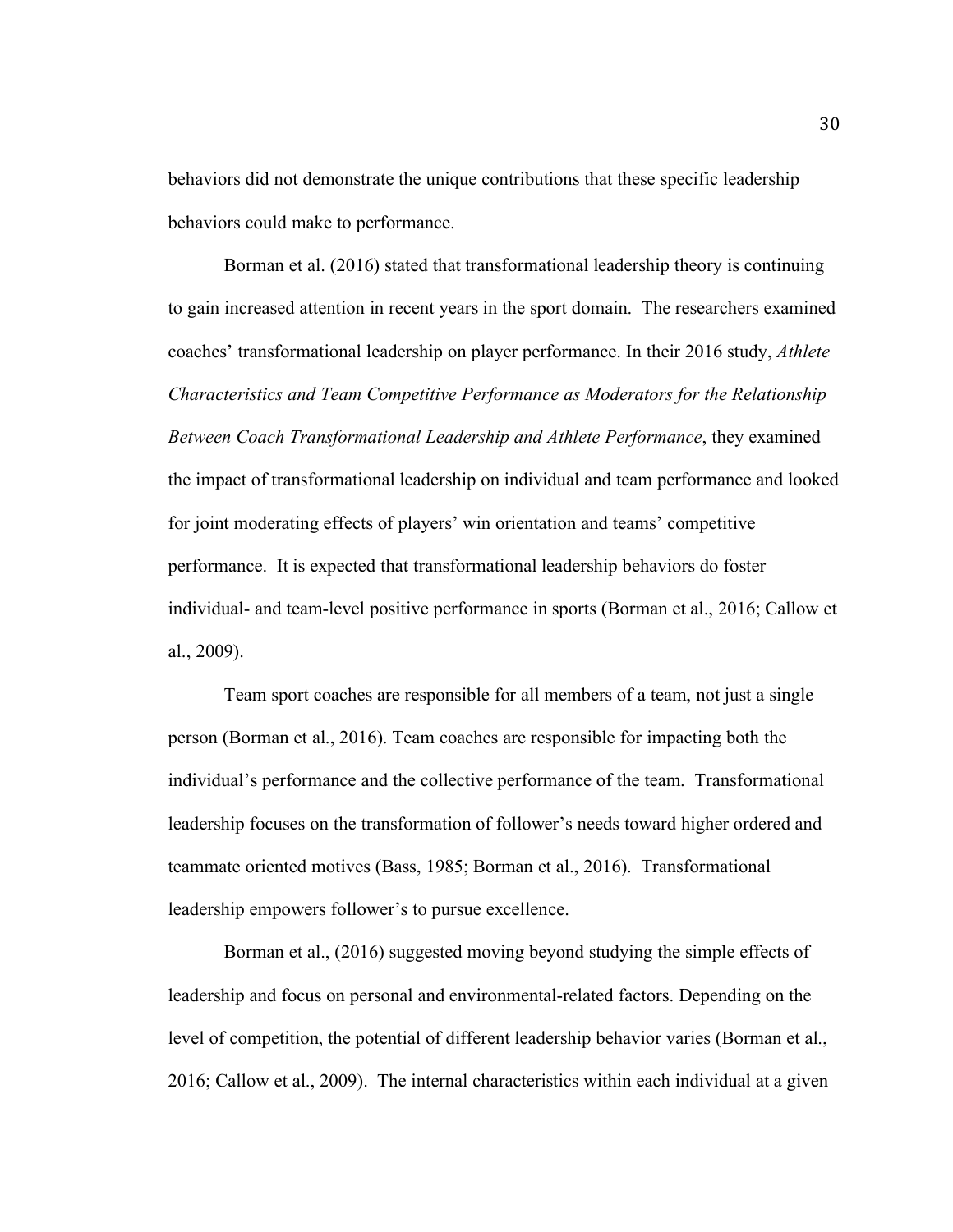behaviors did not demonstrate the unique contributions that these specific leadership behaviors could make to performance.

Borman et al. (2016) stated that transformational leadership theory is continuing to gain increased attention in recent years in the sport domain. The researchers examined coaches' transformational leadership on player performance. In their 2016 study, *Athlete Characteristics and Team Competitive Performance as Moderators for the Relationship Between Coach Transformational Leadership and Athlete Performance*, they examined the impact of transformational leadership on individual and team performance and looked for joint moderating effects of players' win orientation and teams' competitive performance. It is expected that transformational leadership behaviors do foster individual- and team-level positive performance in sports (Borman et al., 2016; Callow et al., 2009).

Team sport coaches are responsible for all members of a team, not just a single person (Borman et al., 2016). Team coaches are responsible for impacting both the individual's performance and the collective performance of the team. Transformational leadership focuses on the transformation of follower's needs toward higher ordered and teammate oriented motives (Bass, 1985; Borman et al., 2016). Transformational leadership empowers follower's to pursue excellence.

Borman et al., (2016) suggested moving beyond studying the simple effects of leadership and focus on personal and environmental-related factors. Depending on the level of competition, the potential of different leadership behavior varies (Borman et al., 2016; Callow et al., 2009). The internal characteristics within each individual at a given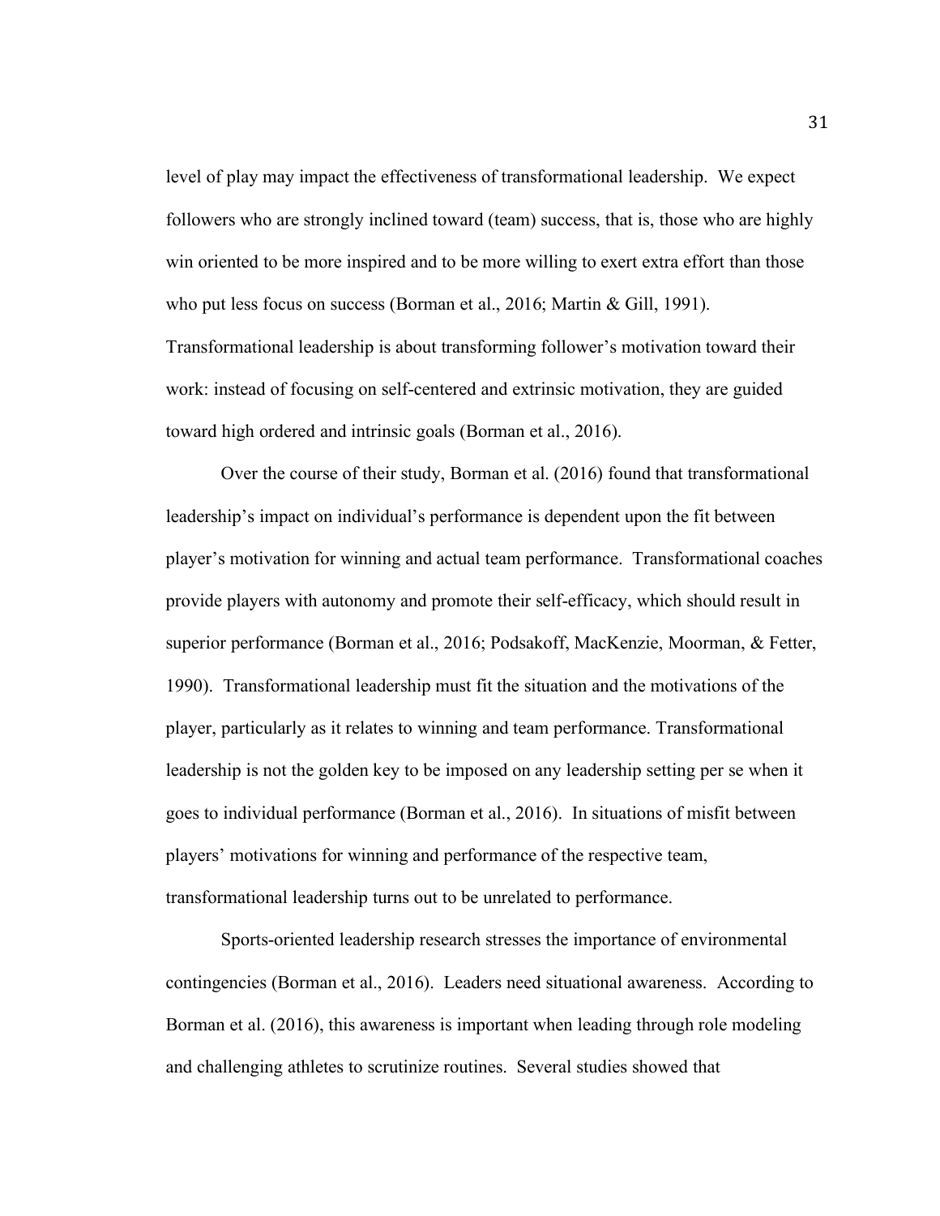level of play may impact the effectiveness of transformational leadership. We expect followers who are strongly inclined toward (team) success, that is, those who are highly win oriented to be more inspired and to be more willing to exert extra effort than those who put less focus on success (Borman et al., 2016; Martin & Gill, 1991). Transformational leadership is about transforming follower's motivation toward their work: instead of focusing on self-centered and extrinsic motivation, they are guided toward high ordered and intrinsic goals (Borman et al., 2016).

Over the course of their study, Borman et al. (2016) found that transformational leadership's impact on individual's performance is dependent upon the fit between player's motivation for winning and actual team performance. Transformational coaches provide players with autonomy and promote their self-efficacy, which should result in superior performance (Borman et al., 2016; Podsakoff, MacKenzie, Moorman, & Fetter, 1990). Transformational leadership must fit the situation and the motivations of the player, particularly as it relates to winning and team performance. Transformational leadership is not the golden key to be imposed on any leadership setting per se when it goes to individual performance (Borman et al., 2016). In situations of misfit between players' motivations for winning and performance of the respective team, transformational leadership turns out to be unrelated to performance.

Sports-oriented leadership research stresses the importance of environmental contingencies (Borman et al., 2016). Leaders need situational awareness. According to Borman et al. (2016), this awareness is important when leading through role modeling and challenging athletes to scrutinize routines. Several studies showed that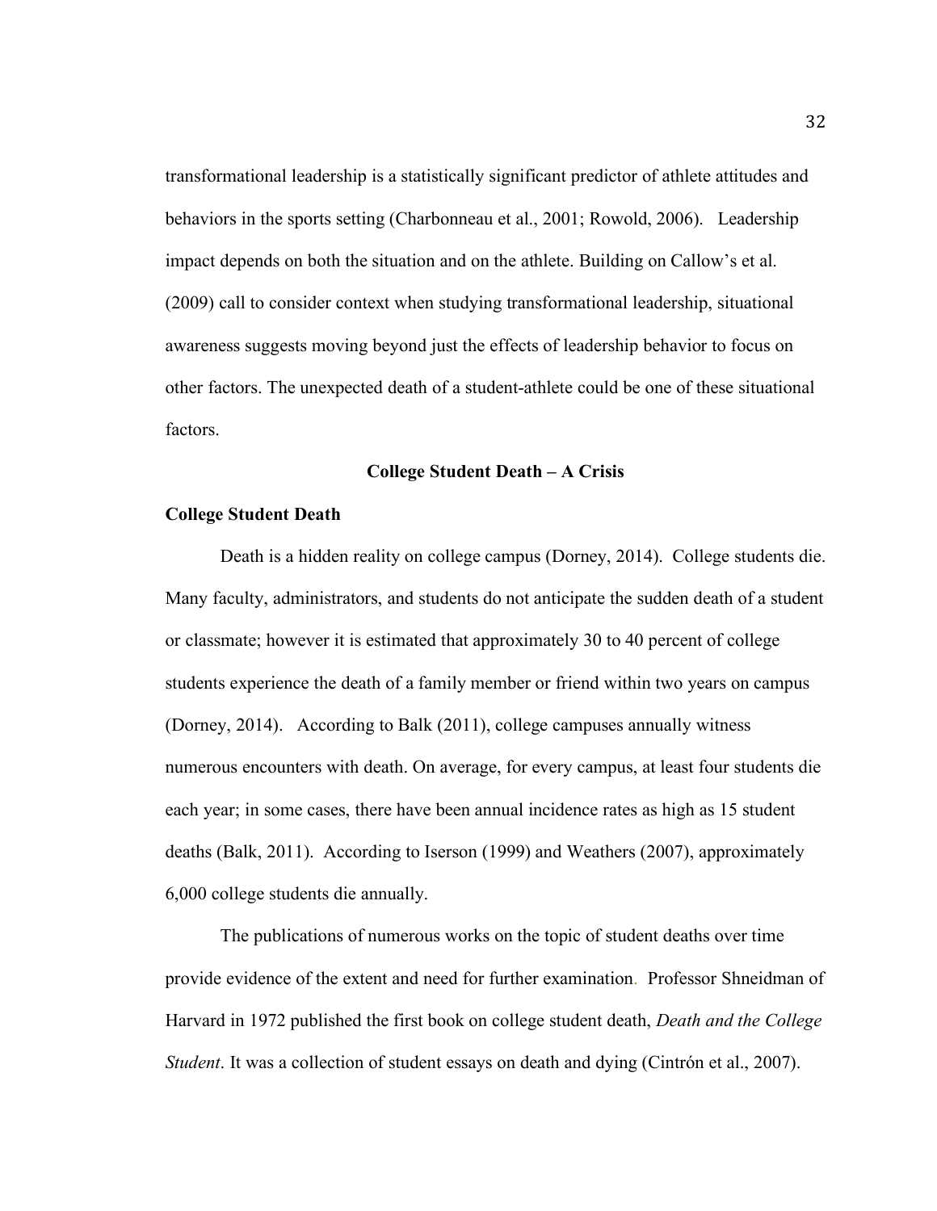transformational leadership is a statistically significant predictor of athlete attitudes and behaviors in the sports setting (Charbonneau et al., 2001; Rowold, 2006). Leadership impact depends on both the situation and on the athlete. Building on Callow's et al. (2009) call to consider context when studying transformational leadership, situational awareness suggests moving beyond just the effects of leadership behavior to focus on other factors. The unexpected death of a student-athlete could be one of these situational factors.

## College Student Death – A Crisis

### College Student Death

Death is a hidden reality on college campus (Dorney, 2014). College students die. Many faculty, administrators, and students do not anticipate the sudden death of a student or classmate; however it is estimated that approximately 30 to 40 percent of college students experience the death of a family member or friend within two years on campus (Dorney, 2014). According to Balk (2011), college campuses annually witness numerous encounters with death. On average, for every campus, at least four students die each year; in some cases, there have been annual incidence rates as high as 15 student deaths (Balk, 2011). According to Iserson (1999) and Weathers (2007), approximately 6,000 college students die annually.

The publications of numerous works on the topic of student deaths over time provide evidence of the extent and need for further examination. Professor Shneidman of Harvard in 1972 published the first book on college student death, *Death and the College Student*. It was a collection of student essays on death and dying (Cintrón et al., 2007).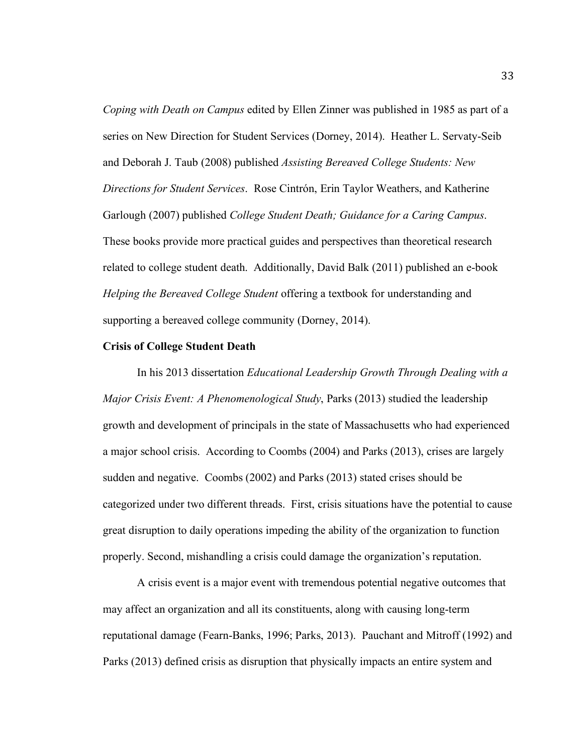*Coping with Death on Campus* edited by Ellen Zinner was published in 1985 as part of a series on New Direction for Student Services (Dorney, 2014). Heather L. Servaty-Seib and Deborah J. Taub (2008) published *Assisting Bereaved College Students: New Directions for Student Services*. Rose Cintrón, Erin Taylor Weathers, and Katherine Garlough (2007) published *College Student Death; Guidance for a Caring Campus*. These books provide more practical guides and perspectives than theoretical research related to college student death. Additionally, David Balk (2011) published an e-book *Helping the Bereaved College Student* offering a textbook for understanding and supporting a bereaved college community (Dorney, 2014).

**Crisis of College Student Death**

In his 2013 dissertation *Educational Leadership Growth Through Dealing with a Major Crisis Event: A Phenomenological Study*, Parks (2013) studied the leadership growth and development of principals in the state of Massachusetts who had experienced a major school crisis. According to Coombs (2004) and Parks (2013), crises are largely sudden and negative. Coombs (2002) and Parks (2013) stated crises should be categorized under two different threads. First, crisis situations have the potential to cause great disruption to daily operations impeding the ability of the organization to function properly. Second, mishandling a crisis could damage the organization's reputation.

A crisis event is a major event with tremendous potential negative outcomes that may affect an organization and all its constituents, along with causing long-term reputational damage (Fearn-Banks, 1996; Parks, 2013). Pauchant and Mitroff (1992) and Parks (2013) defined crisis as disruption that physically impacts an entire system and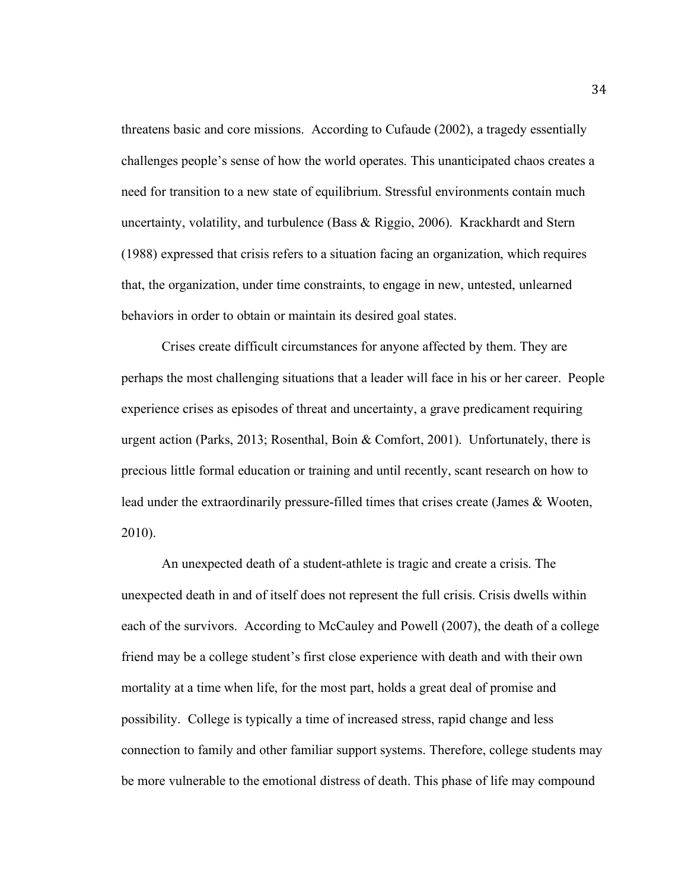threatens basic and core missions. According to Cufaude (2002), a tragedy essentially challenges people's sense of how the world operates. This unanticipated chaos creates a need for transition to a new state of equilibrium. Stressful environments contain much uncertainty, volatility, and turbulence (Bass & Riggio, 2006). Krackhardt and Stern (1988) expressed that crisis refers to a situation facing an organization, which requires that, the organization, under time constraints, to engage in new, untested, unlearned behaviors in order to obtain or maintain its desired goal states.

Crises create difficult circumstances for anyone affected by them. They are perhaps the most challenging situations that a leader will face in his or her career. People experience crises as episodes of threat and uncertainty, a grave predicament requiring urgent action (Parks, 2013; Rosenthal, Boin & Comfort, 2001). Unfortunately, there is precious little formal education or training and until recently, scant research on how to lead under the extraordinarily pressure-filled times that crises create (James & Wooten, 2010).

An unexpected death of a student-athlete is tragic and create a crisis. The unexpected death in and of itself does not represent the full crisis. Crisis dwells within each of the survivors. According to McCauley and Powell (2007), the death of a college friend may be a college student's first close experience with death and with their own mortality at a time when life, for the most part, holds a great deal of promise and possibility. College is typically a time of increased stress, rapid change and less connection to family and other familiar support systems. Therefore, college students may be more vulnerable to the emotional distress of death. This phase of life may compound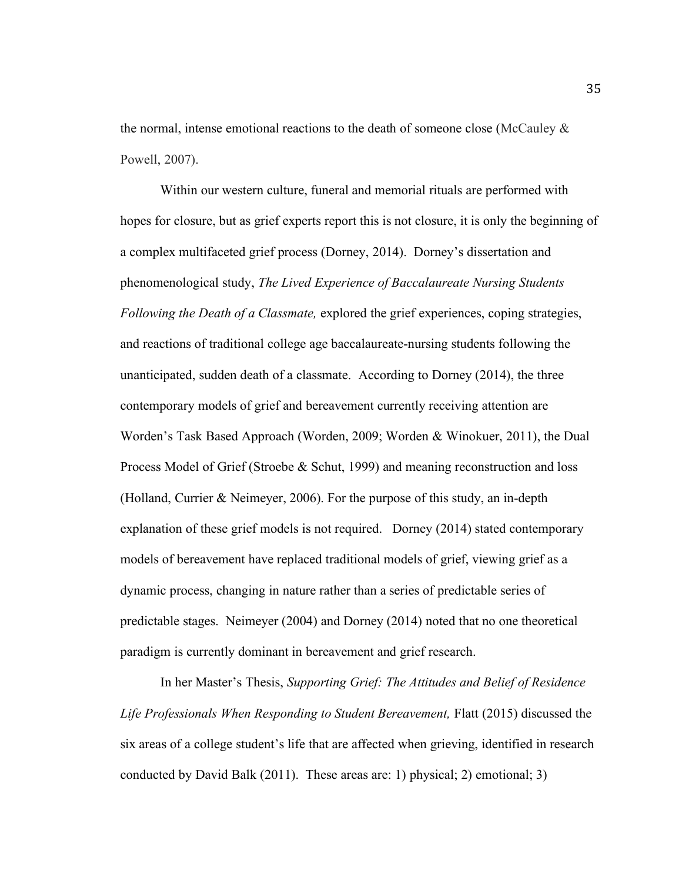the normal, intense emotional reactions to the death of someone close (McCauley & Powell, 2007).

Within our western culture, funeral and memorial rituals are performed with hopes for closure, but as grief experts report this is not closure, it is only the beginning of a complex multifaceted grief process (Dorney, 2014). Dorney's dissertation and phenomenological study, *The Lived Experience of Baccalaureate Nursing Students Following the Death of a Classmate,* explored the grief experiences, coping strategies, and reactions of traditional college age baccalaureate-nursing students following the unanticipated, sudden death of a classmate. According to Dorney (2014), the three contemporary models of grief and bereavement currently receiving attention are Worden's Task Based Approach (Worden, 2009; Worden & Winokuer, 2011), the Dual Process Model of Grief (Stroebe & Schut, 1999) and meaning reconstruction and loss (Holland, Currier & Neimeyer, 2006). For the purpose of this study, an in-depth explanation of these grief models is not required. Dorney (2014) stated contemporary models of bereavement have replaced traditional models of grief, viewing grief as a dynamic process, changing in nature rather than a series of predictable series of predictable stages. Neimeyer (2004) and Dorney (2014) noted that no one theoretical paradigm is currently dominant in bereavement and grief research.

In her Master's Thesis, *Supporting Grief: The Attitudes and Belief of Residence Life Professionals When Responding to Student Bereavement,* Flatt (2015) discussed the six areas of a college student's life that are affected when grieving, identified in research conducted by David Balk (2011). These areas are: 1) physical; 2) emotional; 3)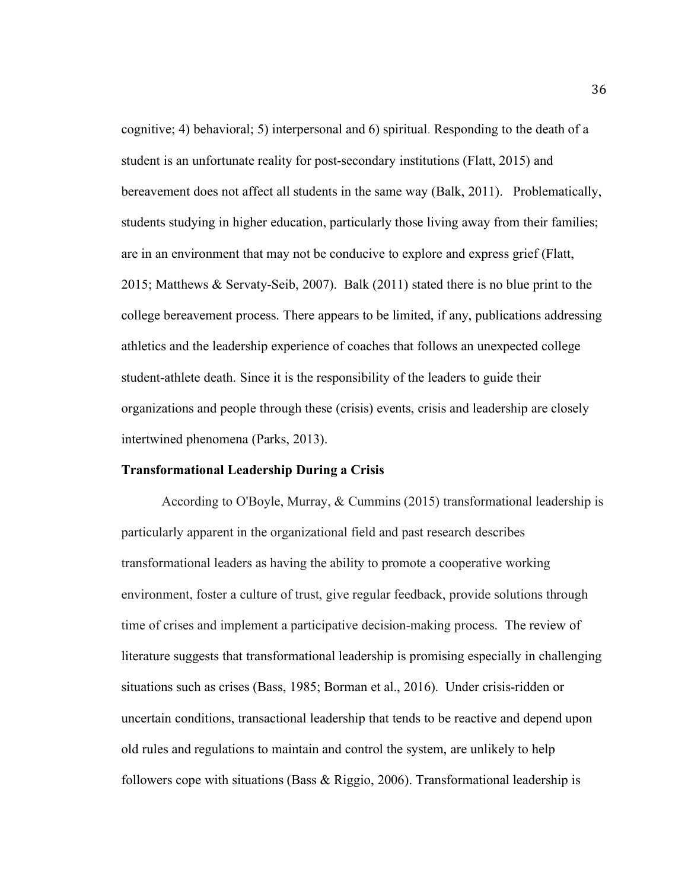cognitive; 4) behavioral; 5) interpersonal and 6) spiritual. Responding to the death of a student is an unfortunate reality for post-secondary institutions (Flatt, 2015) and bereavement does not affect all students in the same way (Balk, 2011). Problematically, students studying in higher education, particularly those living away from their families; are in an environment that may not be conducive to explore and express grief (Flatt, 2015; Matthews & Servaty-Seib, 2007). Balk (2011) stated there is no blue print to the college bereavement process. There appears to be limited, if any, publications addressing athletics and the leadership experience of coaches that follows an unexpected college student-athlete death. Since it is the responsibility of the leaders to guide their organizations and people through these (crisis) events, crisis and leadership are closely intertwined phenomena (Parks, 2013).

**Transformational Leadership During a Crisis**

According to O'Boyle, Murray, & Cummins (2015) transformational leadership is particularly apparent in the organizational field and past research describes transformational leaders as having the ability to promote a cooperative working environment, foster a culture of trust, give regular feedback, provide solutions through time of crises and implement a participative decision-making process. The review of literature suggests that transformational leadership is promising especially in challenging situations such as crises (Bass, 1985; Borman et al., 2016). Under crisis-ridden or uncertain conditions, transactional leadership that tends to be reactive and depend upon old rules and regulations to maintain and control the system, are unlikely to help followers cope with situations (Bass & Riggio, 2006). Transformational leadership is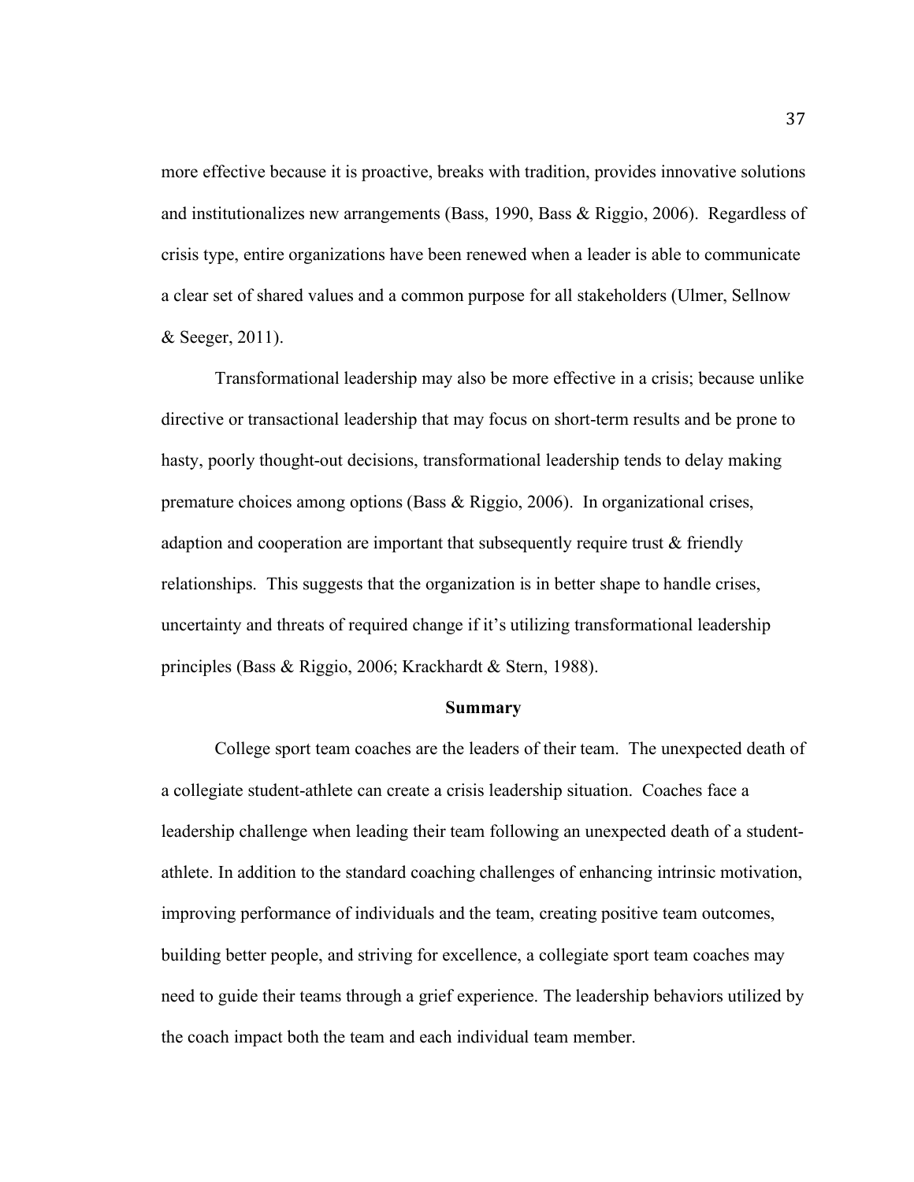more effective because it is proactive, breaks with tradition, provides innovative solutions and institutionalizes new arrangements (Bass, 1990, Bass & Riggio, 2006). Regardless of crisis type, entire organizations have been renewed when a leader is able to communicate a clear set of shared values and a common purpose for all stakeholders (Ulmer, Sellnow & Seeger, 2011).

Transformational leadership may also be more effective in a crisis; because unlike directive or transactional leadership that may focus on short-term results and be prone to hasty, poorly thought-out decisions, transformational leadership tends to delay making premature choices among options (Bass & Riggio, 2006). In organizational crises, adaption and cooperation are important that subsequently require trust & friendly relationships. This suggests that the organization is in better shape to handle crises, uncertainty and threats of required change if it's utilizing transformational leadership principles (Bass & Riggio, 2006; Krackhardt & Stern, 1988).

## Summary

College sport team coaches are the leaders of their team. The unexpected death of a collegiate student-athlete can create a crisis leadership situation. Coaches face a leadership challenge when leading their team following an unexpected death of a student-athlete. In addition to the standard coaching challenges of enhancing intrinsic motivation, improving performance of individuals and the team, creating positive team outcomes, building better people, and striving for excellence, a collegiate sport team coaches may need to guide their teams through a grief experience. The leadership behaviors utilized by the coach impact both the team and each individual team member.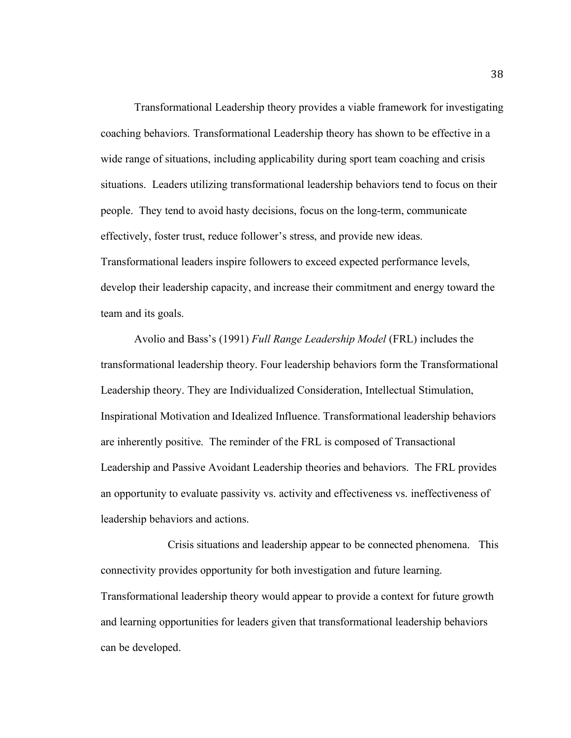Transformational Leadership theory provides a viable framework for investigating coaching behaviors. Transformational Leadership theory has shown to be effective in a wide range of situations, including applicability during sport team coaching and crisis situations. Leaders utilizing transformational leadership behaviors tend to focus on their people. They tend to avoid hasty decisions, focus on the long-term, communicate effectively, foster trust, reduce follower's stress, and provide new ideas. Transformational leaders inspire followers to exceed expected performance levels, develop their leadership capacity, and increase their commitment and energy toward the team and its goals.

Avolio and Bass's (1991) *Full Range Leadership Model* (FRL) includes the transformational leadership theory. Four leadership behaviors form the Transformational Leadership theory. They are Individualized Consideration, Intellectual Stimulation, Inspirational Motivation and Idealized Influence. Transformational leadership behaviors are inherently positive. The reminder of the FRL is composed of Transactional Leadership and Passive Avoidant Leadership theories and behaviors. The FRL provides an opportunity to evaluate passivity vs. activity and effectiveness vs. ineffectiveness of leadership behaviors and actions.

Crisis situations and leadership appear to be connected phenomena. This connectivity provides opportunity for both investigation and future learning. Transformational leadership theory would appear to provide a context for future growth and learning opportunities for leaders given that transformational leadership behaviors can be developed.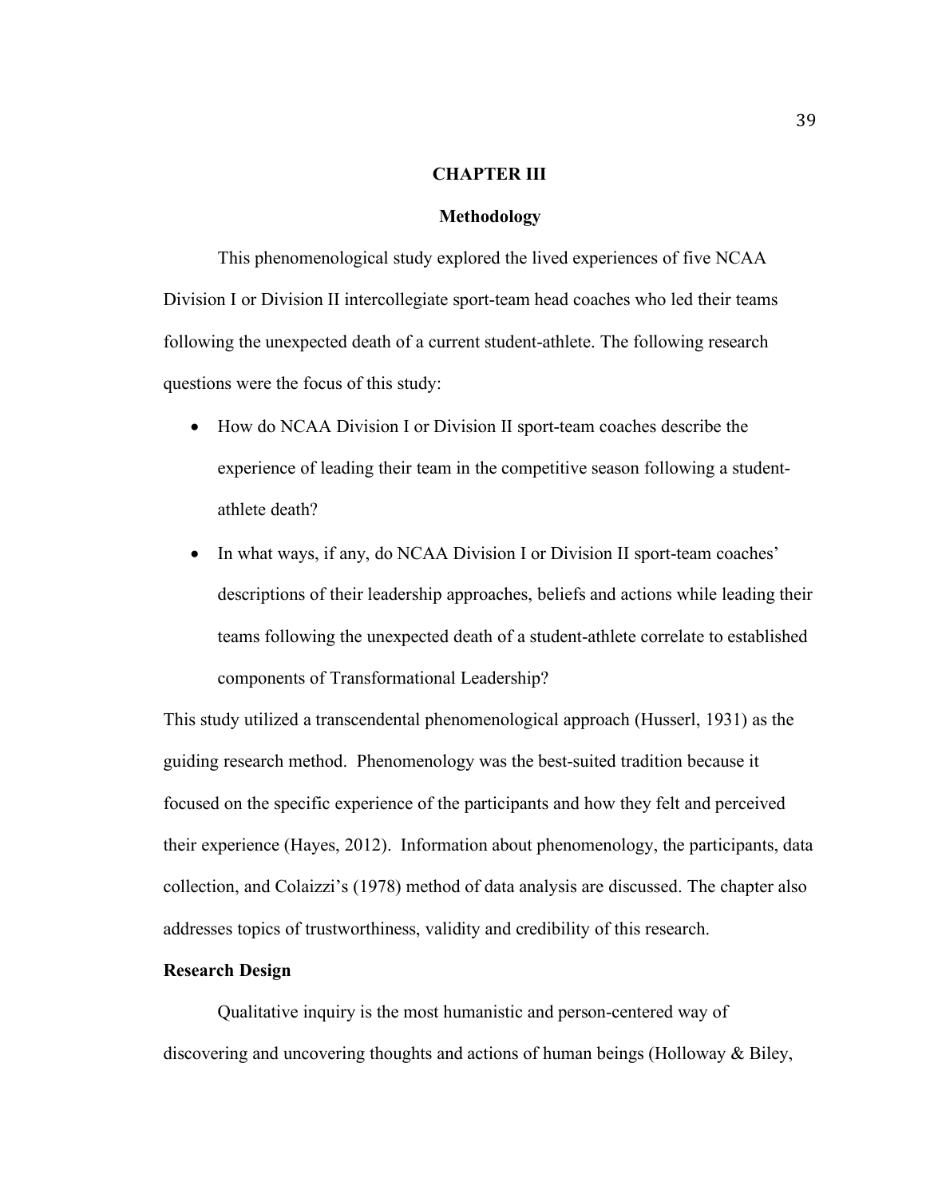# CHAPTER III

## Methodology

This phenomenological study explored the lived experiences of five NCAA Division I or Division II intercollegiate sport-team head coaches who led their teams following the unexpected death of a current student-athlete. The following research questions were the focus of this study:

- How do NCAA Division I or Division II sport-team coaches describe the experience of leading their team in the competitive season following a student-athlete death?
- In what ways, if any, do NCAA Division I or Division II sport-team coaches' descriptions of their leadership approaches, beliefs and actions while leading their teams following the unexpected death of a student-athlete correlate to established components of Transformational Leadership?

This study utilized a transcendental phenomenological approach (Husserl, 1931) as the guiding research method. Phenomenology was the best-suited tradition because it focused on the specific experience of the participants and how they felt and perceived their experience (Hayes, 2012). Information about phenomenology, the participants, data collection, and Colaizzi's (1978) method of data analysis are discussed. The chapter also addresses topics of trustworthiness, validity and credibility of this research.

### Research Design

Qualitative inquiry is the most humanistic and person-centered way of discovering and uncovering thoughts and actions of human beings (Holloway & Biley,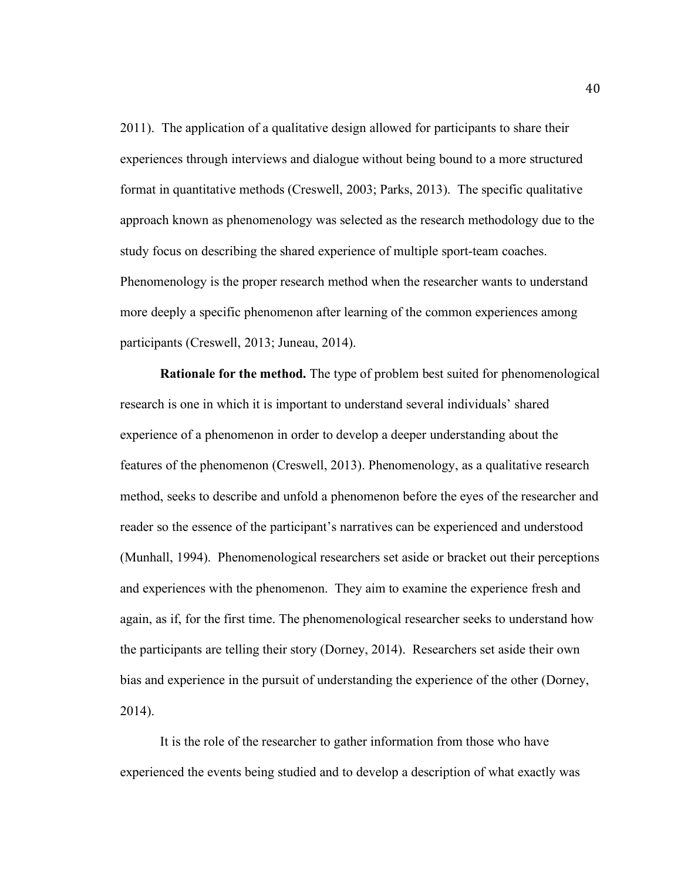2011). The application of a qualitative design allowed for participants to share their experiences through interviews and dialogue without being bound to a more structured format in quantitative methods (Creswell, 2003; Parks, 2013). The specific qualitative approach known as phenomenology was selected as the research methodology due to the study focus on describing the shared experience of multiple sport-team coaches. Phenomenology is the proper research method when the researcher wants to understand more deeply a specific phenomenon after learning of the common experiences among participants (Creswell, 2013; Juneau, 2014).

**Rationale for the method.** The type of problem best suited for phenomenological research is one in which it is important to understand several individuals' shared experience of a phenomenon in order to develop a deeper understanding about the features of the phenomenon (Creswell, 2013). Phenomenology, as a qualitative research method, seeks to describe and unfold a phenomenon before the eyes of the researcher and reader so the essence of the participant's narratives can be experienced and understood (Munhall, 1994). Phenomenological researchers set aside or bracket out their perceptions and experiences with the phenomenon. They aim to examine the experience fresh and again, as if, for the first time. The phenomenological researcher seeks to understand how the participants are telling their story (Dorney, 2014). Researchers set aside their own bias and experience in the pursuit of understanding the experience of the other (Dorney, 2014).

It is the role of the researcher to gather information from those who have experienced the events being studied and to develop a description of what exactly was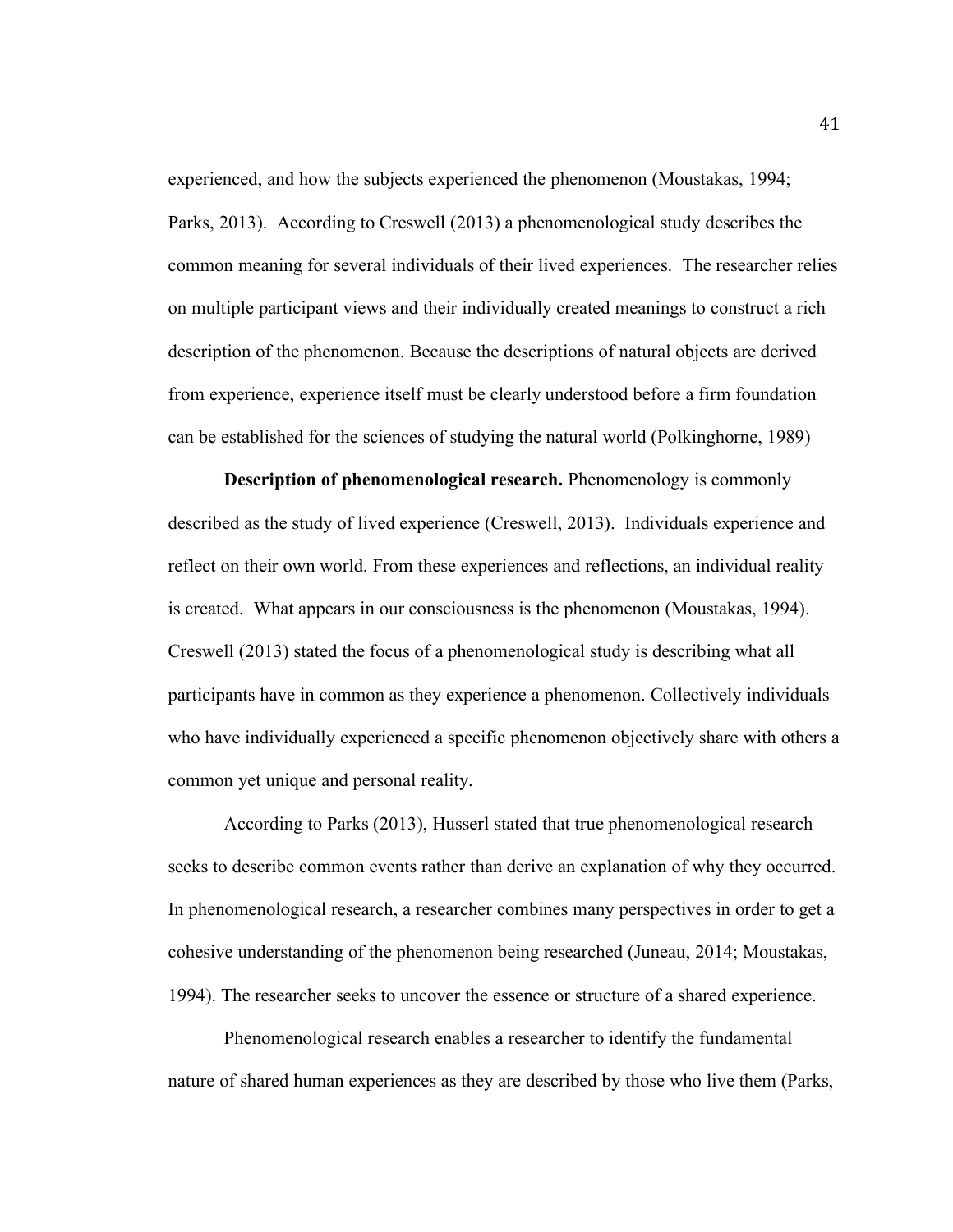experienced, and how the subjects experienced the phenomenon (Moustakas, 1994; Parks, 2013). According to Creswell (2013) a phenomenological study describes the common meaning for several individuals of their lived experiences. The researcher relies on multiple participant views and their individually created meanings to construct a rich description of the phenomenon. Because the descriptions of natural objects are derived from experience, experience itself must be clearly understood before a firm foundation can be established for the sciences of studying the natural world (Polkinghorne, 1989)

**Description of phenomenological research.** Phenomenology is commonly described as the study of lived experience (Creswell, 2013). Individuals experience and reflect on their own world. From these experiences and reflections, an individual reality is created. What appears in our consciousness is the phenomenon (Moustakas, 1994). Creswell (2013) stated the focus of a phenomenological study is describing what all participants have in common as they experience a phenomenon. Collectively individuals who have individually experienced a specific phenomenon objectively share with others a common yet unique and personal reality.

According to Parks (2013), Husserl stated that true phenomenological research seeks to describe common events rather than derive an explanation of why they occurred. In phenomenological research, a researcher combines many perspectives in order to get a cohesive understanding of the phenomenon being researched (Juneau, 2014; Moustakas, 1994). The researcher seeks to uncover the essence or structure of a shared experience.

Phenomenological research enables a researcher to identify the fundamental nature of shared human experiences as they are described by those who live them (Parks,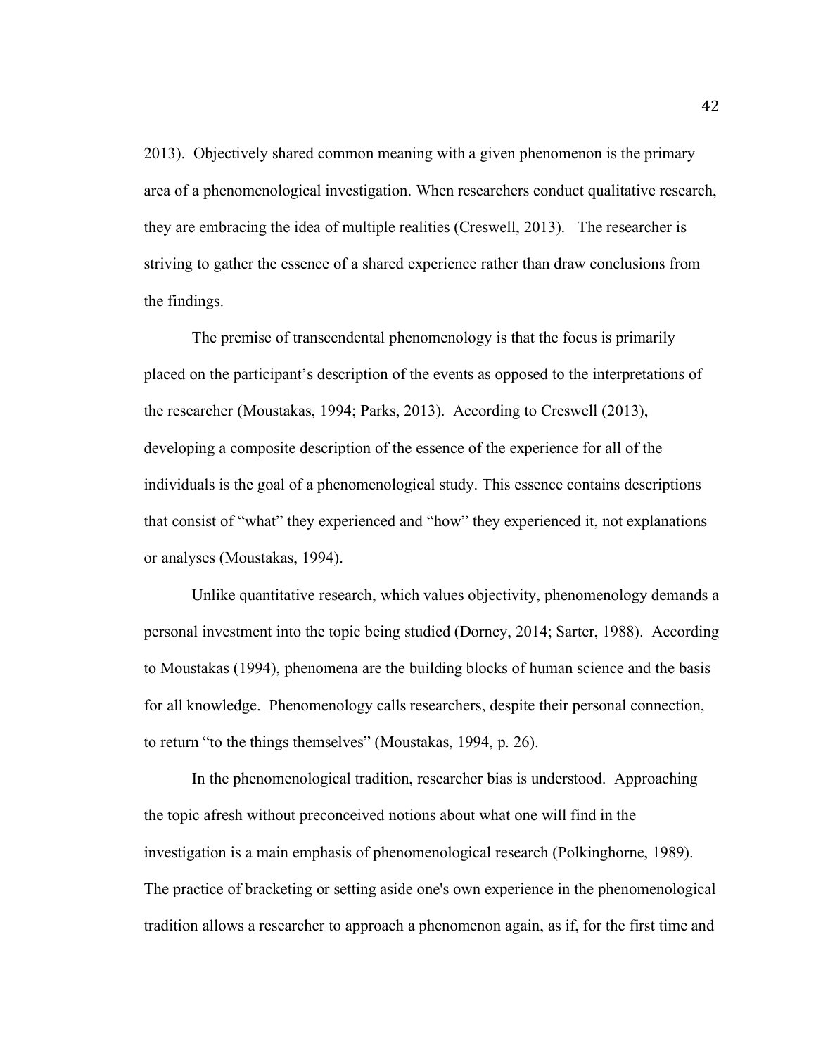2013). Objectively shared common meaning with a given phenomenon is the primary area of a phenomenological investigation. When researchers conduct qualitative research, they are embracing the idea of multiple realities (Creswell, 2013). The researcher is striving to gather the essence of a shared experience rather than draw conclusions from the findings.

The premise of transcendental phenomenology is that the focus is primarily placed on the participant's description of the events as opposed to the interpretations of the researcher (Moustakas, 1994; Parks, 2013). According to Creswell (2013), developing a composite description of the essence of the experience for all of the individuals is the goal of a phenomenological study. This essence contains descriptions that consist of "what" they experienced and "how" they experienced it, not explanations or analyses (Moustakas, 1994).

Unlike quantitative research, which values objectivity, phenomenology demands a personal investment into the topic being studied (Dorney, 2014; Sarter, 1988). According to Moustakas (1994), phenomena are the building blocks of human science and the basis for all knowledge. Phenomenology calls researchers, despite their personal connection, to return "to the things themselves" (Moustakas, 1994, p. 26).

In the phenomenological tradition, researcher bias is understood. Approaching the topic afresh without preconceived notions about what one will find in the investigation is a main emphasis of phenomenological research (Polkinghorne, 1989). The practice of bracketing or setting aside one's own experience in the phenomenological tradition allows a researcher to approach a phenomenon again, as if, for the first time and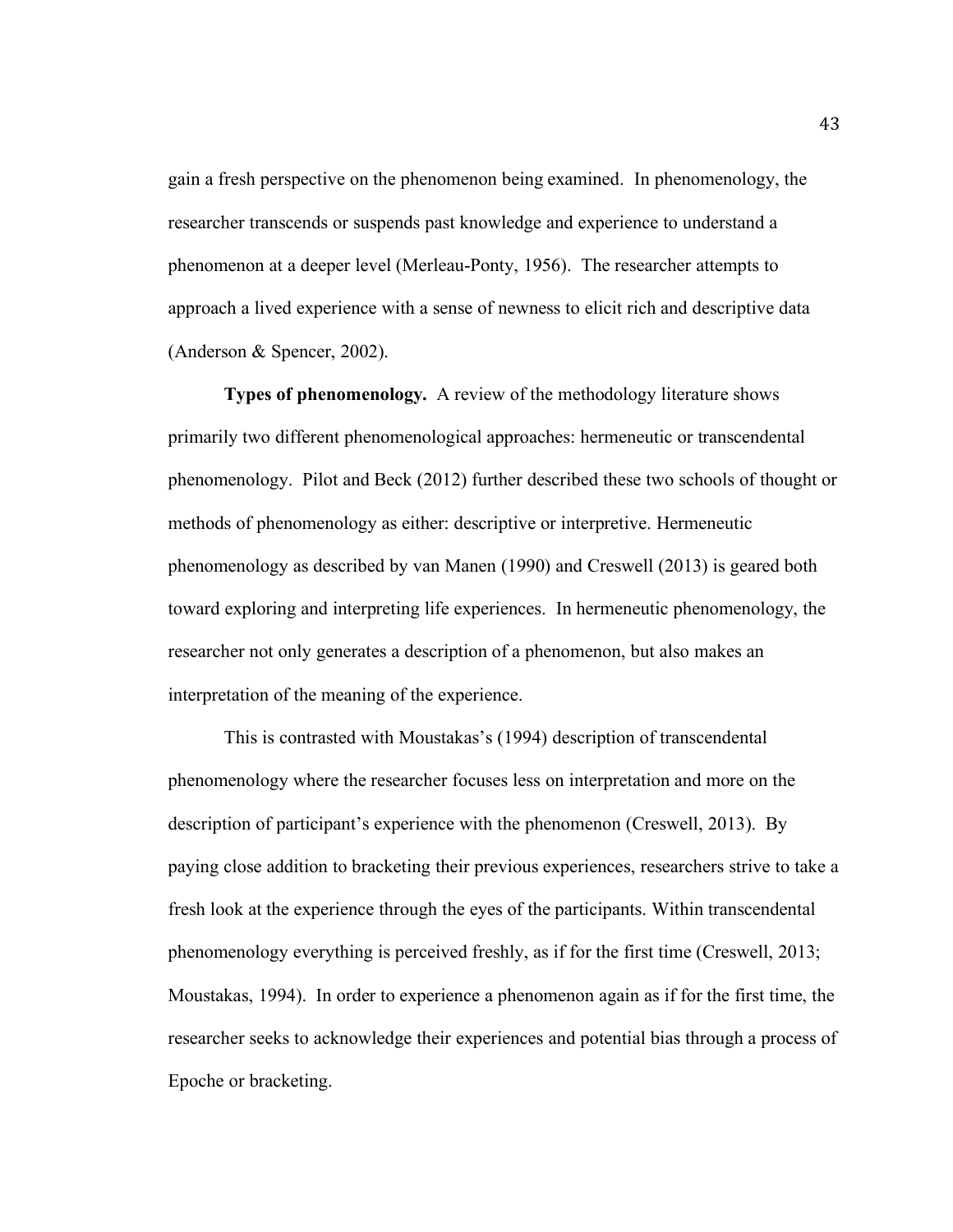gain a fresh perspective on the phenomenon being examined. In phenomenology, the researcher transcends or suspends past knowledge and experience to understand a phenomenon at a deeper level (Merleau-Ponty, 1956). The researcher attempts to approach a lived experience with a sense of newness to elicit rich and descriptive data (Anderson & Spencer, 2002).

**Types of phenomenology.** A review of the methodology literature shows primarily two different phenomenological approaches: hermeneutic or transcendental phenomenology. Pilot and Beck (2012) further described these two schools of thought or methods of phenomenology as either: descriptive or interpretive. Hermeneutic phenomenology as described by van Manen (1990) and Creswell (2013) is geared both toward exploring and interpreting life experiences. In hermeneutic phenomenology, the researcher not only generates a description of a phenomenon, but also makes an interpretation of the meaning of the experience.

This is contrasted with Moustakas's (1994) description of transcendental phenomenology where the researcher focuses less on interpretation and more on the description of participant's experience with the phenomenon (Creswell, 2013). By paying close addition to bracketing their previous experiences, researchers strive to take a fresh look at the experience through the eyes of the participants. Within transcendental phenomenology everything is perceived freshly, as if for the first time (Creswell, 2013; Moustakas, 1994). In order to experience a phenomenon again as if for the first time, the researcher seeks to acknowledge their experiences and potential bias through a process of Epoche or bracketing.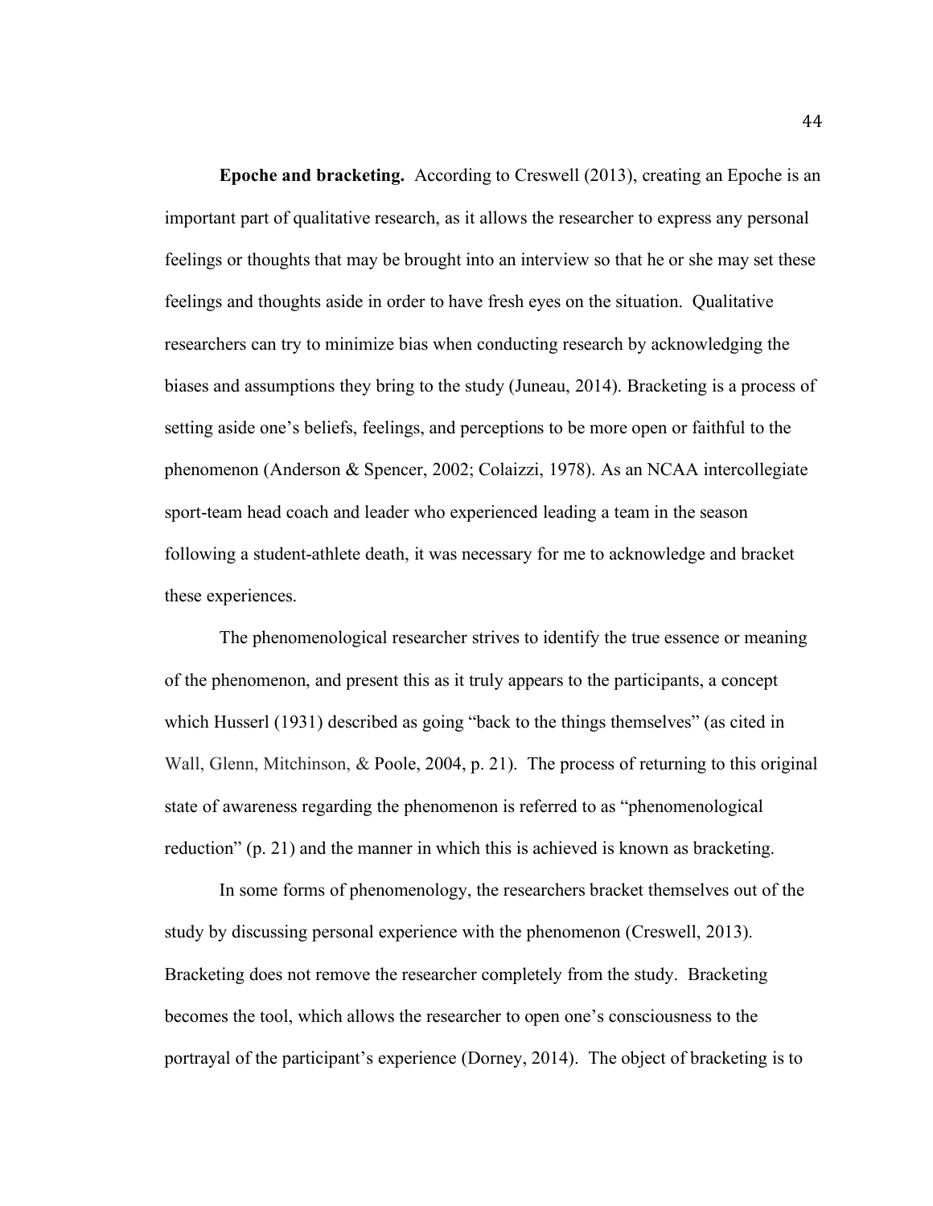**Epoche and bracketing.** According to Creswell (2013), creating an Epoche is an important part of qualitative research, as it allows the researcher to express any personal feelings or thoughts that may be brought into an interview so that he or she may set these feelings and thoughts aside in order to have fresh eyes on the situation. Qualitative researchers can try to minimize bias when conducting research by acknowledging the biases and assumptions they bring to the study (Juneau, 2014). Bracketing is a process of setting aside one's beliefs, feelings, and perceptions to be more open or faithful to the phenomenon (Anderson & Spencer, 2002; Colaizzi, 1978). As an NCAA intercollegiate sport-team head coach and leader who experienced leading a team in the season following a student-athlete death, it was necessary for me to acknowledge and bracket these experiences.

The phenomenological researcher strives to identify the true essence or meaning of the phenomenon, and present this as it truly appears to the participants, a concept which Husserl (1931) described as going "back to the things themselves" (as cited in Wall, Glenn, Mitchinson, & Poole, 2004, p. 21). The process of returning to this original state of awareness regarding the phenomenon is referred to as "phenomenological reduction" (p. 21) and the manner in which this is achieved is known as bracketing.

In some forms of phenomenology, the researchers bracket themselves out of the study by discussing personal experience with the phenomenon (Creswell, 2013). Bracketing does not remove the researcher completely from the study. Bracketing becomes the tool, which allows the researcher to open one's consciousness to the portrayal of the participant's experience (Dorney, 2014). The object of bracketing is to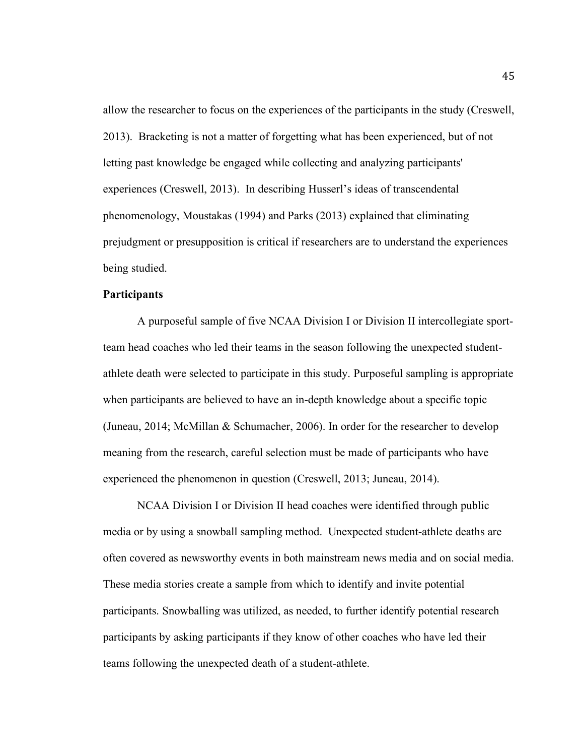allow the researcher to focus on the experiences of the participants in the study (Creswell, 2013). Bracketing is not a matter of forgetting what has been experienced, but of not letting past knowledge be engaged while collecting and analyzing participants' experiences (Creswell, 2013). In describing Husserl's ideas of transcendental phenomenology, Moustakas (1994) and Parks (2013) explained that eliminating prejudgment or presupposition is critical if researchers are to understand the experiences being studied.

**Participants**

A purposeful sample of five NCAA Division I or Division II intercollegiate sport-team head coaches who led their teams in the season following the unexpected student-athlete death were selected to participate in this study. Purposeful sampling is appropriate when participants are believed to have an in-depth knowledge about a specific topic (Juneau, 2014; McMillan & Schumacher, 2006). In order for the researcher to develop meaning from the research, careful selection must be made of participants who have experienced the phenomenon in question (Creswell, 2013; Juneau, 2014).

NCAA Division I or Division II head coaches were identified through public media or by using a snowball sampling method. Unexpected student-athlete deaths are often covered as newsworthy events in both mainstream news media and on social media. These media stories create a sample from which to identify and invite potential participants. Snowballing was utilized, as needed, to further identify potential research participants by asking participants if they know of other coaches who have led their teams following the unexpected death of a student-athlete.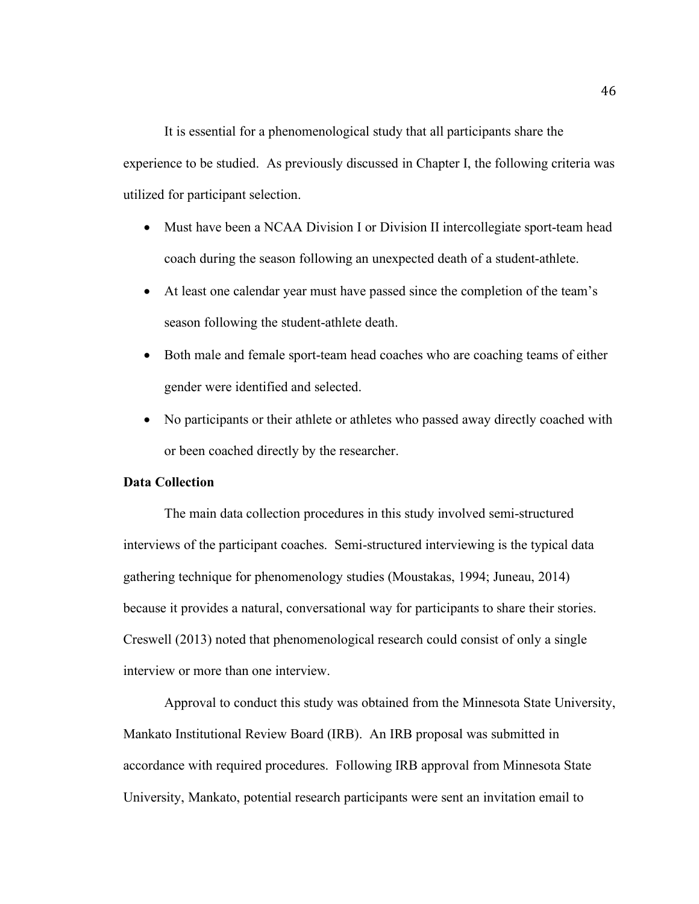It is essential for a phenomenological study that all participants share the experience to be studied. As previously discussed in Chapter I, the following criteria was utilized for participant selection.

- Must have been a NCAA Division I or Division II intercollegiate sport-team head coach during the season following an unexpected death of a student-athlete.
- At least one calendar year must have passed since the completion of the team's season following the student-athlete death.
- Both male and female sport-team head coaches who are coaching teams of either gender were identified and selected.
- No participants or their athlete or athletes who passed away directly coached with or been coached directly by the researcher.

**Data Collection**

The main data collection procedures in this study involved semi-structured interviews of the participant coaches. Semi-structured interviewing is the typical data gathering technique for phenomenology studies (Moustakas, 1994; Juneau, 2014) because it provides a natural, conversational way for participants to share their stories. Creswell (2013) noted that phenomenological research could consist of only a single interview or more than one interview.

Approval to conduct this study was obtained from the Minnesota State University, Mankato Institutional Review Board (IRB). An IRB proposal was submitted in accordance with required procedures. Following IRB approval from Minnesota State University, Mankato, potential research participants were sent an invitation email to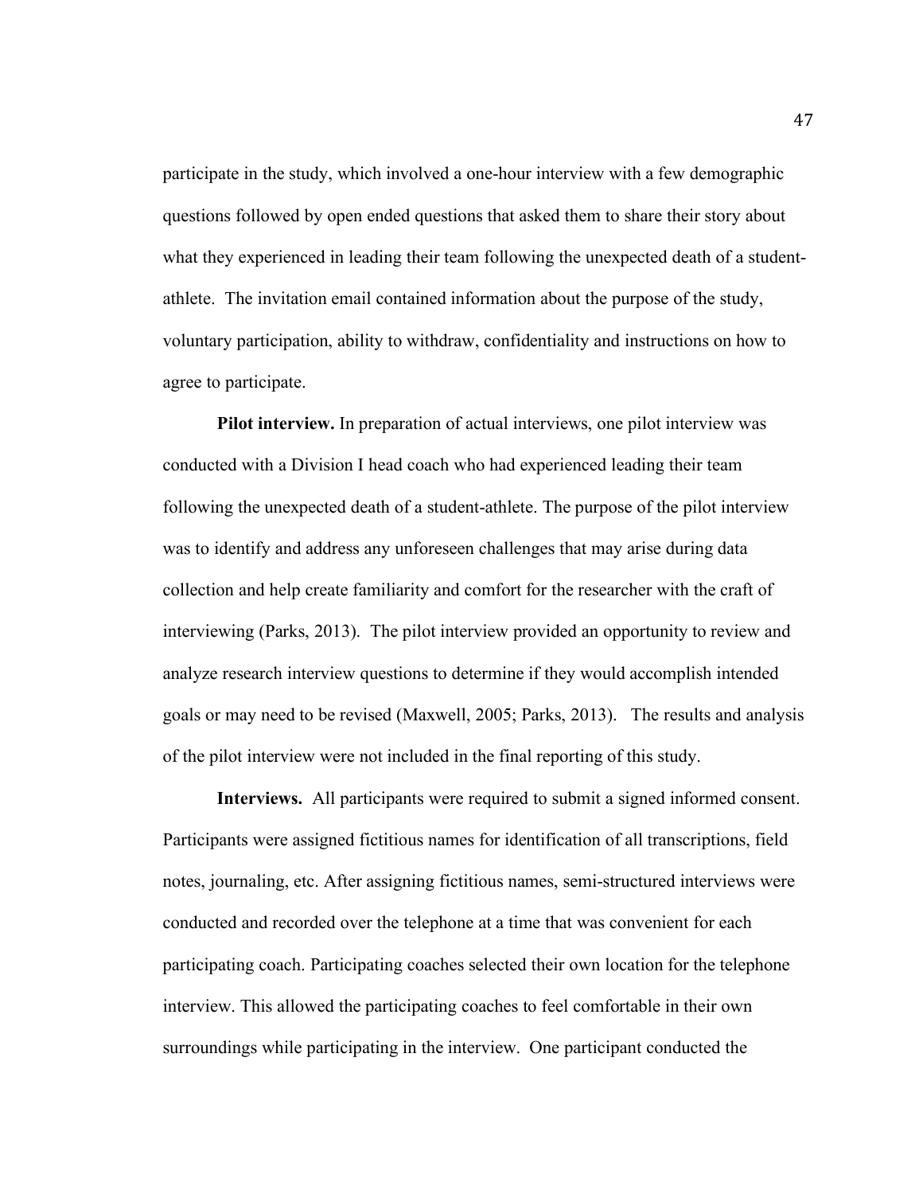participate in the study, which involved a one-hour interview with a few demographic questions followed by open ended questions that asked them to share their story about what they experienced in leading their team following the unexpected death of a student-athlete. The invitation email contained information about the purpose of the study, voluntary participation, ability to withdraw, confidentiality and instructions on how to agree to participate.

**Pilot interview.** In preparation of actual interviews, one pilot interview was conducted with a Division I head coach who had experienced leading their team following the unexpected death of a student-athlete. The purpose of the pilot interview was to identify and address any unforeseen challenges that may arise during data collection and help create familiarity and comfort for the researcher with the craft of interviewing (Parks, 2013). The pilot interview provided an opportunity to review and analyze research interview questions to determine if they would accomplish intended goals or may need to be revised (Maxwell, 2005; Parks, 2013). The results and analysis of the pilot interview were not included in the final reporting of this study.

**Interviews.** All participants were required to submit a signed informed consent. Participants were assigned fictitious names for identification of all transcriptions, field notes, journaling, etc. After assigning fictitious names, semi-structured interviews were conducted and recorded over the telephone at a time that was convenient for each participating coach. Participating coaches selected their own location for the telephone interview. This allowed the participating coaches to feel comfortable in their own surroundings while participating in the interview. One participant conducted the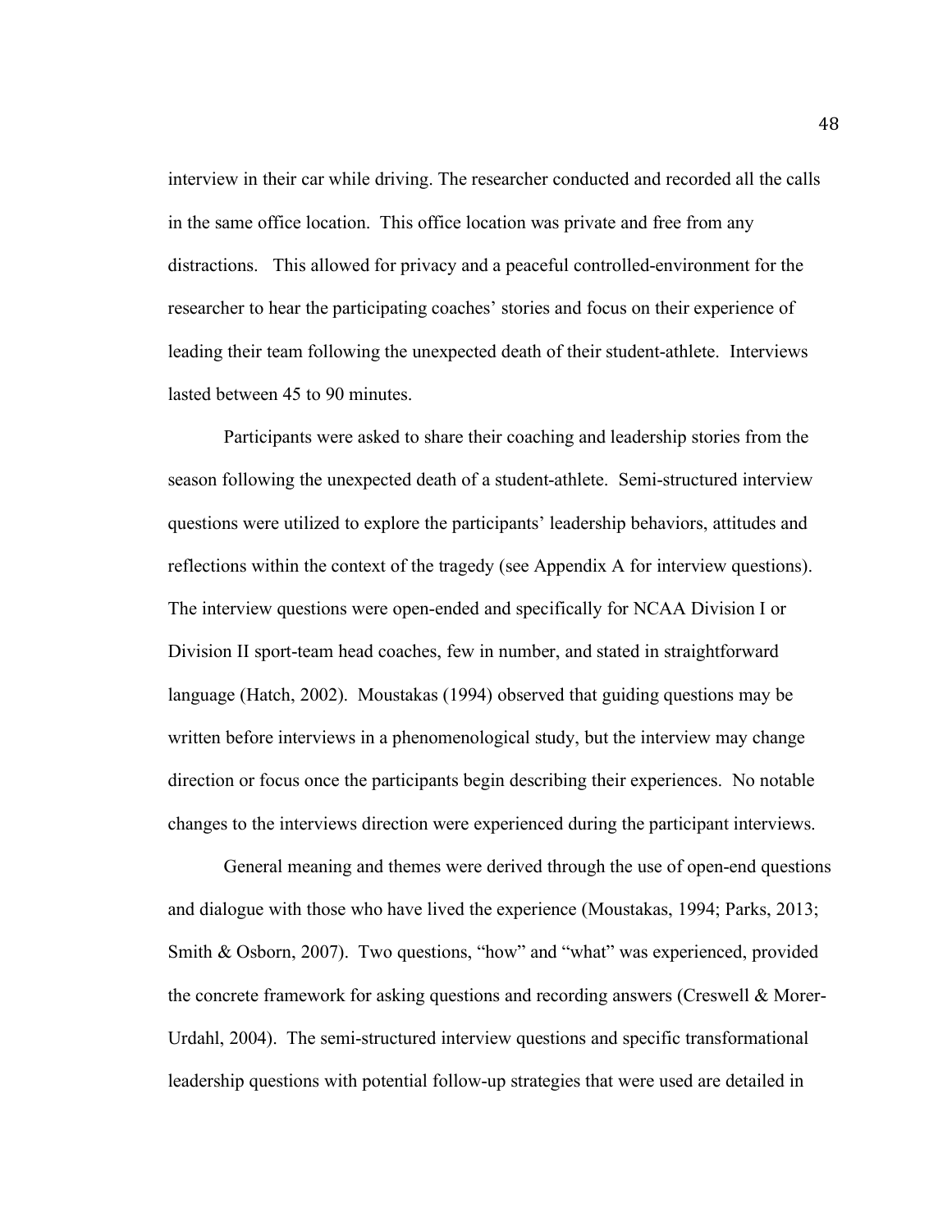interview in their car while driving. The researcher conducted and recorded all the calls in the same office location. This office location was private and free from any distractions. This allowed for privacy and a peaceful controlled-environment for the researcher to hear the participating coaches' stories and focus on their experience of leading their team following the unexpected death of their student-athlete. Interviews lasted between 45 to 90 minutes.

Participants were asked to share their coaching and leadership stories from the season following the unexpected death of a student-athlete. Semi-structured interview questions were utilized to explore the participants' leadership behaviors, attitudes and reflections within the context of the tragedy (see Appendix A for interview questions). The interview questions were open-ended and specifically for NCAA Division I or Division II sport-team head coaches, few in number, and stated in straightforward language (Hatch, 2002). Moustakas (1994) observed that guiding questions may be written before interviews in a phenomenological study, but the interview may change direction or focus once the participants begin describing their experiences. No notable changes to the interviews direction were experienced during the participant interviews.

General meaning and themes were derived through the use of open-end questions and dialogue with those who have lived the experience (Moustakas, 1994; Parks, 2013; Smith & Osborn, 2007). Two questions, "how" and "what" was experienced, provided the concrete framework for asking questions and recording answers (Creswell & Morer-Urdahl, 2004). The semi-structured interview questions and specific transformational leadership questions with potential follow-up strategies that were used are detailed in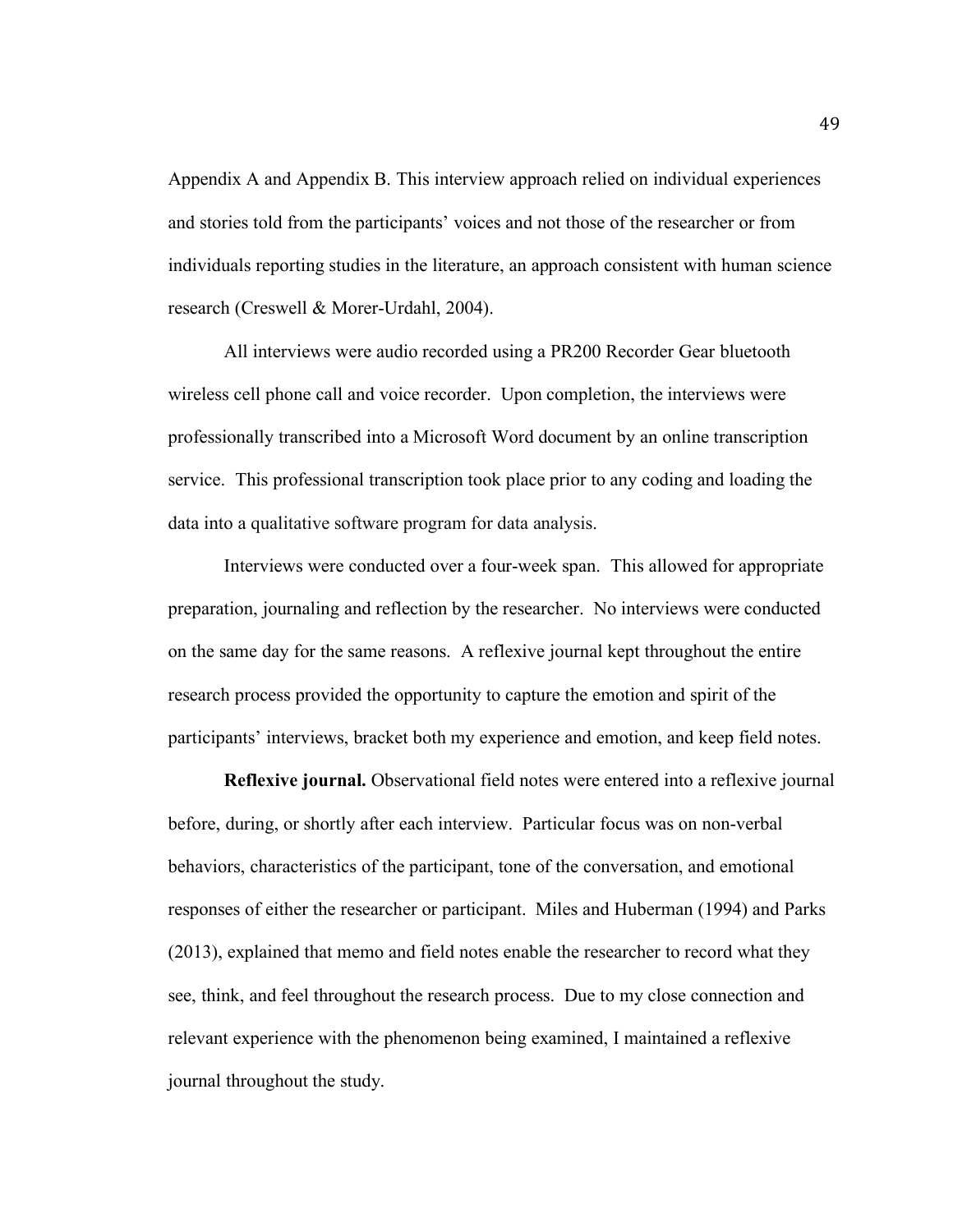Appendix A and Appendix B. This interview approach relied on individual experiences and stories told from the participants' voices and not those of the researcher or from individuals reporting studies in the literature, an approach consistent with human science research (Creswell & Morer-Urdahl, 2004).

All interviews were audio recorded using a PR200 Recorder Gear bluetooth wireless cell phone call and voice recorder. Upon completion, the interviews were professionally transcribed into a Microsoft Word document by an online transcription service. This professional transcription took place prior to any coding and loading the data into a qualitative software program for data analysis.

Interviews were conducted over a four-week span. This allowed for appropriate preparation, journaling and reflection by the researcher. No interviews were conducted on the same day for the same reasons. A reflexive journal kept throughout the entire research process provided the opportunity to capture the emotion and spirit of the participants' interviews, bracket both my experience and emotion, and keep field notes.

**Reflexive journal.** Observational field notes were entered into a reflexive journal before, during, or shortly after each interview. Particular focus was on non-verbal behaviors, characteristics of the participant, tone of the conversation, and emotional responses of either the researcher or participant. Miles and Huberman (1994) and Parks (2013), explained that memo and field notes enable the researcher to record what they see, think, and feel throughout the research process. Due to my close connection and relevant experience with the phenomenon being examined, I maintained a reflexive journal throughout the study.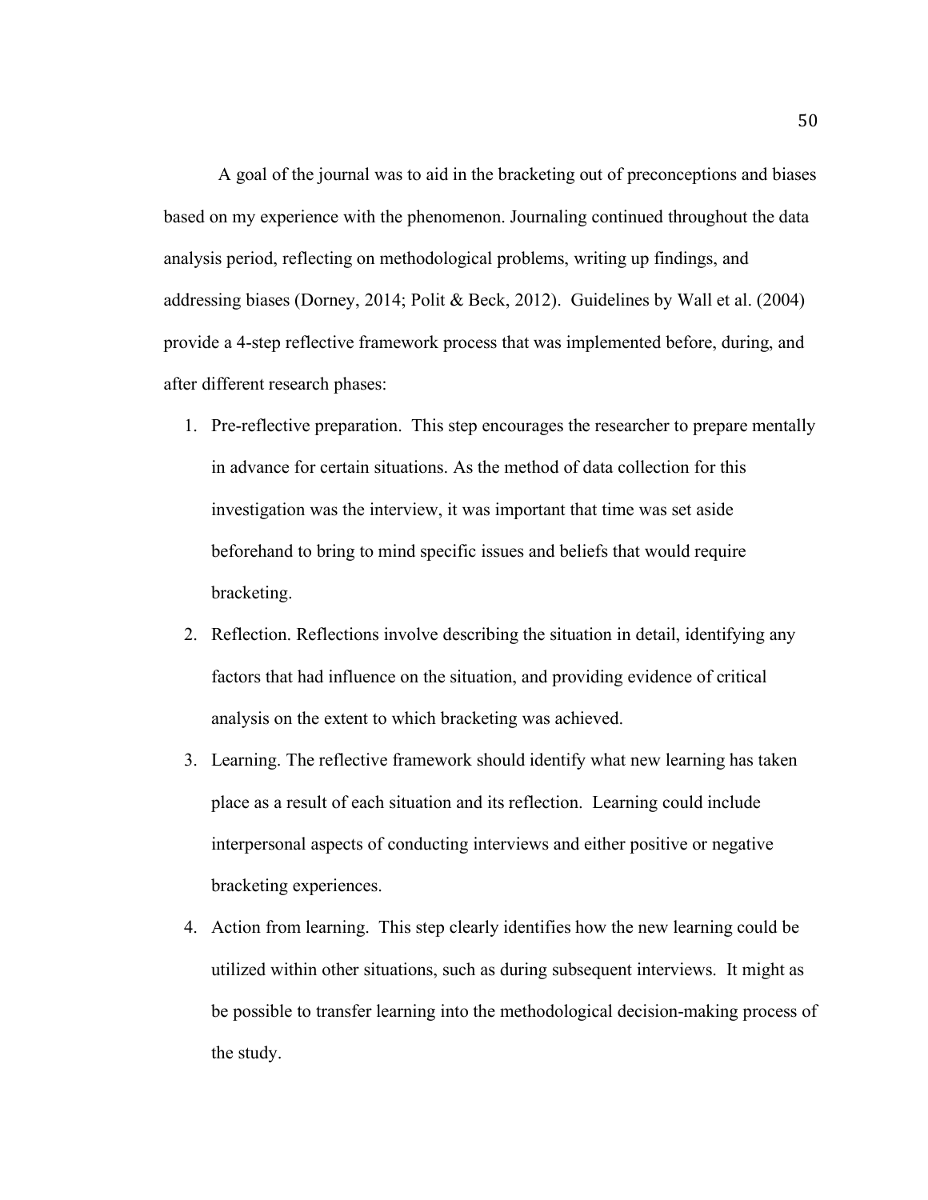A goal of the journal was to aid in the bracketing out of preconceptions and biases based on my experience with the phenomenon. Journaling continued throughout the data analysis period, reflecting on methodological problems, writing up findings, and addressing biases (Dorney, 2014; Polit & Beck, 2012). Guidelines by Wall et al. (2004) provide a 4-step reflective framework process that was implemented before, during, and after different research phases:

1. Pre-reflective preparation. This step encourages the researcher to prepare mentally in advance for certain situations. As the method of data collection for this investigation was the interview, it was important that time was set aside beforehand to bring to mind specific issues and beliefs that would require bracketing.
2. Reflection. Reflections involve describing the situation in detail, identifying any factors that had influence on the situation, and providing evidence of critical analysis on the extent to which bracketing was achieved.
3. Learning. The reflective framework should identify what new learning has taken place as a result of each situation and its reflection. Learning could include interpersonal aspects of conducting interviews and either positive or negative bracketing experiences.
4. Action from learning. This step clearly identifies how the new learning could be utilized within other situations, such as during subsequent interviews. It might as be possible to transfer learning into the methodological decision-making process of the study.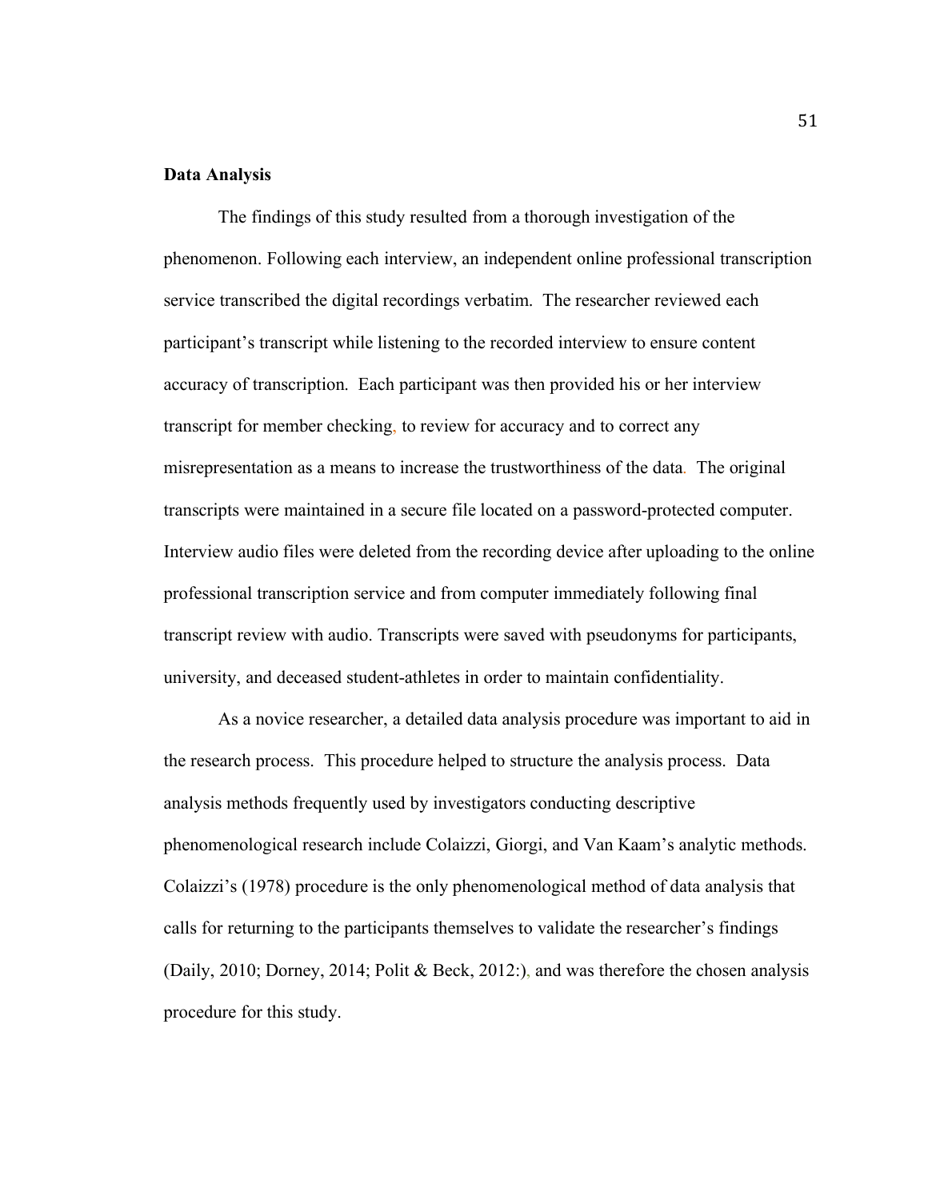**Data Analysis**

The findings of this study resulted from a thorough investigation of the phenomenon. Following each interview, an independent online professional transcription service transcribed the digital recordings verbatim. The researcher reviewed each participant's transcript while listening to the recorded interview to ensure content accuracy of transcription. Each participant was then provided his or her interview transcript for member checking, to review for accuracy and to correct any misrepresentation as a means to increase the trustworthiness of the data. The original transcripts were maintained in a secure file located on a password-protected computer. Interview audio files were deleted from the recording device after uploading to the online professional transcription service and from computer immediately following final transcript review with audio. Transcripts were saved with pseudonyms for participants, university, and deceased student-athletes in order to maintain confidentiality.

As a novice researcher, a detailed data analysis procedure was important to aid in the research process. This procedure helped to structure the analysis process. Data analysis methods frequently used by investigators conducting descriptive phenomenological research include Colaizzi, Giorgi, and Van Kaam's analytic methods. Colaizzi's (1978) procedure is the only phenomenological method of data analysis that calls for returning to the participants themselves to validate the researcher's findings (Daily, 2010; Dorney, 2014; Polit & Beck, 2012:), and was therefore the chosen analysis procedure for this study.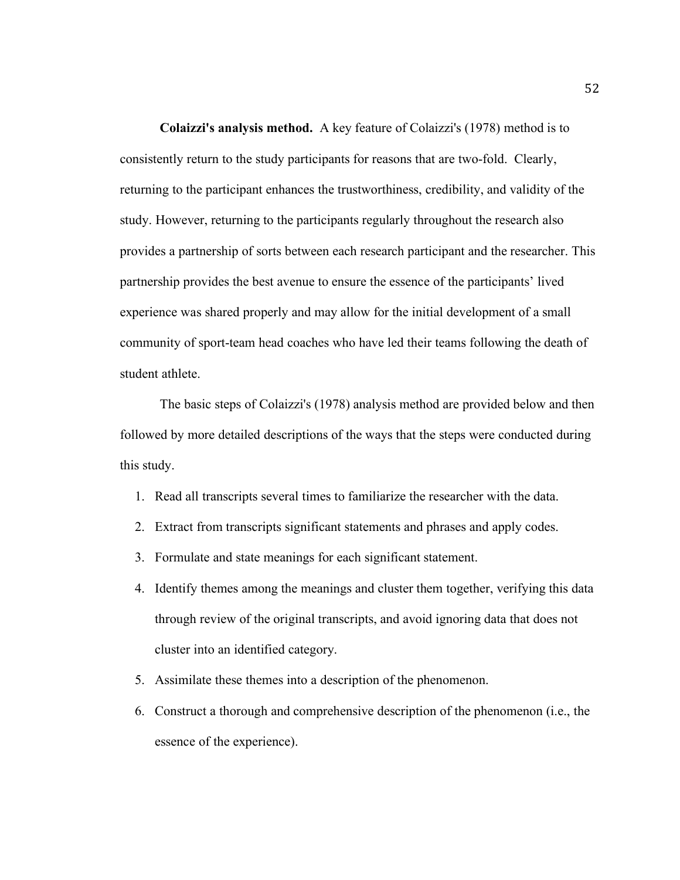**Colaizzi's analysis method.** A key feature of Colaizzi's (1978) method is to consistently return to the study participants for reasons that are two-fold. Clearly, returning to the participant enhances the trustworthiness, credibility, and validity of the study. However, returning to the participants regularly throughout the research also provides a partnership of sorts between each research participant and the researcher. This partnership provides the best avenue to ensure the essence of the participants' lived experience was shared properly and may allow for the initial development of a small community of sport-team head coaches who have led their teams following the death of student athlete.

The basic steps of Colaizzi's (1978) analysis method are provided below and then followed by more detailed descriptions of the ways that the steps were conducted during this study.

1. Read all transcripts several times to familiarize the researcher with the data.
2. Extract from transcripts significant statements and phrases and apply codes.
3. Formulate and state meanings for each significant statement.
4. Identify themes among the meanings and cluster them together, verifying this data through review of the original transcripts, and avoid ignoring data that does not cluster into an identified category.
5. Assimilate these themes into a description of the phenomenon.
6. Construct a thorough and comprehensive description of the phenomenon (i.e., the essence of the experience).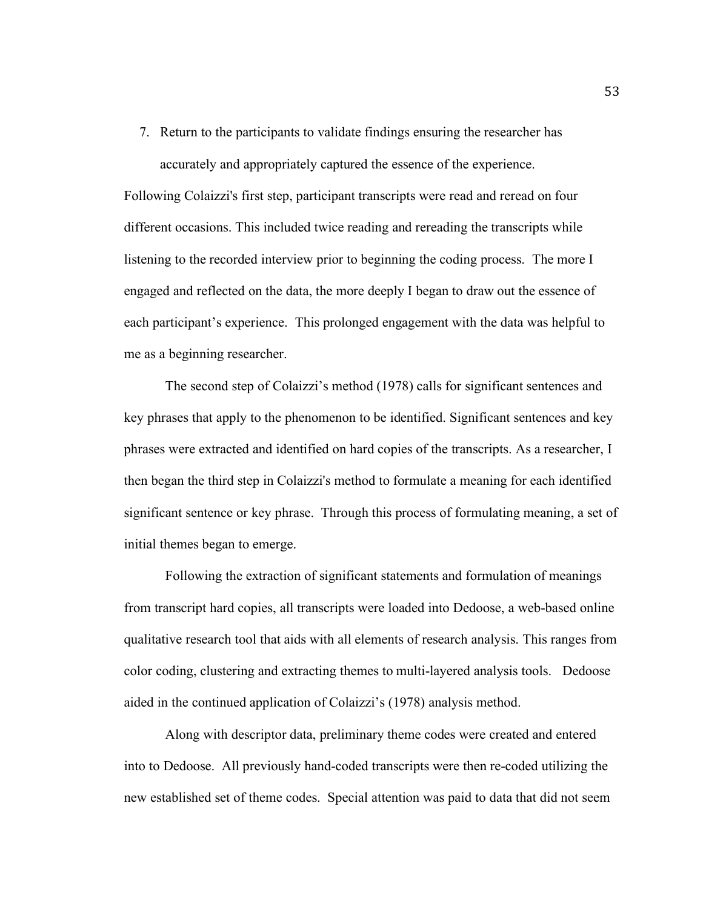7. Return to the participants to validate findings ensuring the researcher has accurately and appropriately captured the essence of the experience.

Following Colaizzi's first step, participant transcripts were read and reread on four different occasions. This included twice reading and rereading the transcripts while listening to the recorded interview prior to beginning the coding process. The more I engaged and reflected on the data, the more deeply I began to draw out the essence of each participant's experience. This prolonged engagement with the data was helpful to me as a beginning researcher.

The second step of Colaizzi's method (1978) calls for significant sentences and key phrases that apply to the phenomenon to be identified. Significant sentences and key phrases were extracted and identified on hard copies of the transcripts. As a researcher, I then began the third step in Colaizzi's method to formulate a meaning for each identified significant sentence or key phrase. Through this process of formulating meaning, a set of initial themes began to emerge.

Following the extraction of significant statements and formulation of meanings from transcript hard copies, all transcripts were loaded into Dedoose, a web-based online qualitative research tool that aids with all elements of research analysis. This ranges from color coding, clustering and extracting themes to multi-layered analysis tools. Dedoose aided in the continued application of Colaizzi's (1978) analysis method.

Along with descriptor data, preliminary theme codes were created and entered into to Dedoose. All previously hand-coded transcripts were then re-coded utilizing the new established set of theme codes. Special attention was paid to data that did not seem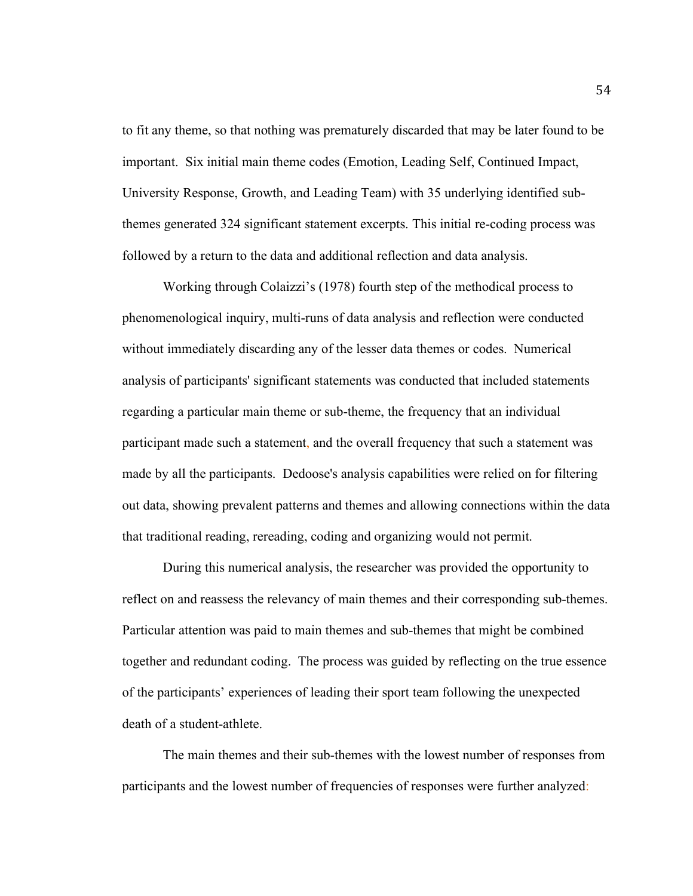to fit any theme, so that nothing was prematurely discarded that may be later found to be important. Six initial main theme codes (Emotion, Leading Self, Continued Impact, University Response, Growth, and Leading Team) with 35 underlying identified sub-themes generated 324 significant statement excerpts. This initial re-coding process was followed by a return to the data and additional reflection and data analysis.

Working through Colaizzi's (1978) fourth step of the methodical process to phenomenological inquiry, multi-runs of data analysis and reflection were conducted without immediately discarding any of the lesser data themes or codes. Numerical analysis of participants' significant statements was conducted that included statements regarding a particular main theme or sub-theme, the frequency that an individual participant made such a statement, and the overall frequency that such a statement was made by all the participants. Dedoose's analysis capabilities were relied on for filtering out data, showing prevalent patterns and themes and allowing connections within the data that traditional reading, rereading, coding and organizing would not permit.

During this numerical analysis, the researcher was provided the opportunity to reflect on and reassess the relevancy of main themes and their corresponding sub-themes. Particular attention was paid to main themes and sub-themes that might be combined together and redundant coding. The process was guided by reflecting on the true essence of the participants' experiences of leading their sport team following the unexpected death of a student-athlete.

The main themes and their sub-themes with the lowest number of responses from participants and the lowest number of frequencies of responses were further analyzed: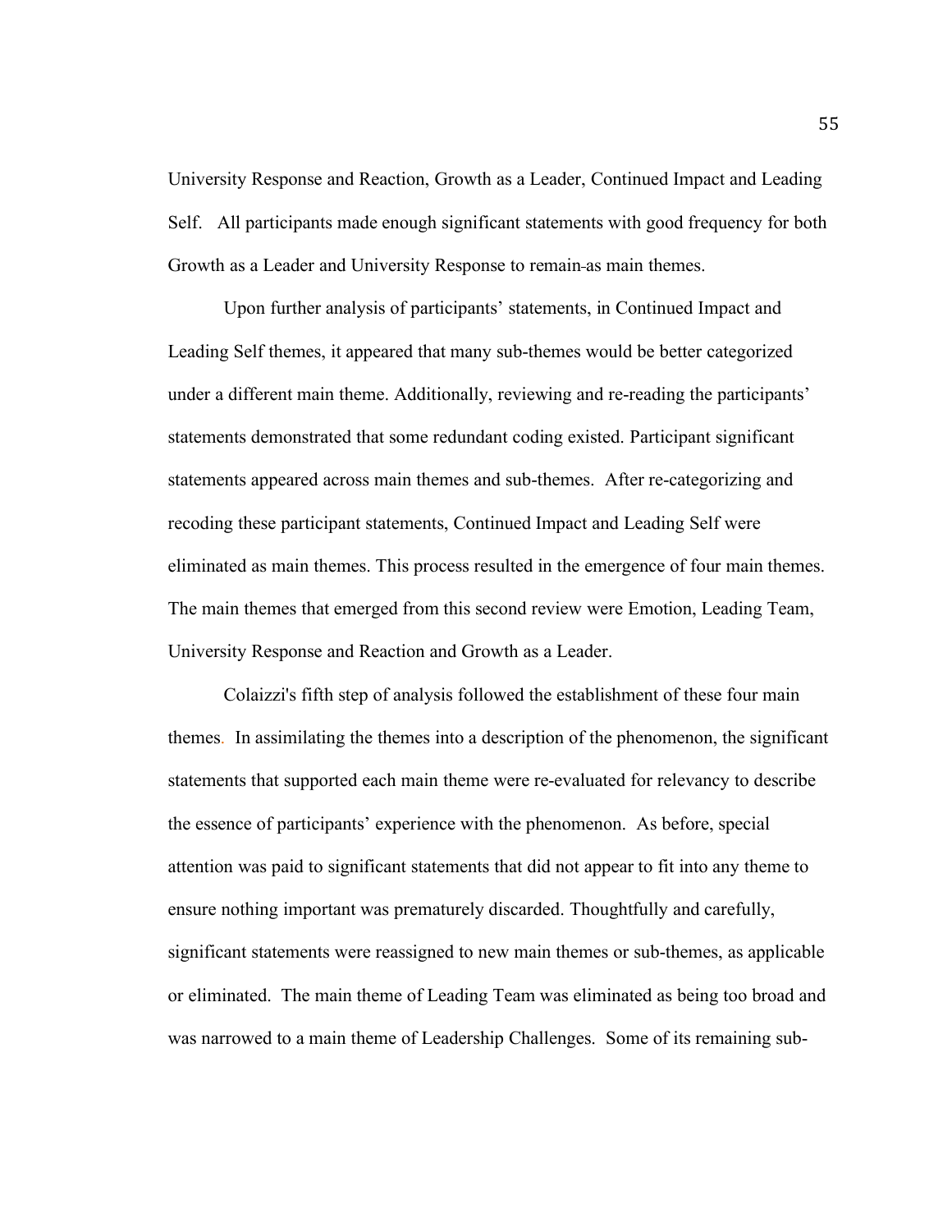University Response and Reaction, Growth as a Leader, Continued Impact and Leading Self. All participants made enough significant statements with good frequency for both Growth as a Leader and University Response to remain as main themes.

Upon further analysis of participants' statements, in Continued Impact and Leading Self themes, it appeared that many sub-themes would be better categorized under a different main theme. Additionally, reviewing and re-reading the participants' statements demonstrated that some redundant coding existed. Participant significant statements appeared across main themes and sub-themes. After re-categorizing and recoding these participant statements, Continued Impact and Leading Self were eliminated as main themes. This process resulted in the emergence of four main themes. The main themes that emerged from this second review were Emotion, Leading Team, University Response and Reaction and Growth as a Leader.

Colaizzi's fifth step of analysis followed the establishment of these four main themes. In assimilating the themes into a description of the phenomenon, the significant statements that supported each main theme were re-evaluated for relevancy to describe the essence of participants' experience with the phenomenon. As before, special attention was paid to significant statements that did not appear to fit into any theme to ensure nothing important was prematurely discarded. Thoughtfully and carefully, significant statements were reassigned to new main themes or sub-themes, as applicable or eliminated. The main theme of Leading Team was eliminated as being too broad and was narrowed to a main theme of Leadership Challenges. Some of its remaining sub-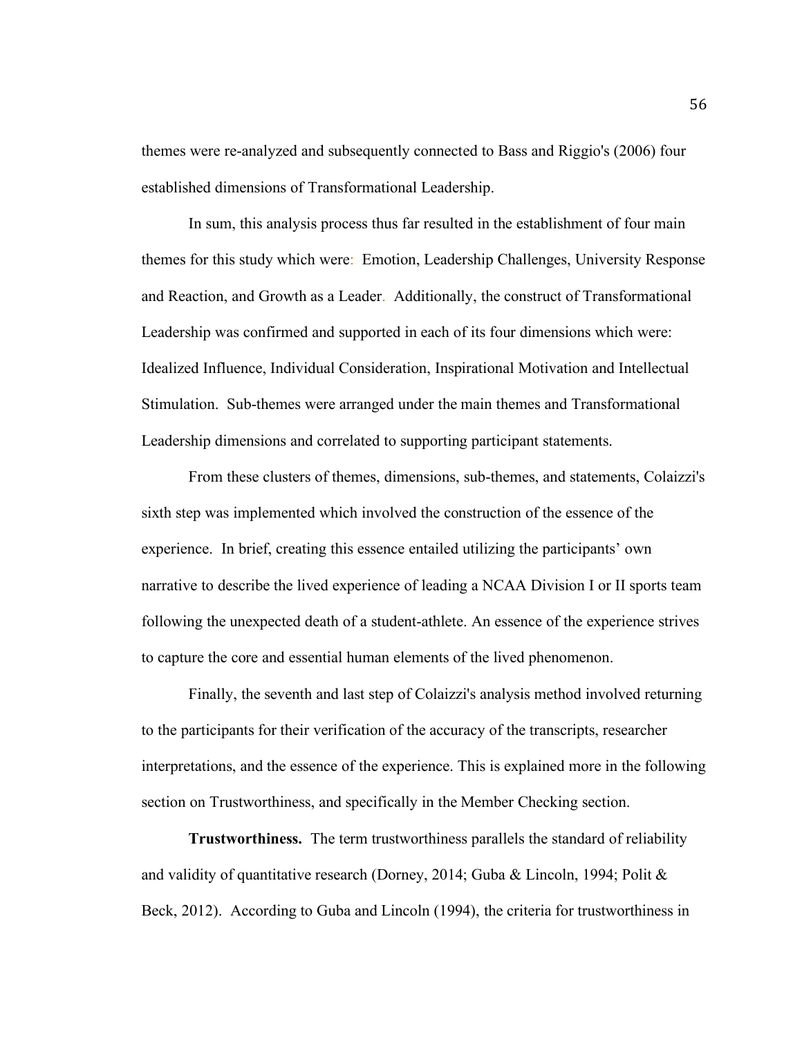themes were re-analyzed and subsequently connected to Bass and Riggio's (2006) four established dimensions of Transformational Leadership.

In sum, this analysis process thus far resulted in the establishment of four main themes for this study which were: Emotion, Leadership Challenges, University Response and Reaction, and Growth as a Leader. Additionally, the construct of Transformational Leadership was confirmed and supported in each of its four dimensions which were: Idealized Influence, Individual Consideration, Inspirational Motivation and Intellectual Stimulation. Sub-themes were arranged under the main themes and Transformational Leadership dimensions and correlated to supporting participant statements.

From these clusters of themes, dimensions, sub-themes, and statements, Colaizzi's sixth step was implemented which involved the construction of the essence of the experience. In brief, creating this essence entailed utilizing the participants' own narrative to describe the lived experience of leading a NCAA Division I or II sports team following the unexpected death of a student-athlete. An essence of the experience strives to capture the core and essential human elements of the lived phenomenon.

Finally, the seventh and last step of Colaizzi's analysis method involved returning to the participants for their verification of the accuracy of the transcripts, researcher interpretations, and the essence of the experience. This is explained more in the following section on Trustworthiness, and specifically in the Member Checking section.

**Trustworthiness.** The term trustworthiness parallels the standard of reliability and validity of quantitative research (Dorney, 2014; Guba & Lincoln, 1994; Polit & Beck, 2012). According to Guba and Lincoln (1994), the criteria for trustworthiness in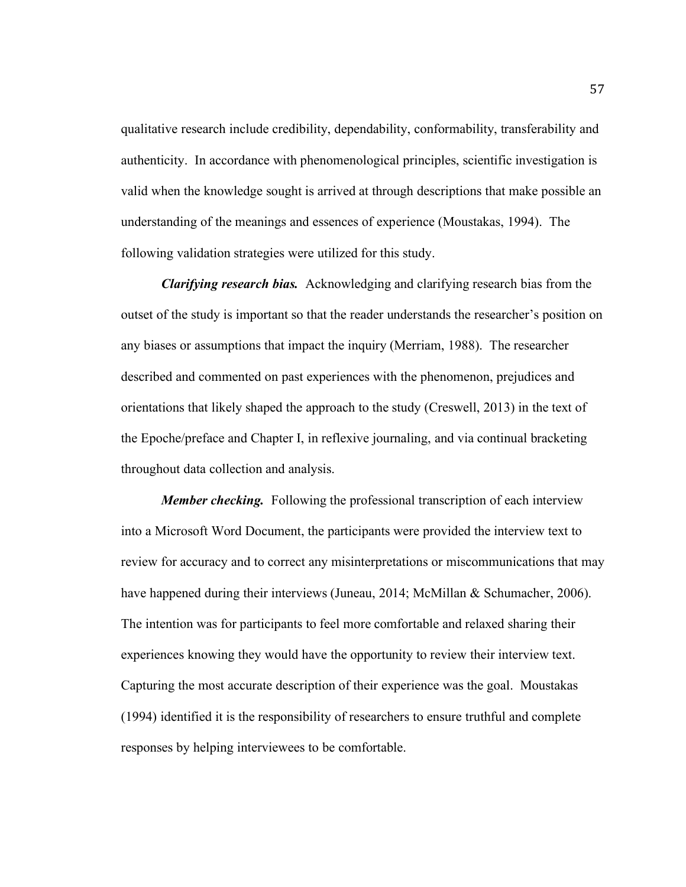qualitative research include credibility, dependability, conformability, transferability and authenticity. In accordance with phenomenological principles, scientific investigation is valid when the knowledge sought is arrived at through descriptions that make possible an understanding of the meanings and essences of experience (Moustakas, 1994). The following validation strategies were utilized for this study.

***Clarifying research bias.*** Acknowledging and clarifying research bias from the outset of the study is important so that the reader understands the researcher's position on any biases or assumptions that impact the inquiry (Merriam, 1988). The researcher described and commented on past experiences with the phenomenon, prejudices and orientations that likely shaped the approach to the study (Creswell, 2013) in the text of the Epoche/preface and Chapter I, in reflexive journaling, and via continual bracketing throughout data collection and analysis.

***Member checking.*** Following the professional transcription of each interview into a Microsoft Word Document, the participants were provided the interview text to review for accuracy and to correct any misinterpretations or miscommunications that may have happened during their interviews (Juneau, 2014; McMillan & Schumacher, 2006). The intention was for participants to feel more comfortable and relaxed sharing their experiences knowing they would have the opportunity to review their interview text. Capturing the most accurate description of their experience was the goal. Moustakas (1994) identified it is the responsibility of researchers to ensure truthful and complete responses by helping interviewees to be comfortable.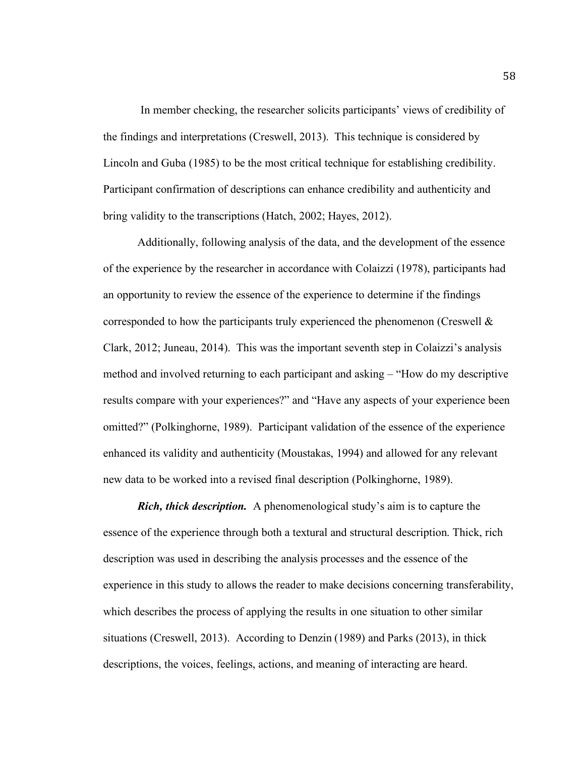In member checking, the researcher solicits participants' views of credibility of the findings and interpretations (Creswell, 2013). This technique is considered by Lincoln and Guba (1985) to be the most critical technique for establishing credibility. Participant confirmation of descriptions can enhance credibility and authenticity and bring validity to the transcriptions (Hatch, 2002; Hayes, 2012).

Additionally, following analysis of the data, and the development of the essence of the experience by the researcher in accordance with Colaizzi (1978), participants had an opportunity to review the essence of the experience to determine if the findings corresponded to how the participants truly experienced the phenomenon (Creswell & Clark, 2012; Juneau, 2014). This was the important seventh step in Colaizzi's analysis method and involved returning to each participant and asking – "How do my descriptive results compare with your experiences?" and "Have any aspects of your experience been omitted?" (Polkinghorne, 1989). Participant validation of the essence of the experience enhanced its validity and authenticity (Moustakas, 1994) and allowed for any relevant new data to be worked into a revised final description (Polkinghorne, 1989).

***Rich, thick description.*** A phenomenological study's aim is to capture the essence of the experience through both a textural and structural description. Thick, rich description was used in describing the analysis processes and the essence of the experience in this study to allows the reader to make decisions concerning transferability, which describes the process of applying the results in one situation to other similar situations (Creswell, 2013). According to Denzin (1989) and Parks (2013), in thick descriptions, the voices, feelings, actions, and meaning of interacting are heard.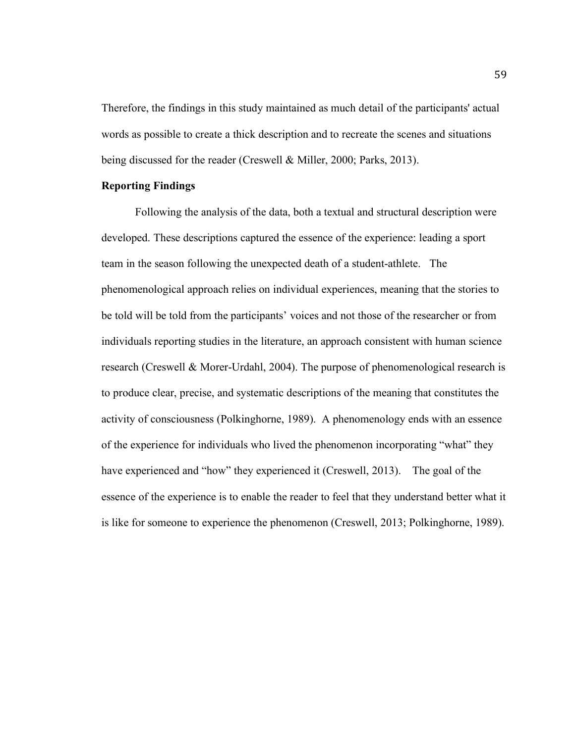Therefore, the findings in this study maintained as much detail of the participants' actual words as possible to create a thick description and to recreate the scenes and situations being discussed for the reader (Creswell & Miller, 2000; Parks, 2013).

**Reporting Findings**

Following the analysis of the data, both a textual and structural description were developed. These descriptions captured the essence of the experience: leading a sport team in the season following the unexpected death of a student-athlete. The phenomenological approach relies on individual experiences, meaning that the stories to be told will be told from the participants' voices and not those of the researcher or from individuals reporting studies in the literature, an approach consistent with human science research (Creswell & Morer-Urdahl, 2004). The purpose of phenomenological research is to produce clear, precise, and systematic descriptions of the meaning that constitutes the activity of consciousness (Polkinghorne, 1989). A phenomenology ends with an essence of the experience for individuals who lived the phenomenon incorporating "what" they have experienced and "how" they experienced it (Creswell, 2013). The goal of the essence of the experience is to enable the reader to feel that they understand better what it is like for someone to experience the phenomenon (Creswell, 2013; Polkinghorne, 1989).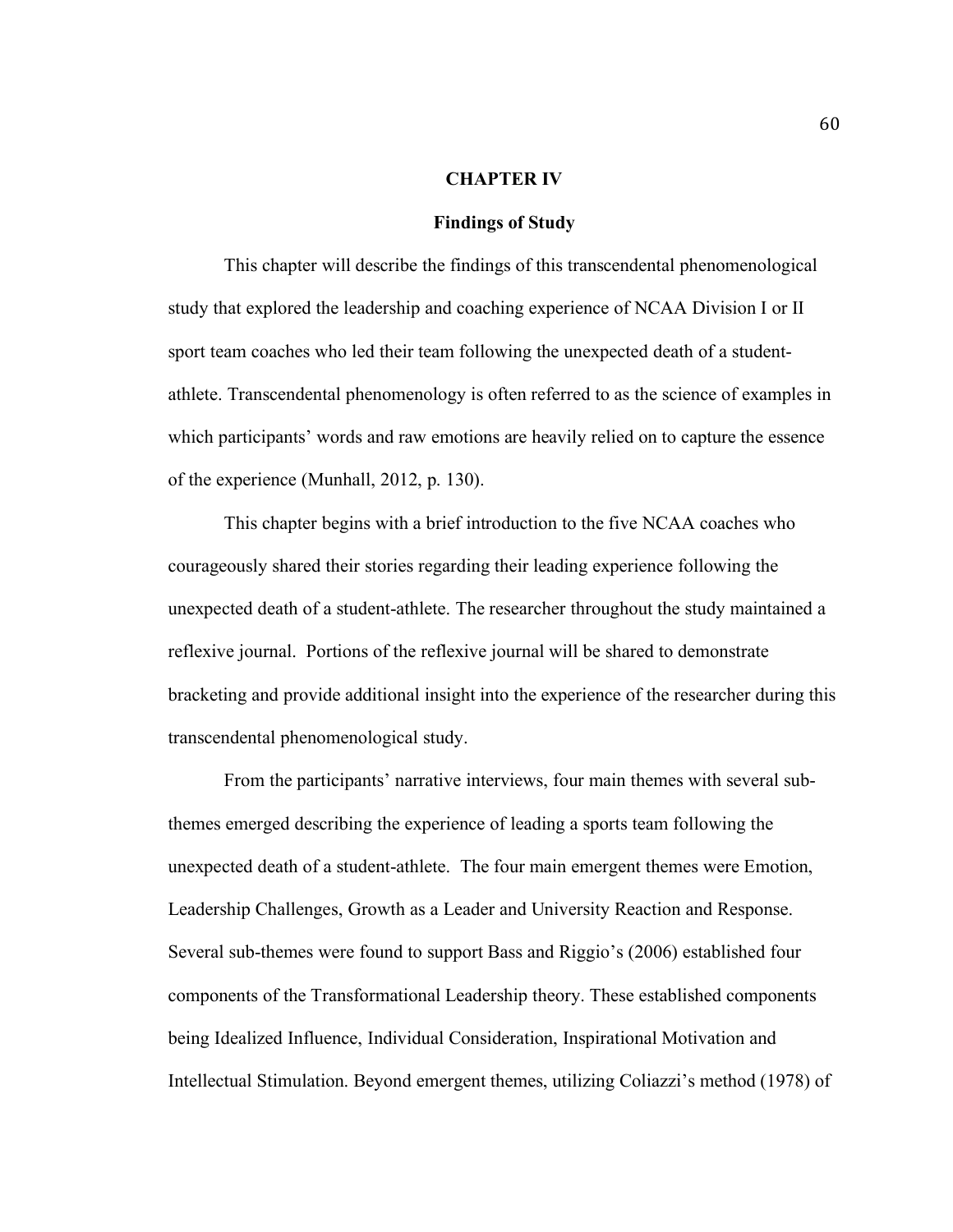# CHAPTER IV

## Findings of Study

This chapter will describe the findings of this transcendental phenomenological study that explored the leadership and coaching experience of NCAA Division I or II sport team coaches who led their team following the unexpected death of a student-athlete. Transcendental phenomenology is often referred to as the science of examples in which participants' words and raw emotions are heavily relied on to capture the essence of the experience (Munhall, 2012, p. 130).

This chapter begins with a brief introduction to the five NCAA coaches who courageously shared their stories regarding their leading experience following the unexpected death of a student-athlete. The researcher throughout the study maintained a reflexive journal. Portions of the reflexive journal will be shared to demonstrate bracketing and provide additional insight into the experience of the researcher during this transcendental phenomenological study.

From the participants' narrative interviews, four main themes with several sub-themes emerged describing the experience of leading a sports team following the unexpected death of a student-athlete. The four main emergent themes were Emotion, Leadership Challenges, Growth as a Leader and University Reaction and Response. Several sub-themes were found to support Bass and Riggio's (2006) established four components of the Transformational Leadership theory. These established components being Idealized Influence, Individual Consideration, Inspirational Motivation and Intellectual Stimulation. Beyond emergent themes, utilizing Coliazzi's method (1978) of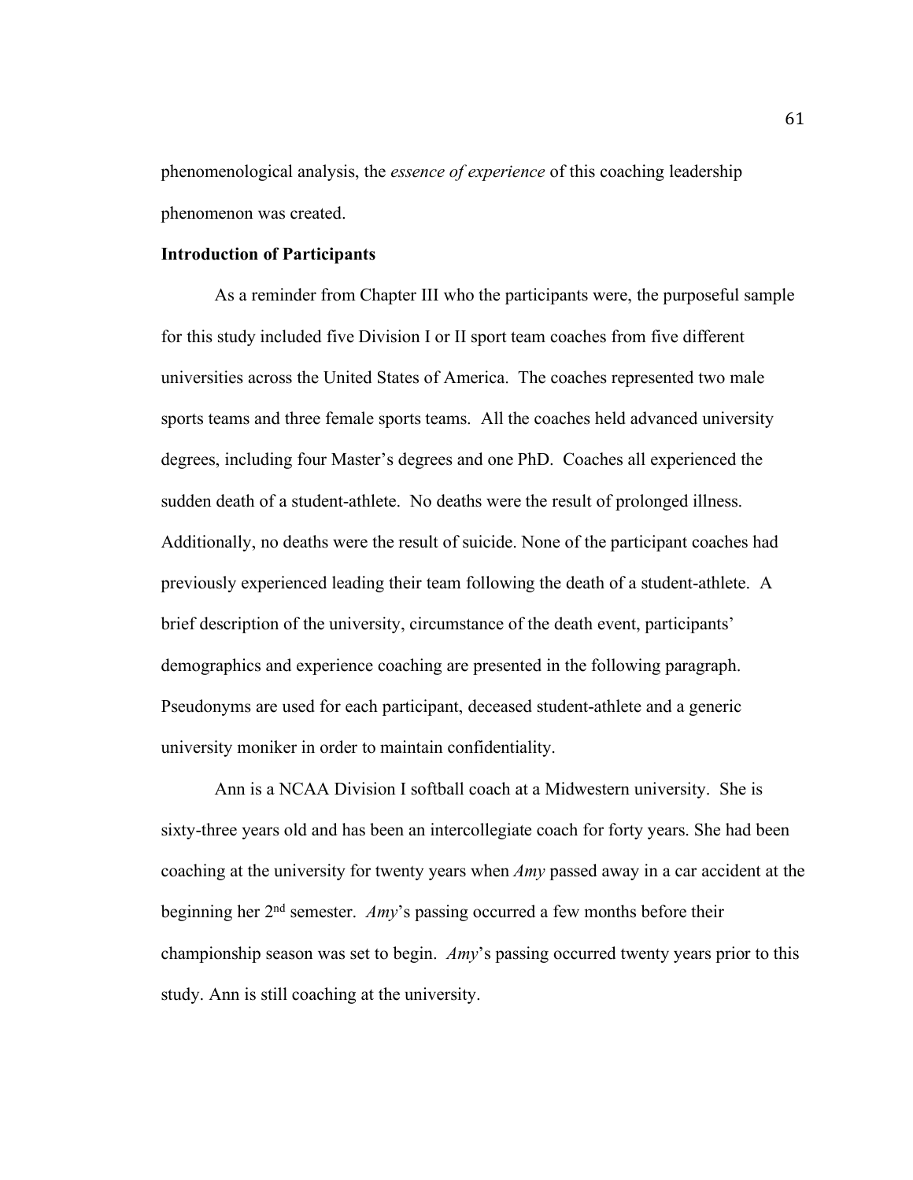phenomenological analysis, the *essence of experience* of this coaching leadership phenomenon was created.

**Introduction of Participants**

As a reminder from Chapter III who the participants were, the purposeful sample for this study included five Division I or II sport team coaches from five different universities across the United States of America. The coaches represented two male sports teams and three female sports teams. All the coaches held advanced university degrees, including four Master's degrees and one PhD. Coaches all experienced the sudden death of a student-athlete. No deaths were the result of prolonged illness. Additionally, no deaths were the result of suicide. None of the participant coaches had previously experienced leading their team following the death of a student-athlete. A brief description of the university, circumstance of the death event, participants' demographics and experience coaching are presented in the following paragraph. Pseudonyms are used for each participant, deceased student-athlete and a generic university moniker in order to maintain confidentiality.

Ann is a NCAA Division I softball coach at a Midwestern university. She is sixty-three years old and has been an intercollegiate coach for forty years. She had been coaching at the university for twenty years when *Amy* passed away in a car accident at the beginning her 2nd semester. *Amy*'s passing occurred a few months before their championship season was set to begin. *Amy*'s passing occurred twenty years prior to this study. Ann is still coaching at the university.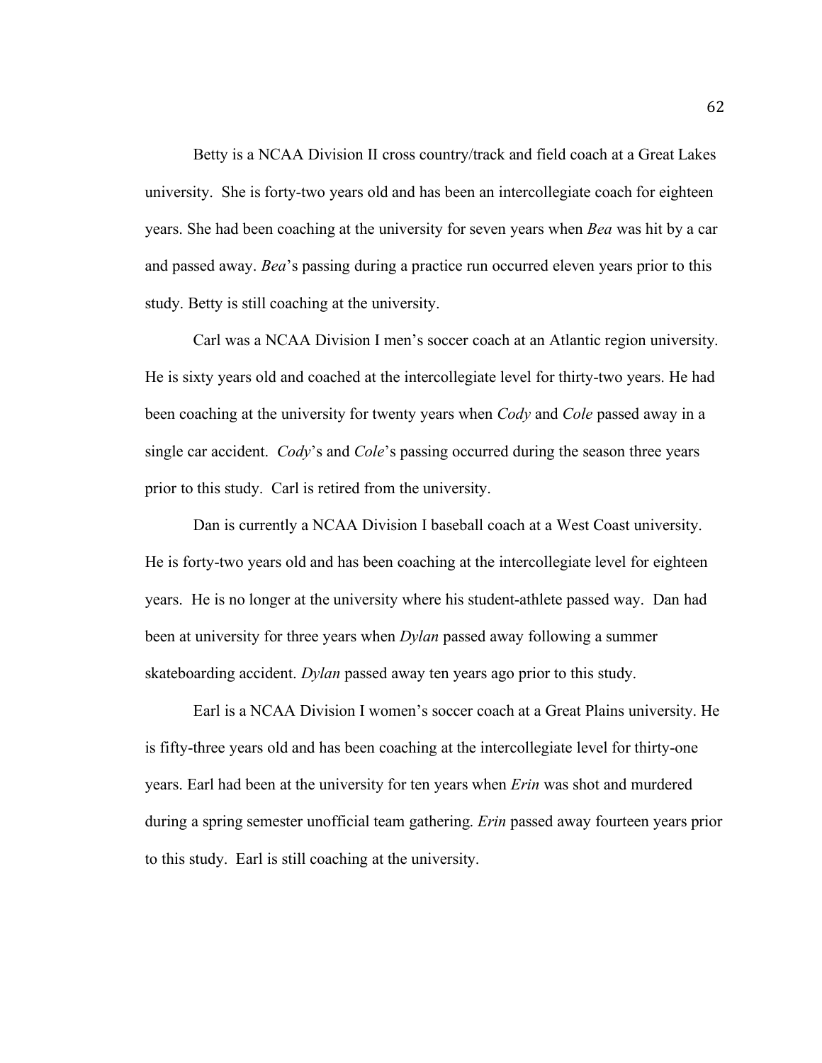Betty is a NCAA Division II cross country/track and field coach at a Great Lakes university. She is forty-two years old and has been an intercollegiate coach for eighteen years. She had been coaching at the university for seven years when *Bea* was hit by a car and passed away. *Bea*'s passing during a practice run occurred eleven years prior to this study. Betty is still coaching at the university.

Carl was a NCAA Division I men's soccer coach at an Atlantic region university. He is sixty years old and coached at the intercollegiate level for thirty-two years. He had been coaching at the university for twenty years when *Cody* and *Cole* passed away in a single car accident. *Cody*'s and *Cole*'s passing occurred during the season three years prior to this study. Carl is retired from the university.

Dan is currently a NCAA Division I baseball coach at a West Coast university. He is forty-two years old and has been coaching at the intercollegiate level for eighteen years. He is no longer at the university where his student-athlete passed way. Dan had been at university for three years when *Dylan* passed away following a summer skateboarding accident. *Dylan* passed away ten years ago prior to this study.

Earl is a NCAA Division I women's soccer coach at a Great Plains university. He is fifty-three years old and has been coaching at the intercollegiate level for thirty-one years. Earl had been at the university for ten years when *Erin* was shot and murdered during a spring semester unofficial team gathering. *Erin* passed away fourteen years prior to this study. Earl is still coaching at the university.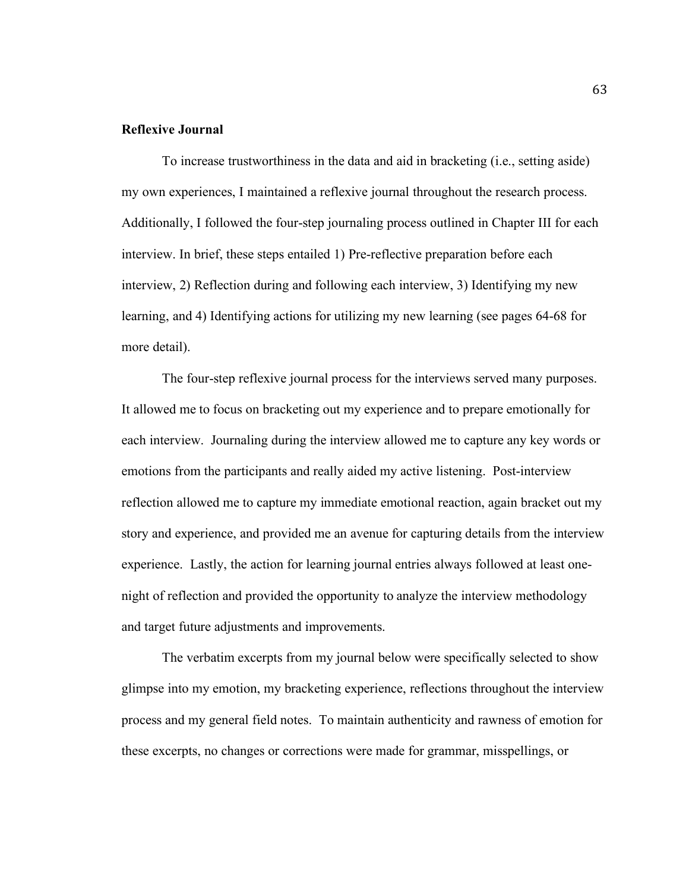**Reflexive Journal**

To increase trustworthiness in the data and aid in bracketing (i.e., setting aside) my own experiences, I maintained a reflexive journal throughout the research process. Additionally, I followed the four-step journaling process outlined in Chapter III for each interview. In brief, these steps entailed 1) Pre-reflective preparation before each interview, 2) Reflection during and following each interview, 3) Identifying my new learning, and 4) Identifying actions for utilizing my new learning (see pages 64-68 for more detail).

The four-step reflexive journal process for the interviews served many purposes. It allowed me to focus on bracketing out my experience and to prepare emotionally for each interview. Journaling during the interview allowed me to capture any key words or emotions from the participants and really aided my active listening. Post-interview reflection allowed me to capture my immediate emotional reaction, again bracket out my story and experience, and provided me an avenue for capturing details from the interview experience. Lastly, the action for learning journal entries always followed at least one-night of reflection and provided the opportunity to analyze the interview methodology and target future adjustments and improvements.

The verbatim excerpts from my journal below were specifically selected to show glimpse into my emotion, my bracketing experience, reflections throughout the interview process and my general field notes. To maintain authenticity and rawness of emotion for these excerpts, no changes or corrections were made for grammar, misspellings, or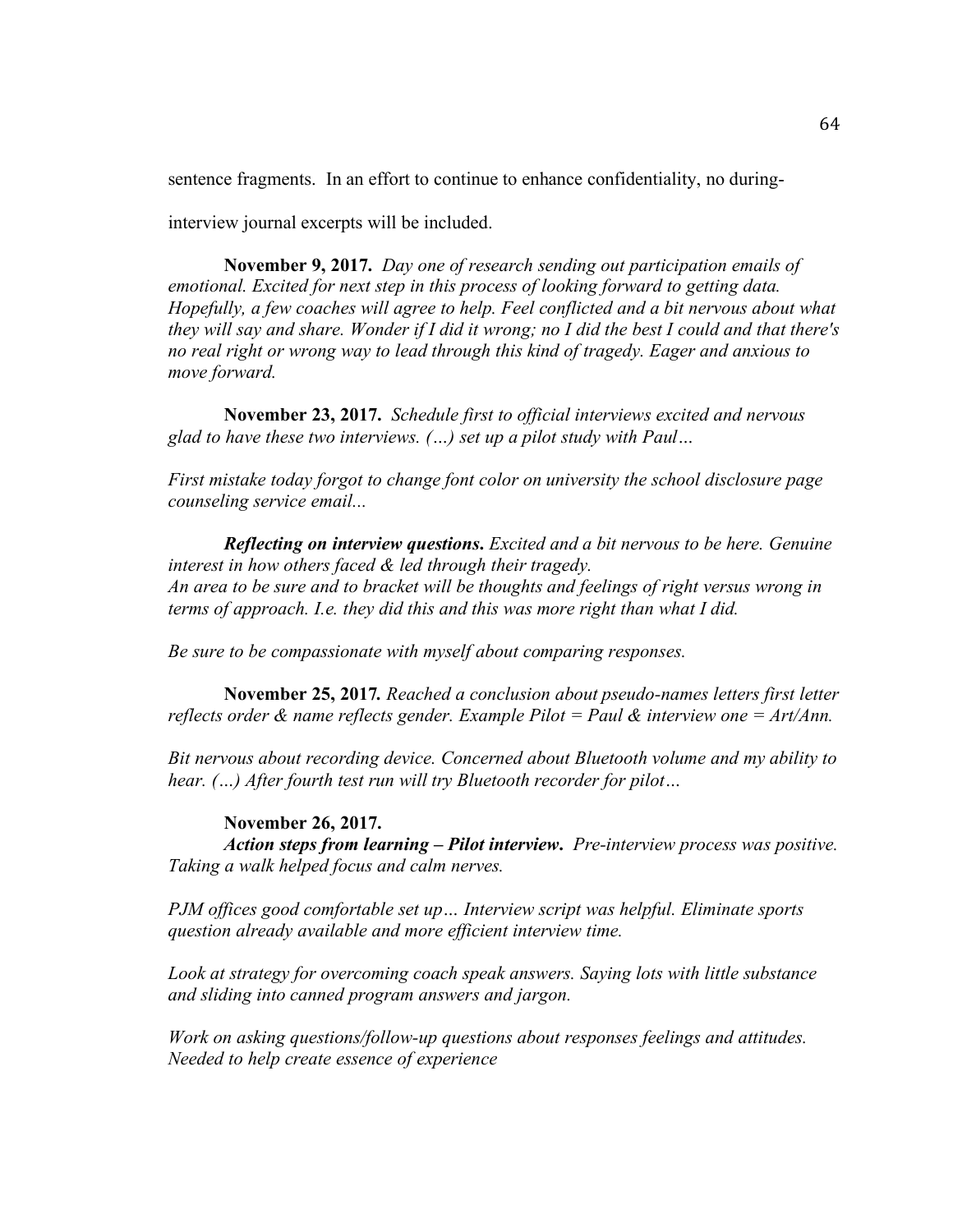sentence fragments. In an effort to continue to enhance confidentiality, no during-interview journal excerpts will be included.

**November 9, 2017.** *Day one of research sending out participation emails of emotional. Excited for next step in this process of looking forward to getting data. Hopefully, a few coaches will agree to help. Feel conflicted and a bit nervous about what they will say and share. Wonder if I did it wrong; no I did the best I could and that there's no real right or wrong way to lead through this kind of tragedy. Eager and anxious to move forward.*

**November 23, 2017.** *Schedule first to official interviews excited and nervous glad to have these two interviews. (…) set up a pilot study with Paul…*

*First mistake today forgot to change font color on university the school disclosure page counseling service email...*

***Reflecting on interview questions.*** *Excited and a bit nervous to be here. Genuine interest in how others faced & led through their tragedy. An area to be sure and to bracket will be thoughts and feelings of right versus wrong in terms of approach. I.e. they did this and this was more right than what I did.*

*Be sure to be compassionate with myself about comparing responses.*

**November 25, 2017.** *Reached a conclusion about pseudo-names letters first letter reflects order & name reflects gender. Example Pilot = Paul & interview one = Art/Ann.*

*Bit nervous about recording device. Concerned about Bluetooth volume and my ability to hear. (…) After fourth test run will try Bluetooth recorder for pilot…*

**November 26, 2017.**

***Action steps from learning – Pilot interview.*** *Pre-interview process was positive. Taking a walk helped focus and calm nerves.*

*PJM offices good comfortable set up… Interview script was helpful. Eliminate sports question already available and more efficient interview time.*

*Look at strategy for overcoming coach speak answers. Saying lots with little substance and sliding into canned program answers and jargon.*

*Work on asking questions/follow-up questions about responses feelings and attitudes. Needed to help create essence of experience*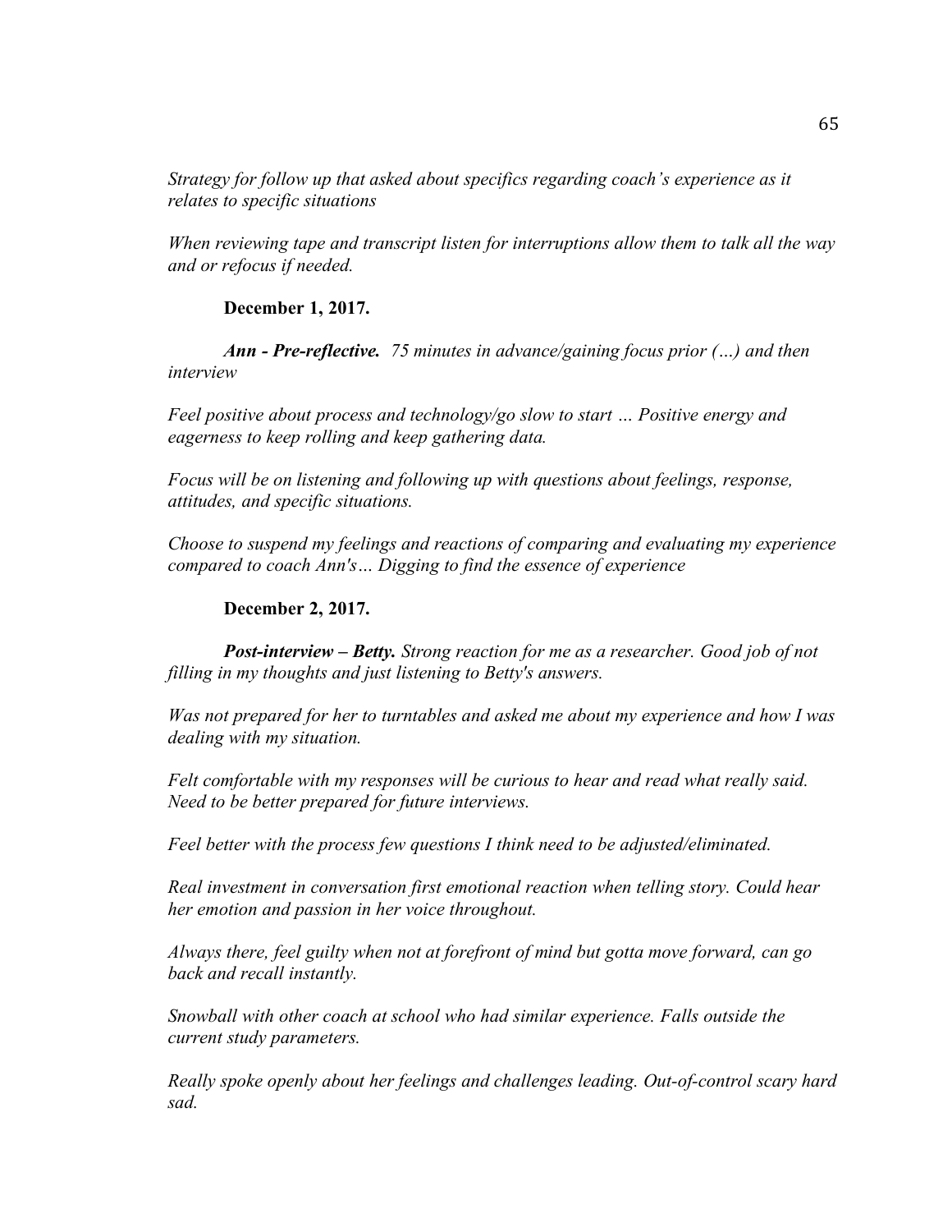*Strategy for follow up that asked about specifics regarding coach's experience as it relates to specific situations*

*When reviewing tape and transcript listen for interruptions allow them to talk all the way and or refocus if needed.*

**December 1, 2017.**

***Ann - Pre-reflective.*** *75 minutes in advance/gaining focus prior (…) and then interview*

*Feel positive about process and technology/go slow to start … Positive energy and eagerness to keep rolling and keep gathering data.*

*Focus will be on listening and following up with questions about feelings, response, attitudes, and specific situations.*

*Choose to suspend my feelings and reactions of comparing and evaluating my experience compared to coach Ann's… Digging to find the essence of experience*

**December 2, 2017.**

***Post-interview – Betty.*** *Strong reaction for me as a researcher. Good job of not filling in my thoughts and just listening to Betty's answers.*

*Was not prepared for her to turntables and asked me about my experience and how I was dealing with my situation.*

*Felt comfortable with my responses will be curious to hear and read what really said. Need to be better prepared for future interviews.*

*Feel better with the process few questions I think need to be adjusted/eliminated.*

*Real investment in conversation first emotional reaction when telling story. Could hear her emotion and passion in her voice throughout.*

*Always there, feel guilty when not at forefront of mind but gotta move forward, can go back and recall instantly.*

*Snowball with other coach at school who had similar experience. Falls outside the current study parameters.*

*Really spoke openly about her feelings and challenges leading. Out-of-control scary hard sad.*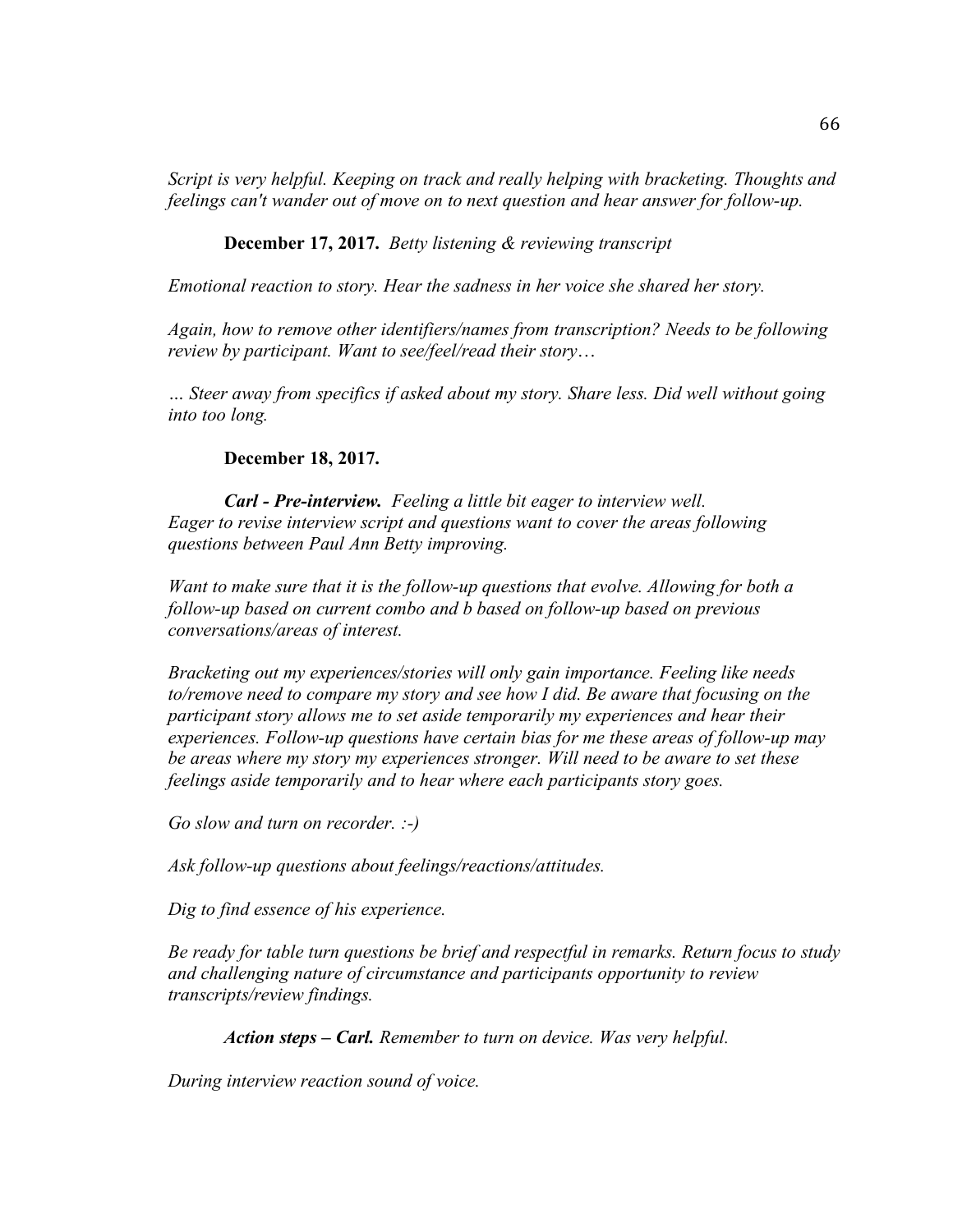*Script is very helpful. Keeping on track and really helping with bracketing. Thoughts and feelings can't wander out of move on to next question and hear answer for follow-up.*

**December 17, 2017.** *Betty listening & reviewing transcript*

*Emotional reaction to story. Hear the sadness in her voice she shared her story.*

*Again, how to remove other identifiers/names from transcription? Needs to be following review by participant. Want to see/feel/read their story…*

*… Steer away from specifics if asked about my story. Share less. Did well without going into too long.*

**December 18, 2017.**

***Carl - Pre-interview.*** *Feeling a little bit eager to interview well. Eager to revise interview script and questions want to cover the areas following questions between Paul Ann Betty improving.*

*Want to make sure that it is the follow-up questions that evolve. Allowing for both a follow-up based on current combo and b based on follow-up based on previous conversations/areas of interest.*

*Bracketing out my experiences/stories will only gain importance. Feeling like needs to/remove need to compare my story and see how I did. Be aware that focusing on the participant story allows me to set aside temporarily my experiences and hear their experiences. Follow-up questions have certain bias for me these areas of follow-up may be areas where my story my experiences stronger. Will need to be aware to set these feelings aside temporarily and to hear where each participants story goes.*

*Go slow and turn on recorder. :-)*

*Ask follow-up questions about feelings/reactions/attitudes.*

*Dig to find essence of his experience.*

*Be ready for table turn questions be brief and respectful in remarks. Return focus to study and challenging nature of circumstance and participants opportunity to review transcripts/review findings.*

***Action steps – Carl.*** *Remember to turn on device. Was very helpful.*

*During interview reaction sound of voice.*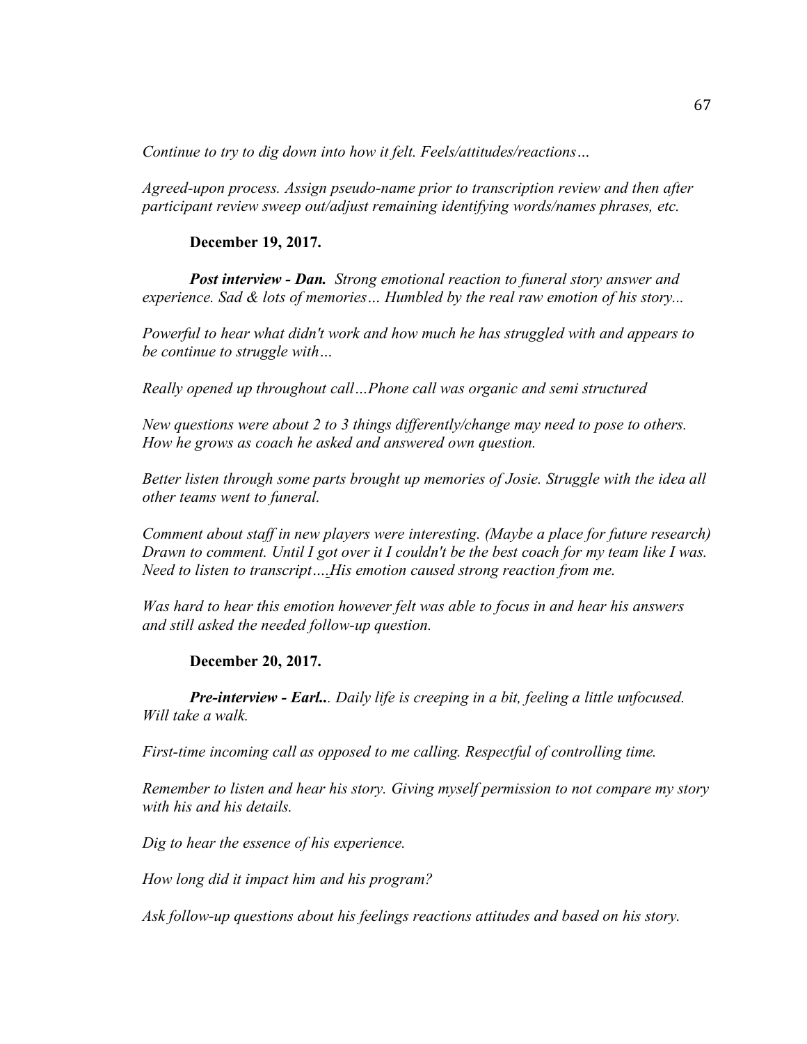*Continue to try to dig down into how it felt. Feels/attitudes/reactions…*

*Agreed-upon process. Assign pseudo-name prior to transcription review and then after participant review sweep out/adjust remaining identifying words/names phrases, etc.*

**December 19, 2017.**

***Post interview - Dan.*** *Strong emotional reaction to funeral story answer and experience. Sad & lots of memories… Humbled by the real raw emotion of his story...*

*Powerful to hear what didn't work and how much he has struggled with and appears to be continue to struggle with…*

*Really opened up throughout call…Phone call was organic and semi structured*

*New questions were about 2 to 3 things differently/change may need to pose to others. How he grows as coach he asked and answered own question.*

*Better listen through some parts brought up memories of Josie. Struggle with the idea all other teams went to funeral.*

*Comment about staff in new players were interesting. (Maybe a place for future research) Drawn to comment. Until I got over it I couldn't be the best coach for my team like I was. Need to listen to transcript…. His emotion caused strong reaction from me.*

*Was hard to hear this emotion however felt was able to focus in and hear his answers and still asked the needed follow-up question.*

**December 20, 2017.**

***Pre-interview - Earl..*** *. Daily life is creeping in a bit, feeling a little unfocused. Will take a walk.*

*First-time incoming call as opposed to me calling. Respectful of controlling time.*

*Remember to listen and hear his story. Giving myself permission to not compare my story with his and his details.*

*Dig to hear the essence of his experience.*

*How long did it impact him and his program?*

*Ask follow-up questions about his feelings reactions attitudes and based on his story.*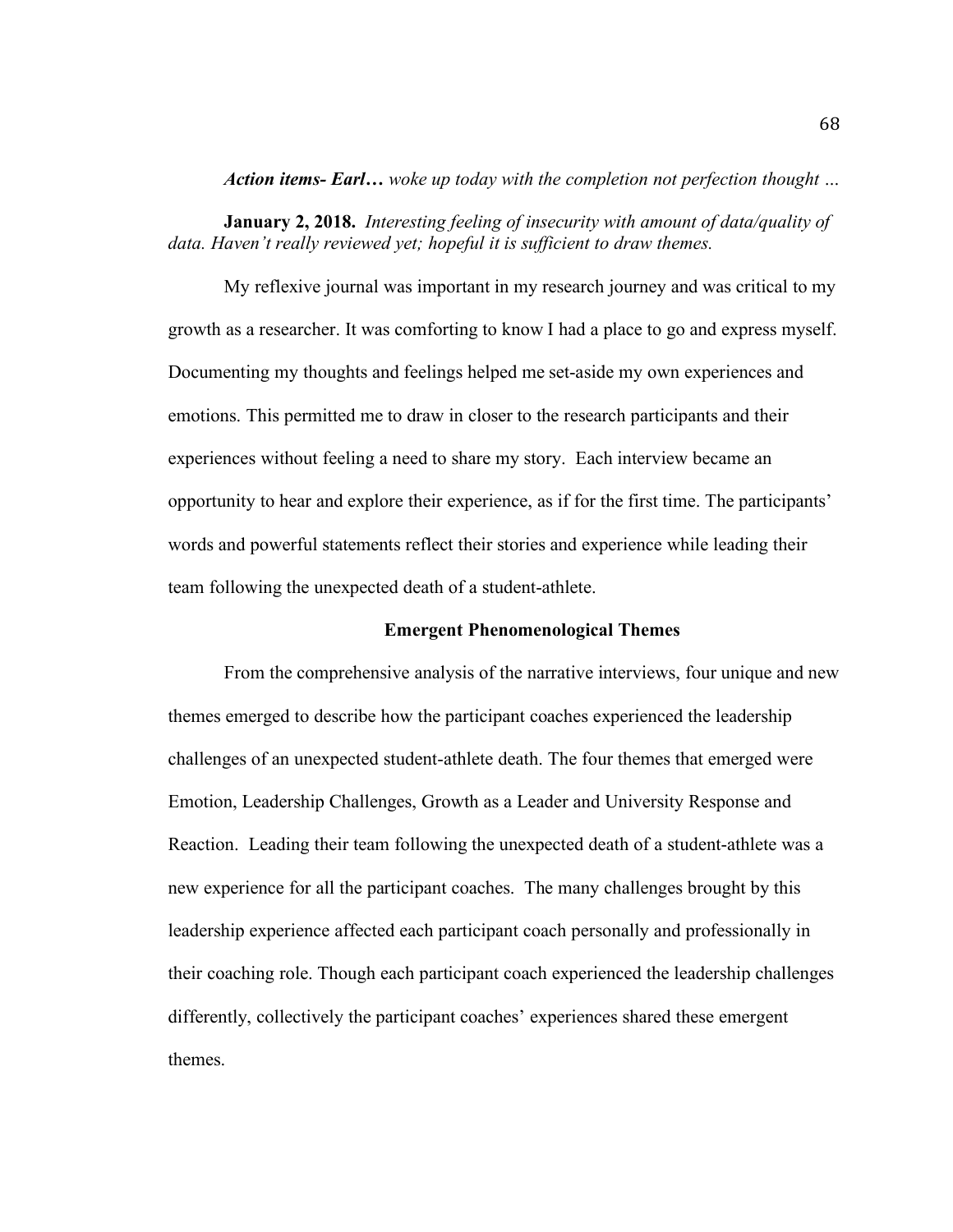***Action items- Earl…*** *woke up today with the completion not perfection thought …*

**January 2, 2018.** *Interesting feeling of insecurity with amount of data/quality of data. Haven't really reviewed yet; hopeful it is sufficient to draw themes.*

My reflexive journal was important in my research journey and was critical to my growth as a researcher. It was comforting to know I had a place to go and express myself. Documenting my thoughts and feelings helped me set-aside my own experiences and emotions. This permitted me to draw in closer to the research participants and their experiences without feeling a need to share my story. Each interview became an opportunity to hear and explore their experience, as if for the first time. The participants' words and powerful statements reflect their stories and experience while leading their team following the unexpected death of a student-athlete.

## Emergent Phenomenological Themes

From the comprehensive analysis of the narrative interviews, four unique and new themes emerged to describe how the participant coaches experienced the leadership challenges of an unexpected student-athlete death. The four themes that emerged were Emotion, Leadership Challenges, Growth as a Leader and University Response and Reaction. Leading their team following the unexpected death of a student-athlete was a new experience for all the participant coaches. The many challenges brought by this leadership experience affected each participant coach personally and professionally in their coaching role. Though each participant coach experienced the leadership challenges differently, collectively the participant coaches' experiences shared these emergent themes.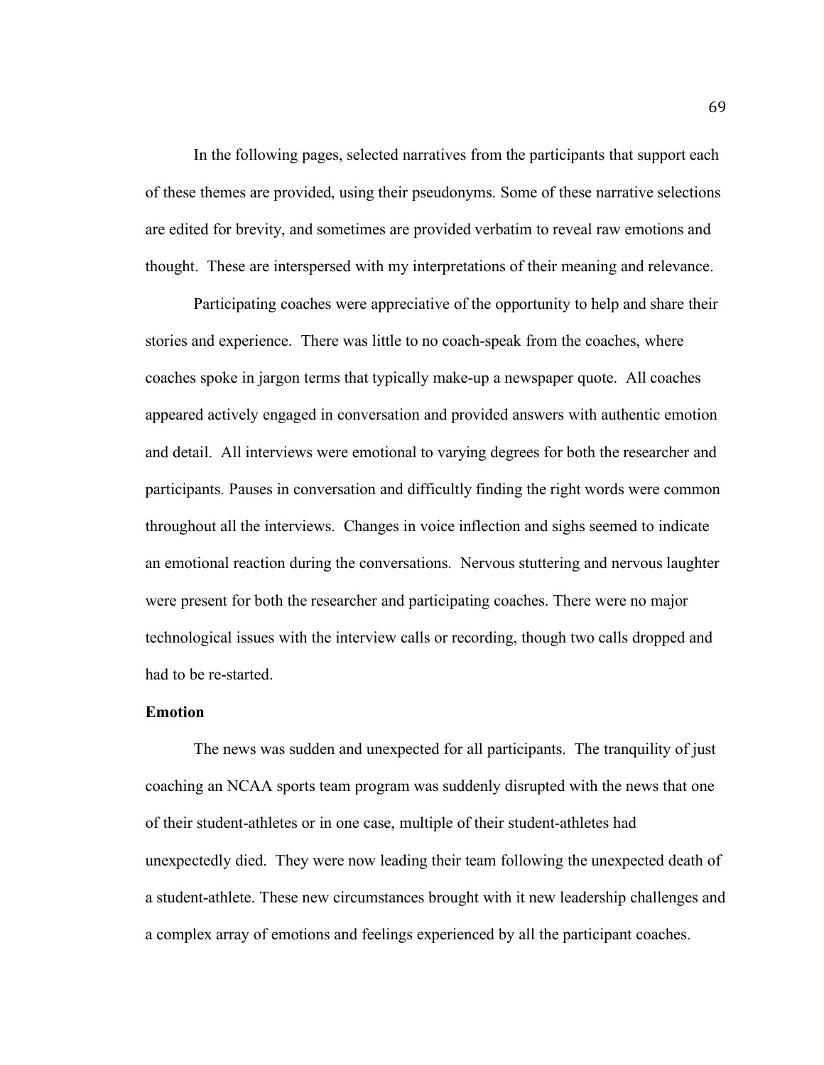In the following pages, selected narratives from the participants that support each of these themes are provided, using their pseudonyms. Some of these narrative selections are edited for brevity, and sometimes are provided verbatim to reveal raw emotions and thought. These are interspersed with my interpretations of their meaning and relevance.

Participating coaches were appreciative of the opportunity to help and share their stories and experience. There was little to no coach-speak from the coaches, where coaches spoke in jargon terms that typically make-up a newspaper quote. All coaches appeared actively engaged in conversation and provided answers with authentic emotion and detail. All interviews were emotional to varying degrees for both the researcher and participants. Pauses in conversation and difficultly finding the right words were common throughout all the interviews. Changes in voice inflection and sighs seemed to indicate an emotional reaction during the conversations. Nervous stuttering and nervous laughter were present for both the researcher and participating coaches. There were no major technological issues with the interview calls or recording, though two calls dropped and had to be re-started.

**Emotion**

The news was sudden and unexpected for all participants. The tranquility of just coaching an NCAA sports team program was suddenly disrupted with the news that one of their student-athletes or in one case, multiple of their student-athletes had unexpectedly died. They were now leading their team following the unexpected death of a student-athlete. These new circumstances brought with it new leadership challenges and a complex array of emotions and feelings experienced by all the participant coaches.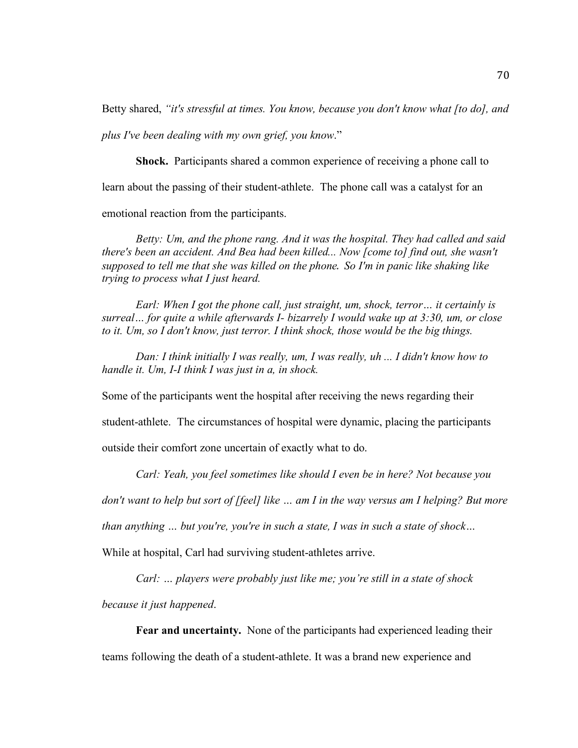Betty shared, *"it's stressful at times. You know, because you don't know what [to do], and plus I've been dealing with my own grief, you know*."

**Shock.** Participants shared a common experience of receiving a phone call to learn about the passing of their student-athlete. The phone call was a catalyst for an emotional reaction from the participants.

> *Betty: Um, and the phone rang. And it was the hospital. They had called and said there's been an accident. And Bea had been killed... Now [come to] find out, she wasn't supposed to tell me that she was killed on the phone. So I'm in panic like shaking like trying to process what I just heard.*

> *Earl: When I got the phone call, just straight, um, shock, terror… it certainly is surreal… for quite a while afterwards I- bizarrely I would wake up at 3:30, um, or close to it. Um, so I don't know, just terror. I think shock, those would be the big things.*

> *Dan: I think initially I was really, um, I was really, uh ... I didn't know how to handle it. Um, I-I think I was just in a, in shock.*

Some of the participants went the hospital after receiving the news regarding their student-athlete. The circumstances of hospital were dynamic, placing the participants outside their comfort zone uncertain of exactly what to do.

*Carl: Yeah, you feel sometimes like should I even be in here? Not because you don't want to help but sort of [feel] like … am I in the way versus am I helping? But more than anything … but you're, you're in such a state, I was in such a state of shock…*

While at hospital, Carl had surviving student-athletes arrive.

*Carl: … players were probably just like me; you're still in a state of shock because it just happened*.

**Fear and uncertainty.** None of the participants had experienced leading their teams following the death of a student-athlete. It was a brand new experience and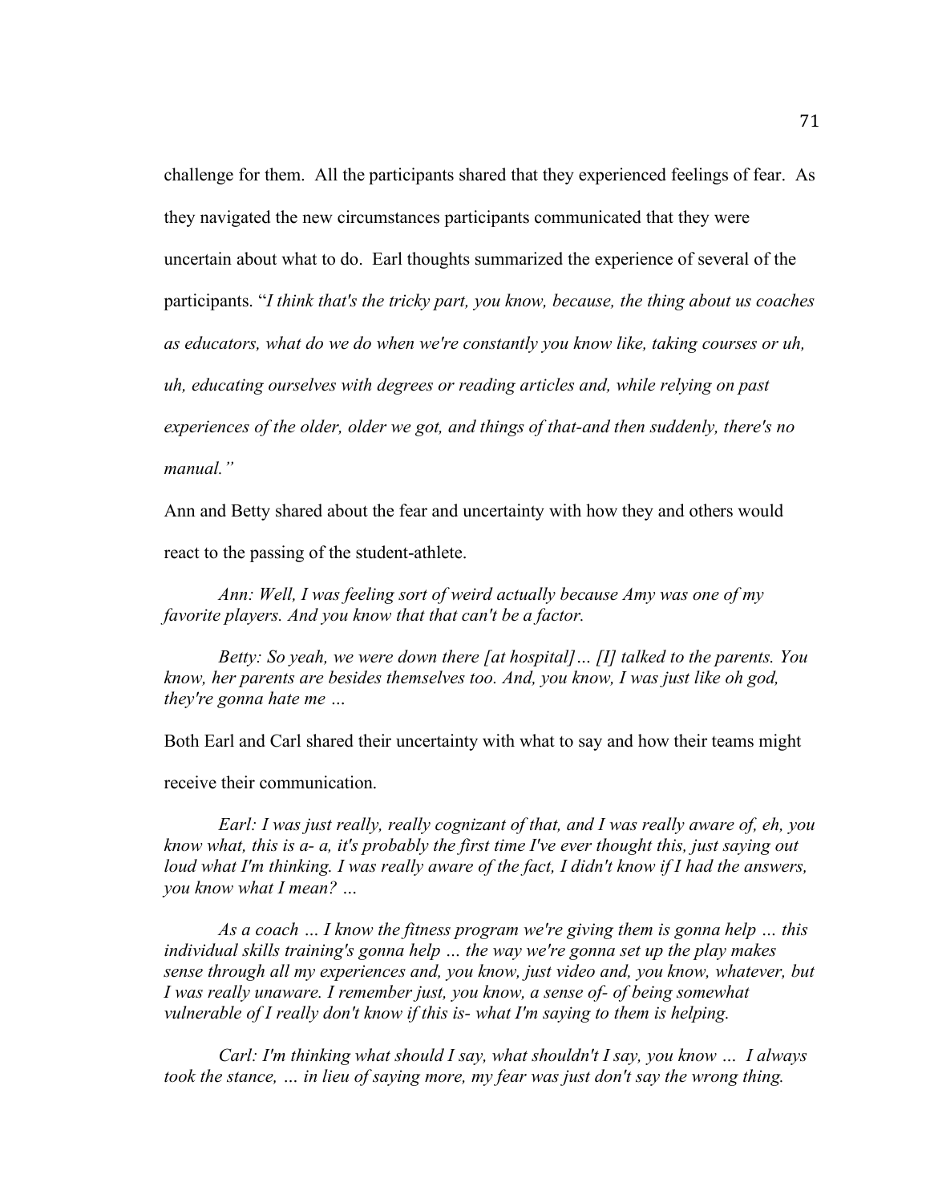challenge for them. All the participants shared that they experienced feelings of fear. As they navigated the new circumstances participants communicated that they were uncertain about what to do. Earl thoughts summarized the experience of several of the participants. "*I think that's the tricky part, you know, because, the thing about us coaches as educators, what do we do when we're constantly you know like, taking courses or uh, uh, educating ourselves with degrees or reading articles and, while relying on past experiences of the older, older we got, and things of that-and then suddenly, there's no manual."*

Ann and Betty shared about the fear and uncertainty with how they and others would react to the passing of the student-athlete.

*Ann: Well, I was feeling sort of weird actually because Amy was one of my favorite players. And you know that that can't be a factor.*

*Betty: So yeah, we were down there [at hospital]… [I] talked to the parents. You know, her parents are besides themselves too. And, you know, I was just like oh god, they're gonna hate me …*

Both Earl and Carl shared their uncertainty with what to say and how their teams might receive their communication.

*Earl: I was just really, really cognizant of that, and I was really aware of, eh, you know what, this is a- a, it's probably the first time I've ever thought this, just saying out loud what I'm thinking. I was really aware of the fact, I didn't know if I had the answers, you know what I mean? …*

*As a coach … I know the fitness program we're giving them is gonna help … this individual skills training's gonna help … the way we're gonna set up the play makes sense through all my experiences and, you know, just video and, you know, whatever, but I was really unaware. I remember just, you know, a sense of- of being somewhat vulnerable of I really don't know if this is- what I'm saying to them is helping.*

*Carl: I'm thinking what should I say, what shouldn't I say, you know … I always took the stance, … in lieu of saying more, my fear was just don't say the wrong thing.*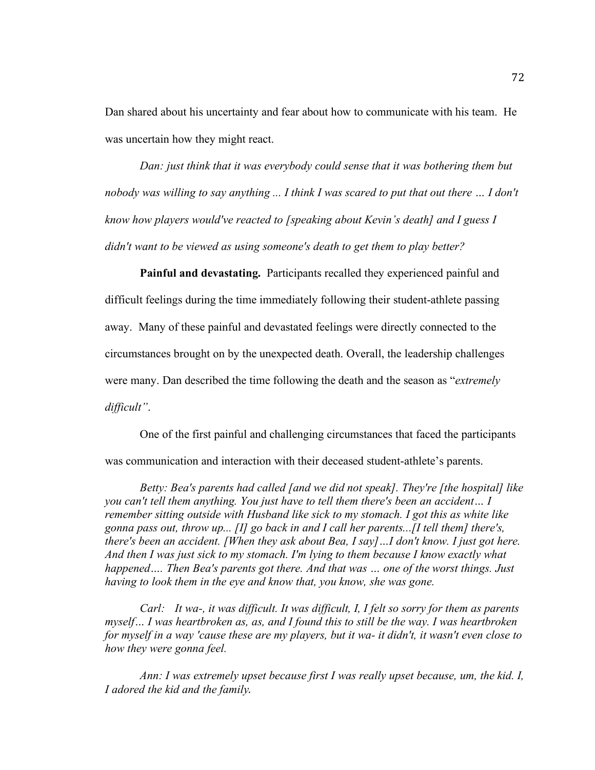Dan shared about his uncertainty and fear about how to communicate with his team. He was uncertain how they might react.

*Dan: just think that it was everybody could sense that it was bothering them but nobody was willing to say anything ... I think I was scared to put that out there … I don't know how players would've reacted to [speaking about Kevin's death] and I guess I didn't want to be viewed as using someone's death to get them to play better?*

**Painful and devastating.** Participants recalled they experienced painful and difficult feelings during the time immediately following their student-athlete passing away. Many of these painful and devastated feelings were directly connected to the circumstances brought on by the unexpected death. Overall, the leadership challenges were many. Dan described the time following the death and the season as "*extremely difficult"*.

One of the first painful and challenging circumstances that faced the participants was communication and interaction with their deceased student-athlete's parents.

*Betty: Bea's parents had called [and we did not speak]. They're [the hospital] like you can't tell them anything. You just have to tell them there's been an accident… I remember sitting outside with Husband like sick to my stomach. I got this as white like gonna pass out, throw up... [I] go back in and I call her parents...[I tell them] there's, there's been an accident. [When they ask about Bea, I say]…I don't know. I just got here. And then I was just sick to my stomach. I'm lying to them because I know exactly what happened…. Then Bea's parents got there. And that was … one of the worst things. Just having to look them in the eye and know that, you know, she was gone.*

*Carl: It wa-, it was difficult. It was difficult, I, I felt so sorry for them as parents myself… I was heartbroken as, as, and I found this to still be the way. I was heartbroken for myself in a way 'cause these are my players, but it wa- it didn't, it wasn't even close to how they were gonna feel.*

*Ann: I was extremely upset because first I was really upset because, um, the kid. I, I adored the kid and the family.*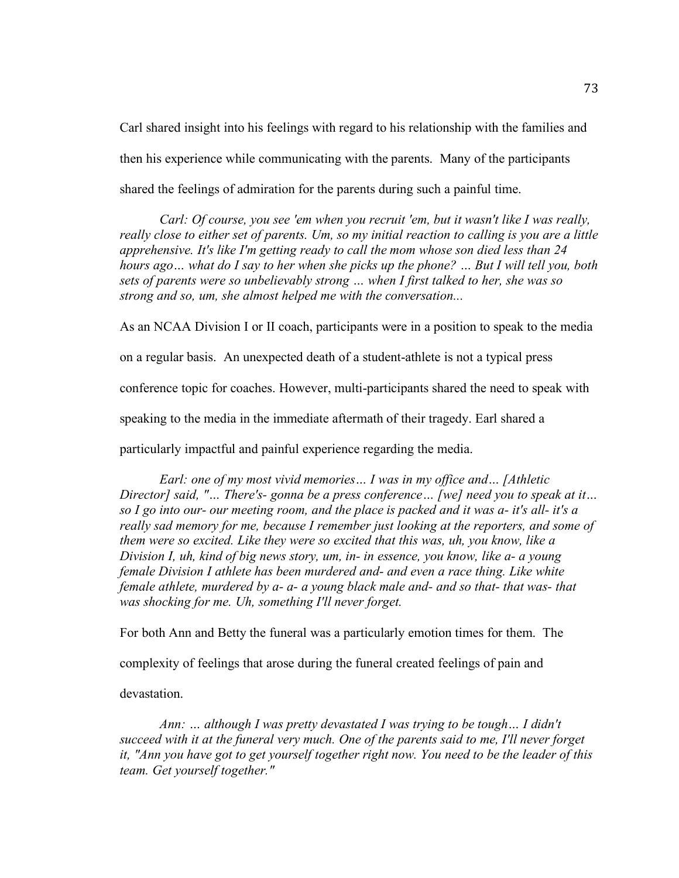Carl shared insight into his feelings with regard to his relationship with the families and then his experience while communicating with the parents. Many of the participants shared the feelings of admiration for the parents during such a painful time.

*Carl: Of course, you see 'em when you recruit 'em, but it wasn't like I was really, really close to either set of parents. Um, so my initial reaction to calling is you are a little apprehensive. It's like I'm getting ready to call the mom whose son died less than 24 hours ago… what do I say to her when she picks up the phone? … But I will tell you, both sets of parents were so unbelievably strong … when I first talked to her, she was so strong and so, um, she almost helped me with the conversation...*

As an NCAA Division I or II coach, participants were in a position to speak to the media on a regular basis. An unexpected death of a student-athlete is not a typical press conference topic for coaches. However, multi-participants shared the need to speak with speaking to the media in the immediate aftermath of their tragedy. Earl shared a particularly impactful and painful experience regarding the media.

*Earl: one of my most vivid memories… I was in my office and… [Athletic Director] said, "… There's- gonna be a press conference… [we] need you to speak at it… so I go into our- our meeting room, and the place is packed and it was a- it's all- it's a really sad memory for me, because I remember just looking at the reporters, and some of them were so excited. Like they were so excited that this was, uh, you know, like a Division I, uh, kind of big news story, um, in- in essence, you know, like a- a young female Division I athlete has been murdered and- and even a race thing. Like white female athlete, murdered by a- a- a young black male and- and so that- that was- that was shocking for me. Uh, something I'll never forget.*

For both Ann and Betty the funeral was a particularly emotion times for them. The complexity of feelings that arose during the funeral created feelings of pain and devastation.

*Ann: … although I was pretty devastated I was trying to be tough… I didn't succeed with it at the funeral very much. One of the parents said to me, I'll never forget it, "Ann you have got to get yourself together right now. You need to be the leader of this team. Get yourself together."*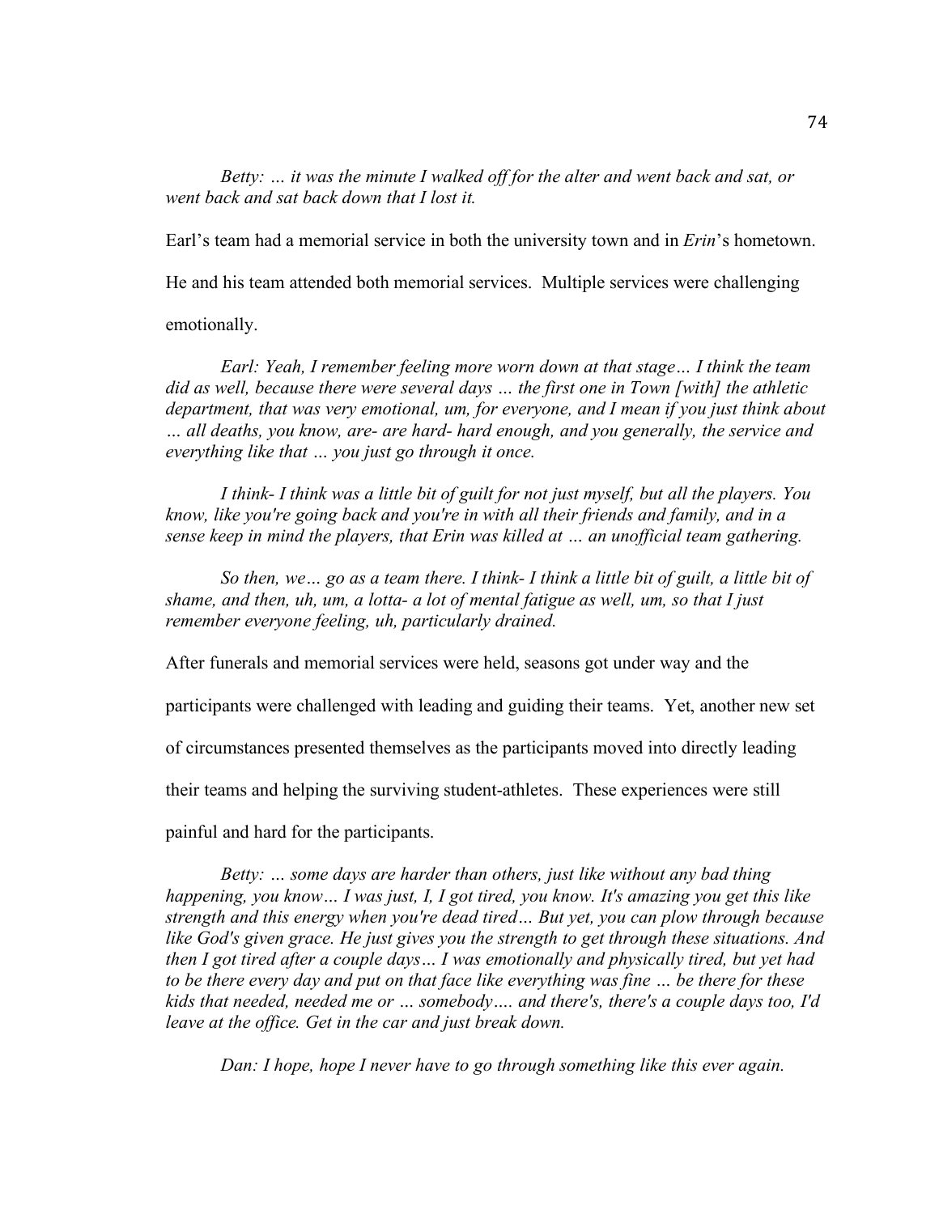*Betty: … it was the minute I walked off for the alter and went back and sat, or went back and sat back down that I lost it.*

Earl's team had a memorial service in both the university town and in *Erin*'s hometown. He and his team attended both memorial services. Multiple services were challenging emotionally.

*Earl: Yeah, I remember feeling more worn down at that stage… I think the team did as well, because there were several days … the first one in Town [with] the athletic department, that was very emotional, um, for everyone, and I mean if you just think about … all deaths, you know, are- are hard- hard enough, and you generally, the service and everything like that … you just go through it once.*

*I think- I think was a little bit of guilt for not just myself, but all the players. You know, like you're going back and you're in with all their friends and family, and in a sense keep in mind the players, that Erin was killed at … an unofficial team gathering.*

*So then, we… go as a team there. I think- I think a little bit of guilt, a little bit of shame, and then, uh, um, a lotta- a lot of mental fatigue as well, um, so that I just remember everyone feeling, uh, particularly drained.*

After funerals and memorial services were held, seasons got under way and the participants were challenged with leading and guiding their teams. Yet, another new set of circumstances presented themselves as the participants moved into directly leading their teams and helping the surviving student-athletes. These experiences were still painful and hard for the participants.

*Betty: … some days are harder than others, just like without any bad thing happening, you know… I was just, I, I got tired, you know. It's amazing you get this like strength and this energy when you're dead tired… But yet, you can plow through because like God's given grace. He just gives you the strength to get through these situations. And then I got tired after a couple days… I was emotionally and physically tired, but yet had to be there every day and put on that face like everything was fine … be there for these kids that needed, needed me or … somebody…. and there's, there's a couple days too, I'd leave at the office. Get in the car and just break down.*

*Dan: I hope, hope I never have to go through something like this ever again.*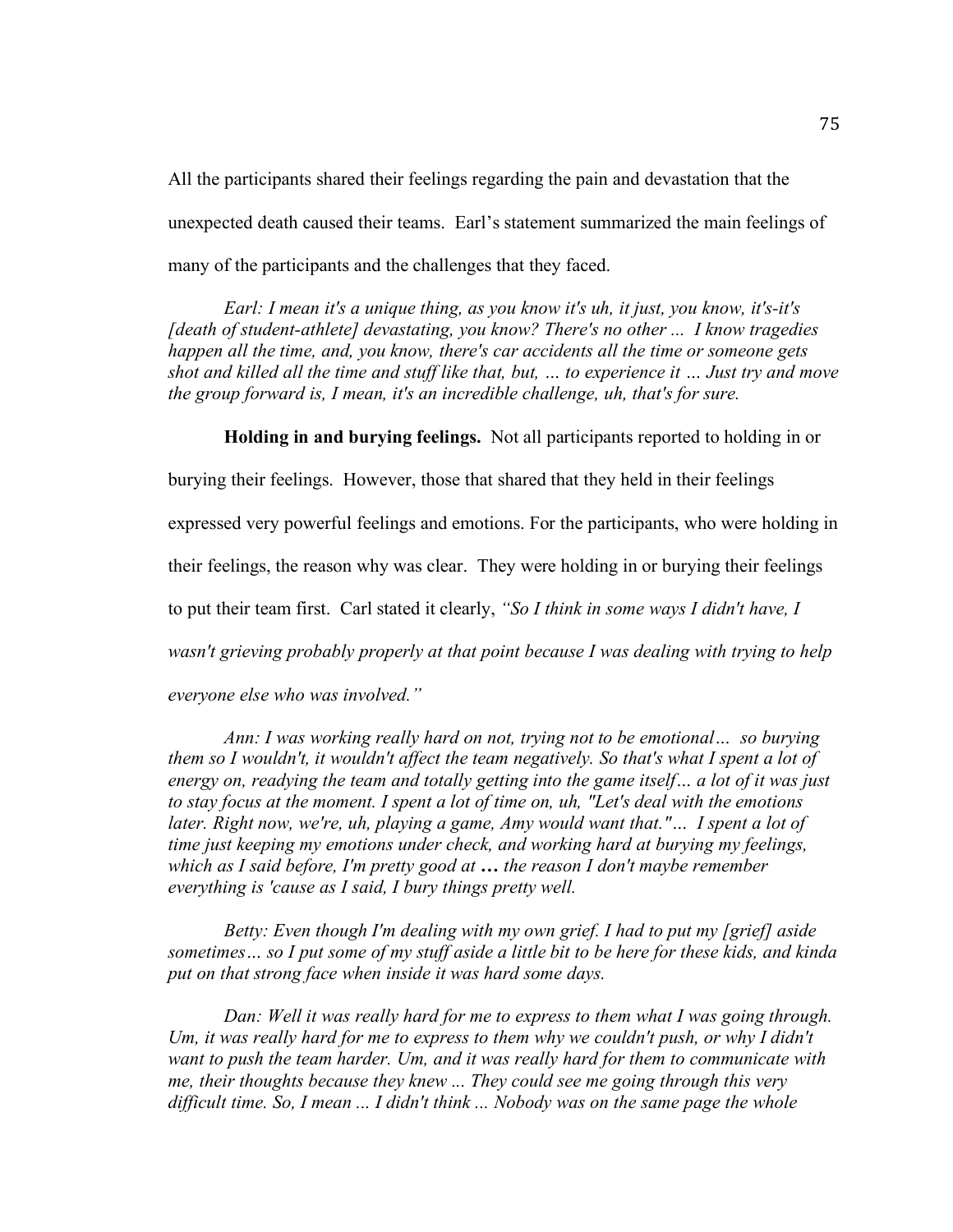All the participants shared their feelings regarding the pain and devastation that the unexpected death caused their teams. Earl's statement summarized the main feelings of many of the participants and the challenges that they faced.

*Earl: I mean it's a unique thing, as you know it's uh, it just, you know, it's-it's [death of student-athlete] devastating, you know? There's no other ... I know tragedies happen all the time, and, you know, there's car accidents all the time or someone gets shot and killed all the time and stuff like that, but, … to experience it … Just try and move the group forward is, I mean, it's an incredible challenge, uh, that's for sure.*

**Holding in and burying feelings.** Not all participants reported to holding in or burying their feelings. However, those that shared that they held in their feelings expressed very powerful feelings and emotions. For the participants, who were holding in their feelings, the reason why was clear. They were holding in or burying their feelings to put their team first. Carl stated it clearly, *"So I think in some ways I didn't have, I wasn't grieving probably properly at that point because I was dealing with trying to help everyone else who was involved."*

*Ann: I was working really hard on not, trying not to be emotional… so burying them so I wouldn't, it wouldn't affect the team negatively. So that's what I spent a lot of energy on, readying the team and totally getting into the game itself… a lot of it was just to stay focus at the moment. I spent a lot of time on, uh, "Let's deal with the emotions later. Right now, we're, uh, playing a game, Amy would want that."… I spent a lot of time just keeping my emotions under check, and working hard at burying my feelings, which as I said before, I'm pretty good at* ***…*** *the reason I don't maybe remember everything is 'cause as I said, I bury things pretty well.*

*Betty: Even though I'm dealing with my own grief. I had to put my [grief] aside sometimes… so I put some of my stuff aside a little bit to be here for these kids, and kinda put on that strong face when inside it was hard some days.*

*Dan: Well it was really hard for me to express to them what I was going through. Um, it was really hard for me to express to them why we couldn't push, or why I didn't want to push the team harder. Um, and it was really hard for them to communicate with me, their thoughts because they knew ... They could see me going through this very difficult time. So, I mean ... I didn't think ... Nobody was on the same page the whole*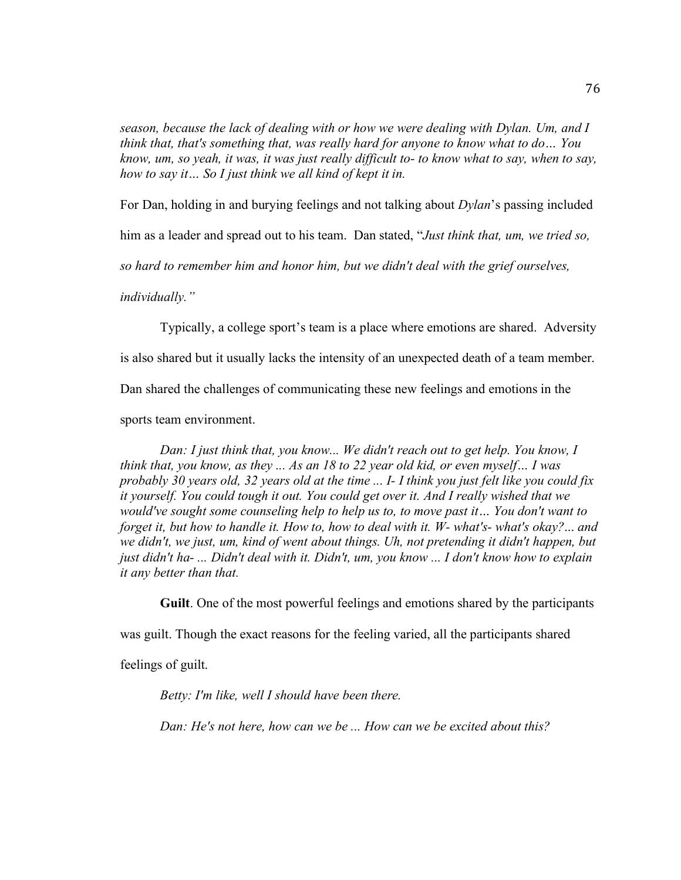*season, because the lack of dealing with or how we were dealing with Dylan. Um, and I think that, that's something that, was really hard for anyone to know what to do… You know, um, so yeah, it was, it was just really difficult to- to know what to say, when to say, how to say it… So I just think we all kind of kept it in.*

For Dan, holding in and burying feelings and not talking about *Dylan*'s passing included him as a leader and spread out to his team. Dan stated, "*Just think that, um, we tried so, so hard to remember him and honor him, but we didn't deal with the grief ourselves, individually."*

Typically, a college sport's team is a place where emotions are shared. Adversity is also shared but it usually lacks the intensity of an unexpected death of a team member. Dan shared the challenges of communicating these new feelings and emotions in the sports team environment.

*Dan: I just think that, you know... We didn't reach out to get help. You know, I think that, you know, as they ... As an 18 to 22 year old kid, or even myself… I was probably 30 years old, 32 years old at the time ... I- I think you just felt like you could fix it yourself. You could tough it out. You could get over it. And I really wished that we would've sought some counseling help to help us to, to move past it… You don't want to forget it, but how to handle it. How to, how to deal with it. W- what's- what's okay?… and we didn't, we just, um, kind of went about things. Uh, not pretending it didn't happen, but just didn't ha- ... Didn't deal with it. Didn't, um, you know ... I don't know how to explain it any better than that.*

**Guilt**. One of the most powerful feelings and emotions shared by the participants was guilt. Though the exact reasons for the feeling varied, all the participants shared feelings of guilt.

*Betty: I'm like, well I should have been there.*

*Dan: He's not here, how can we be ... How can we be excited about this?*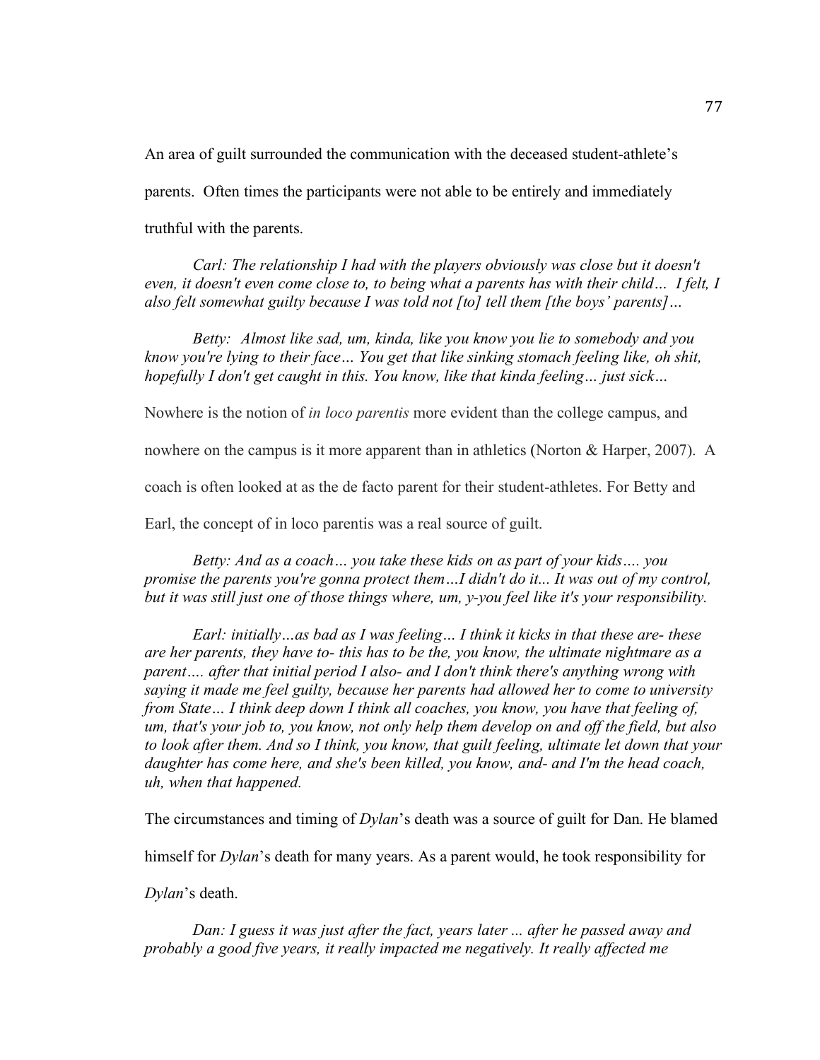An area of guilt surrounded the communication with the deceased student-athlete's parents. Often times the participants were not able to be entirely and immediately truthful with the parents.

*Carl: The relationship I had with the players obviously was close but it doesn't even, it doesn't even come close to, to being what a parents has with their child… I felt, I also felt somewhat guilty because I was told not [to] tell them [the boys' parents]…*

*Betty: Almost like sad, um, kinda, like you know you lie to somebody and you know you're lying to their face… You get that like sinking stomach feeling like, oh shit, hopefully I don't get caught in this. You know, like that kinda feeling… just sick…*

Nowhere is the notion of *in loco parentis* more evident than the college campus, and nowhere on the campus is it more apparent than in athletics (Norton & Harper, 2007). A coach is often looked at as the de facto parent for their student-athletes. For Betty and Earl, the concept of in loco parentis was a real source of guilt.

*Betty: And as a coach… you take these kids on as part of your kids…. you promise the parents you're gonna protect them…I didn't do it... It was out of my control, but it was still just one of those things where, um, y-you feel like it's your responsibility.*

*Earl: initially…as bad as I was feeling… I think it kicks in that these are- these are her parents, they have to- this has to be the, you know, the ultimate nightmare as a parent…. after that initial period I also- and I don't think there's anything wrong with saying it made me feel guilty, because her parents had allowed her to come to university from State… I think deep down I think all coaches, you know, you have that feeling of, um, that's your job to, you know, not only help them develop on and off the field, but also to look after them. And so I think, you know, that guilt feeling, ultimate let down that your daughter has come here, and she's been killed, you know, and- and I'm the head coach, uh, when that happened.*

The circumstances and timing of *Dylan*'s death was a source of guilt for Dan. He blamed himself for *Dylan*'s death for many years. As a parent would, he took responsibility for *Dylan*'s death.

*Dan: I guess it was just after the fact, years later ... after he passed away and probably a good five years, it really impacted me negatively. It really affected me*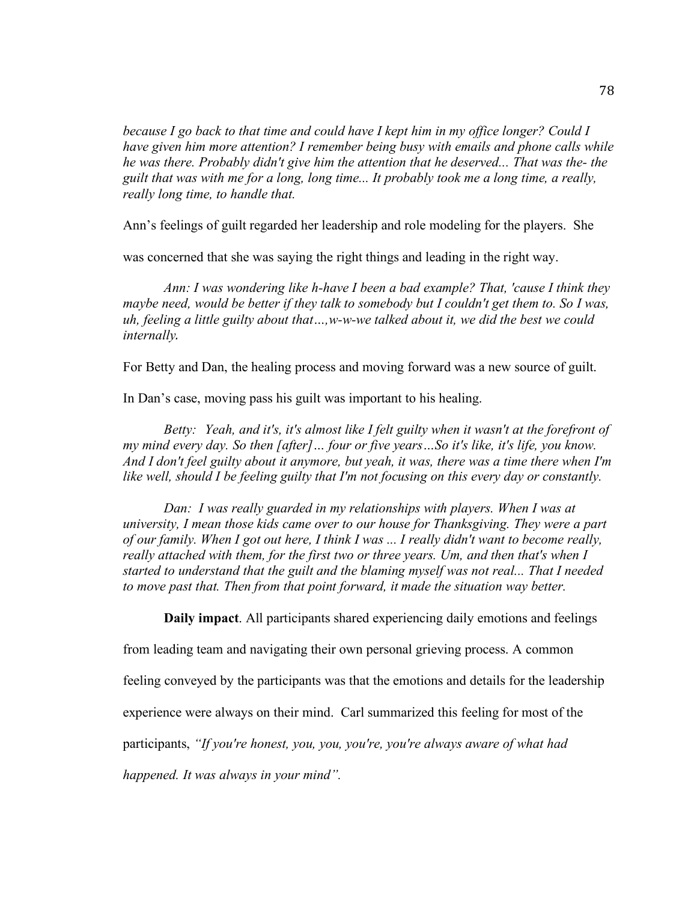*because I go back to that time and could have I kept him in my office longer? Could I have given him more attention? I remember being busy with emails and phone calls while he was there. Probably didn't give him the attention that he deserved... That was the- the guilt that was with me for a long, long time... It probably took me a long time, a really, really long time, to handle that.*

Ann's feelings of guilt regarded her leadership and role modeling for the players. She was concerned that she was saying the right things and leading in the right way.

*Ann: I was wondering like h-have I been a bad example? That, 'cause I think they maybe need, would be better if they talk to somebody but I couldn't get them to. So I was, uh, feeling a little guilty about that…,w-w-we talked about it, we did the best we could internally.*

For Betty and Dan, the healing process and moving forward was a new source of guilt. In Dan's case, moving pass his guilt was important to his healing.

*Betty: Yeah, and it's, it's almost like I felt guilty when it wasn't at the forefront of my mind every day. So then [after]… four or five years…So it's like, it's life, you know. And I don't feel guilty about it anymore, but yeah, it was, there was a time there when I'm like well, should I be feeling guilty that I'm not focusing on this every day or constantly.*

*Dan: I was really guarded in my relationships with players. When I was at university, I mean those kids came over to our house for Thanksgiving. They were a part of our family. When I got out here, I think I was ... I really didn't want to become really, really attached with them, for the first two or three years. Um, and then that's when I started to understand that the guilt and the blaming myself was not real... That I needed to move past that. Then from that point forward, it made the situation way better.*

**Daily impact**. All participants shared experiencing daily emotions and feelings from leading team and navigating their own personal grieving process. A common feeling conveyed by the participants was that the emotions and details for the leadership experience were always on their mind. Carl summarized this feeling for most of the participants, *"If you're honest, you, you, you're, you're always aware of what had happened. It was always in your mind".*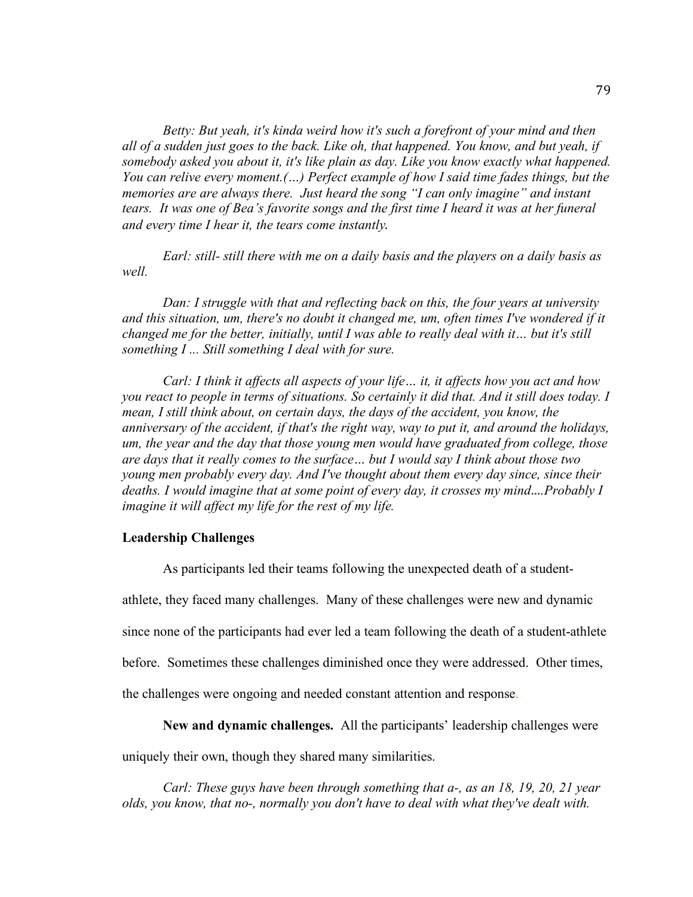*Betty: But yeah, it's kinda weird how it's such a forefront of your mind and then all of a sudden just goes to the back. Like oh, that happened. You know, and but yeah, if somebody asked you about it, it's like plain as day. Like you know exactly what happened. You can relive every moment.(…) Perfect example of how I said time fades things, but the memories are are always there. Just heard the song "I can only imagine" and instant tears. It was one of Bea's favorite songs and the first time I heard it was at her funeral and every time I hear it, the tears come instantly.*

*Earl: still- still there with me on a daily basis and the players on a daily basis as well.*

*Dan: I struggle with that and reflecting back on this, the four years at university and this situation, um, there's no doubt it changed me, um, often times I've wondered if it changed me for the better, initially, until I was able to really deal with it… but it's still something I ... Still something I deal with for sure.*

*Carl: I think it affects all aspects of your life… it, it affects how you act and how you react to people in terms of situations. So certainly it did that. And it still does today. I mean, I still think about, on certain days, the days of the accident, you know, the anniversary of the accident, if that's the right way, way to put it, and around the holidays, um, the year and the day that those young men would have graduated from college, those are days that it really comes to the surface… but I would say I think about those two young men probably every day. And I've thought about them every day since, since their deaths. I would imagine that at some point of every day, it crosses my mind....Probably I imagine it will affect my life for the rest of my life.*

**Leadership Challenges**

As participants led their teams following the unexpected death of a student-athlete, they faced many challenges. Many of these challenges were new and dynamic since none of the participants had ever led a team following the death of a student-athlete before. Sometimes these challenges diminished once they were addressed. Other times, the challenges were ongoing and needed constant attention and response.

**New and dynamic challenges.** All the participants' leadership challenges were uniquely their own, though they shared many similarities.

*Carl: These guys have been through something that a-, as an 18, 19, 20, 21 year olds, you know, that no-, normally you don't have to deal with what they've dealt with.*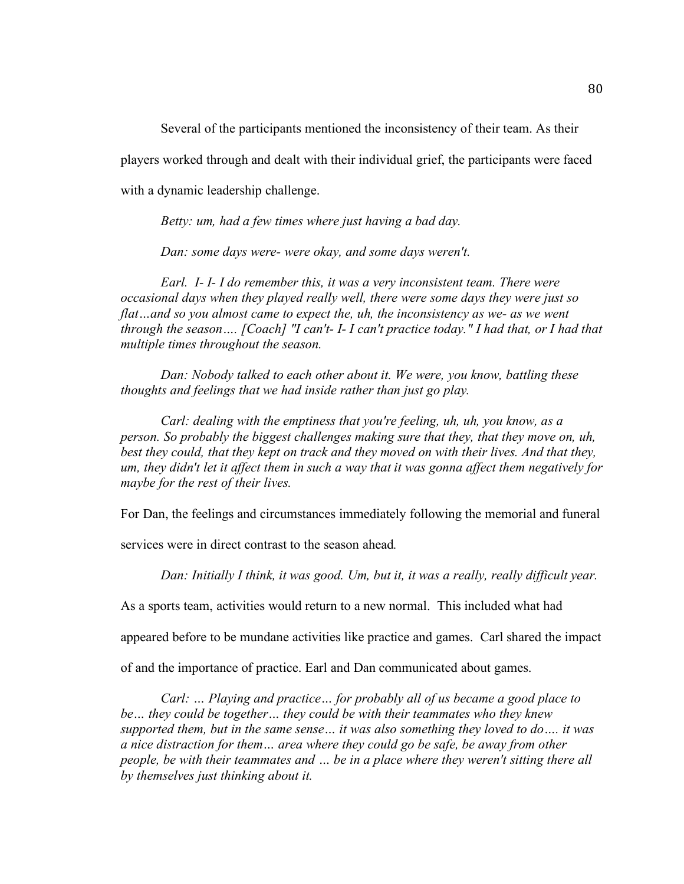Several of the participants mentioned the inconsistency of their team. As their players worked through and dealt with their individual grief, the participants were faced with a dynamic leadership challenge.

> *Betty: um, had a few times where just having a bad day.*
>
> *Dan: some days were- were okay, and some days weren't.*
>
> *Earl. I- I- I do remember this, it was a very inconsistent team. There were occasional days when they played really well, there were some days they were just so flat…and so you almost came to expect the, uh, the inconsistency as we- as we went through the season…. [Coach] "I can't- I- I can't practice today." I had that, or I had that multiple times throughout the season.*
>
> *Dan: Nobody talked to each other about it. We were, you know, battling these thoughts and feelings that we had inside rather than just go play.*
>
> *Carl: dealing with the emptiness that you're feeling, uh, uh, you know, as a person. So probably the biggest challenges making sure that they, that they move on, uh, best they could, that they kept on track and they moved on with their lives. And that they, um, they didn't let it affect them in such a way that it was gonna affect them negatively for maybe for the rest of their lives.*

For Dan, the feelings and circumstances immediately following the memorial and funeral services were in direct contrast to the season ahead.

> *Dan: Initially I think, it was good. Um, but it, it was a really, really difficult year.*

As a sports team, activities would return to a new normal. This included what had appeared before to be mundane activities like practice and games. Carl shared the impact of and the importance of practice. Earl and Dan communicated about games.

> *Carl: … Playing and practice… for probably all of us became a good place to be… they could be together… they could be with their teammates who they knew supported them, but in the same sense… it was also something they loved to do…. it was a nice distraction for them… area where they could go be safe, be away from other people, be with their teammates and … be in a place where they weren't sitting there all by themselves just thinking about it.*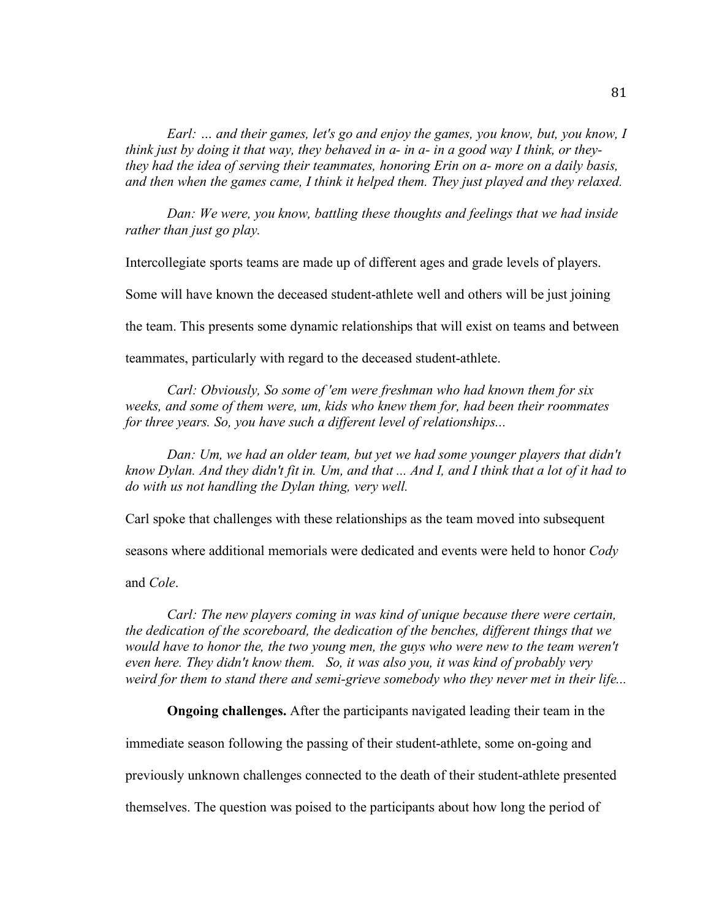*Earl: … and their games, let's go and enjoy the games, you know, but, you know, I think just by doing it that way, they behaved in a- in a- in a good way I think, or they- they had the idea of serving their teammates, honoring Erin on a- more on a daily basis, and then when the games came, I think it helped them. They just played and they relaxed.*

*Dan: We were, you know, battling these thoughts and feelings that we had inside rather than just go play.*

Intercollegiate sports teams are made up of different ages and grade levels of players. Some will have known the deceased student-athlete well and others will be just joining the team. This presents some dynamic relationships that will exist on teams and between teammates, particularly with regard to the deceased student-athlete.

*Carl: Obviously, So some of 'em were freshman who had known them for six weeks, and some of them were, um, kids who knew them for, had been their roommates for three years. So, you have such a different level of relationships...*

*Dan: Um, we had an older team, but yet we had some younger players that didn't know Dylan. And they didn't fit in. Um, and that ... And I, and I think that a lot of it had to do with us not handling the Dylan thing, very well.*

Carl spoke that challenges with these relationships as the team moved into subsequent seasons where additional memorials were dedicated and events were held to honor *Cody* and *Cole*.

*Carl: The new players coming in was kind of unique because there were certain, the dedication of the scoreboard, the dedication of the benches, different things that we would have to honor the, the two young men, the guys who were new to the team weren't even here. They didn't know them. So, it was also you, it was kind of probably very weird for them to stand there and semi-grieve somebody who they never met in their life...*

**Ongoing challenges.** After the participants navigated leading their team in the immediate season following the passing of their student-athlete, some on-going and previously unknown challenges connected to the death of their student-athlete presented themselves. The question was poised to the participants about how long the period of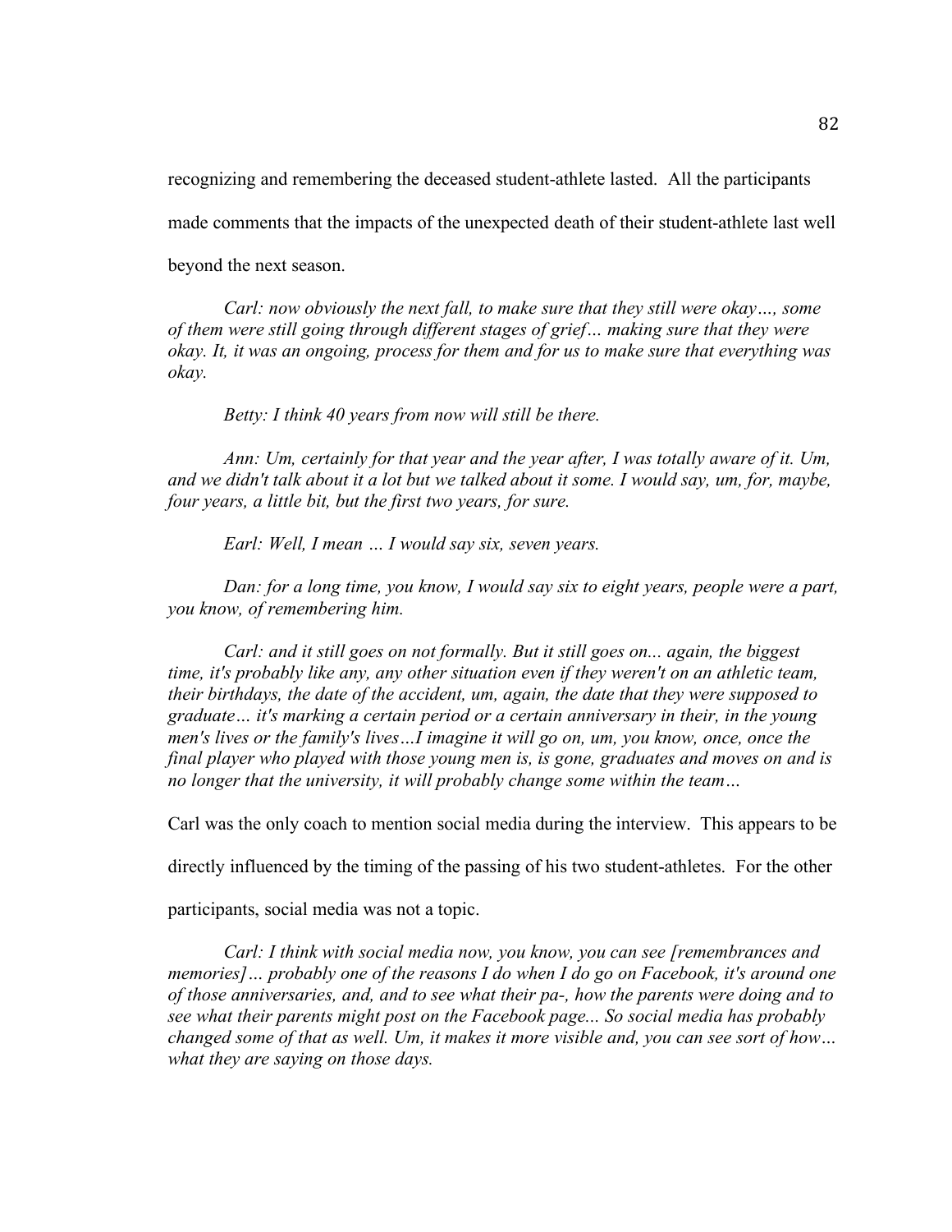recognizing and remembering the deceased student-athlete lasted. All the participants made comments that the impacts of the unexpected death of their student-athlete last well beyond the next season.

> *Carl: now obviously the next fall, to make sure that they still were okay…, some of them were still going through different stages of grief… making sure that they were okay. It, it was an ongoing, process for them and for us to make sure that everything was okay.*

> *Betty: I think 40 years from now will still be there.*

> *Ann: Um, certainly for that year and the year after, I was totally aware of it. Um, and we didn't talk about it a lot but we talked about it some. I would say, um, for, maybe, four years, a little bit, but the first two years, for sure.*

> *Earl: Well, I mean … I would say six, seven years.*

> *Dan: for a long time, you know, I would say six to eight years, people were a part, you know, of remembering him.*

> *Carl: and it still goes on not formally. But it still goes on... again, the biggest time, it's probably like any, any other situation even if they weren't on an athletic team, their birthdays, the date of the accident, um, again, the date that they were supposed to graduate… it's marking a certain period or a certain anniversary in their, in the young men's lives or the family's lives…I imagine it will go on, um, you know, once, once the final player who played with those young men is, is gone, graduates and moves on and is no longer that the university, it will probably change some within the team…*

Carl was the only coach to mention social media during the interview. This appears to be directly influenced by the timing of the passing of his two student-athletes. For the other participants, social media was not a topic.

> *Carl: I think with social media now, you know, you can see [remembrances and memories]… probably one of the reasons I do when I do go on Facebook, it's around one of those anniversaries, and, and to see what their pa-, how the parents were doing and to see what their parents might post on the Facebook page... So social media has probably changed some of that as well. Um, it makes it more visible and, you can see sort of how… what they are saying on those days.*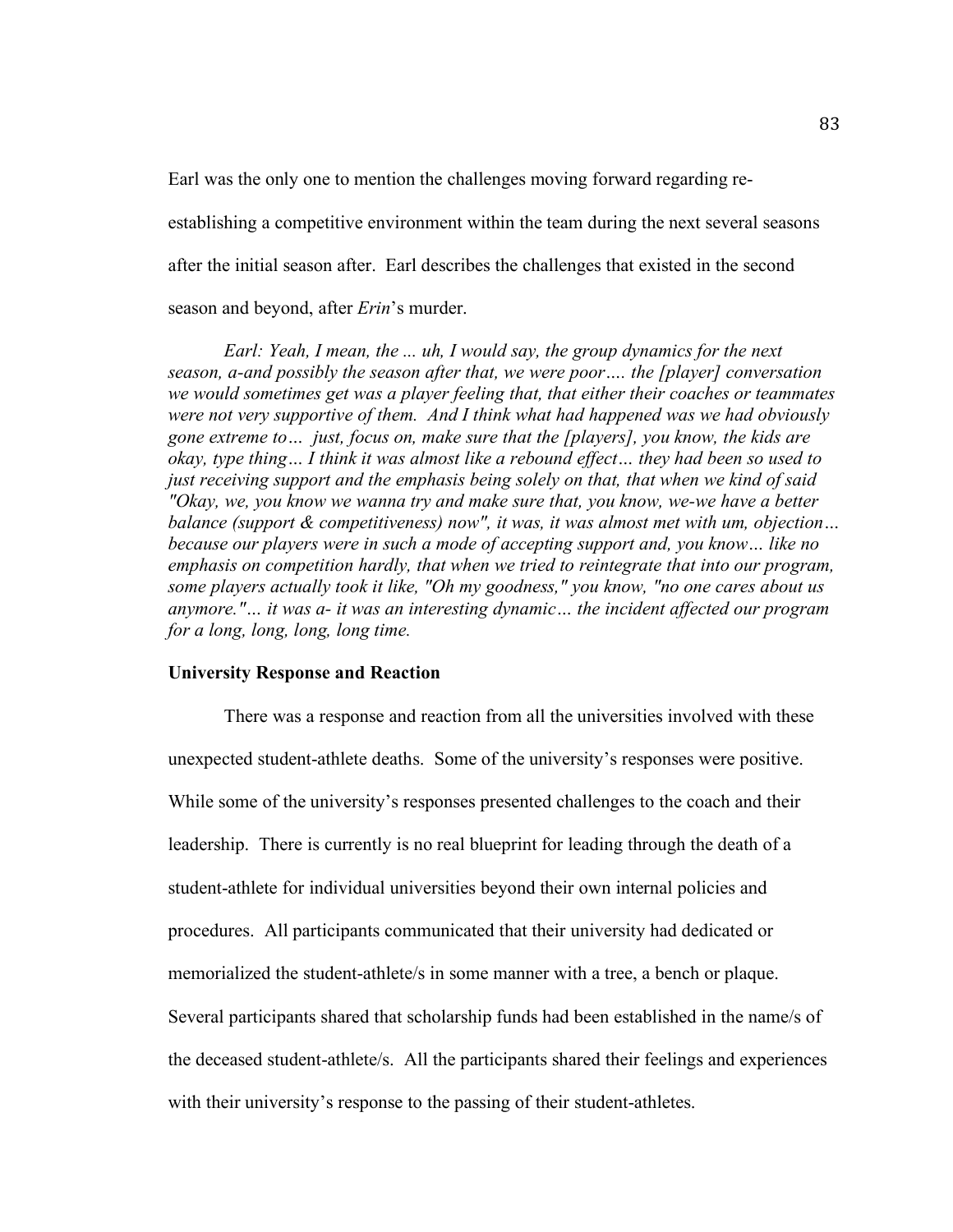Earl was the only one to mention the challenges moving forward regarding re-establishing a competitive environment within the team during the next several seasons after the initial season after. Earl describes the challenges that existed in the second season and beyond, after *Erin*'s murder.

> *Earl: Yeah, I mean, the ... uh, I would say, the group dynamics for the next season, a-and possibly the season after that, we were poor…. the [player] conversation we would sometimes get was a player feeling that, that either their coaches or teammates were not very supportive of them. And I think what had happened was we had obviously gone extreme to… just, focus on, make sure that the [players], you know, the kids are okay, type thing… I think it was almost like a rebound effect… they had been so used to just receiving support and the emphasis being solely on that, that when we kind of said "Okay, we, you know we wanna try and make sure that, you know, we-we have a better balance (support & competitiveness) now", it was, it was almost met with um, objection… because our players were in such a mode of accepting support and, you know… like no emphasis on competition hardly, that when we tried to reintegrate that into our program, some players actually took it like, "Oh my goodness," you know, "no one cares about us anymore."… it was a- it was an interesting dynamic… the incident affected our program for a long, long, long, long time.*

### University Response and Reaction

There was a response and reaction from all the universities involved with these unexpected student-athlete deaths. Some of the university's responses were positive. While some of the university's responses presented challenges to the coach and their leadership. There is currently is no real blueprint for leading through the death of a student-athlete for individual universities beyond their own internal policies and procedures. All participants communicated that their university had dedicated or memorialized the student-athlete/s in some manner with a tree, a bench or plaque. Several participants shared that scholarship funds had been established in the name/s of the deceased student-athlete/s. All the participants shared their feelings and experiences with their university's response to the passing of their student-athletes.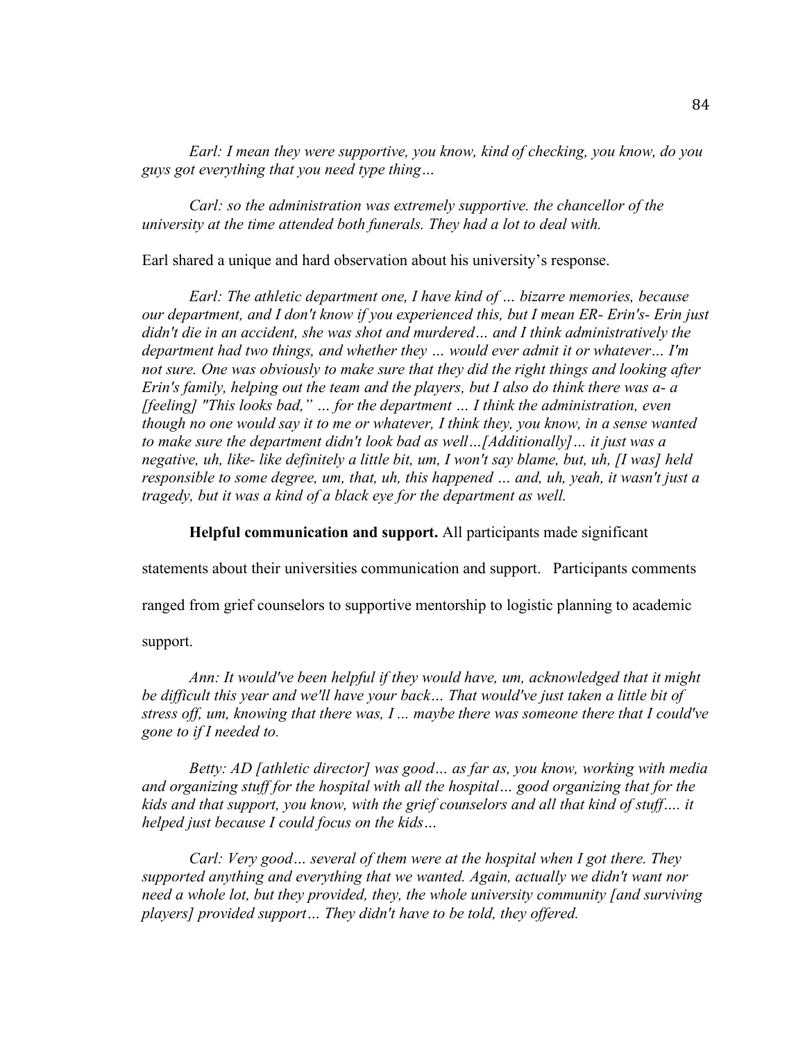*Earl: I mean they were supportive, you know, kind of checking, you know, do you guys got everything that you need type thing…*

*Carl: so the administration was extremely supportive. the chancellor of the university at the time attended both funerals. They had a lot to deal with.*

Earl shared a unique and hard observation about his university's response.

*Earl: The athletic department one, I have kind of … bizarre memories, because our department, and I don't know if you experienced this, but I mean ER- Erin's- Erin just didn't die in an accident, she was shot and murdered… and I think administratively the department had two things, and whether they … would ever admit it or whatever… I'm not sure. One was obviously to make sure that they did the right things and looking after Erin's family, helping out the team and the players, but I also do think there was a- a [feeling] "This looks bad," … for the department … I think the administration, even though no one would say it to me or whatever, I think they, you know, in a sense wanted to make sure the department didn't look bad as well…[Additionally]… it just was a negative, uh, like- like definitely a little bit, um, I won't say blame, but, uh, [I was] held responsible to some degree, um, that, uh, this happened … and, uh, yeah, it wasn't just a tragedy, but it was a kind of a black eye for the department as well.*

**Helpful communication and support.** All participants made significant statements about their universities communication and support. Participants comments ranged from grief counselors to supportive mentorship to logistic planning to academic support.

*Ann: It would've been helpful if they would have, um, acknowledged that it might be difficult this year and we'll have your back… That would've just taken a little bit of stress off, um, knowing that there was, I ... maybe there was someone there that I could've gone to if I needed to.*

*Betty: AD [athletic director] was good… as far as, you know, working with media and organizing stuff for the hospital with all the hospital… good organizing that for the kids and that support, you know, with the grief counselors and all that kind of stuff…. it helped just because I could focus on the kids…*

*Carl: Very good… several of them were at the hospital when I got there. They supported anything and everything that we wanted. Again, actually we didn't want nor need a whole lot, but they provided, they, the whole university community [and surviving players] provided support… They didn't have to be told, they offered.*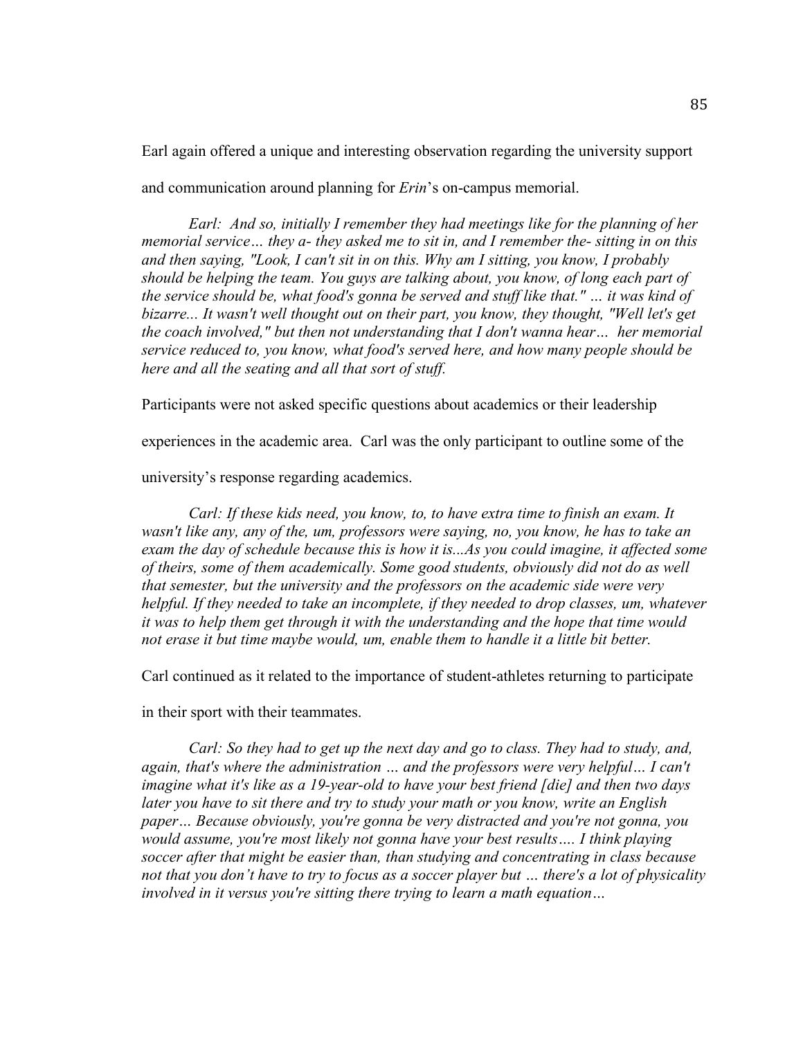Earl again offered a unique and interesting observation regarding the university support and communication around planning for *Erin*'s on-campus memorial.

> *Earl: And so, initially I remember they had meetings like for the planning of her memorial service… they a- they asked me to sit in, and I remember the- sitting in on this and then saying, "Look, I can't sit in on this. Why am I sitting, you know, I probably should be helping the team. You guys are talking about, you know, of long each part of the service should be, what food's gonna be served and stuff like that." … it was kind of bizarre... It wasn't well thought out on their part, you know, they thought, "Well let's get the coach involved," but then not understanding that I don't wanna hear… her memorial service reduced to, you know, what food's served here, and how many people should be here and all the seating and all that sort of stuff.*

Participants were not asked specific questions about academics or their leadership experiences in the academic area. Carl was the only participant to outline some of the university's response regarding academics.

> *Carl: If these kids need, you know, to, to have extra time to finish an exam. It wasn't like any, any of the, um, professors were saying, no, you know, he has to take an exam the day of schedule because this is how it is...As you could imagine, it affected some of theirs, some of them academically. Some good students, obviously did not do as well that semester, but the university and the professors on the academic side were very helpful. If they needed to take an incomplete, if they needed to drop classes, um, whatever it was to help them get through it with the understanding and the hope that time would not erase it but time maybe would, um, enable them to handle it a little bit better.*

Carl continued as it related to the importance of student-athletes returning to participate in their sport with their teammates.

> *Carl: So they had to get up the next day and go to class. They had to study, and, again, that's where the administration … and the professors were very helpful… I can't imagine what it's like as a 19-year-old to have your best friend [die] and then two days later you have to sit there and try to study your math or you know, write an English paper… Because obviously, you're gonna be very distracted and you're not gonna, you would assume, you're most likely not gonna have your best results…. I think playing soccer after that might be easier than, than studying and concentrating in class because not that you don't have to try to focus as a soccer player but … there's a lot of physicality involved in it versus you're sitting there trying to learn a math equation…*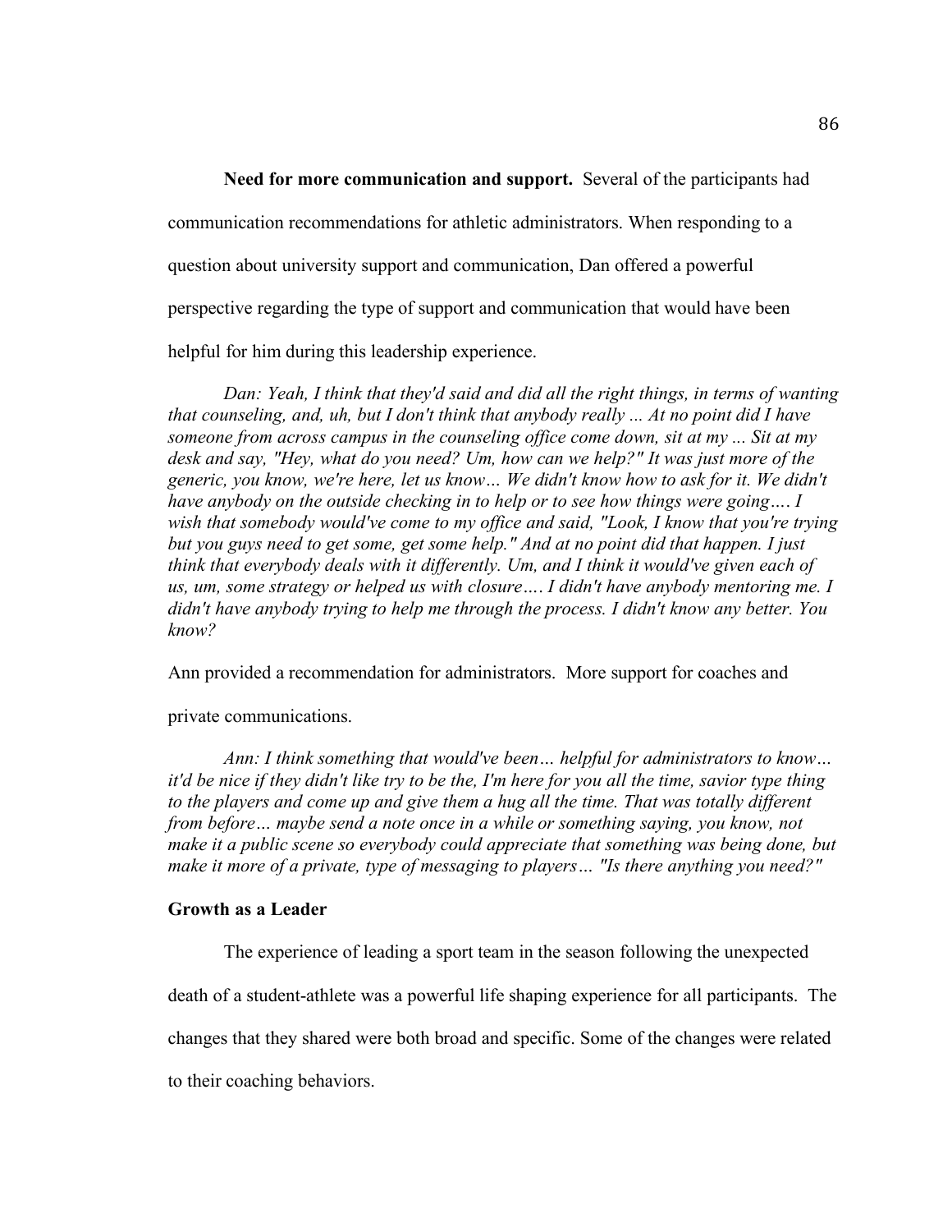**Need for more communication and support.** Several of the participants had communication recommendations for athletic administrators. When responding to a question about university support and communication, Dan offered a powerful perspective regarding the type of support and communication that would have been helpful for him during this leadership experience.

> *Dan: Yeah, I think that they'd said and did all the right things, in terms of wanting that counseling, and, uh, but I don't think that anybody really ... At no point did I have someone from across campus in the counseling office come down, sit at my ... Sit at my desk and say, "Hey, what do you need? Um, how can we help?" It was just more of the generic, you know, we're here, let us know… We didn't know how to ask for it. We didn't have anybody on the outside checking in to help or to see how things were going…. I wish that somebody would've come to my office and said, "Look, I know that you're trying but you guys need to get some, get some help." And at no point did that happen. I just think that everybody deals with it differently. Um, and I think it would've given each of us, um, some strategy or helped us with closure…. I didn't have anybody mentoring me. I didn't have anybody trying to help me through the process. I didn't know any better. You know?*

Ann provided a recommendation for administrators. More support for coaches and private communications.

> *Ann: I think something that would've been… helpful for administrators to know… it'd be nice if they didn't like try to be the, I'm here for you all the time, savior type thing to the players and come up and give them a hug all the time. That was totally different from before… maybe send a note once in a while or something saying, you know, not make it a public scene so everybody could appreciate that something was being done, but make it more of a private, type of messaging to players… "Is there anything you need?"*

### Growth as a Leader

The experience of leading a sport team in the season following the unexpected death of a student-athlete was a powerful life shaping experience for all participants. The changes that they shared were both broad and specific. Some of the changes were related to their coaching behaviors.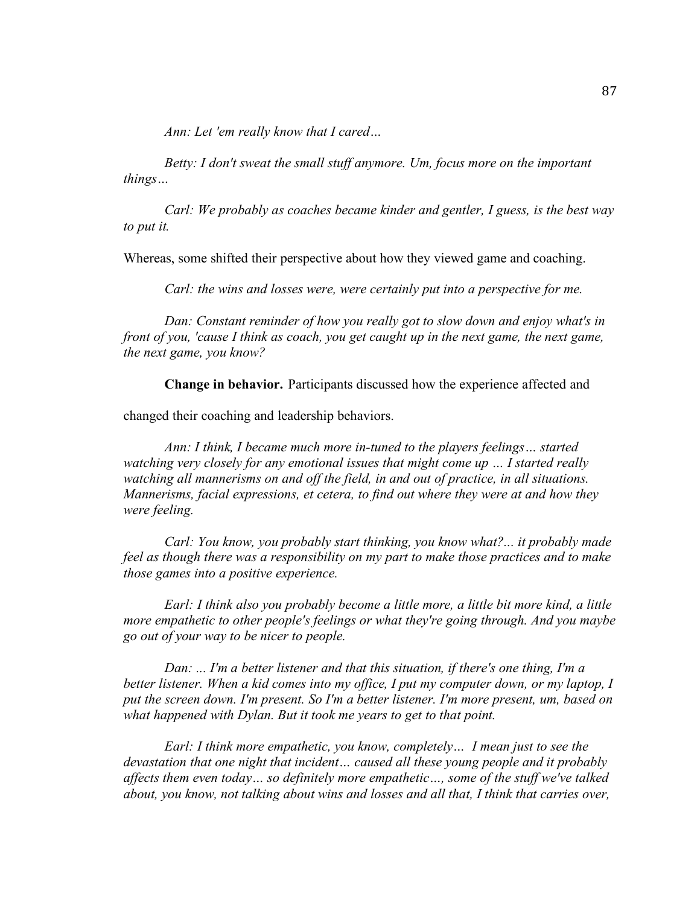*Ann: Let 'em really know that I cared…*

*Betty: I don't sweat the small stuff anymore. Um, focus more on the important things…*

*Carl: We probably as coaches became kinder and gentler, I guess, is the best way to put it.*

Whereas, some shifted their perspective about how they viewed game and coaching.

*Carl: the wins and losses were, were certainly put into a perspective for me.*

*Dan: Constant reminder of how you really got to slow down and enjoy what's in front of you, 'cause I think as coach, you get caught up in the next game, the next game, the next game, you know?*

**Change in behavior.** Participants discussed how the experience affected and changed their coaching and leadership behaviors.

*Ann: I think, I became much more in-tuned to the players feelings… started watching very closely for any emotional issues that might come up … I started really watching all mannerisms on and off the field, in and out of practice, in all situations. Mannerisms, facial expressions, et cetera, to find out where they were at and how they were feeling.*

*Carl: You know, you probably start thinking, you know what?... it probably made feel as though there was a responsibility on my part to make those practices and to make those games into a positive experience.*

*Earl: I think also you probably become a little more, a little bit more kind, a little more empathetic to other people's feelings or what they're going through. And you maybe go out of your way to be nicer to people.*

*Dan: ... I'm a better listener and that this situation, if there's one thing, I'm a better listener. When a kid comes into my office, I put my computer down, or my laptop, I put the screen down. I'm present. So I'm a better listener. I'm more present, um, based on what happened with Dylan. But it took me years to get to that point.*

*Earl: I think more empathetic, you know, completely… I mean just to see the devastation that one night that incident… caused all these young people and it probably affects them even today… so definitely more empathetic…, some of the stuff we've talked about, you know, not talking about wins and losses and all that, I think that carries over,*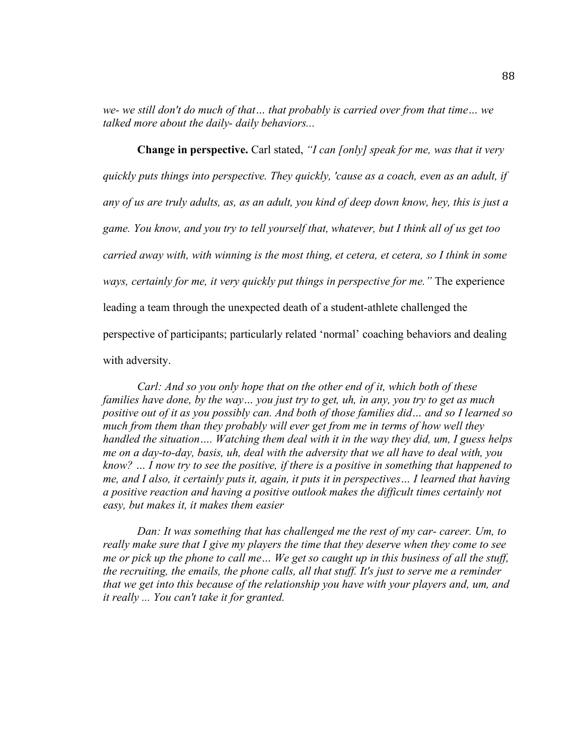*we- we still don't do much of that… that probably is carried over from that time… we talked more about the daily- daily behaviors...*

**Change in perspective.** Carl stated, *"I can [only] speak for me, was that it very quickly puts things into perspective. They quickly, 'cause as a coach, even as an adult, if any of us are truly adults, as, as an adult, you kind of deep down know, hey, this is just a game. You know, and you try to tell yourself that, whatever, but I think all of us get too carried away with, with winning is the most thing, et cetera, et cetera, so I think in some ways, certainly for me, it very quickly put things in perspective for me."* The experience leading a team through the unexpected death of a student-athlete challenged the perspective of participants; particularly related 'normal' coaching behaviors and dealing with adversity.

*Carl: And so you only hope that on the other end of it, which both of these families have done, by the way… you just try to get, uh, in any, you try to get as much positive out of it as you possibly can. And both of those families did… and so I learned so much from them than they probably will ever get from me in terms of how well they handled the situation…. Watching them deal with it in the way they did, um, I guess helps me on a day-to-day, basis, uh, deal with the adversity that we all have to deal with, you know? … I now try to see the positive, if there is a positive in something that happened to me, and I also, it certainly puts it, again, it puts it in perspectives… I learned that having a positive reaction and having a positive outlook makes the difficult times certainly not easy, but makes it, it makes them easier*

*Dan: It was something that has challenged me the rest of my car- career. Um, to really make sure that I give my players the time that they deserve when they come to see me or pick up the phone to call me… We get so caught up in this business of all the stuff, the recruiting, the emails, the phone calls, all that stuff. It's just to serve me a reminder that we get into this because of the relationship you have with your players and, um, and it really ... You can't take it for granted.*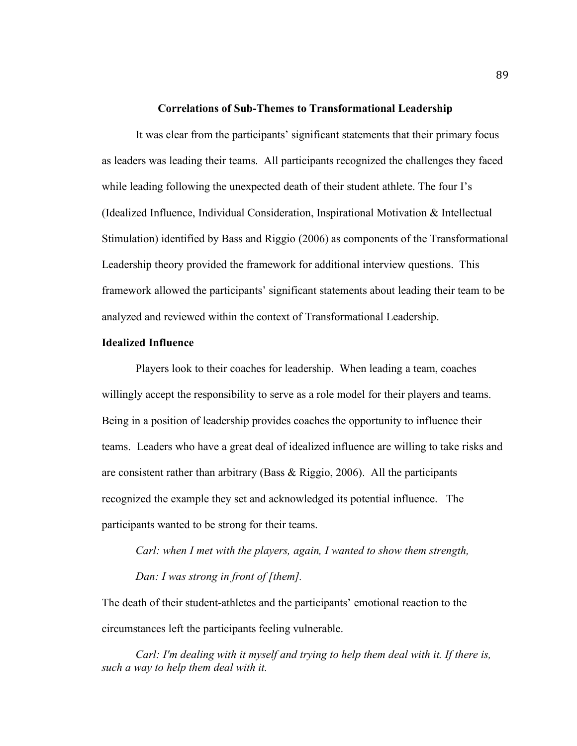## Correlations of Sub-Themes to Transformational Leadership

It was clear from the participants' significant statements that their primary focus as leaders was leading their teams. All participants recognized the challenges they faced while leading following the unexpected death of their student athlete. The four I's (Idealized Influence, Individual Consideration, Inspirational Motivation & Intellectual Stimulation) identified by Bass and Riggio (2006) as components of the Transformational Leadership theory provided the framework for additional interview questions. This framework allowed the participants' significant statements about leading their team to be analyzed and reviewed within the context of Transformational Leadership.

### Idealized Influence

Players look to their coaches for leadership. When leading a team, coaches willingly accept the responsibility to serve as a role model for their players and teams. Being in a position of leadership provides coaches the opportunity to influence their teams. Leaders who have a great deal of idealized influence are willing to take risks and are consistent rather than arbitrary (Bass & Riggio, 2006). All the participants recognized the example they set and acknowledged its potential influence. The participants wanted to be strong for their teams.

> *Carl: when I met with the players, again, I wanted to show them strength,*
>
> *Dan: I was strong in front of [them].*

The death of their student-athletes and the participants' emotional reaction to the circumstances left the participants feeling vulnerable.

> *Carl: I'm dealing with it myself and trying to help them deal with it. If there is, such a way to help them deal with it.*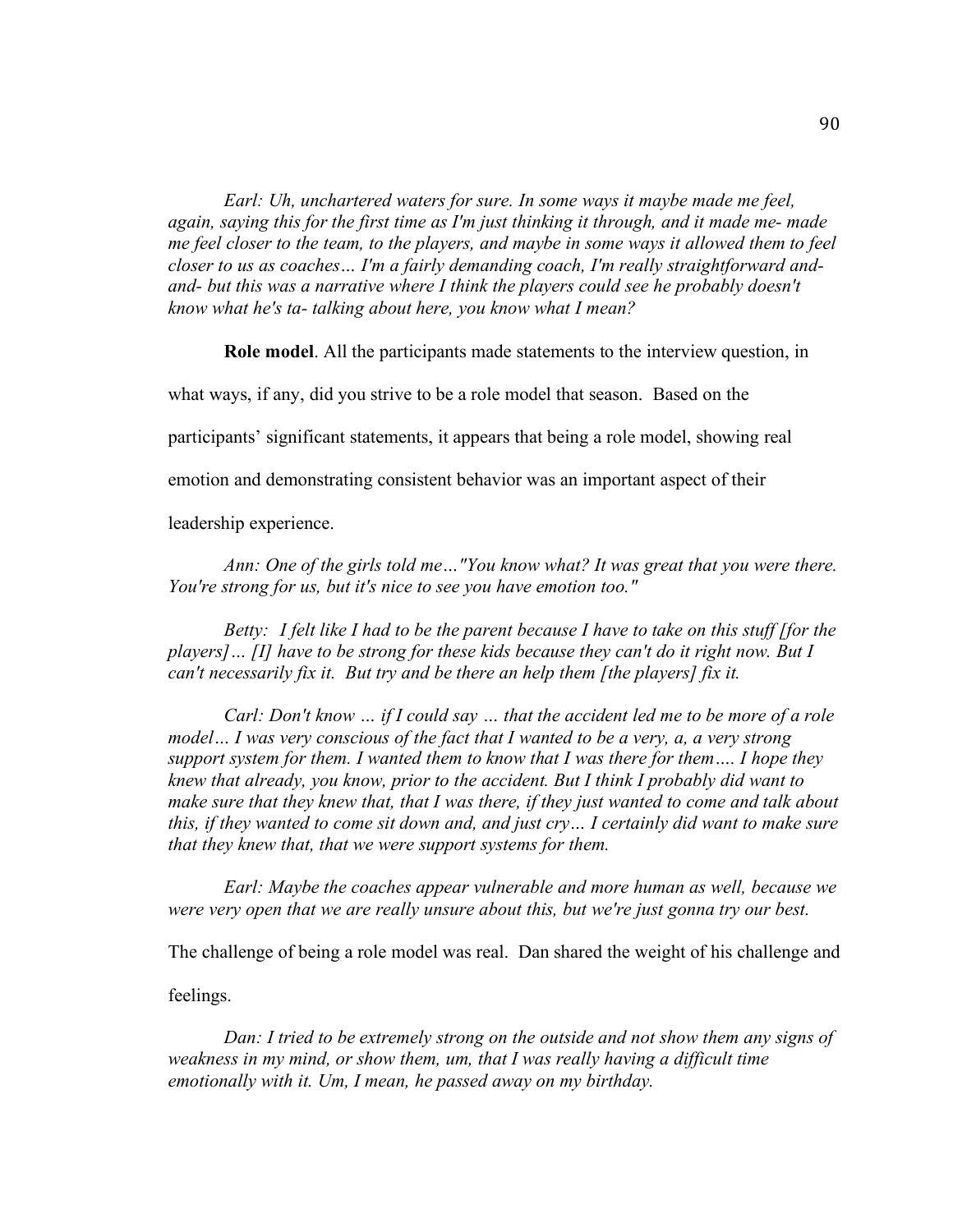*Earl: Uh, unchartered waters for sure. In some ways it maybe made me feel, again, saying this for the first time as I'm just thinking it through, and it made me- made me feel closer to the team, to the players, and maybe in some ways it allowed them to feel closer to us as coaches… I'm a fairly demanding coach, I'm really straightforward and- and- but this was a narrative where I think the players could see he probably doesn't know what he's ta- talking about here, you know what I mean?*

**Role model**. All the participants made statements to the interview question, in what ways, if any, did you strive to be a role model that season. Based on the participants' significant statements, it appears that being a role model, showing real emotion and demonstrating consistent behavior was an important aspect of their leadership experience.

*Ann: One of the girls told me…"You know what? It was great that you were there. You're strong for us, but it's nice to see you have emotion too."*

*Betty: I felt like I had to be the parent because I have to take on this stuff [for the players]… [I] have to be strong for these kids because they can't do it right now. But I can't necessarily fix it. But try and be there an help them [the players] fix it.*

*Carl: Don't know … if I could say … that the accident led me to be more of a role model… I was very conscious of the fact that I wanted to be a very, a, a very strong support system for them. I wanted them to know that I was there for them…. I hope they knew that already, you know, prior to the accident. But I think I probably did want to make sure that they knew that, that I was there, if they just wanted to come and talk about this, if they wanted to come sit down and, and just cry… I certainly did want to make sure that they knew that, that we were support systems for them.*

*Earl: Maybe the coaches appear vulnerable and more human as well, because we were very open that we are really unsure about this, but we're just gonna try our best.*

The challenge of being a role model was real. Dan shared the weight of his challenge and feelings.

*Dan: I tried to be extremely strong on the outside and not show them any signs of weakness in my mind, or show them, um, that I was really having a difficult time emotionally with it. Um, I mean, he passed away on my birthday.*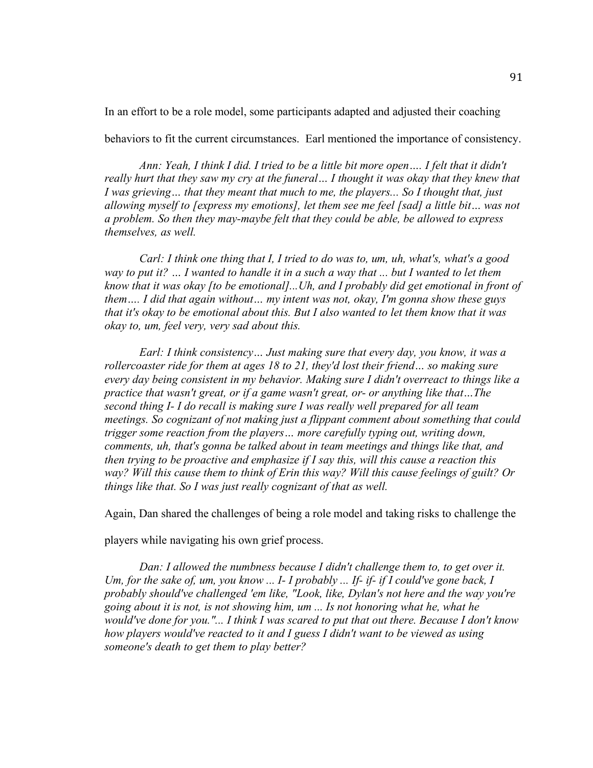In an effort to be a role model, some participants adapted and adjusted their coaching behaviors to fit the current circumstances. Earl mentioned the importance of consistency.

*Ann: Yeah, I think I did. I tried to be a little bit more open…. I felt that it didn't really hurt that they saw my cry at the funeral… I thought it was okay that they knew that I was grieving… that they meant that much to me, the players... So I thought that, just allowing myself to [express my emotions], let them see me feel [sad] a little bit… was not a problem. So then they may-maybe felt that they could be able, be allowed to express themselves, as well.*

*Carl: I think one thing that I, I tried to do was to, um, uh, what's, what's a good way to put it? … I wanted to handle it in a such a way that ... but I wanted to let them know that it was okay [to be emotional]...Uh, and I probably did get emotional in front of them…. I did that again without… my intent was not, okay, I'm gonna show these guys that it's okay to be emotional about this. But I also wanted to let them know that it was okay to, um, feel very, very sad about this.*

*Earl: I think consistency… Just making sure that every day, you know, it was a rollercoaster ride for them at ages 18 to 21, they'd lost their friend… so making sure every day being consistent in my behavior. Making sure I didn't overreact to things like a practice that wasn't great, or if a game wasn't great, or- or anything like that…The second thing I- I do recall is making sure I was really well prepared for all team meetings. So cognizant of not making just a flippant comment about something that could trigger some reaction from the players… more carefully typing out, writing down, comments, uh, that's gonna be talked about in team meetings and things like that, and then trying to be proactive and emphasize if I say this, will this cause a reaction this way? Will this cause them to think of Erin this way? Will this cause feelings of guilt? Or things like that. So I was just really cognizant of that as well.*

Again, Dan shared the challenges of being a role model and taking risks to challenge the players while navigating his own grief process.

*Dan: I allowed the numbness because I didn't challenge them to, to get over it. Um, for the sake of, um, you know ... I- I probably ... If- if- if I could've gone back, I probably should've challenged 'em like, "Look, like, Dylan's not here and the way you're going about it is not, is not showing him, um ... Is not honoring what he, what he would've done for you."... I think I was scared to put that out there. Because I don't know how players would've reacted to it and I guess I didn't want to be viewed as using someone's death to get them to play better?*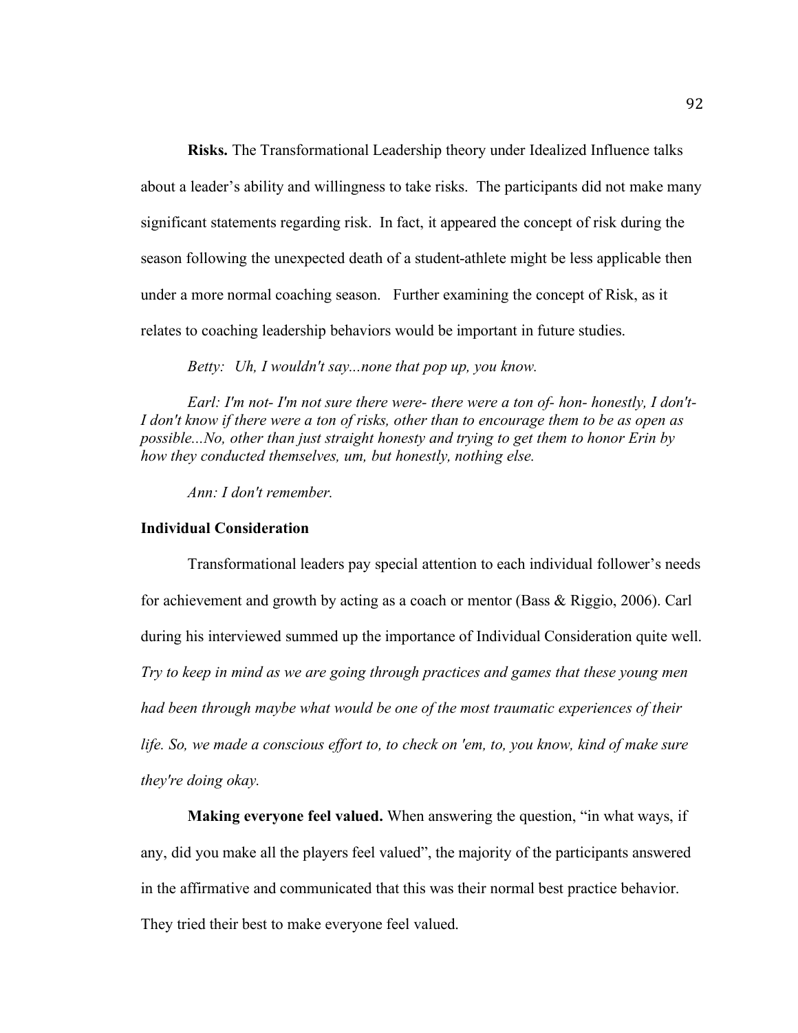**Risks.** The Transformational Leadership theory under Idealized Influence talks about a leader's ability and willingness to take risks. The participants did not make many significant statements regarding risk. In fact, it appeared the concept of risk during the season following the unexpected death of a student-athlete might be less applicable then under a more normal coaching season. Further examining the concept of Risk, as it relates to coaching leadership behaviors would be important in future studies.

*Betty: Uh, I wouldn't say...none that pop up, you know.*

*Earl: I'm not- I'm not sure there were- there were a ton of- hon- honestly, I don't- I don't know if there were a ton of risks, other than to encourage them to be as open as possible...No, other than just straight honesty and trying to get them to honor Erin by how they conducted themselves, um, but honestly, nothing else.*

*Ann: I don't remember.*

## Individual Consideration

Transformational leaders pay special attention to each individual follower's needs for achievement and growth by acting as a coach or mentor (Bass & Riggio, 2006). Carl during his interviewed summed up the importance of Individual Consideration quite well. *Try to keep in mind as we are going through practices and games that these young men had been through maybe what would be one of the most traumatic experiences of their life. So, we made a conscious effort to, to check on 'em, to, you know, kind of make sure they're doing okay.*

**Making everyone feel valued.** When answering the question, "in what ways, if any, did you make all the players feel valued", the majority of the participants answered in the affirmative and communicated that this was their normal best practice behavior. They tried their best to make everyone feel valued.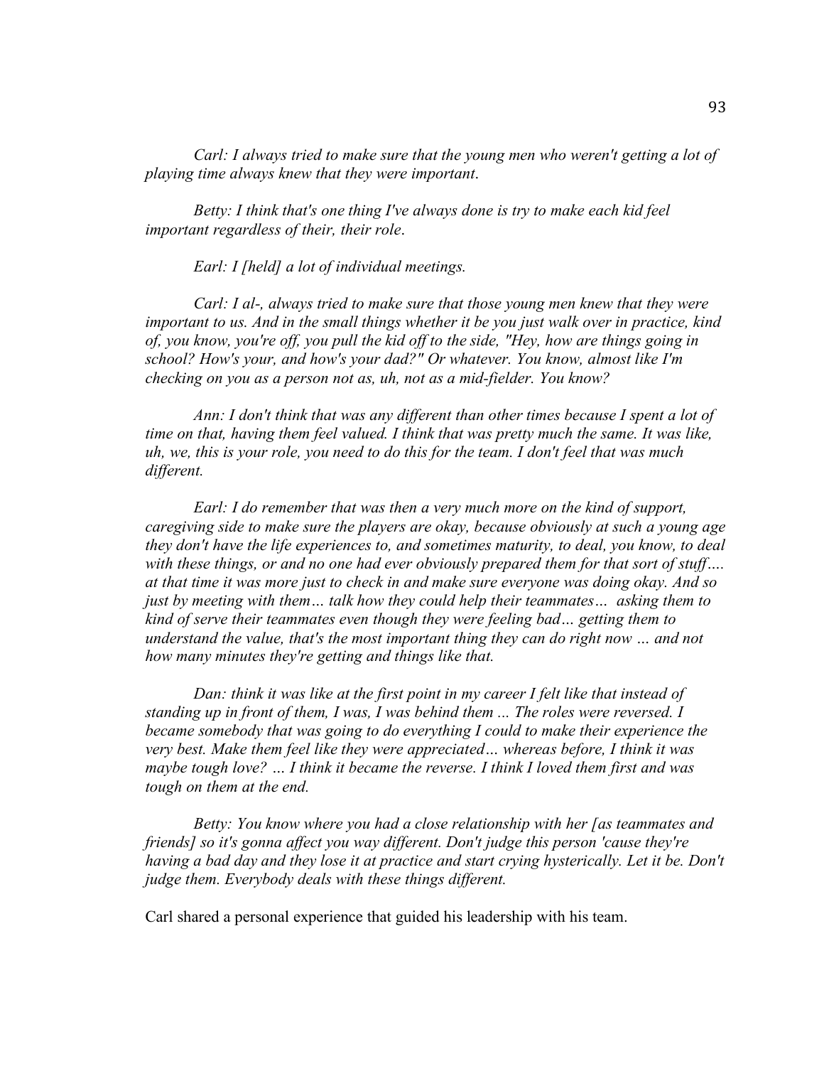*Carl: I always tried to make sure that the young men who weren't getting a lot of playing time always knew that they were important*.

*Betty: I think that's one thing I've always done is try to make each kid feel important regardless of their, their role*.

*Earl: I [held] a lot of individual meetings.*

*Carl: I al-, always tried to make sure that those young men knew that they were important to us. And in the small things whether it be you just walk over in practice, kind of, you know, you're off, you pull the kid off to the side, "Hey, how are things going in school? How's your, and how's your dad?" Or whatever. You know, almost like I'm checking on you as a person not as, uh, not as a mid-fielder. You know?*

*Ann: I don't think that was any different than other times because I spent a lot of time on that, having them feel valued. I think that was pretty much the same. It was like, uh, we, this is your role, you need to do this for the team. I don't feel that was much different.*

*Earl: I do remember that was then a very much more on the kind of support, caregiving side to make sure the players are okay, because obviously at such a young age they don't have the life experiences to, and sometimes maturity, to deal, you know, to deal with these things, or and no one had ever obviously prepared them for that sort of stuff…. at that time it was more just to check in and make sure everyone was doing okay. And so just by meeting with them… talk how they could help their teammates… asking them to kind of serve their teammates even though they were feeling bad… getting them to understand the value, that's the most important thing they can do right now … and not how many minutes they're getting and things like that.*

*Dan: think it was like at the first point in my career I felt like that instead of standing up in front of them, I was, I was behind them ... The roles were reversed. I became somebody that was going to do everything I could to make their experience the very best. Make them feel like they were appreciated… whereas before, I think it was maybe tough love? … I think it became the reverse. I think I loved them first and was tough on them at the end.*

*Betty: You know where you had a close relationship with her [as teammates and friends] so it's gonna affect you way different. Don't judge this person 'cause they're having a bad day and they lose it at practice and start crying hysterically. Let it be. Don't judge them. Everybody deals with these things different.*

Carl shared a personal experience that guided his leadership with his team.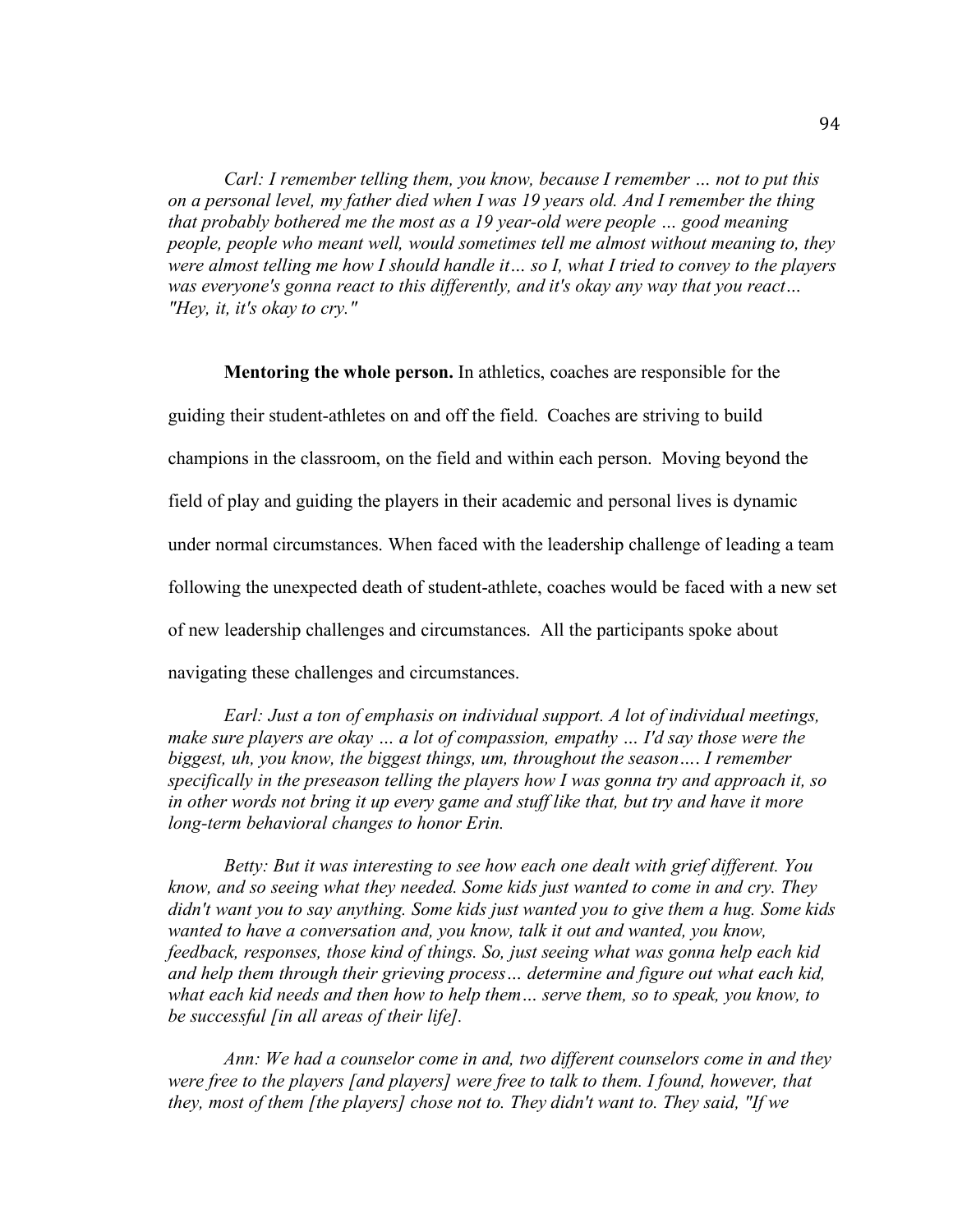*Carl: I remember telling them, you know, because I remember … not to put this on a personal level, my father died when I was 19 years old. And I remember the thing that probably bothered me the most as a 19 year-old were people … good meaning people, people who meant well, would sometimes tell me almost without meaning to, they were almost telling me how I should handle it… so I, what I tried to convey to the players was everyone's gonna react to this differently, and it's okay any way that you react… "Hey, it, it's okay to cry."*

**Mentoring the whole person.** In athletics, coaches are responsible for the guiding their student-athletes on and off the field. Coaches are striving to build champions in the classroom, on the field and within each person. Moving beyond the field of play and guiding the players in their academic and personal lives is dynamic under normal circumstances. When faced with the leadership challenge of leading a team following the unexpected death of student-athlete, coaches would be faced with a new set of new leadership challenges and circumstances. All the participants spoke about navigating these challenges and circumstances.

*Earl: Just a ton of emphasis on individual support. A lot of individual meetings, make sure players are okay … a lot of compassion, empathy … I'd say those were the biggest, uh, you know, the biggest things, um, throughout the season…. I remember specifically in the preseason telling the players how I was gonna try and approach it, so in other words not bring it up every game and stuff like that, but try and have it more long-term behavioral changes to honor Erin.*

*Betty: But it was interesting to see how each one dealt with grief different. You know, and so seeing what they needed. Some kids just wanted to come in and cry. They didn't want you to say anything. Some kids just wanted you to give them a hug. Some kids wanted to have a conversation and, you know, talk it out and wanted, you know, feedback, responses, those kind of things. So, just seeing what was gonna help each kid and help them through their grieving process… determine and figure out what each kid, what each kid needs and then how to help them… serve them, so to speak, you know, to be successful [in all areas of their life].*

*Ann: We had a counselor come in and, two different counselors come in and they were free to the players [and players] were free to talk to them. I found, however, that they, most of them [the players] chose not to. They didn't want to. They said, "If we*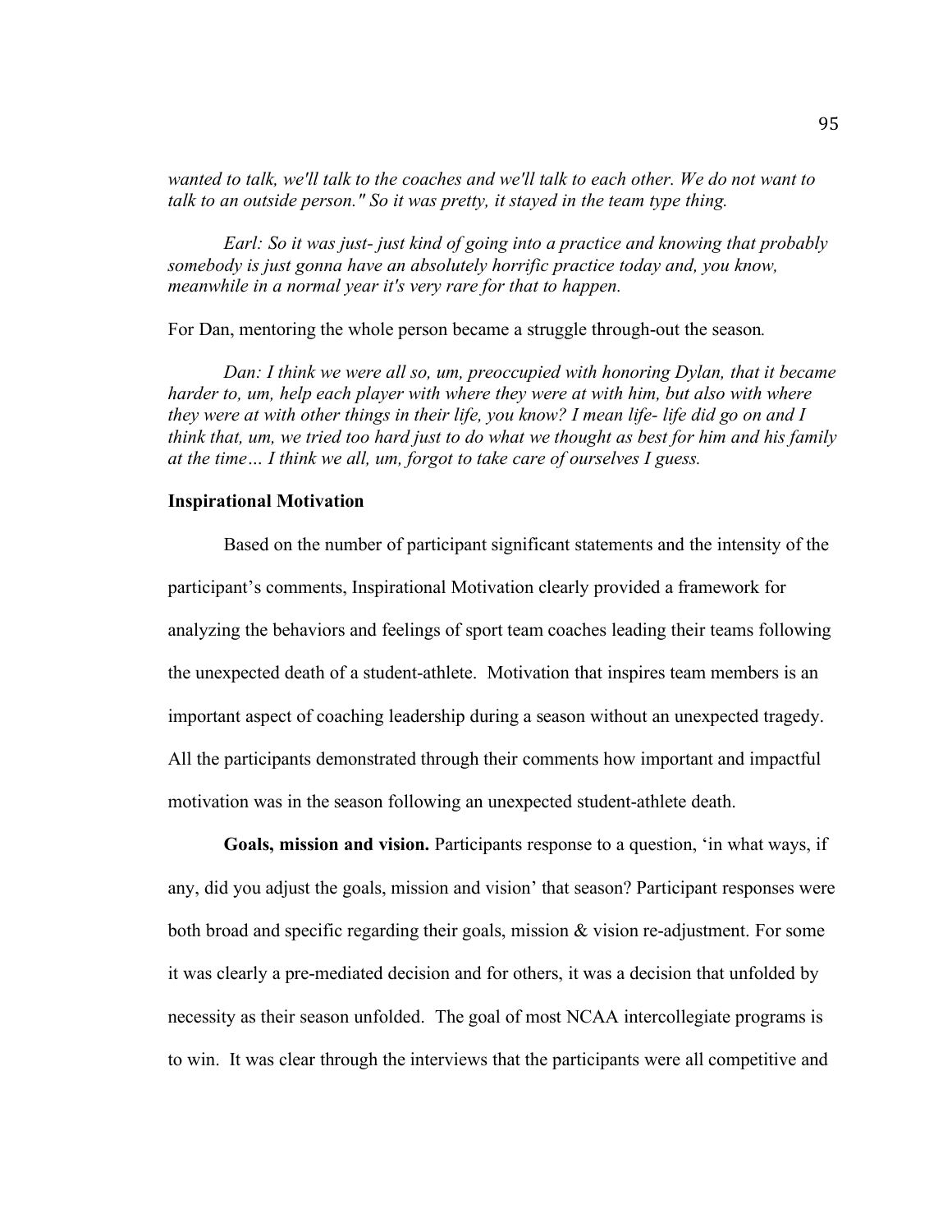*wanted to talk, we'll talk to the coaches and we'll talk to each other. We do not want to talk to an outside person." So it was pretty, it stayed in the team type thing.*

*Earl: So it was just- just kind of going into a practice and knowing that probably somebody is just gonna have an absolutely horrific practice today and, you know, meanwhile in a normal year it's very rare for that to happen.*

For Dan, mentoring the whole person became a struggle through-out the season.

*Dan: I think we were all so, um, preoccupied with honoring Dylan, that it became harder to, um, help each player with where they were at with him, but also with where they were at with other things in their life, you know? I mean life- life did go on and I think that, um, we tried too hard just to do what we thought as best for him and his family at the time… I think we all, um, forgot to take care of ourselves I guess.*

**Inspirational Motivation**

Based on the number of participant significant statements and the intensity of the participant's comments, Inspirational Motivation clearly provided a framework for analyzing the behaviors and feelings of sport team coaches leading their teams following the unexpected death of a student-athlete. Motivation that inspires team members is an important aspect of coaching leadership during a season without an unexpected tragedy. All the participants demonstrated through their comments how important and impactful motivation was in the season following an unexpected student-athlete death.

**Goals, mission and vision.** Participants response to a question, 'in what ways, if any, did you adjust the goals, mission and vision' that season? Participant responses were both broad and specific regarding their goals, mission & vision re-adjustment. For some it was clearly a pre-mediated decision and for others, it was a decision that unfolded by necessity as their season unfolded. The goal of most NCAA intercollegiate programs is to win. It was clear through the interviews that the participants were all competitive and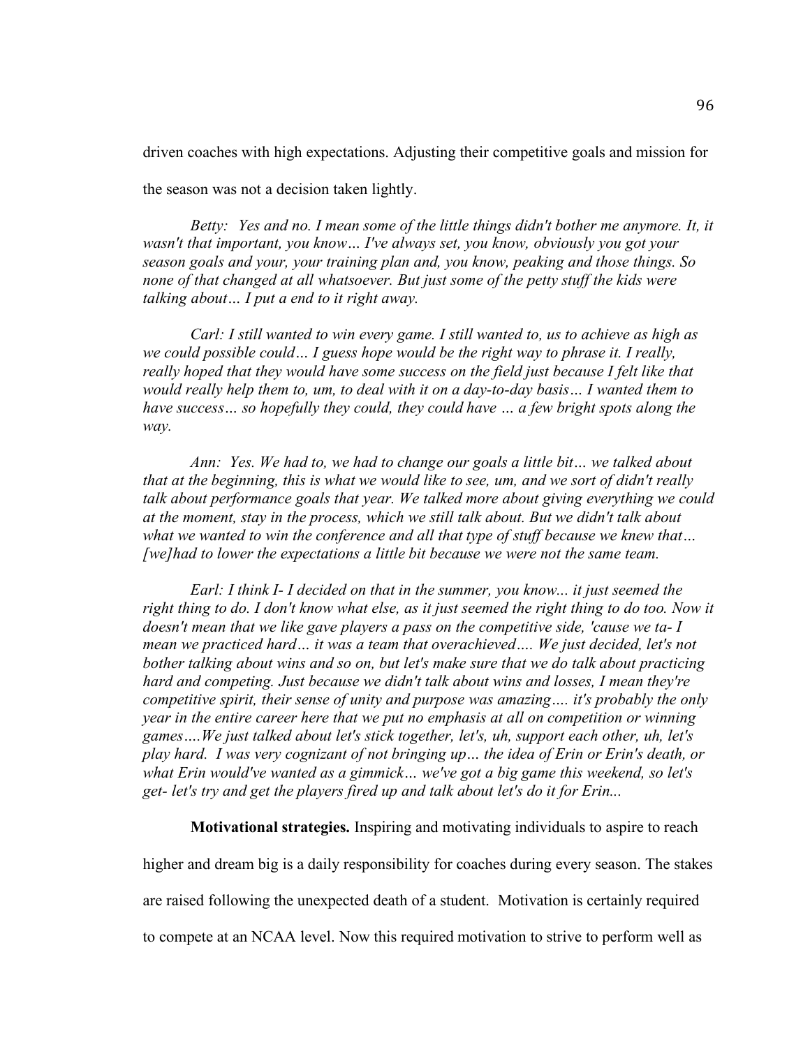driven coaches with high expectations. Adjusting their competitive goals and mission for the season was not a decision taken lightly.

*Betty: Yes and no. I mean some of the little things didn't bother me anymore. It, it wasn't that important, you know… I've always set, you know, obviously you got your season goals and your, your training plan and, you know, peaking and those things. So none of that changed at all whatsoever. But just some of the petty stuff the kids were talking about… I put a end to it right away.*

*Carl: I still wanted to win every game. I still wanted to, us to achieve as high as we could possible could… I guess hope would be the right way to phrase it. I really, really hoped that they would have some success on the field just because I felt like that would really help them to, um, to deal with it on a day-to-day basis… I wanted them to have success… so hopefully they could, they could have … a few bright spots along the way.*

*Ann: Yes. We had to, we had to change our goals a little bit… we talked about that at the beginning, this is what we would like to see, um, and we sort of didn't really talk about performance goals that year. We talked more about giving everything we could at the moment, stay in the process, which we still talk about. But we didn't talk about what we wanted to win the conference and all that type of stuff because we knew that… [we]had to lower the expectations a little bit because we were not the same team.*

*Earl: I think I- I decided on that in the summer, you know... it just seemed the right thing to do. I don't know what else, as it just seemed the right thing to do too. Now it doesn't mean that we like gave players a pass on the competitive side, 'cause we ta- I mean we practiced hard… it was a team that overachieved…. We just decided, let's not bother talking about wins and so on, but let's make sure that we do talk about practicing hard and competing. Just because we didn't talk about wins and losses, I mean they're competitive spirit, their sense of unity and purpose was amazing…. it's probably the only year in the entire career here that we put no emphasis at all on competition or winning games….We just talked about let's stick together, let's, uh, support each other, uh, let's play hard. I was very cognizant of not bringing up… the idea of Erin or Erin's death, or what Erin would've wanted as a gimmick… we've got a big game this weekend, so let's get- let's try and get the players fired up and talk about let's do it for Erin...*

**Motivational strategies.** Inspiring and motivating individuals to aspire to reach higher and dream big is a daily responsibility for coaches during every season. The stakes are raised following the unexpected death of a student. Motivation is certainly required to compete at an NCAA level. Now this required motivation to strive to perform well as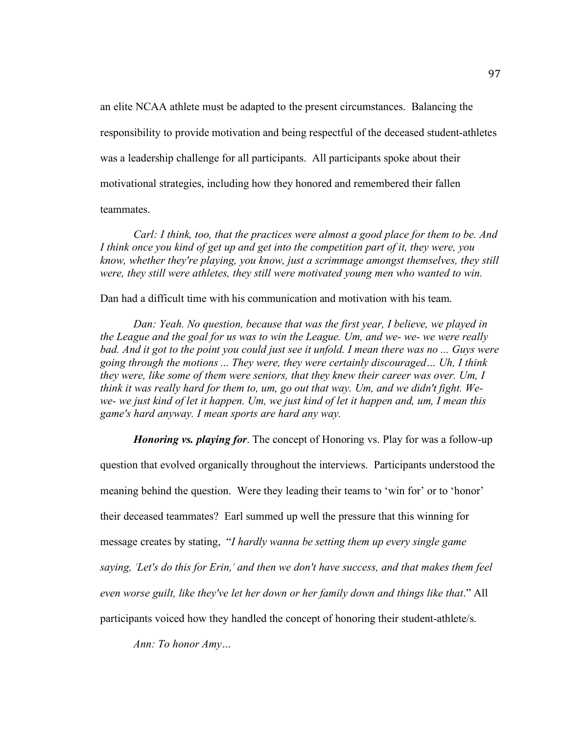an elite NCAA athlete must be adapted to the present circumstances. Balancing the responsibility to provide motivation and being respectful of the deceased student-athletes was a leadership challenge for all participants. All participants spoke about their motivational strategies, including how they honored and remembered their fallen teammates.

*Carl: I think, too, that the practices were almost a good place for them to be. And I think once you kind of get up and get into the competition part of it, they were, you know, whether they're playing, you know, just a scrimmage amongst themselves, they still were, they still were athletes, they still were motivated young men who wanted to win.*

Dan had a difficult time with his communication and motivation with his team.

*Dan: Yeah. No question, because that was the first year, I believe, we played in the League and the goal for us was to win the League. Um, and we- we- we were really bad. And it got to the point you could just see it unfold. I mean there was no ... Guys were going through the motions ... They were, they were certainly discouraged… Uh, I think they were, like some of them were seniors, that they knew their career was over. Um, I think it was really hard for them to, um, go out that way. Um, and we didn't fight. We- we- we just kind of let it happen. Um, we just kind of let it happen and, um, I mean this game's hard anyway. I mean sports are hard any way.*

***Honoring vs. playing for***. The concept of Honoring vs. Play for was a follow-up question that evolved organically throughout the interviews. Participants understood the meaning behind the question. Were they leading their teams to 'win for' or to 'honor' their deceased teammates? Earl summed up well the pressure that this winning for message creates by stating, "*I hardly wanna be setting them up every single game saying, 'Let's do this for Erin,' and then we don't have success, and that makes them feel even worse guilt, like they've let her down or her family down and things like that*." All participants voiced how they handled the concept of honoring their student-athlete/s.

*Ann: To honor Amy…*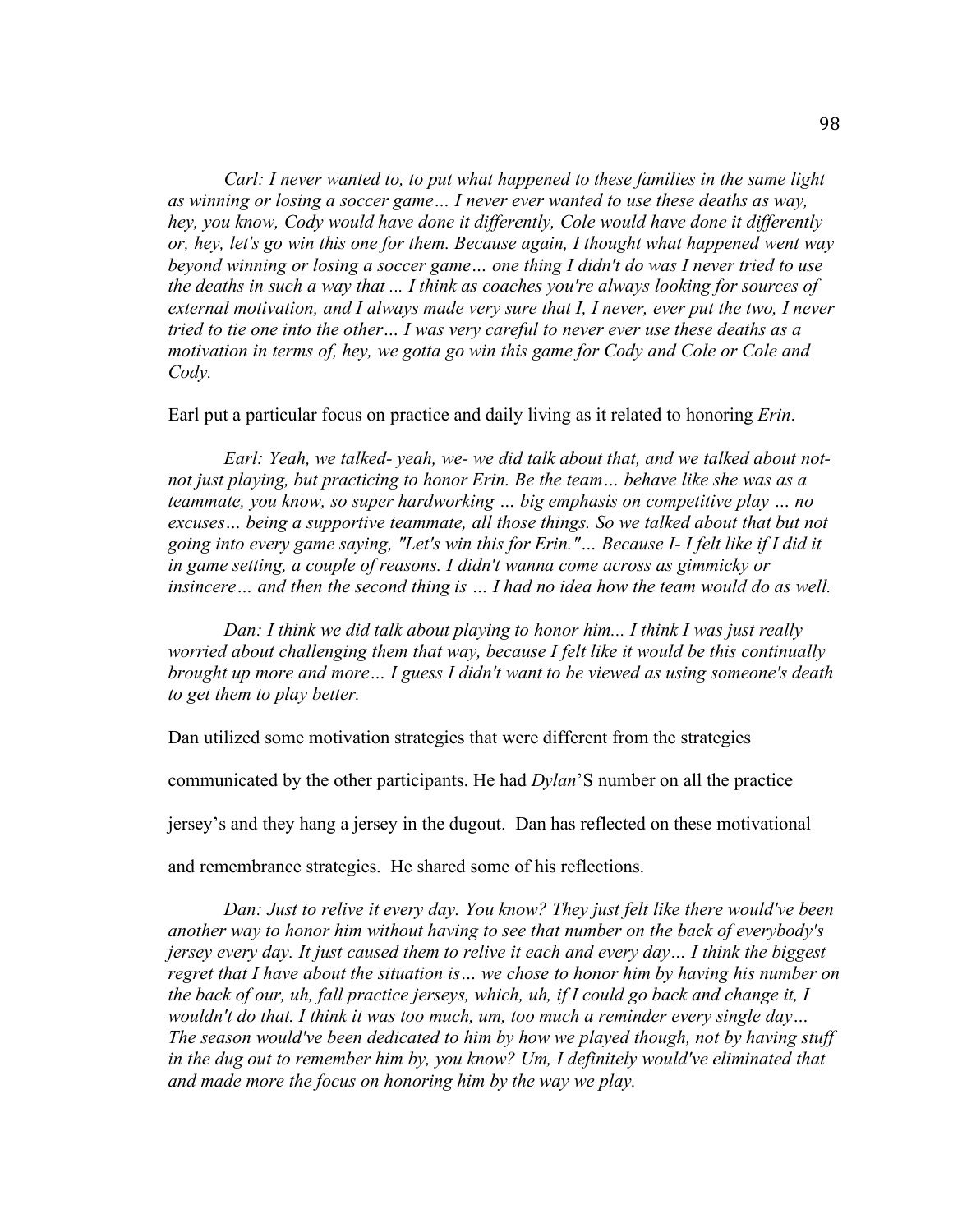*Carl: I never wanted to, to put what happened to these families in the same light as winning or losing a soccer game… I never ever wanted to use these deaths as way, hey, you know, Cody would have done it differently, Cole would have done it differently or, hey, let's go win this one for them. Because again, I thought what happened went way beyond winning or losing a soccer game… one thing I didn't do was I never tried to use the deaths in such a way that ... I think as coaches you're always looking for sources of external motivation, and I always made very sure that I, I never, ever put the two, I never tried to tie one into the other… I was very careful to never ever use these deaths as a motivation in terms of, hey, we gotta go win this game for Cody and Cole or Cole and Cody.*

Earl put a particular focus on practice and daily living as it related to honoring *Erin*.

*Earl: Yeah, we talked- yeah, we- we did talk about that, and we talked about not- not just playing, but practicing to honor Erin. Be the team… behave like she was as a teammate, you know, so super hardworking … big emphasis on competitive play … no excuses… being a supportive teammate, all those things. So we talked about that but not going into every game saying, "Let's win this for Erin."… Because I- I felt like if I did it in game setting, a couple of reasons. I didn't wanna come across as gimmicky or insincere… and then the second thing is … I had no idea how the team would do as well.*

*Dan: I think we did talk about playing to honor him... I think I was just really worried about challenging them that way, because I felt like it would be this continually brought up more and more… I guess I didn't want to be viewed as using someone's death to get them to play better.*

Dan utilized some motivation strategies that were different from the strategies communicated by the other participants. He had *Dylan*'S number on all the practice jersey's and they hang a jersey in the dugout. Dan has reflected on these motivational and remembrance strategies. He shared some of his reflections.

*Dan: Just to relive it every day. You know? They just felt like there would've been another way to honor him without having to see that number on the back of everybody's jersey every day. It just caused them to relive it each and every day… I think the biggest regret that I have about the situation is… we chose to honor him by having his number on the back of our, uh, fall practice jerseys, which, uh, if I could go back and change it, I wouldn't do that. I think it was too much, um, too much a reminder every single day… The season would've been dedicated to him by how we played though, not by having stuff in the dug out to remember him by, you know? Um, I definitely would've eliminated that and made more the focus on honoring him by the way we play.*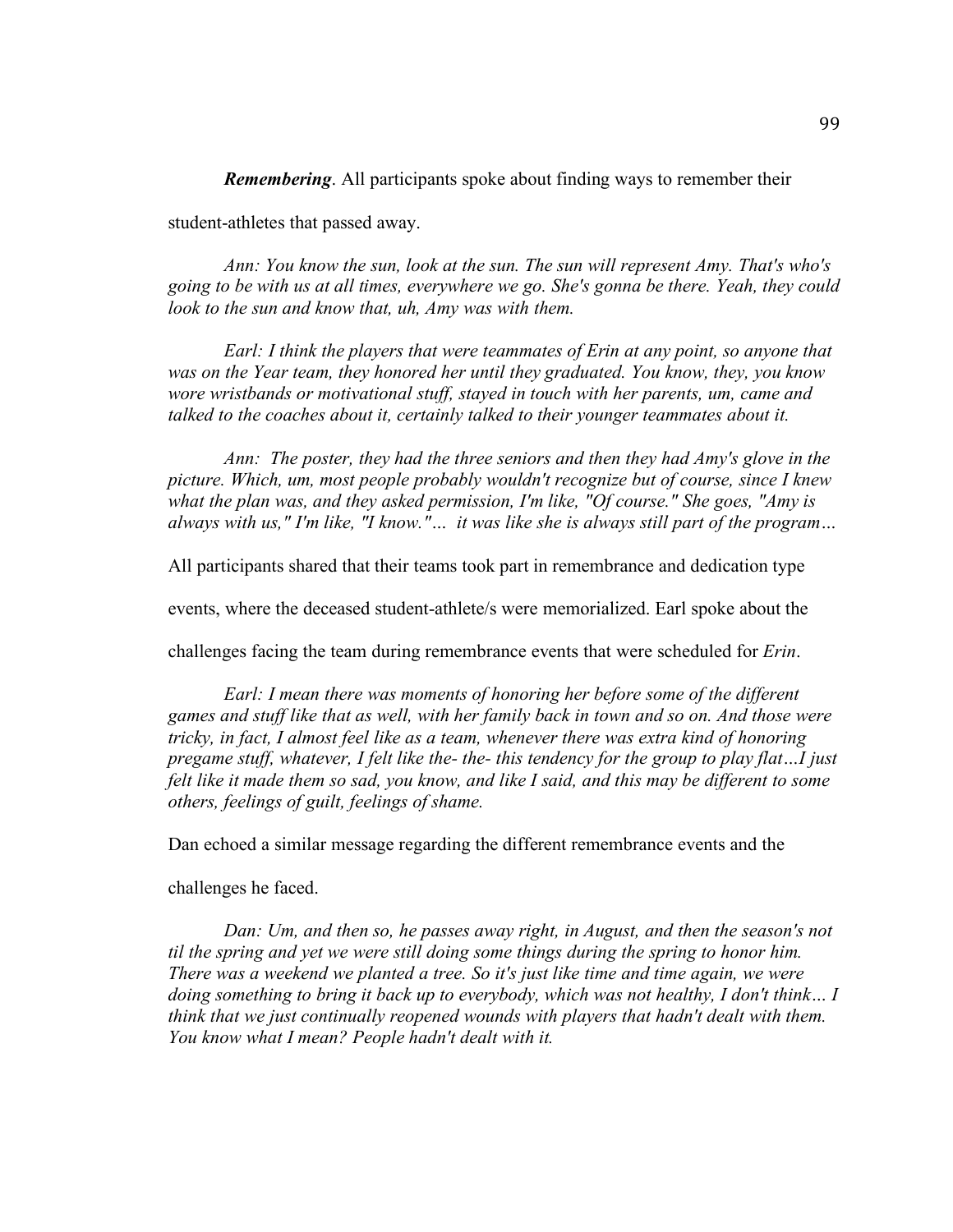***Remembering***. All participants spoke about finding ways to remember their student-athletes that passed away.

*Ann: You know the sun, look at the sun. The sun will represent Amy. That's who's going to be with us at all times, everywhere we go. She's gonna be there. Yeah, they could look to the sun and know that, uh, Amy was with them.*

*Earl: I think the players that were teammates of Erin at any point, so anyone that was on the Year team, they honored her until they graduated. You know, they, you know wore wristbands or motivational stuff, stayed in touch with her parents, um, came and talked to the coaches about it, certainly talked to their younger teammates about it.*

*Ann: The poster, they had the three seniors and then they had Amy's glove in the picture. Which, um, most people probably wouldn't recognize but of course, since I knew what the plan was, and they asked permission, I'm like, "Of course." She goes, "Amy is always with us," I'm like, "I know."… it was like she is always still part of the program…*

All participants shared that their teams took part in remembrance and dedication type events, where the deceased student-athlete/s were memorialized. Earl spoke about the challenges facing the team during remembrance events that were scheduled for *Erin*.

*Earl: I mean there was moments of honoring her before some of the different games and stuff like that as well, with her family back in town and so on. And those were tricky, in fact, I almost feel like as a team, whenever there was extra kind of honoring pregame stuff, whatever, I felt like the- the- this tendency for the group to play flat…I just felt like it made them so sad, you know, and like I said, and this may be different to some others, feelings of guilt, feelings of shame.*

Dan echoed a similar message regarding the different remembrance events and the challenges he faced.

*Dan: Um, and then so, he passes away right, in August, and then the season's not til the spring and yet we were still doing some things during the spring to honor him. There was a weekend we planted a tree. So it's just like time and time again, we were doing something to bring it back up to everybody, which was not healthy, I don't think… I think that we just continually reopened wounds with players that hadn't dealt with them. You know what I mean? People hadn't dealt with it.*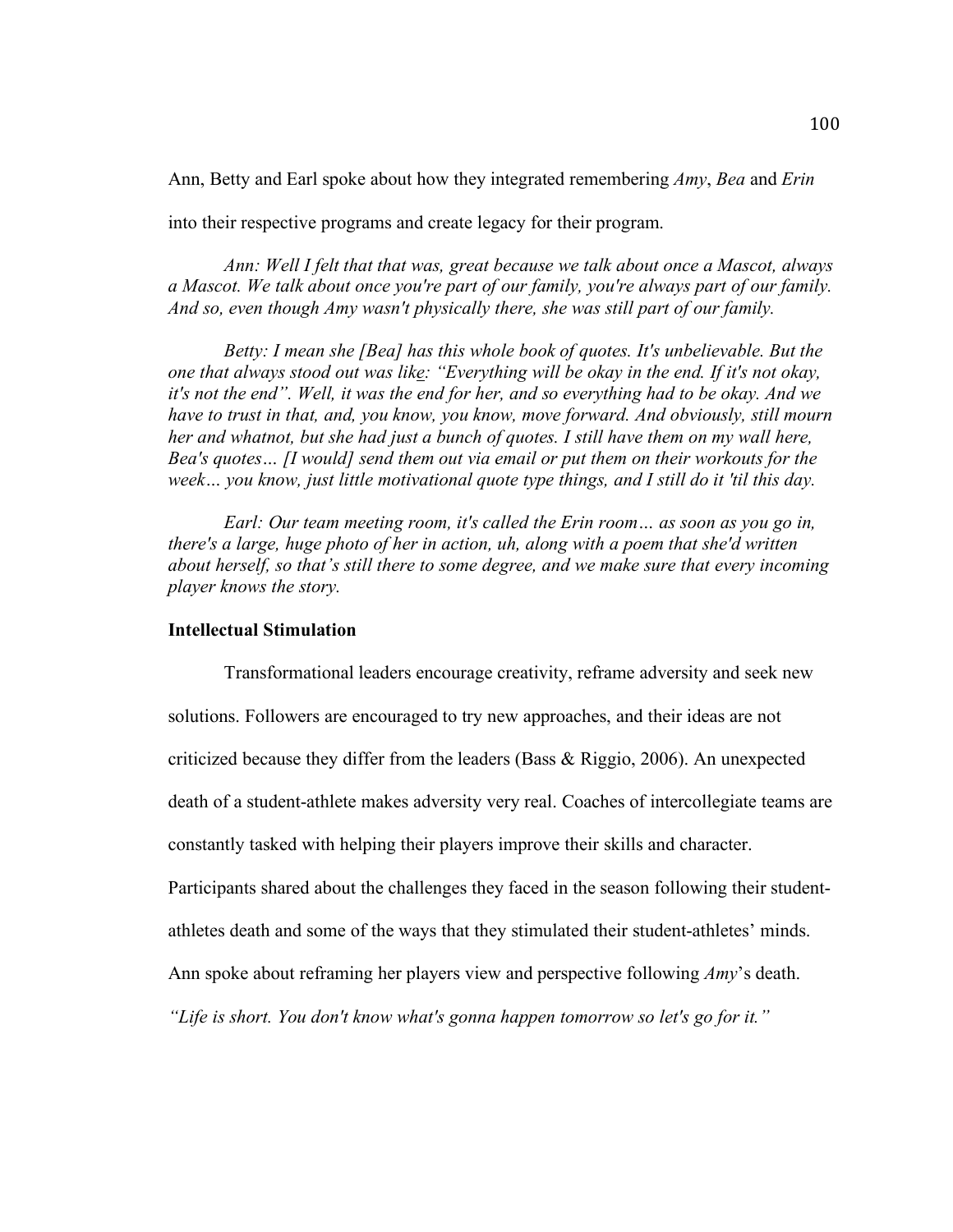Ann, Betty and Earl spoke about how they integrated remembering *Amy*, *Bea* and *Erin* into their respective programs and create legacy for their program.

*Ann: Well I felt that that was, great because we talk about once a Mascot, always a Mascot. We talk about once you're part of our family, you're always part of our family. And so, even though Amy wasn't physically there, she was still part of our family.*

*Betty: I mean she [Bea] has this whole book of quotes. It's unbelievable. But the one that always stood out was like: "Everything will be okay in the end. If it's not okay, it's not the end". Well, it was the end for her, and so everything had to be okay. And we have to trust in that, and, you know, you know, move forward. And obviously, still mourn her and whatnot, but she had just a bunch of quotes. I still have them on my wall here, Bea's quotes… [I would] send them out via email or put them on their workouts for the week… you know, just little motivational quote type things, and I still do it 'til this day.*

*Earl: Our team meeting room, it's called the Erin room… as soon as you go in, there's a large, huge photo of her in action, uh, along with a poem that she'd written about herself, so that's still there to some degree, and we make sure that every incoming player knows the story.*

**Intellectual Stimulation**

Transformational leaders encourage creativity, reframe adversity and seek new solutions. Followers are encouraged to try new approaches, and their ideas are not criticized because they differ from the leaders (Bass & Riggio, 2006). An unexpected death of a student-athlete makes adversity very real. Coaches of intercollegiate teams are constantly tasked with helping their players improve their skills and character. Participants shared about the challenges they faced in the season following their student-athletes death and some of the ways that they stimulated their student-athletes' minds. Ann spoke about reframing her players view and perspective following *Amy*'s death. *"Life is short. You don't know what's gonna happen tomorrow so let's go for it."*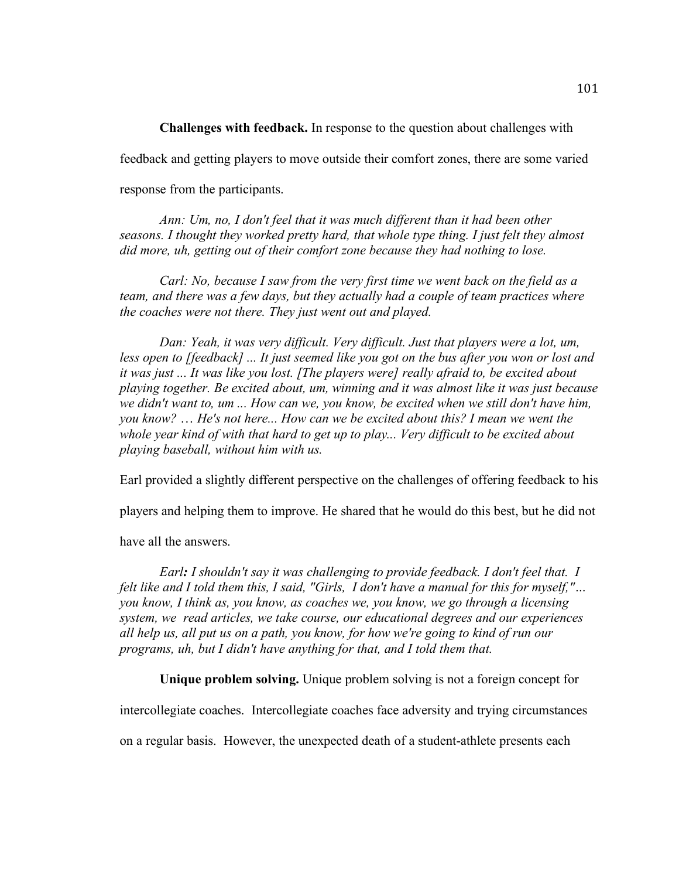**Challenges with feedback.** In response to the question about challenges with feedback and getting players to move outside their comfort zones, there are some varied response from the participants.

*Ann: Um, no, I don't feel that it was much different than it had been other seasons. I thought they worked pretty hard, that whole type thing. I just felt they almost did more, uh, getting out of their comfort zone because they had nothing to lose.*

*Carl: No, because I saw from the very first time we went back on the field as a team, and there was a few days, but they actually had a couple of team practices where the coaches were not there. They just went out and played.*

*Dan: Yeah, it was very difficult. Very difficult. Just that players were a lot, um, less open to [feedback] ... It just seemed like you got on the bus after you won or lost and it was just ... It was like you lost. [The players were] really afraid to, be excited about playing together. Be excited about, um, winning and it was almost like it was just because we didn't want to, um ... How can we, you know, be excited when we still don't have him, you know? … He's not here... How can we be excited about this? I mean we went the whole year kind of with that hard to get up to play... Very difficult to be excited about playing baseball, without him with us.*

Earl provided a slightly different perspective on the challenges of offering feedback to his players and helping them to improve. He shared that he would do this best, but he did not have all the answers.

*Earl: I shouldn't say it was challenging to provide feedback. I don't feel that. I felt like and I told them this, I said, "Girls, I don't have a manual for this for myself,"… you know, I think as, you know, as coaches we, you know, we go through a licensing system, we read articles, we take course, our educational degrees and our experiences all help us, all put us on a path, you know, for how we're going to kind of run our programs, uh, but I didn't have anything for that, and I told them that.*

**Unique problem solving.** Unique problem solving is not a foreign concept for intercollegiate coaches. Intercollegiate coaches face adversity and trying circumstances on a regular basis. However, the unexpected death of a student-athlete presents each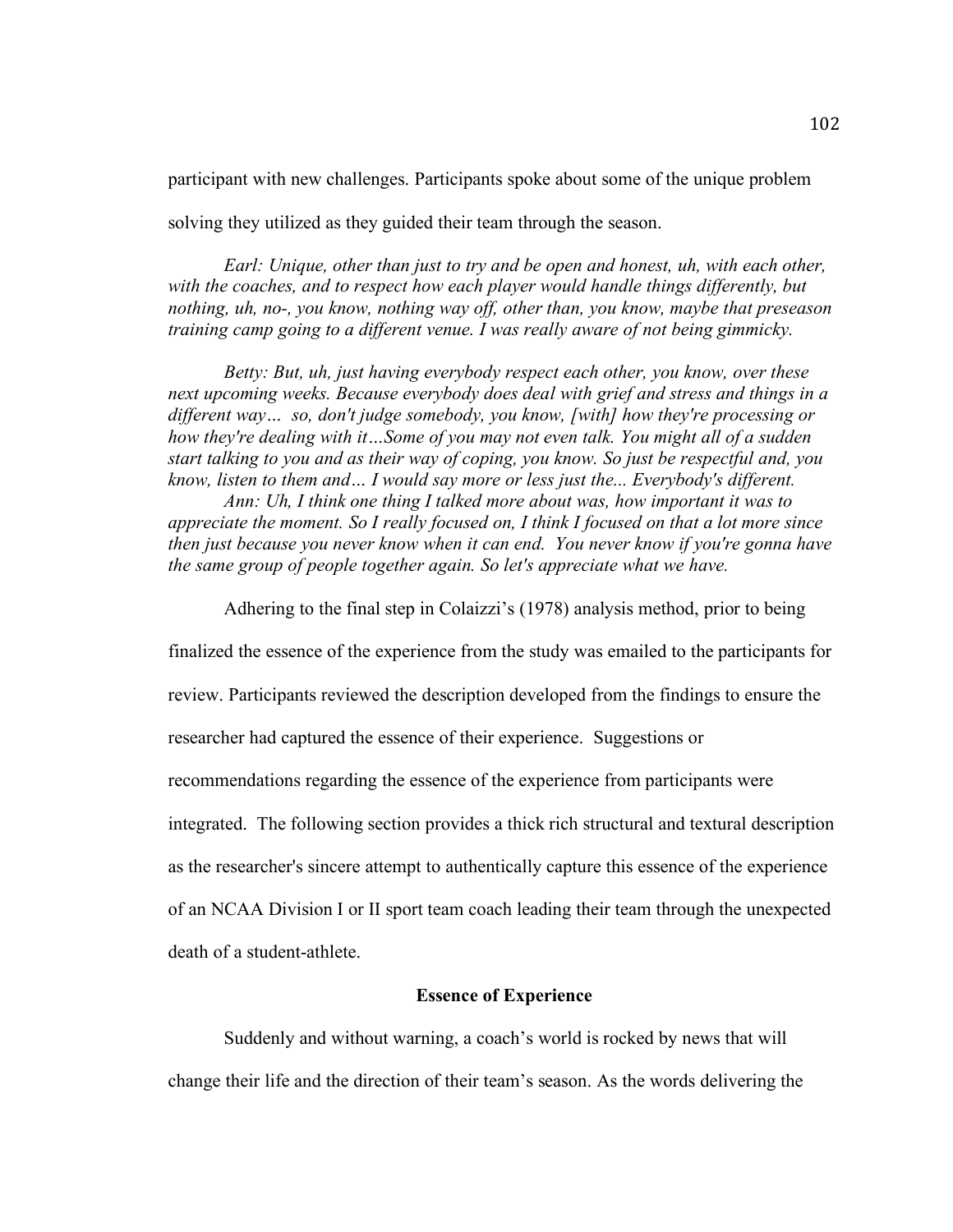participant with new challenges. Participants spoke about some of the unique problem solving they utilized as they guided their team through the season.

*Earl: Unique, other than just to try and be open and honest, uh, with each other, with the coaches, and to respect how each player would handle things differently, but nothing, uh, no-, you know, nothing way off, other than, you know, maybe that preseason training camp going to a different venue. I was really aware of not being gimmicky.*

*Betty: But, uh, just having everybody respect each other, you know, over these next upcoming weeks. Because everybody does deal with grief and stress and things in a different way… so, don't judge somebody, you know, [with] how they're processing or how they're dealing with it…Some of you may not even talk. You might all of a sudden start talking to you and as their way of coping, you know. So just be respectful and, you know, listen to them and… I would say more or less just the... Everybody's different.*

*Ann: Uh, I think one thing I talked more about was, how important it was to appreciate the moment. So I really focused on, I think I focused on that a lot more since then just because you never know when it can end. You never know if you're gonna have the same group of people together again. So let's appreciate what we have.*

Adhering to the final step in Colaizzi's (1978) analysis method, prior to being finalized the essence of the experience from the study was emailed to the participants for review. Participants reviewed the description developed from the findings to ensure the researcher had captured the essence of their experience. Suggestions or recommendations regarding the essence of the experience from participants were integrated. The following section provides a thick rich structural and textural description as the researcher's sincere attempt to authentically capture this essence of the experience of an NCAA Division I or II sport team coach leading their team through the unexpected death of a student-athlete.

## Essence of Experience

Suddenly and without warning, a coach's world is rocked by news that will change their life and the direction of their team's season. As the words delivering the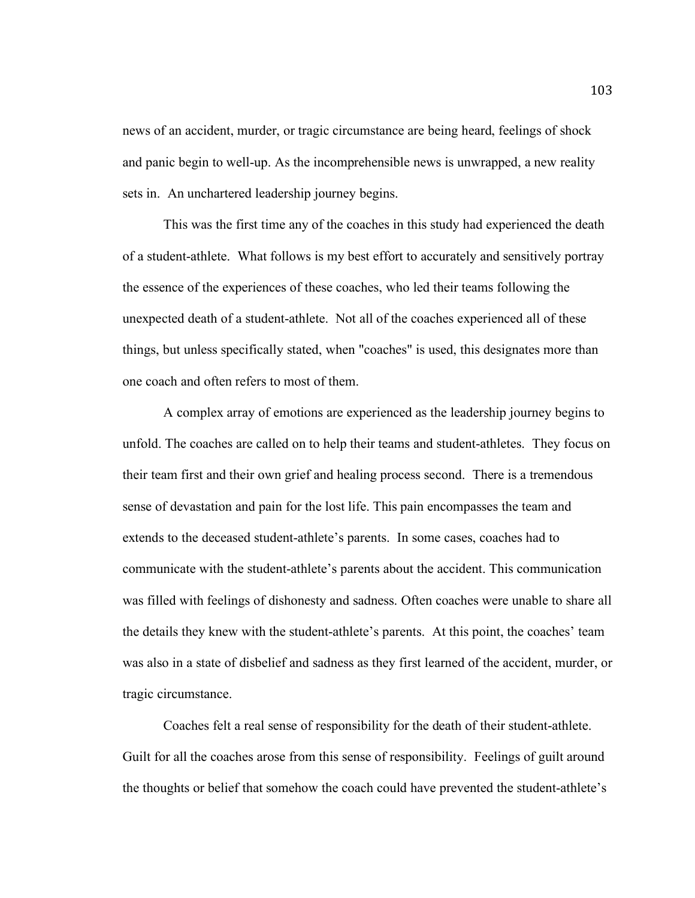news of an accident, murder, or tragic circumstance are being heard, feelings of shock and panic begin to well-up. As the incomprehensible news is unwrapped, a new reality sets in. An unchartered leadership journey begins.

This was the first time any of the coaches in this study had experienced the death of a student-athlete. What follows is my best effort to accurately and sensitively portray the essence of the experiences of these coaches, who led their teams following the unexpected death of a student-athlete. Not all of the coaches experienced all of these things, but unless specifically stated, when "coaches" is used, this designates more than one coach and often refers to most of them.

A complex array of emotions are experienced as the leadership journey begins to unfold. The coaches are called on to help their teams and student-athletes. They focus on their team first and their own grief and healing process second. There is a tremendous sense of devastation and pain for the lost life. This pain encompasses the team and extends to the deceased student-athlete's parents. In some cases, coaches had to communicate with the student-athlete's parents about the accident. This communication was filled with feelings of dishonesty and sadness. Often coaches were unable to share all the details they knew with the student-athlete's parents. At this point, the coaches' team was also in a state of disbelief and sadness as they first learned of the accident, murder, or tragic circumstance.

Coaches felt a real sense of responsibility for the death of their student-athlete. Guilt for all the coaches arose from this sense of responsibility. Feelings of guilt around the thoughts or belief that somehow the coach could have prevented the student-athlete's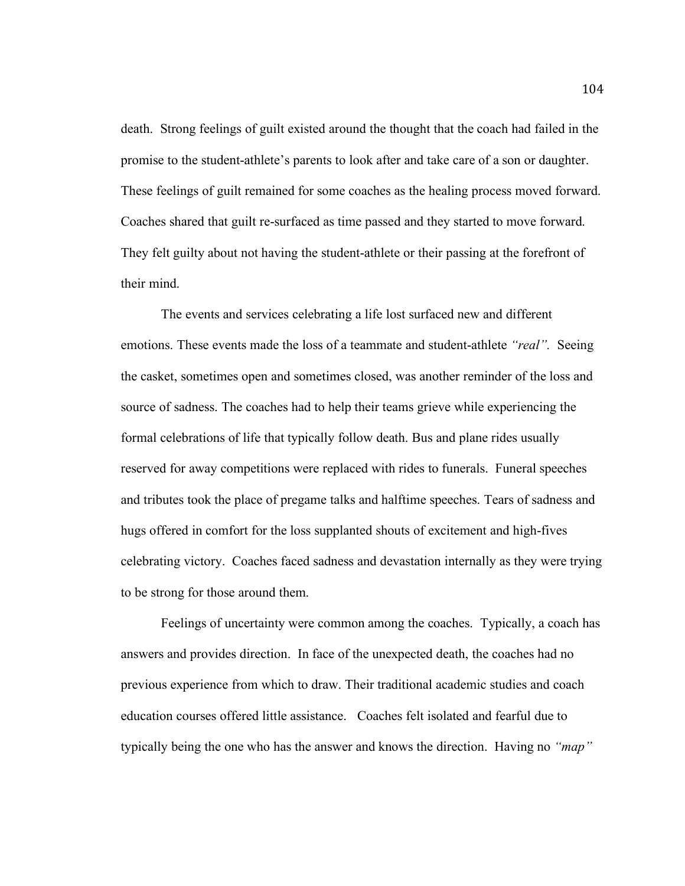death. Strong feelings of guilt existed around the thought that the coach had failed in the promise to the student-athlete's parents to look after and take care of a son or daughter. These feelings of guilt remained for some coaches as the healing process moved forward. Coaches shared that guilt re-surfaced as time passed and they started to move forward. They felt guilty about not having the student-athlete or their passing at the forefront of their mind.

The events and services celebrating a life lost surfaced new and different emotions. These events made the loss of a teammate and student-athlete *"real"*. Seeing the casket, sometimes open and sometimes closed, was another reminder of the loss and source of sadness. The coaches had to help their teams grieve while experiencing the formal celebrations of life that typically follow death. Bus and plane rides usually reserved for away competitions were replaced with rides to funerals. Funeral speeches and tributes took the place of pregame talks and halftime speeches. Tears of sadness and hugs offered in comfort for the loss supplanted shouts of excitement and high-fives celebrating victory. Coaches faced sadness and devastation internally as they were trying to be strong for those around them.

Feelings of uncertainty were common among the coaches. Typically, a coach has answers and provides direction. In face of the unexpected death, the coaches had no previous experience from which to draw. Their traditional academic studies and coach education courses offered little assistance. Coaches felt isolated and fearful due to typically being the one who has the answer and knows the direction. Having no *"map"*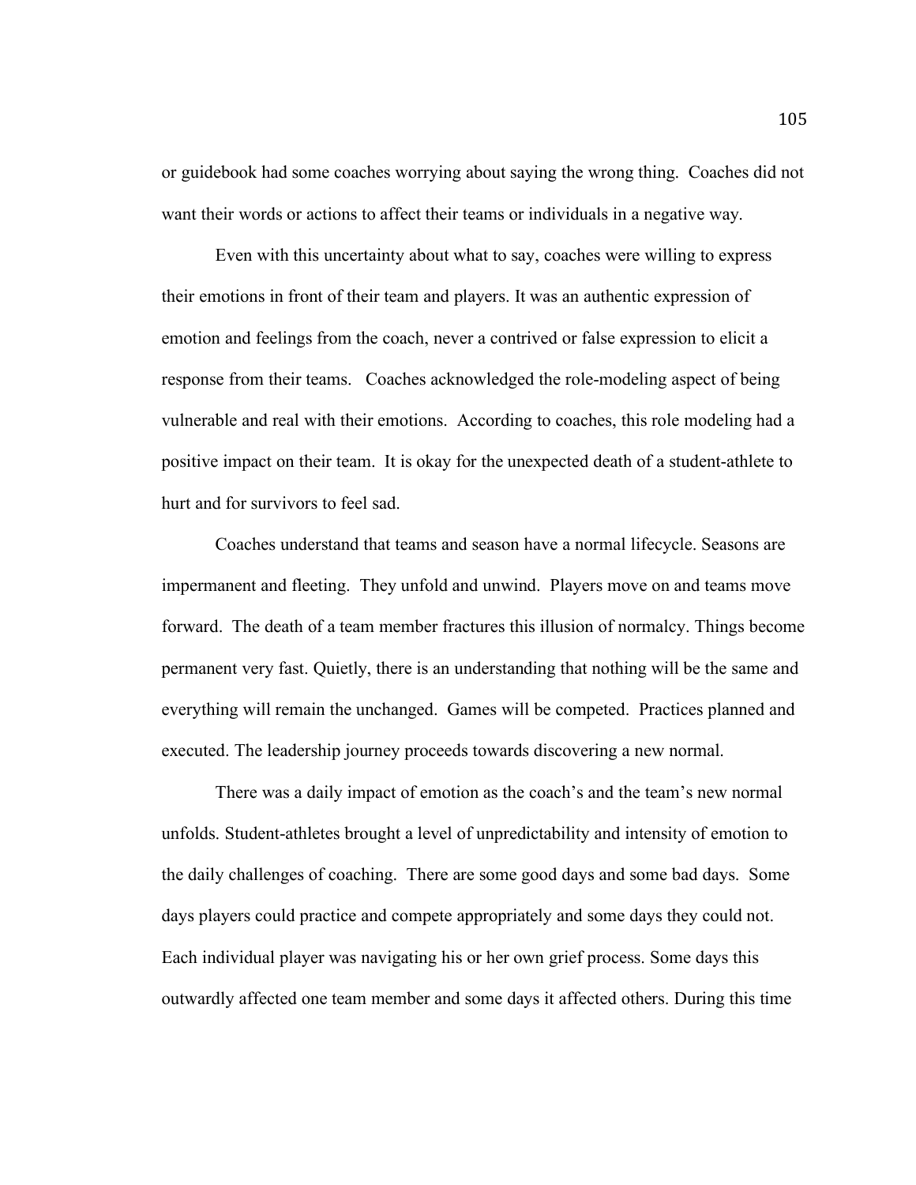or guidebook had some coaches worrying about saying the wrong thing. Coaches did not want their words or actions to affect their teams or individuals in a negative way.

Even with this uncertainty about what to say, coaches were willing to express their emotions in front of their team and players. It was an authentic expression of emotion and feelings from the coach, never a contrived or false expression to elicit a response from their teams. Coaches acknowledged the role-modeling aspect of being vulnerable and real with their emotions. According to coaches, this role modeling had a positive impact on their team. It is okay for the unexpected death of a student-athlete to hurt and for survivors to feel sad.

Coaches understand that teams and season have a normal lifecycle. Seasons are impermanent and fleeting. They unfold and unwind. Players move on and teams move forward. The death of a team member fractures this illusion of normalcy. Things become permanent very fast. Quietly, there is an understanding that nothing will be the same and everything will remain the unchanged. Games will be competed. Practices planned and executed. The leadership journey proceeds towards discovering a new normal.

There was a daily impact of emotion as the coach's and the team's new normal unfolds. Student-athletes brought a level of unpredictability and intensity of emotion to the daily challenges of coaching. There are some good days and some bad days. Some days players could practice and compete appropriately and some days they could not. Each individual player was navigating his or her own grief process. Some days this outwardly affected one team member and some days it affected others. During this time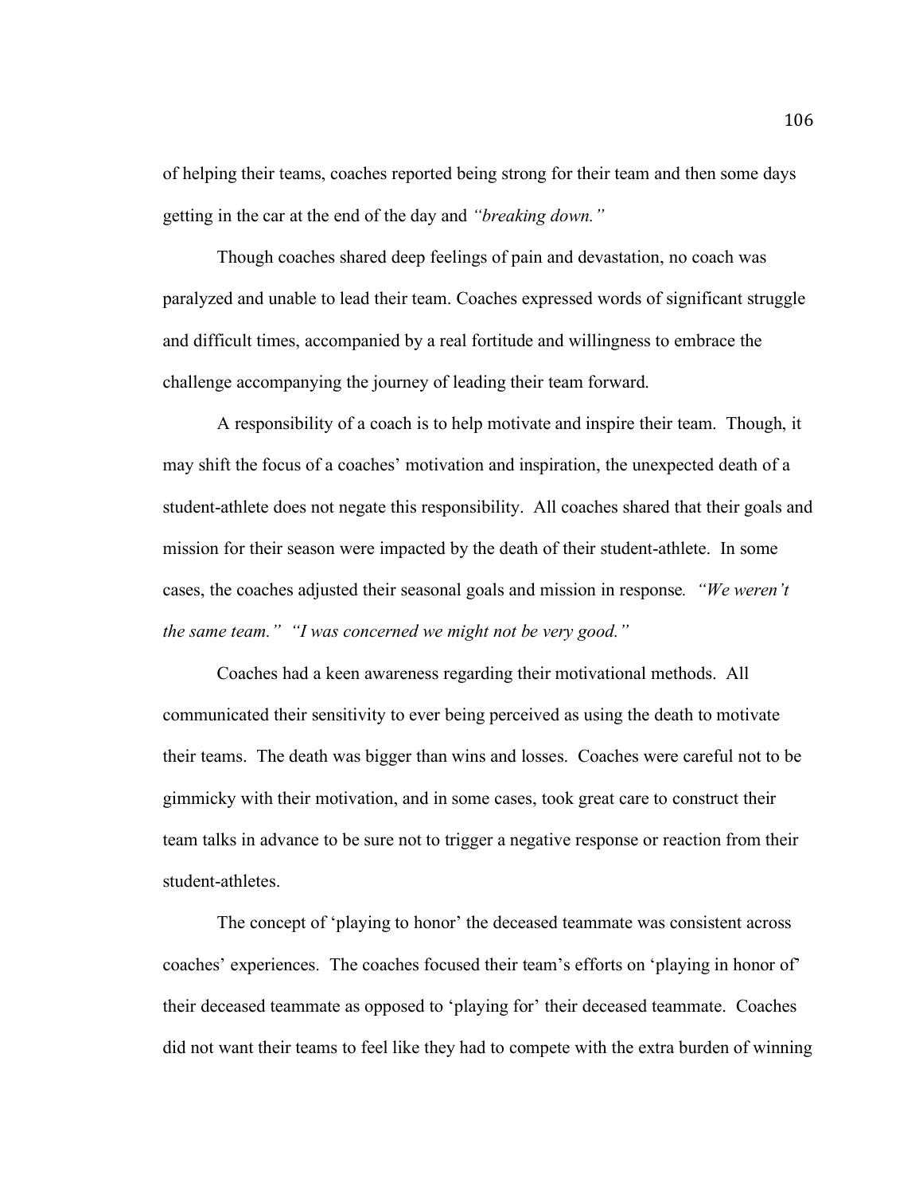of helping their teams, coaches reported being strong for their team and then some days getting in the car at the end of the day and *"breaking down."*

Though coaches shared deep feelings of pain and devastation, no coach was paralyzed and unable to lead their team. Coaches expressed words of significant struggle and difficult times, accompanied by a real fortitude and willingness to embrace the challenge accompanying the journey of leading their team forward.

A responsibility of a coach is to help motivate and inspire their team. Though, it may shift the focus of a coaches' motivation and inspiration, the unexpected death of a student-athlete does not negate this responsibility. All coaches shared that their goals and mission for their season were impacted by the death of their student-athlete. In some cases, the coaches adjusted their seasonal goals and mission in response. *"We weren't the same team." "I was concerned we might not be very good."*

Coaches had a keen awareness regarding their motivational methods. All communicated their sensitivity to ever being perceived as using the death to motivate their teams. The death was bigger than wins and losses. Coaches were careful not to be gimmicky with their motivation, and in some cases, took great care to construct their team talks in advance to be sure not to trigger a negative response or reaction from their student-athletes.

The concept of 'playing to honor' the deceased teammate was consistent across coaches' experiences. The coaches focused their team's efforts on 'playing in honor of' their deceased teammate as opposed to 'playing for' their deceased teammate. Coaches did not want their teams to feel like they had to compete with the extra burden of winning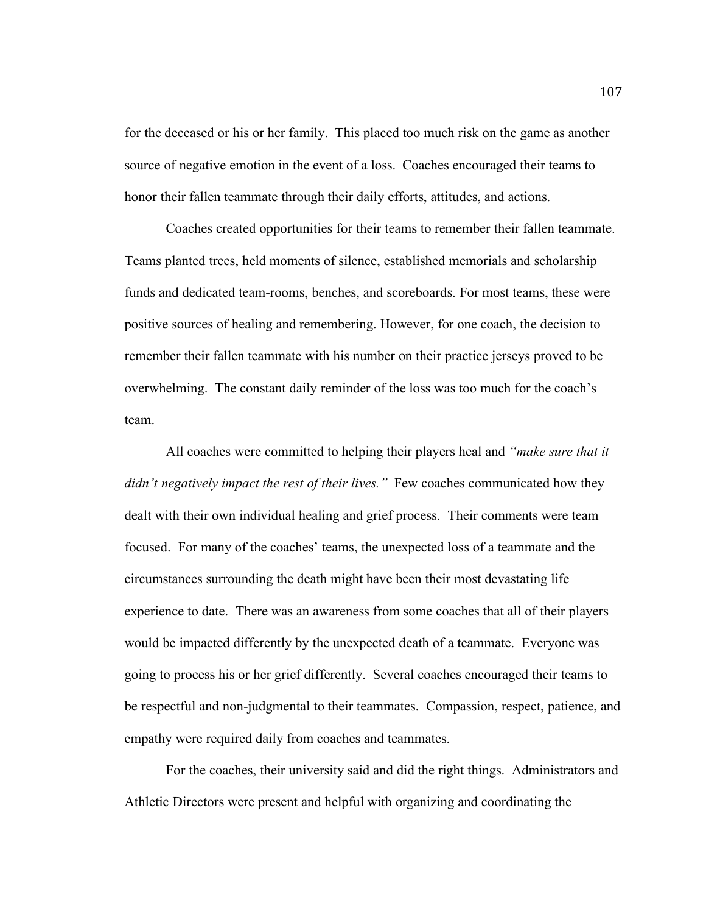for the deceased or his or her family. This placed too much risk on the game as another source of negative emotion in the event of a loss. Coaches encouraged their teams to honor their fallen teammate through their daily efforts, attitudes, and actions.

Coaches created opportunities for their teams to remember their fallen teammate. Teams planted trees, held moments of silence, established memorials and scholarship funds and dedicated team-rooms, benches, and scoreboards. For most teams, these were positive sources of healing and remembering. However, for one coach, the decision to remember their fallen teammate with his number on their practice jerseys proved to be overwhelming. The constant daily reminder of the loss was too much for the coach's team.

All coaches were committed to helping their players heal and *"make sure that it didn't negatively impact the rest of their lives."* Few coaches communicated how they dealt with their own individual healing and grief process. Their comments were team focused. For many of the coaches' teams, the unexpected loss of a teammate and the circumstances surrounding the death might have been their most devastating life experience to date. There was an awareness from some coaches that all of their players would be impacted differently by the unexpected death of a teammate. Everyone was going to process his or her grief differently. Several coaches encouraged their teams to be respectful and non-judgmental to their teammates. Compassion, respect, patience, and empathy were required daily from coaches and teammates.

For the coaches, their university said and did the right things. Administrators and Athletic Directors were present and helpful with organizing and coordinating the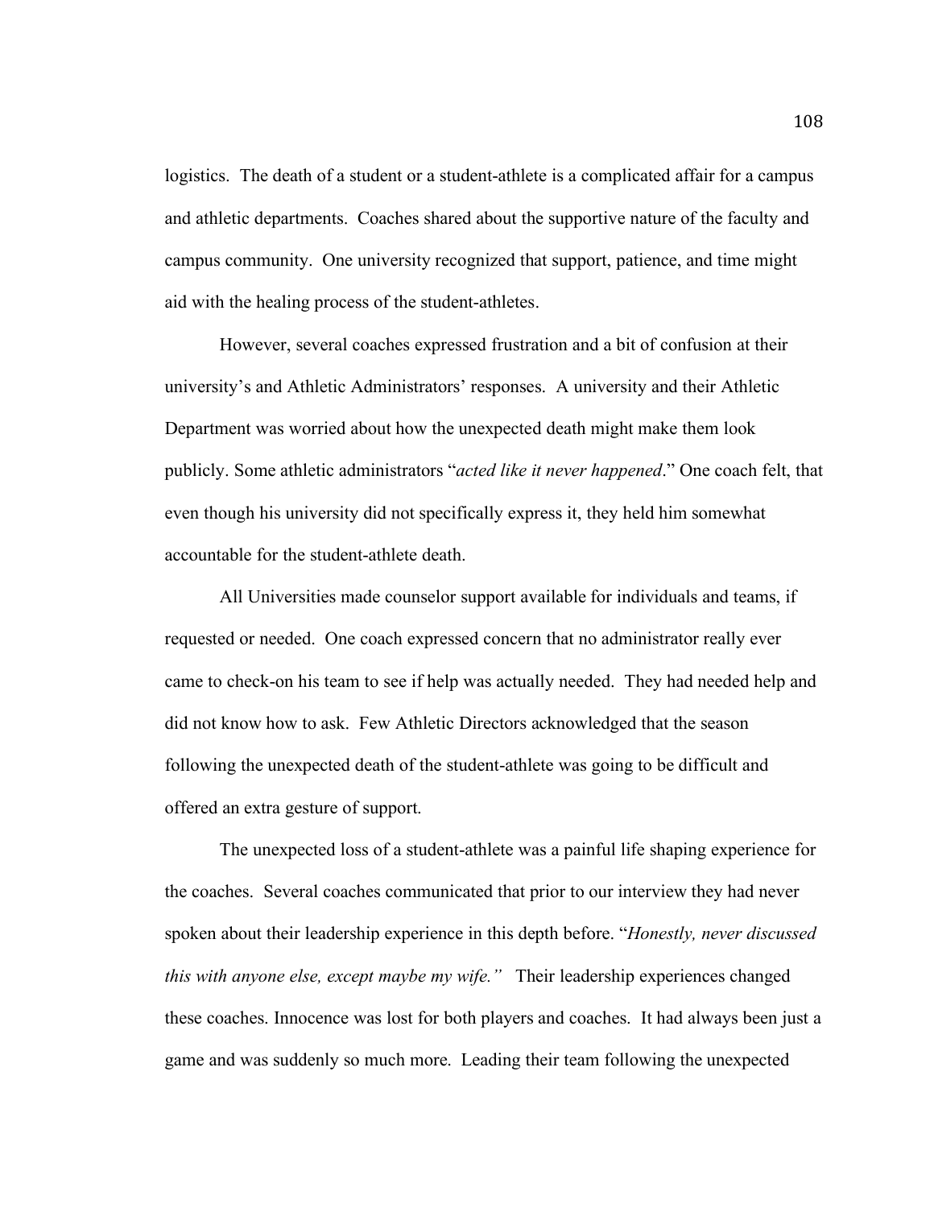logistics. The death of a student or a student-athlete is a complicated affair for a campus and athletic departments. Coaches shared about the supportive nature of the faculty and campus community. One university recognized that support, patience, and time might aid with the healing process of the student-athletes.

However, several coaches expressed frustration and a bit of confusion at their university's and Athletic Administrators' responses. A university and their Athletic Department was worried about how the unexpected death might make them look publicly. Some athletic administrators "*acted like it never happened*." One coach felt, that even though his university did not specifically express it, they held him somewhat accountable for the student-athlete death.

All Universities made counselor support available for individuals and teams, if requested or needed. One coach expressed concern that no administrator really ever came to check-on his team to see if help was actually needed. They had needed help and did not know how to ask. Few Athletic Directors acknowledged that the season following the unexpected death of the student-athlete was going to be difficult and offered an extra gesture of support.

The unexpected loss of a student-athlete was a painful life shaping experience for the coaches. Several coaches communicated that prior to our interview they had never spoken about their leadership experience in this depth before. "*Honestly, never discussed this with anyone else, except maybe my wife.*" Their leadership experiences changed these coaches. Innocence was lost for both players and coaches. It had always been just a game and was suddenly so much more. Leading their team following the unexpected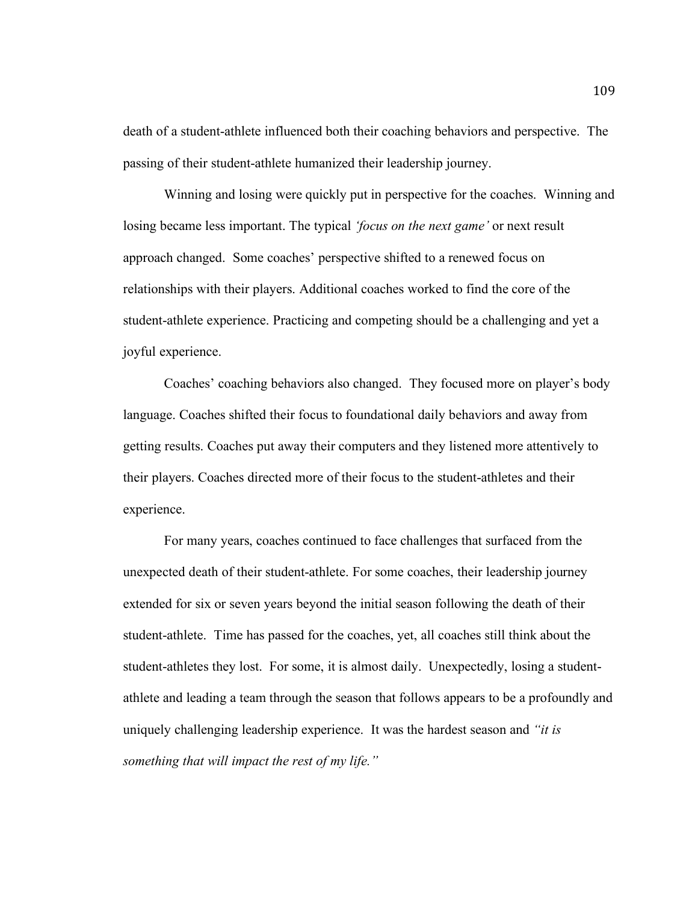death of a student-athlete influenced both their coaching behaviors and perspective. The passing of their student-athlete humanized their leadership journey.

Winning and losing were quickly put in perspective for the coaches. Winning and losing became less important. The typical *'focus on the next game'* or next result approach changed. Some coaches' perspective shifted to a renewed focus on relationships with their players. Additional coaches worked to find the core of the student-athlete experience. Practicing and competing should be a challenging and yet a joyful experience.

Coaches' coaching behaviors also changed. They focused more on player's body language. Coaches shifted their focus to foundational daily behaviors and away from getting results. Coaches put away their computers and they listened more attentively to their players. Coaches directed more of their focus to the student-athletes and their experience.

For many years, coaches continued to face challenges that surfaced from the unexpected death of their student-athlete. For some coaches, their leadership journey extended for six or seven years beyond the initial season following the death of their student-athlete. Time has passed for the coaches, yet, all coaches still think about the student-athletes they lost. For some, it is almost daily. Unexpectedly, losing a student-athlete and leading a team through the season that follows appears to be a profoundly and uniquely challenging leadership experience. It was the hardest season and *"it is something that will impact the rest of my life."*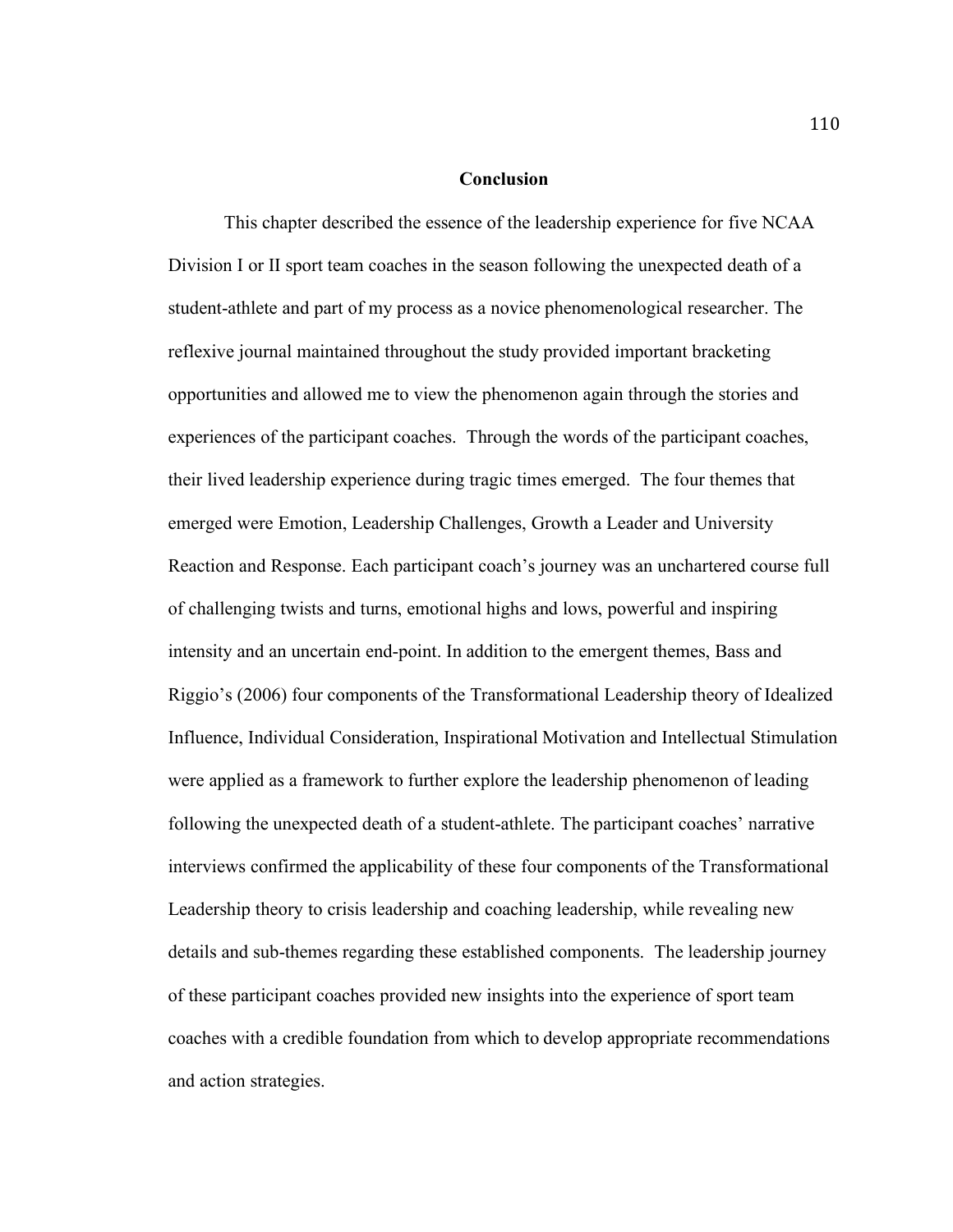## Conclusion

This chapter described the essence of the leadership experience for five NCAA Division I or II sport team coaches in the season following the unexpected death of a student-athlete and part of my process as a novice phenomenological researcher. The reflexive journal maintained throughout the study provided important bracketing opportunities and allowed me to view the phenomenon again through the stories and experiences of the participant coaches. Through the words of the participant coaches, their lived leadership experience during tragic times emerged. The four themes that emerged were Emotion, Leadership Challenges, Growth a Leader and University Reaction and Response. Each participant coach's journey was an unchartered course full of challenging twists and turns, emotional highs and lows, powerful and inspiring intensity and an uncertain end-point. In addition to the emergent themes, Bass and Riggio's (2006) four components of the Transformational Leadership theory of Idealized Influence, Individual Consideration, Inspirational Motivation and Intellectual Stimulation were applied as a framework to further explore the leadership phenomenon of leading following the unexpected death of a student-athlete. The participant coaches' narrative interviews confirmed the applicability of these four components of the Transformational Leadership theory to crisis leadership and coaching leadership, while revealing new details and sub-themes regarding these established components. The leadership journey of these participant coaches provided new insights into the experience of sport team coaches with a credible foundation from which to develop appropriate recommendations and action strategies.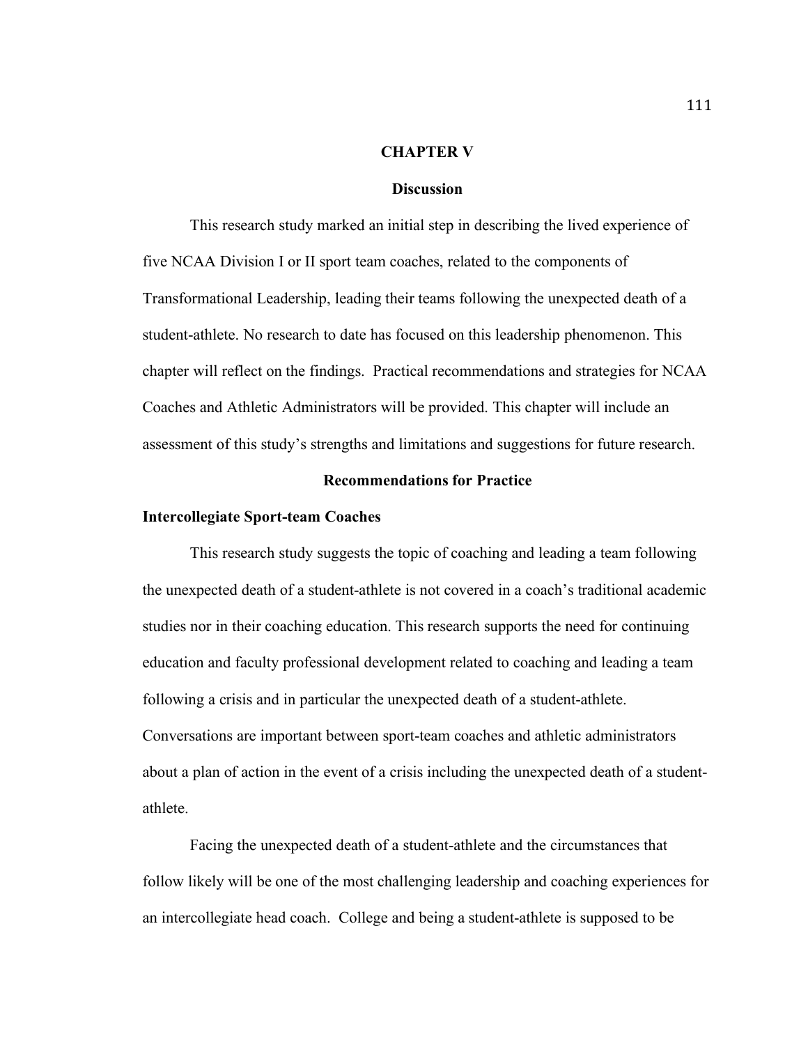# CHAPTER V

## Discussion

This research study marked an initial step in describing the lived experience of five NCAA Division I or II sport team coaches, related to the components of Transformational Leadership, leading their teams following the unexpected death of a student-athlete. No research to date has focused on this leadership phenomenon. This chapter will reflect on the findings.  Practical recommendations and strategies for NCAA Coaches and Athletic Administrators will be provided. This chapter will include an assessment of this study's strengths and limitations and suggestions for future research.

## Recommendations for Practice

### Intercollegiate Sport-team Coaches

This research study suggests the topic of coaching and leading a team following the unexpected death of a student-athlete is not covered in a coach's traditional academic studies nor in their coaching education. This research supports the need for continuing education and faculty professional development related to coaching and leading a team following a crisis and in particular the unexpected death of a student-athlete. Conversations are important between sport-team coaches and athletic administrators about a plan of action in the event of a crisis including the unexpected death of a student-athlete.

Facing the unexpected death of a student-athlete and the circumstances that follow likely will be one of the most challenging leadership and coaching experiences for an intercollegiate head coach.  College and being a student-athlete is supposed to be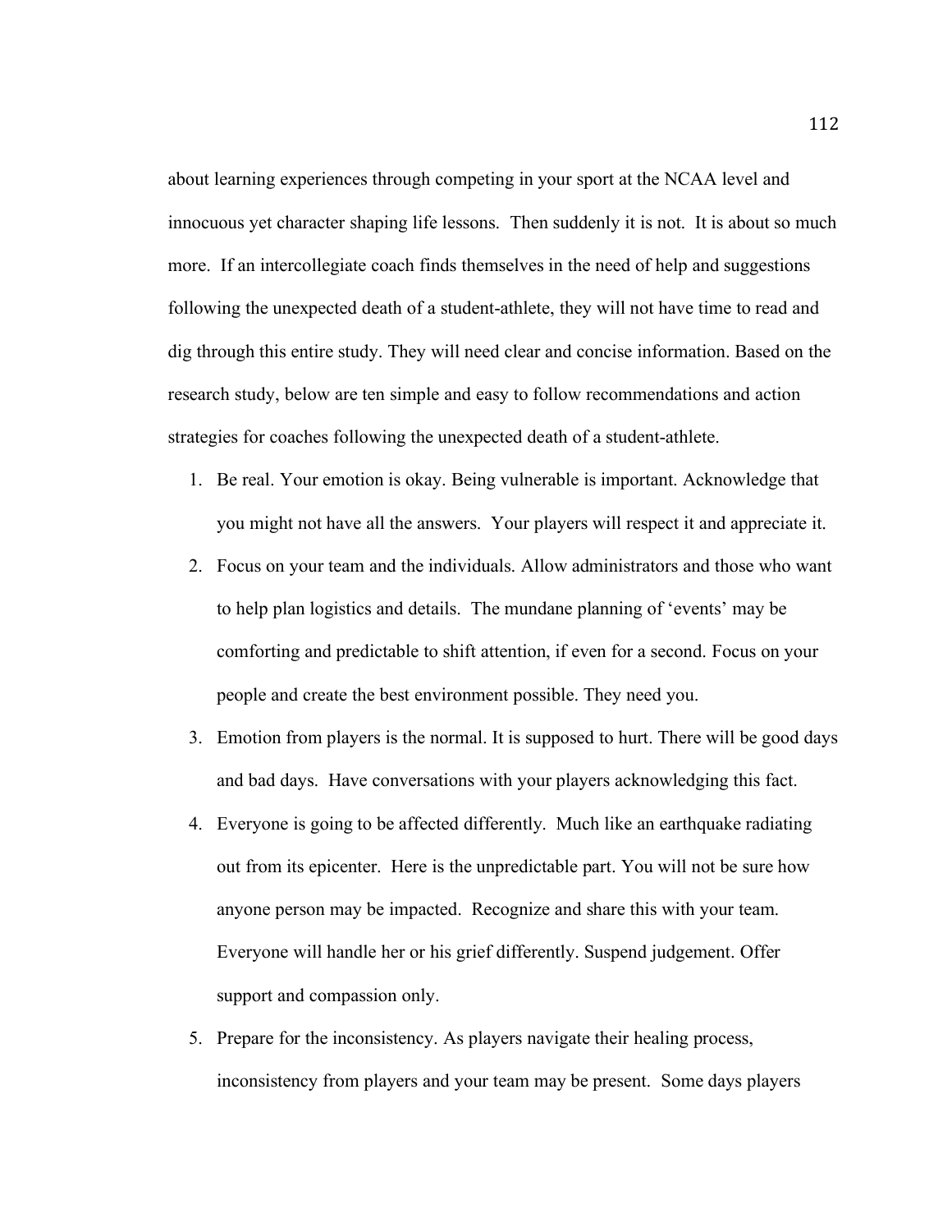about learning experiences through competing in your sport at the NCAA level and innocuous yet character shaping life lessons. Then suddenly it is not. It is about so much more. If an intercollegiate coach finds themselves in the need of help and suggestions following the unexpected death of a student-athlete, they will not have time to read and dig through this entire study. They will need clear and concise information. Based on the research study, below are ten simple and easy to follow recommendations and action strategies for coaches following the unexpected death of a student-athlete.

1. Be real. Your emotion is okay. Being vulnerable is important. Acknowledge that you might not have all the answers. Your players will respect it and appreciate it.
2. Focus on your team and the individuals. Allow administrators and those who want to help plan logistics and details. The mundane planning of 'events' may be comforting and predictable to shift attention, if even for a second. Focus on your people and create the best environment possible. They need you.
3. Emotion from players is the normal. It is supposed to hurt. There will be good days and bad days. Have conversations with your players acknowledging this fact.
4. Everyone is going to be affected differently. Much like an earthquake radiating out from its epicenter. Here is the unpredictable part. You will not be sure how anyone person may be impacted. Recognize and share this with your team. Everyone will handle her or his grief differently. Suspend judgement. Offer support and compassion only.
5. Prepare for the inconsistency. As players navigate their healing process, inconsistency from players and your team may be present. Some days players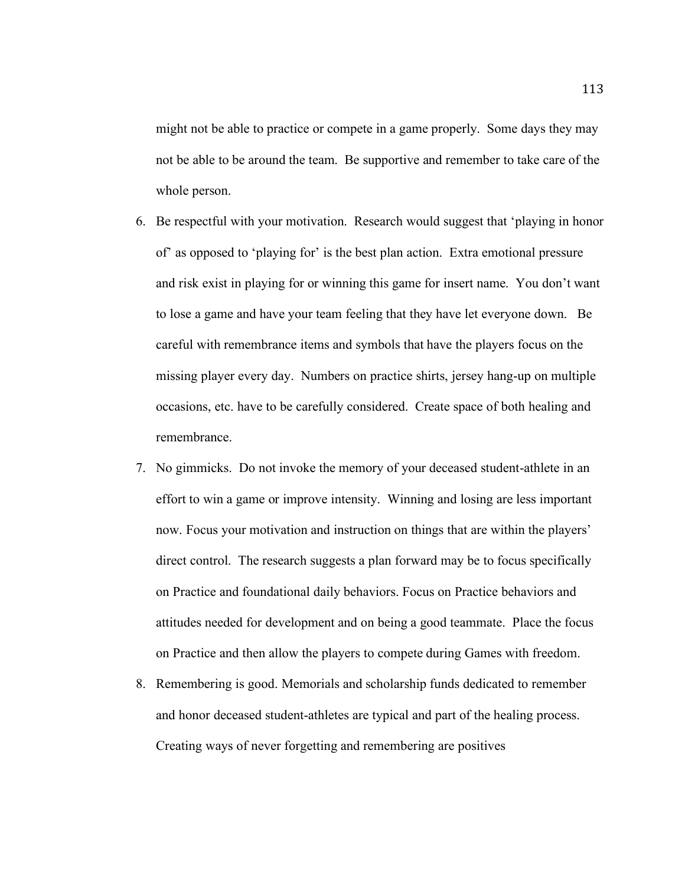might not be able to practice or compete in a game properly. Some days they may not be able to be around the team. Be supportive and remember to take care of the whole person.

6. Be respectful with your motivation. Research would suggest that 'playing in honor of' as opposed to 'playing for' is the best plan action. Extra emotional pressure and risk exist in playing for or winning this game for insert name. You don't want to lose a game and have your team feeling that they have let everyone down. Be careful with remembrance items and symbols that have the players focus on the missing player every day. Numbers on practice shirts, jersey hang-up on multiple occasions, etc. have to be carefully considered. Create space of both healing and remembrance.
7. No gimmicks. Do not invoke the memory of your deceased student-athlete in an effort to win a game or improve intensity. Winning and losing are less important now. Focus your motivation and instruction on things that are within the players' direct control. The research suggests a plan forward may be to focus specifically on Practice and foundational daily behaviors. Focus on Practice behaviors and attitudes needed for development and on being a good teammate. Place the focus on Practice and then allow the players to compete during Games with freedom.
8. Remembering is good. Memorials and scholarship funds dedicated to remember and honor deceased student-athletes are typical and part of the healing process. Creating ways of never forgetting and remembering are positives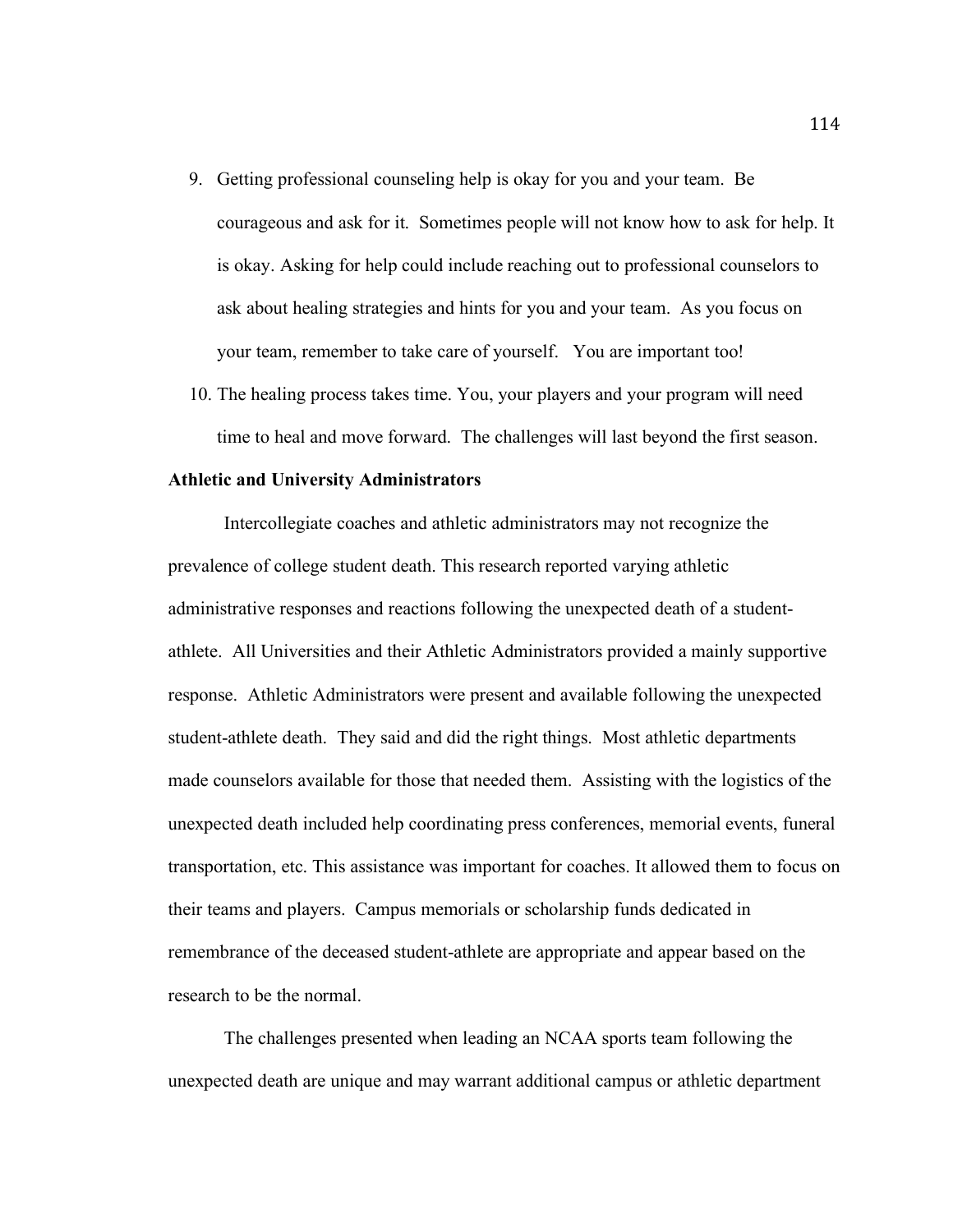9. Getting professional counseling help is okay for you and your team. Be courageous and ask for it. Sometimes people will not know how to ask for help. It is okay. Asking for help could include reaching out to professional counselors to ask about healing strategies and hints for you and your team. As you focus on your team, remember to take care of yourself. You are important too!
10. The healing process takes time. You, your players and your program will need time to heal and move forward. The challenges will last beyond the first season.

**Athletic and University Administrators**

Intercollegiate coaches and athletic administrators may not recognize the prevalence of college student death. This research reported varying athletic administrative responses and reactions following the unexpected death of a student-athlete. All Universities and their Athletic Administrators provided a mainly supportive response. Athletic Administrators were present and available following the unexpected student-athlete death. They said and did the right things. Most athletic departments made counselors available for those that needed them. Assisting with the logistics of the unexpected death included help coordinating press conferences, memorial events, funeral transportation, etc. This assistance was important for coaches. It allowed them to focus on their teams and players. Campus memorials or scholarship funds dedicated in remembrance of the deceased student-athlete are appropriate and appear based on the research to be the normal.

The challenges presented when leading an NCAA sports team following the unexpected death are unique and may warrant additional campus or athletic department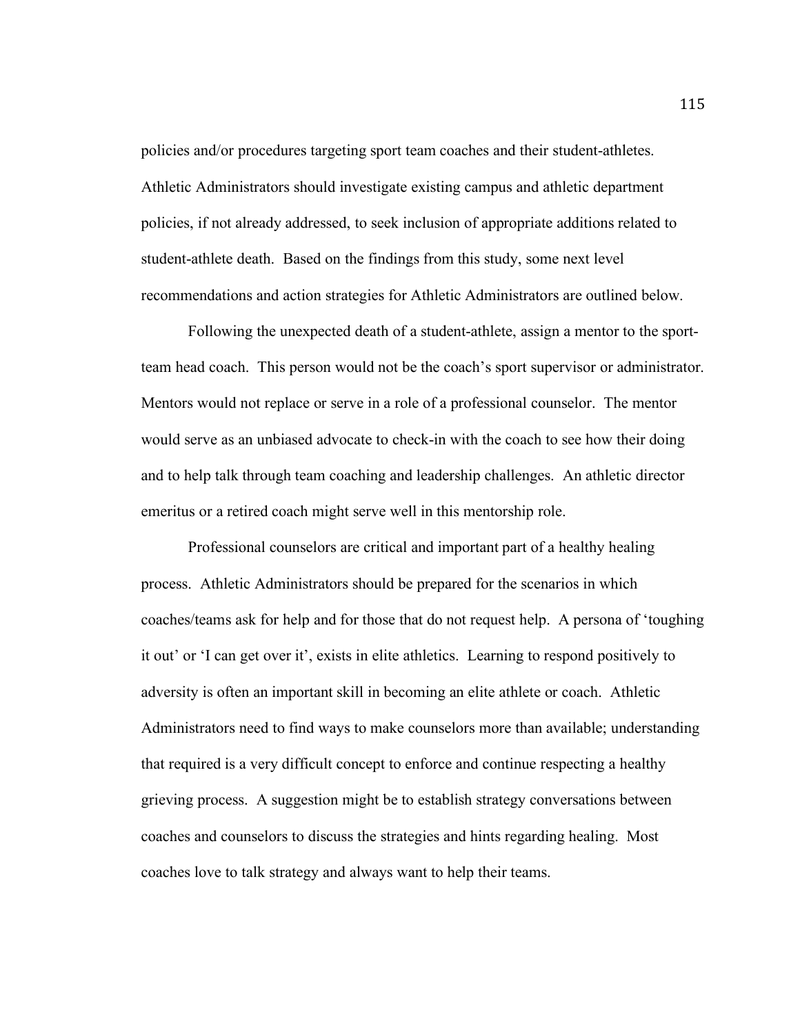policies and/or procedures targeting sport team coaches and their student-athletes. Athletic Administrators should investigate existing campus and athletic department policies, if not already addressed, to seek inclusion of appropriate additions related to student-athlete death. Based on the findings from this study, some next level recommendations and action strategies for Athletic Administrators are outlined below.

Following the unexpected death of a student-athlete, assign a mentor to the sport-team head coach. This person would not be the coach's sport supervisor or administrator. Mentors would not replace or serve in a role of a professional counselor. The mentor would serve as an unbiased advocate to check-in with the coach to see how their doing and to help talk through team coaching and leadership challenges. An athletic director emeritus or a retired coach might serve well in this mentorship role.

Professional counselors are critical and important part of a healthy healing process. Athletic Administrators should be prepared for the scenarios in which coaches/teams ask for help and for those that do not request help. A persona of 'toughing it out' or 'I can get over it', exists in elite athletics. Learning to respond positively to adversity is often an important skill in becoming an elite athlete or coach. Athletic Administrators need to find ways to make counselors more than available; understanding that required is a very difficult concept to enforce and continue respecting a healthy grieving process. A suggestion might be to establish strategy conversations between coaches and counselors to discuss the strategies and hints regarding healing. Most coaches love to talk strategy and always want to help their teams.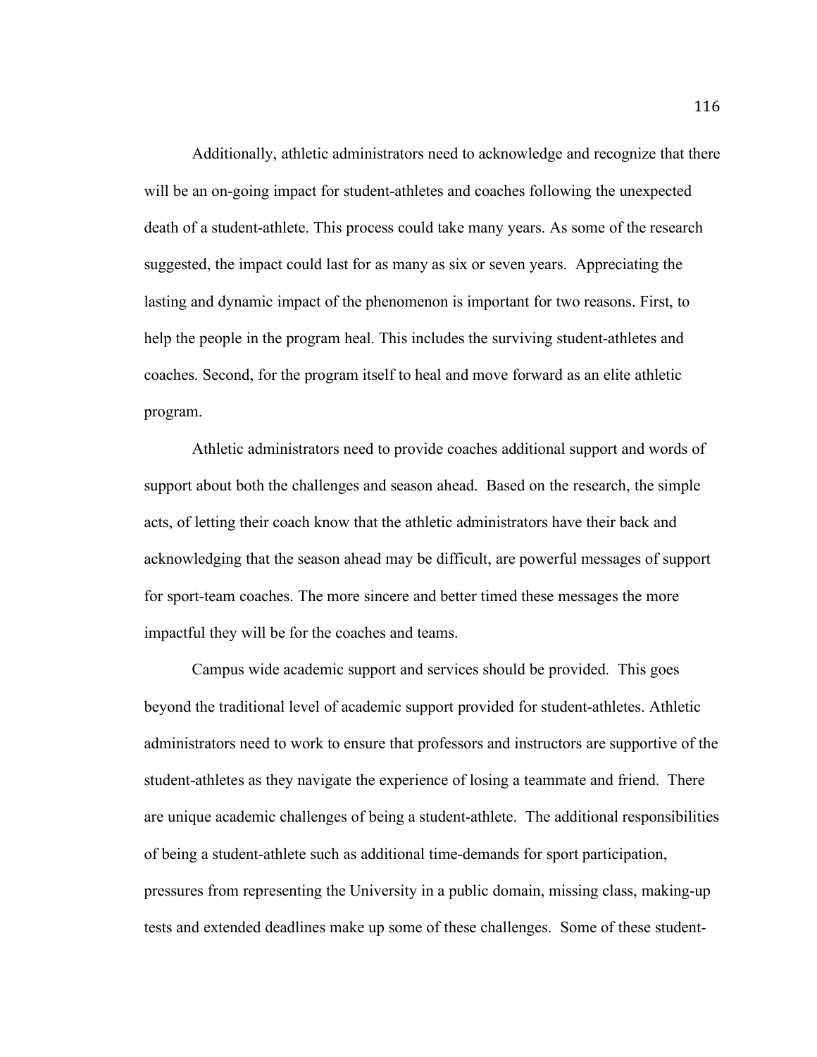Additionally, athletic administrators need to acknowledge and recognize that there will be an on-going impact for student-athletes and coaches following the unexpected death of a student-athlete. This process could take many years. As some of the research suggested, the impact could last for as many as six or seven years. Appreciating the lasting and dynamic impact of the phenomenon is important for two reasons. First, to help the people in the program heal. This includes the surviving student-athletes and coaches. Second, for the program itself to heal and move forward as an elite athletic program.

Athletic administrators need to provide coaches additional support and words of support about both the challenges and season ahead. Based on the research, the simple acts, of letting their coach know that the athletic administrators have their back and acknowledging that the season ahead may be difficult, are powerful messages of support for sport-team coaches. The more sincere and better timed these messages the more impactful they will be for the coaches and teams.

Campus wide academic support and services should be provided. This goes beyond the traditional level of academic support provided for student-athletes. Athletic administrators need to work to ensure that professors and instructors are supportive of the student-athletes as they navigate the experience of losing a teammate and friend. There are unique academic challenges of being a student-athlete. The additional responsibilities of being a student-athlete such as additional time-demands for sport participation, pressures from representing the University in a public domain, missing class, making-up tests and extended deadlines make up some of these challenges. Some of these student-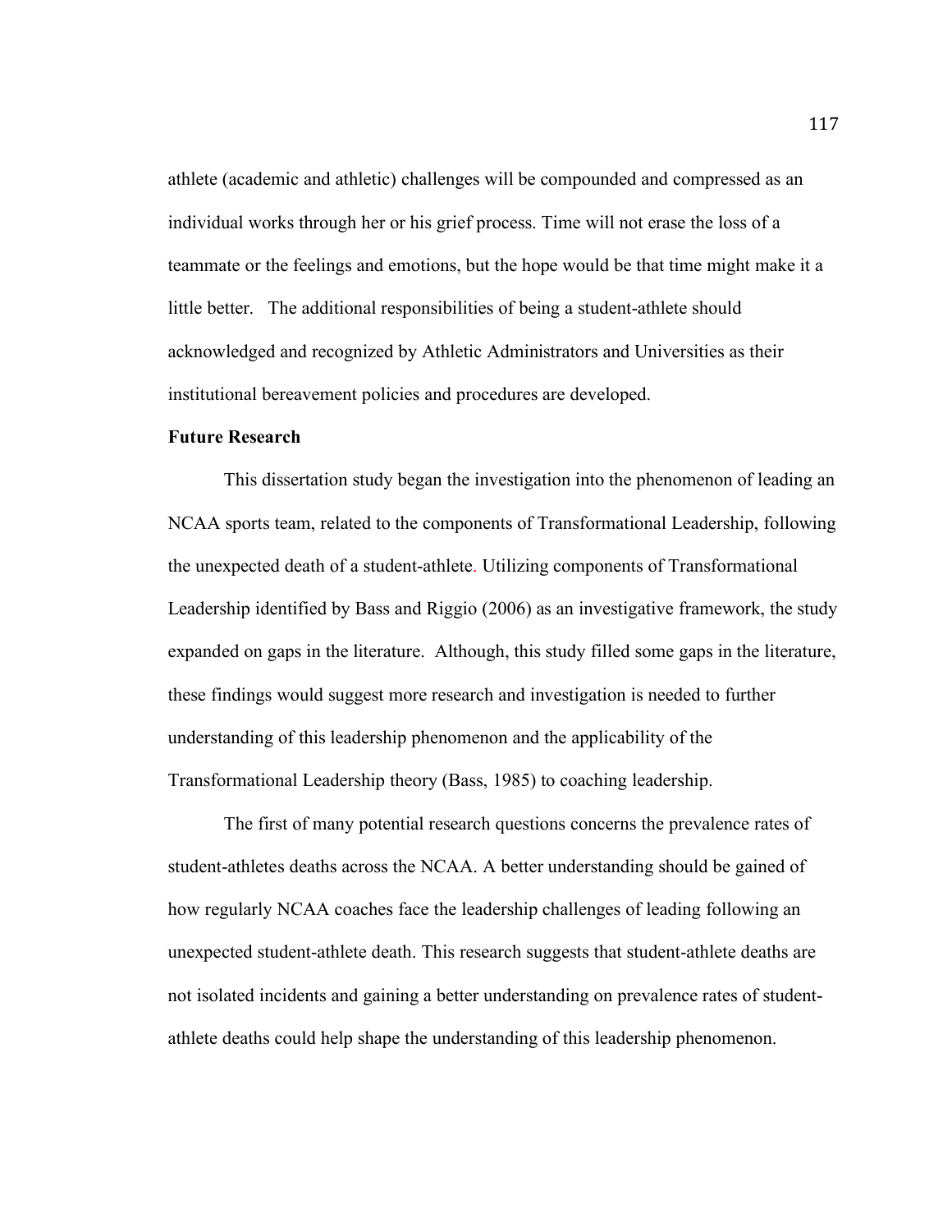athlete (academic and athletic) challenges will be compounded and compressed as an individual works through her or his grief process. Time will not erase the loss of a teammate or the feelings and emotions, but the hope would be that time might make it a little better.   The additional responsibilities of being a student-athlete should acknowledged and recognized by Athletic Administrators and Universities as their institutional bereavement policies and procedures are developed.

**Future Research**

This dissertation study began the investigation into the phenomenon of leading an NCAA sports team, related to the components of Transformational Leadership, following the unexpected death of a student-athlete. Utilizing components of Transformational Leadership identified by Bass and Riggio (2006) as an investigative framework, the study expanded on gaps in the literature.  Although, this study filled some gaps in the literature, these findings would suggest more research and investigation is needed to further understanding of this leadership phenomenon and the applicability of the Transformational Leadership theory (Bass, 1985) to coaching leadership.

The first of many potential research questions concerns the prevalence rates of student-athletes deaths across the NCAA. A better understanding should be gained of how regularly NCAA coaches face the leadership challenges of leading following an unexpected student-athlete death. This research suggests that student-athlete deaths are not isolated incidents and gaining a better understanding on prevalence rates of student-athlete deaths could help shape the understanding of this leadership phenomenon.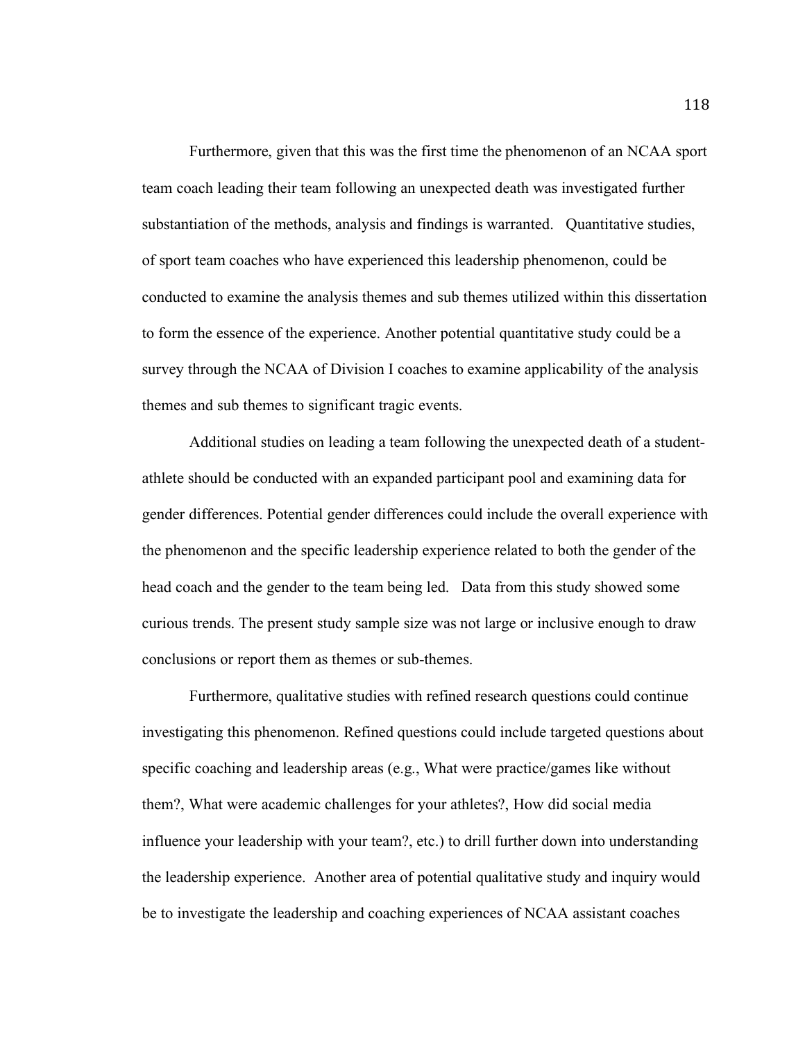Furthermore, given that this was the first time the phenomenon of an NCAA sport team coach leading their team following an unexpected death was investigated further substantiation of the methods, analysis and findings is warranted. Quantitative studies, of sport team coaches who have experienced this leadership phenomenon, could be conducted to examine the analysis themes and sub themes utilized within this dissertation to form the essence of the experience. Another potential quantitative study could be a survey through the NCAA of Division I coaches to examine applicability of the analysis themes and sub themes to significant tragic events.

Additional studies on leading a team following the unexpected death of a student-athlete should be conducted with an expanded participant pool and examining data for gender differences. Potential gender differences could include the overall experience with the phenomenon and the specific leadership experience related to both the gender of the head coach and the gender to the team being led. Data from this study showed some curious trends. The present study sample size was not large or inclusive enough to draw conclusions or report them as themes or sub-themes.

Furthermore, qualitative studies with refined research questions could continue investigating this phenomenon. Refined questions could include targeted questions about specific coaching and leadership areas (e.g., What were practice/games like without them?, What were academic challenges for your athletes?, How did social media influence your leadership with your team?, etc.) to drill further down into understanding the leadership experience. Another area of potential qualitative study and inquiry would be to investigate the leadership and coaching experiences of NCAA assistant coaches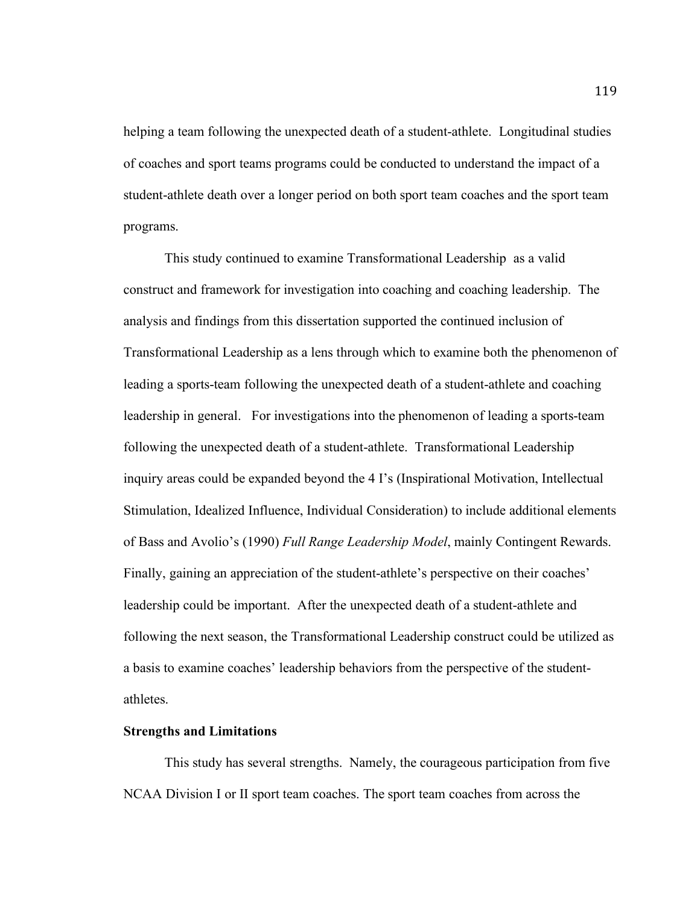helping a team following the unexpected death of a student-athlete. Longitudinal studies of coaches and sport teams programs could be conducted to understand the impact of a student-athlete death over a longer period on both sport team coaches and the sport team programs.

This study continued to examine Transformational Leadership as a valid construct and framework for investigation into coaching and coaching leadership. The analysis and findings from this dissertation supported the continued inclusion of Transformational Leadership as a lens through which to examine both the phenomenon of leading a sports-team following the unexpected death of a student-athlete and coaching leadership in general. For investigations into the phenomenon of leading a sports-team following the unexpected death of a student-athlete. Transformational Leadership inquiry areas could be expanded beyond the 4 I's (Inspirational Motivation, Intellectual Stimulation, Idealized Influence, Individual Consideration) to include additional elements of Bass and Avolio's (1990) *Full Range Leadership Model*, mainly Contingent Rewards. Finally, gaining an appreciation of the student-athlete's perspective on their coaches' leadership could be important. After the unexpected death of a student-athlete and following the next season, the Transformational Leadership construct could be utilized as a basis to examine coaches' leadership behaviors from the perspective of the student-athletes.

**Strengths and Limitations**

This study has several strengths. Namely, the courageous participation from five NCAA Division I or II sport team coaches. The sport team coaches from across the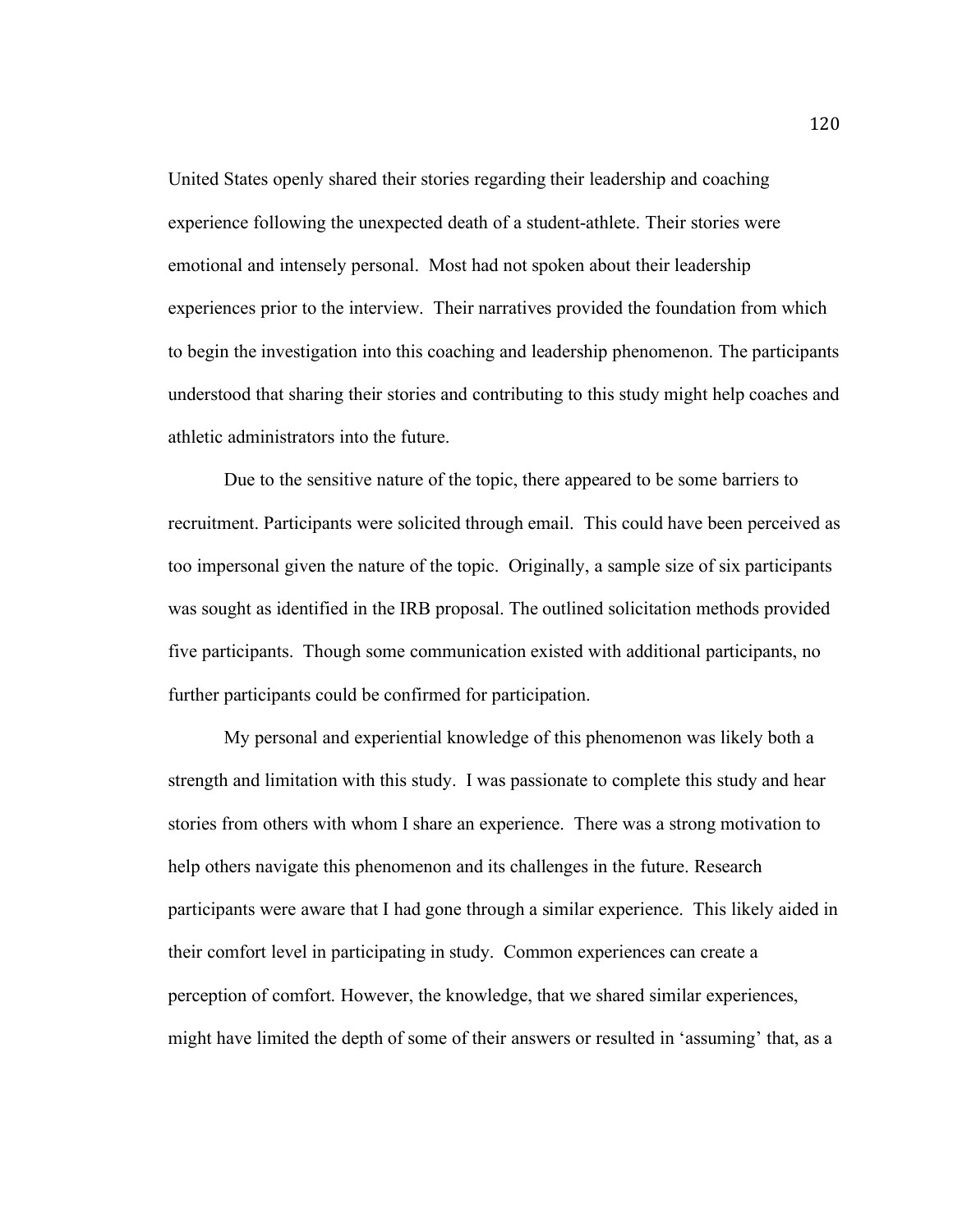United States openly shared their stories regarding their leadership and coaching experience following the unexpected death of a student-athlete. Their stories were emotional and intensely personal. Most had not spoken about their leadership experiences prior to the interview. Their narratives provided the foundation from which to begin the investigation into this coaching and leadership phenomenon. The participants understood that sharing their stories and contributing to this study might help coaches and athletic administrators into the future.

Due to the sensitive nature of the topic, there appeared to be some barriers to recruitment. Participants were solicited through email. This could have been perceived as too impersonal given the nature of the topic. Originally, a sample size of six participants was sought as identified in the IRB proposal. The outlined solicitation methods provided five participants. Though some communication existed with additional participants, no further participants could be confirmed for participation.

My personal and experiential knowledge of this phenomenon was likely both a strength and limitation with this study. I was passionate to complete this study and hear stories from others with whom I share an experience. There was a strong motivation to help others navigate this phenomenon and its challenges in the future. Research participants were aware that I had gone through a similar experience. This likely aided in their comfort level in participating in study. Common experiences can create a perception of comfort. However, the knowledge, that we shared similar experiences, might have limited the depth of some of their answers or resulted in 'assuming' that, as a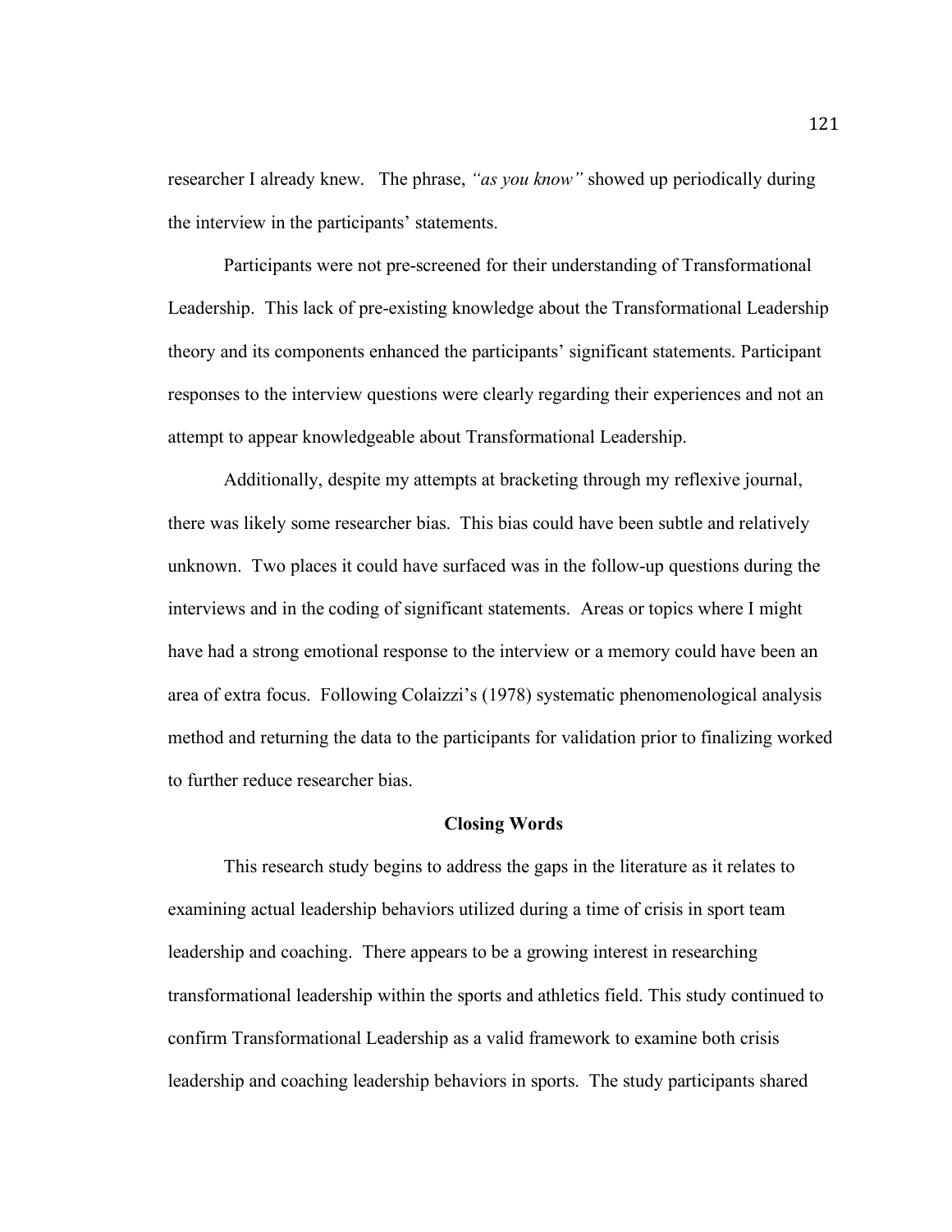researcher I already knew. The phrase, *"as you know"* showed up periodically during the interview in the participants' statements.

Participants were not pre-screened for their understanding of Transformational Leadership. This lack of pre-existing knowledge about the Transformational Leadership theory and its components enhanced the participants' significant statements. Participant responses to the interview questions were clearly regarding their experiences and not an attempt to appear knowledgeable about Transformational Leadership.

Additionally, despite my attempts at bracketing through my reflexive journal, there was likely some researcher bias. This bias could have been subtle and relatively unknown. Two places it could have surfaced was in the follow-up questions during the interviews and in the coding of significant statements. Areas or topics where I might have had a strong emotional response to the interview or a memory could have been an area of extra focus. Following Colaizzi's (1978) systematic phenomenological analysis method and returning the data to the participants for validation prior to finalizing worked to further reduce researcher bias.

## Closing Words

This research study begins to address the gaps in the literature as it relates to examining actual leadership behaviors utilized during a time of crisis in sport team leadership and coaching. There appears to be a growing interest in researching transformational leadership within the sports and athletics field. This study continued to confirm Transformational Leadership as a valid framework to examine both crisis leadership and coaching leadership behaviors in sports. The study participants shared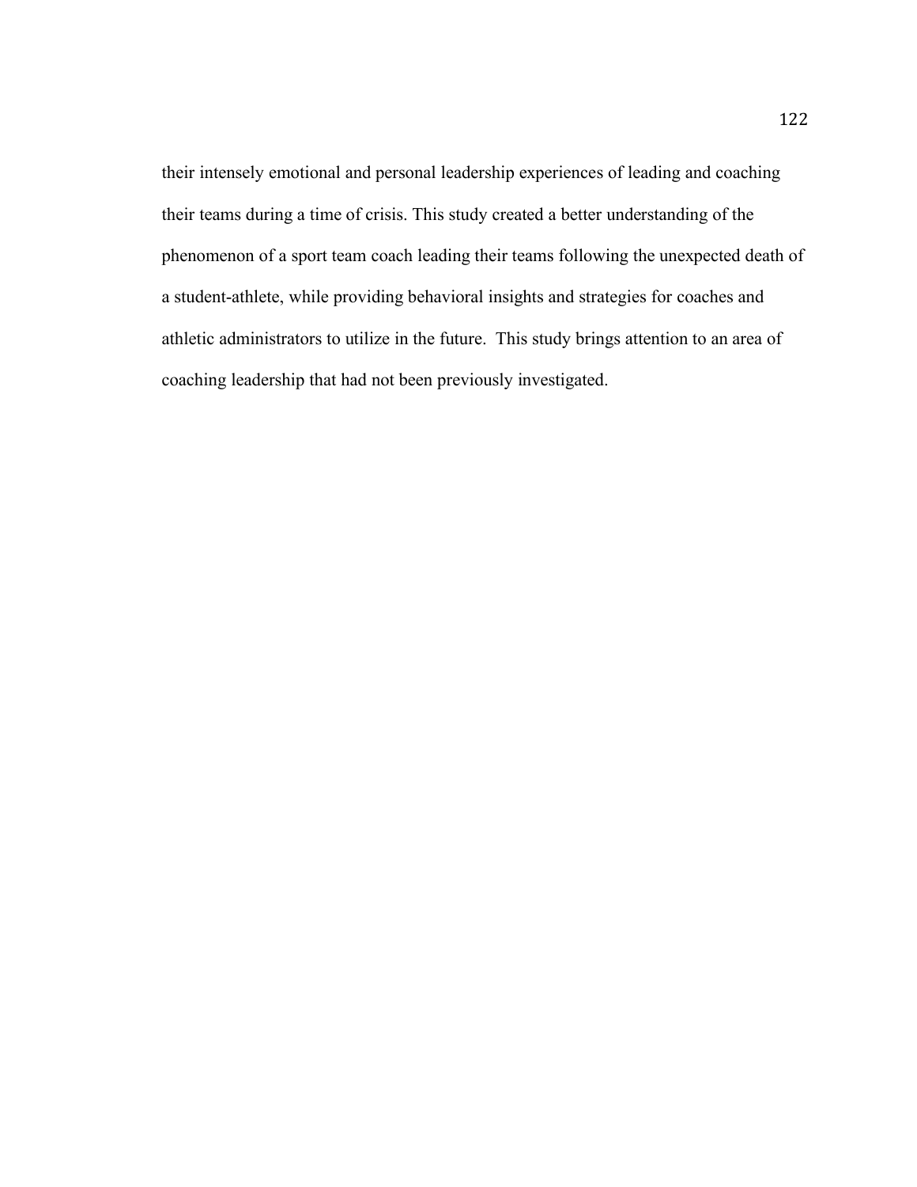their intensely emotional and personal leadership experiences of leading and coaching their teams during a time of crisis. This study created a better understanding of the phenomenon of a sport team coach leading their teams following the unexpected death of a student-athlete, while providing behavioral insights and strategies for coaches and athletic administrators to utilize in the future. This study brings attention to an area of coaching leadership that had not been previously investigated.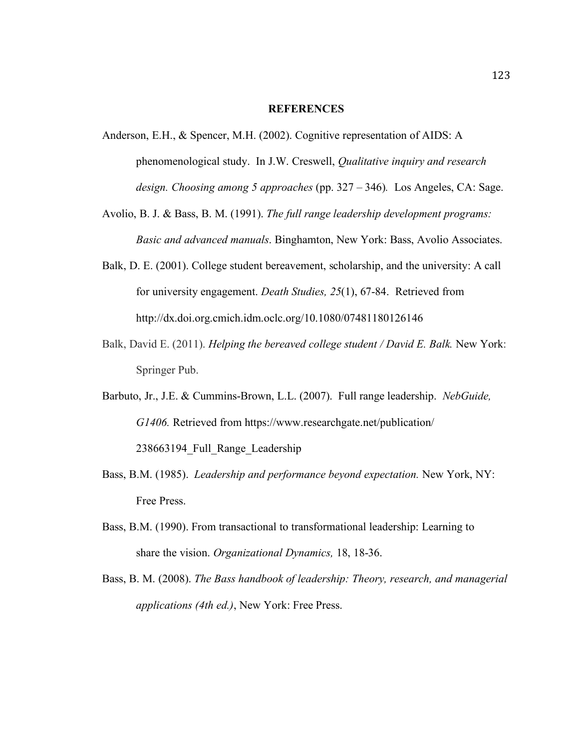## REFERENCES

Anderson, E.H., & Spencer, M.H. (2002). Cognitive representation of AIDS: A phenomenological study. In J.W. Creswell, *Qualitative inquiry and research design. Choosing among 5 approaches* (pp. 327 – 346). Los Angeles, CA: Sage.

Avolio, B. J. & Bass, B. M. (1991). *The full range leadership development programs: Basic and advanced manuals*. Binghamton, New York: Bass, Avolio Associates.

Balk, D. E. (2001). College student bereavement, scholarship, and the university: A call for university engagement. *Death Studies, 25*(1), 67-84. Retrieved from http://dx.doi.org.cmich.idm.oclc.org/10.1080/07481180126146

Balk, David E. (2011). *Helping the bereaved college student / David E. Balk.* New York: Springer Pub.

Barbuto, Jr., J.E. & Cummins-Brown, L.L. (2007). Full range leadership. *NebGuide, G1406.* Retrieved from https://www.researchgate.net/publication/238663194_Full_Range_Leadership

Bass, B.M. (1985). *Leadership and performance beyond expectation.* New York, NY: Free Press.

Bass, B.M. (1990). From transactional to transformational leadership: Learning to share the vision. *Organizational Dynamics,* 18, 18-36.

Bass, B. M. (2008). *The Bass handbook of leadership: Theory, research, and managerial applications (4th ed.)*, New York: Free Press.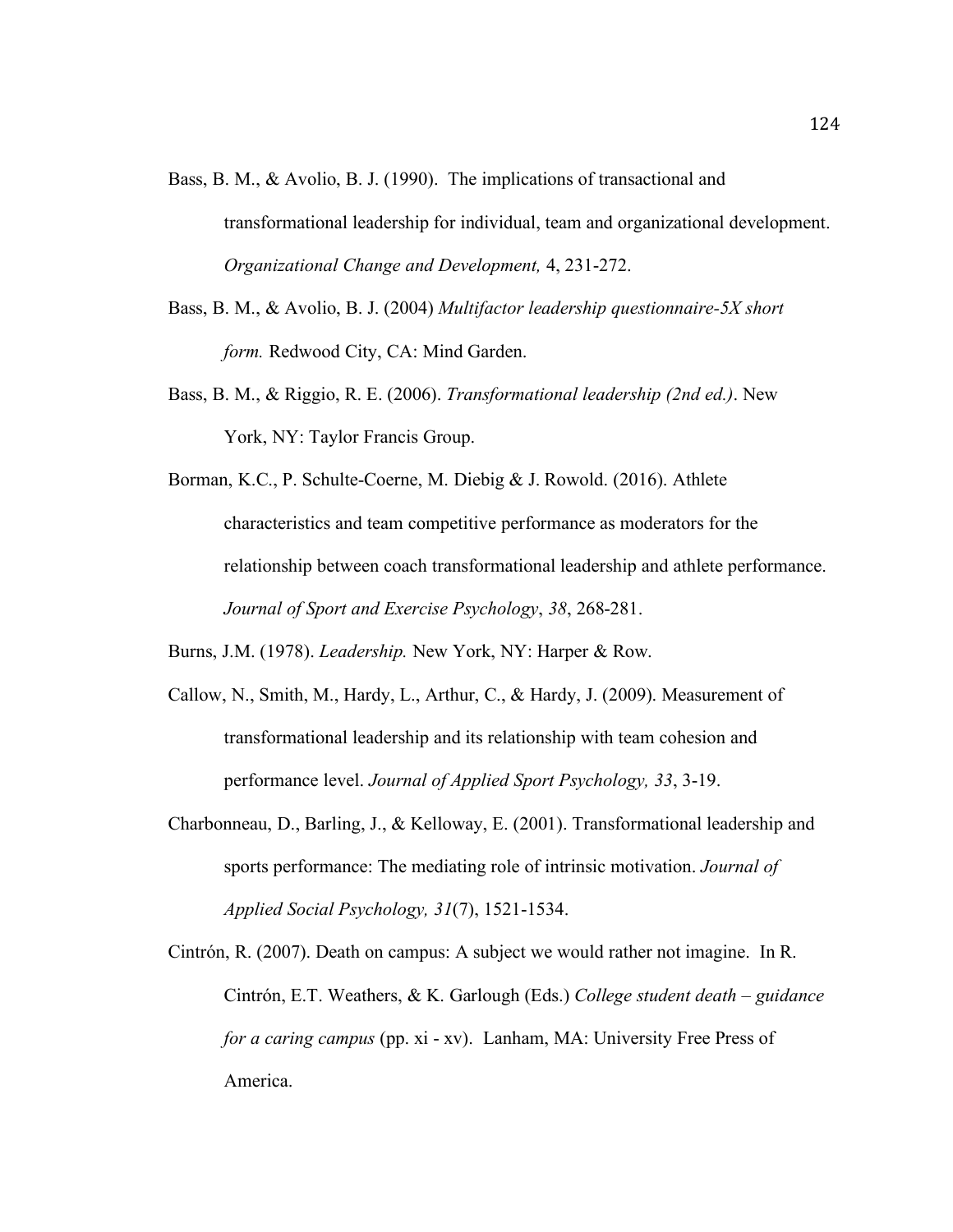Bass, B. M., & Avolio, B. J. (1990). The implications of transactional and transformational leadership for individual, team and organizational development. *Organizational Change and Development,* 4, 231-272.

Bass, B. M., & Avolio, B. J. (2004) *Multifactor leadership questionnaire-5X short form.* Redwood City, CA: Mind Garden.

Bass, B. M., & Riggio, R. E. (2006). *Transformational leadership (2nd ed.)*. New York, NY: Taylor Francis Group.

Borman, K.C., P. Schulte-Coerne, M. Diebig & J. Rowold. (2016). Athlete characteristics and team competitive performance as moderators for the relationship between coach transformational leadership and athlete performance. *Journal of Sport and Exercise Psychology*, *38*, 268-281.

Burns, J.M. (1978). *Leadership.* New York, NY: Harper & Row.

Callow, N., Smith, M., Hardy, L., Arthur, C., & Hardy, J. (2009). Measurement of transformational leadership and its relationship with team cohesion and performance level. *Journal of Applied Sport Psychology, 33*, 3-19.

Charbonneau, D., Barling, J., & Kelloway, E. (2001). Transformational leadership and sports performance: The mediating role of intrinsic motivation. *Journal of Applied Social Psychology, 31*(7), 1521-1534.

Cintrón, R. (2007). Death on campus: A subject we would rather not imagine. In R. Cintrón, E.T. Weathers, & K. Garlough (Eds.) *College student death – guidance for a caring campus* (pp. xi - xv). Lanham, MA: University Free Press of America.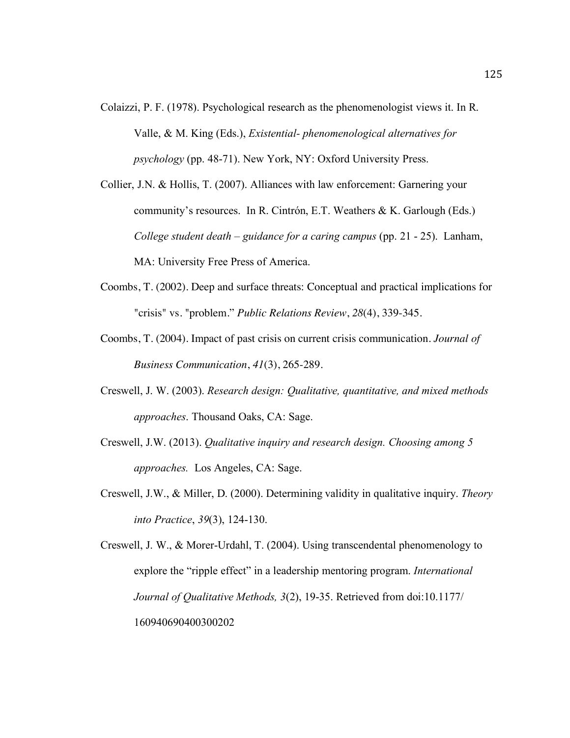Colaizzi, P. F. (1978). Psychological research as the phenomenologist views it. In R. Valle, & M. King (Eds.), *Existential- phenomenological alternatives for psychology* (pp. 48-71). New York, NY: Oxford University Press.

Collier, J.N. & Hollis, T. (2007). Alliances with law enforcement: Garnering your community's resources. In R. Cintrón, E.T. Weathers & K. Garlough (Eds.) *College student death – guidance for a caring campus* (pp. 21 - 25). Lanham, MA: University Free Press of America.

Coombs, T. (2002). Deep and surface threats: Conceptual and practical implications for "crisis" vs. "problem." *Public Relations Review*, *28*(4), 339-345.

Coombs, T. (2004). Impact of past crisis on current crisis communication. *Journal of Business Communication*, *41*(3), 265-289.

Creswell, J. W. (2003). *Research design: Qualitative, quantitative, and mixed methods approaches*. Thousand Oaks, CA: Sage.

Creswell, J.W. (2013). *Qualitative inquiry and research design. Choosing among 5 approaches.* Los Angeles, CA: Sage.

Creswell, J.W., & Miller, D. (2000). Determining validity in qualitative inquiry. *Theory into Practice*, *39*(3), 124-130.

Creswell, J. W., & Morer-Urdahl, T. (2004). Using transcendental phenomenology to explore the "ripple effect" in a leadership mentoring program. *International Journal of Qualitative Methods, 3*(2), 19-35. Retrieved from doi:10.1177/160940690400300202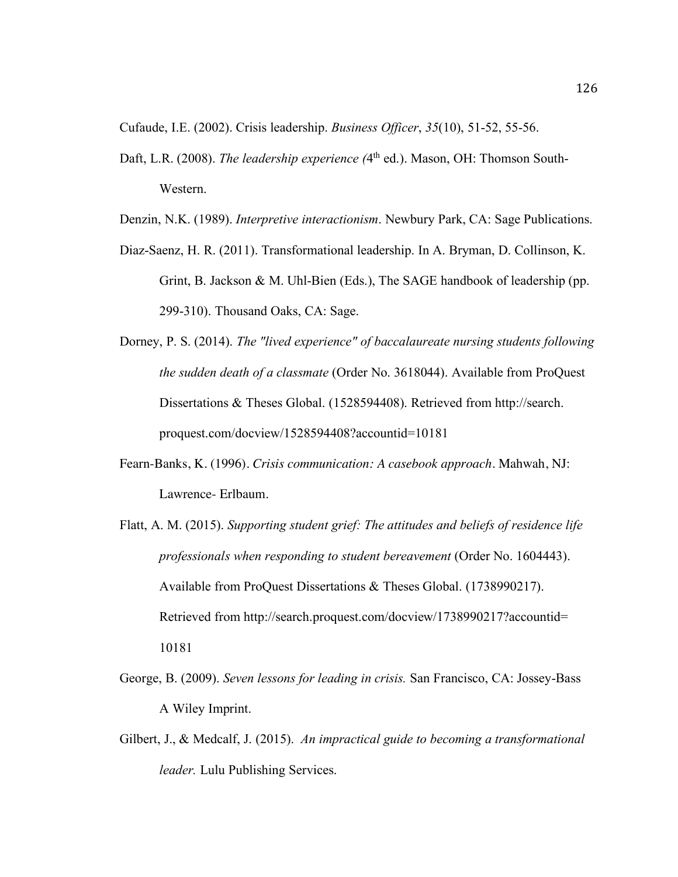Cufaude, I.E. (2002). Crisis leadership. *Business Officer*, *35*(10), 51-52, 55-56.

Daft, L.R. (2008). *The leadership experience (*4th ed.). Mason, OH: Thomson South-Western.

Denzin, N.K. (1989). *Interpretive interactionism*. Newbury Park, CA: Sage Publications.

Diaz-Saenz, H. R. (2011). Transformational leadership. In A. Bryman, D. Collinson, K. Grint, B. Jackson & M. Uhl-Bien (Eds.), The SAGE handbook of leadership (pp. 299-310). Thousand Oaks, CA: Sage.

Dorney, P. S. (2014). *The "lived experience" of baccalaureate nursing students following the sudden death of a classmate* (Order No. 3618044). Available from ProQuest Dissertations & Theses Global. (1528594408). Retrieved from http://search.proquest.com/docview/1528594408?accountid=10181

Fearn-Banks, K. (1996). *Crisis communication: A casebook approach*. Mahwah, NJ: Lawrence- Erlbaum.

Flatt, A. M. (2015). *Supporting student grief: The attitudes and beliefs of residence life professionals when responding to student bereavement* (Order No. 1604443). Available from ProQuest Dissertations & Theses Global. (1738990217). Retrieved from http://search.proquest.com/docview/1738990217?accountid=10181

George, B. (2009). *Seven lessons for leading in crisis.* San Francisco, CA: Jossey-Bass A Wiley Imprint.

Gilbert, J., & Medcalf, J. (2015). *An impractical guide to becoming a transformational leader.* Lulu Publishing Services.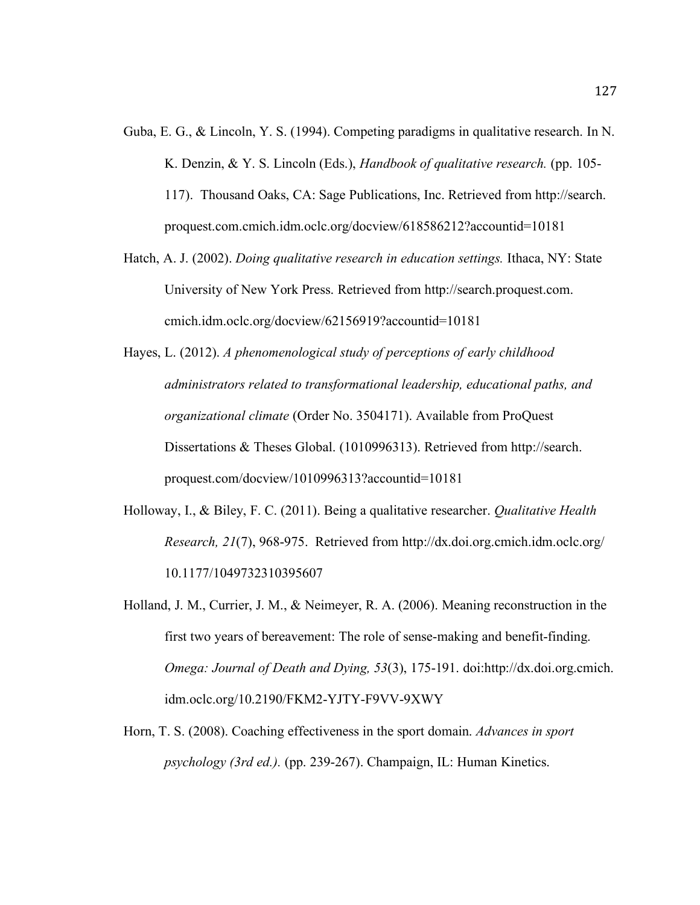Guba, E. G., & Lincoln, Y. S. (1994). Competing paradigms in qualitative research. In N. K. Denzin, & Y. S. Lincoln (Eds.), *Handbook of qualitative research.* (pp. 105-117). Thousand Oaks, CA: Sage Publications, Inc. Retrieved from http://search.proquest.com.cmich.idm.oclc.org/docview/618586212?accountid=10181

Hatch, A. J. (2002). *Doing qualitative research in education settings.* Ithaca, NY: State University of New York Press. Retrieved from http://search.proquest.com.cmich.idm.oclc.org/docview/62156919?accountid=10181

Hayes, L. (2012). *A phenomenological study of perceptions of early childhood administrators related to transformational leadership, educational paths, and organizational climate* (Order No. 3504171). Available from ProQuest Dissertations & Theses Global. (1010996313). Retrieved from http://search.proquest.com/docview/1010996313?accountid=10181

Holloway, I., & Biley, F. C. (2011). Being a qualitative researcher. *Qualitative Health Research, 21*(7), 968-975. Retrieved from http://dx.doi.org.cmich.idm.oclc.org/10.1177/1049732310395607

Holland, J. M., Currier, J. M., & Neimeyer, R. A. (2006). Meaning reconstruction in the first two years of bereavement: The role of sense-making and benefit-finding. *Omega: Journal of Death and Dying, 53*(3), 175-191. doi:http://dx.doi.org.cmich.idm.oclc.org/10.2190/FKM2-YJTY-F9VV-9XWY

Horn, T. S. (2008). Coaching effectiveness in the sport domain. *Advances in sport psychology (3rd ed.).* (pp. 239-267). Champaign, IL: Human Kinetics.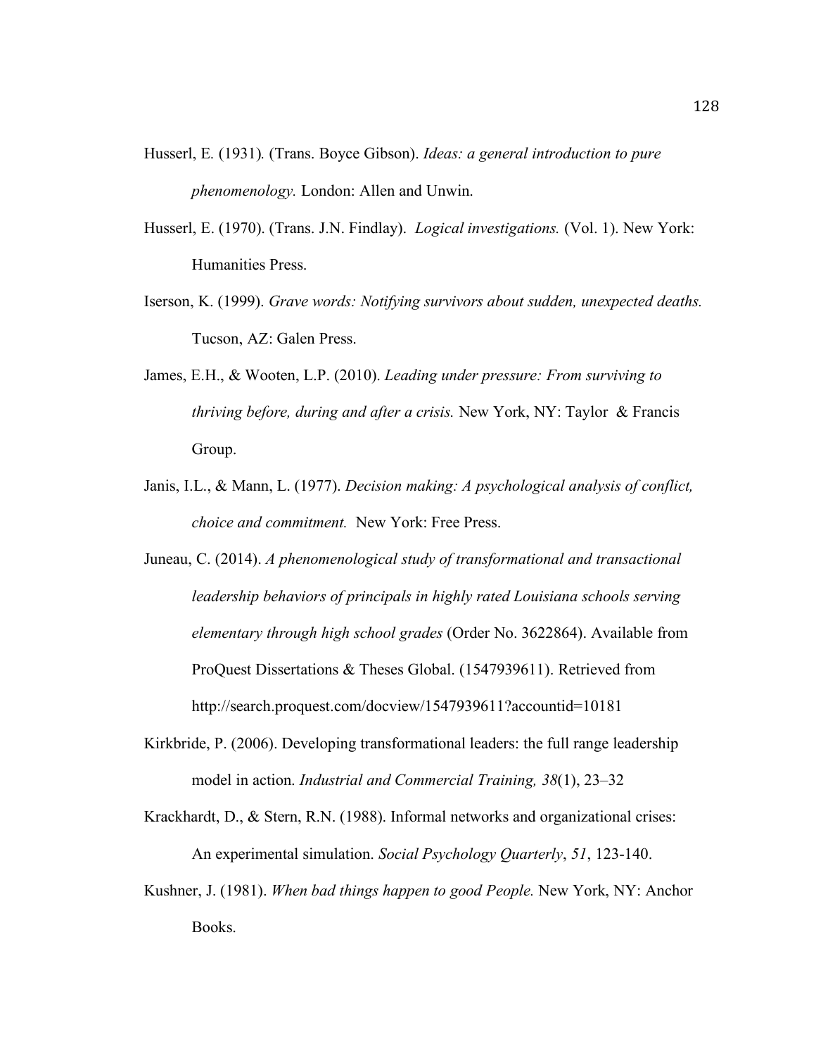Husserl, E. (1931). (Trans. Boyce Gibson). *Ideas: a general introduction to pure phenomenology.* London: Allen and Unwin.

Husserl, E. (1970). (Trans. J.N. Findlay). *Logical investigations.* (Vol. 1). New York: Humanities Press.

Iserson, K. (1999). *Grave words: Notifying survivors about sudden, unexpected deaths.* Tucson, AZ: Galen Press.

James, E.H., & Wooten, L.P. (2010). *Leading under pressure: From surviving to thriving before, during and after a crisis.* New York, NY: Taylor & Francis Group.

Janis, I.L., & Mann, L. (1977). *Decision making: A psychological analysis of conflict, choice and commitment.* New York: Free Press.

Juneau, C. (2014). *A phenomenological study of transformational and transactional leadership behaviors of principals in highly rated Louisiana schools serving elementary through high school grades* (Order No. 3622864). Available from ProQuest Dissertations & Theses Global. (1547939611). Retrieved from http://search.proquest.com/docview/1547939611?accountid=10181

Kirkbride, P. (2006). Developing transformational leaders: the full range leadership model in action. *Industrial and Commercial Training, 38*(1), 23–32

Krackhardt, D., & Stern, R.N. (1988). Informal networks and organizational crises: An experimental simulation. *Social Psychology Quarterly*, *51*, 123-140.

Kushner, J. (1981). *When bad things happen to good People.* New York, NY: Anchor Books.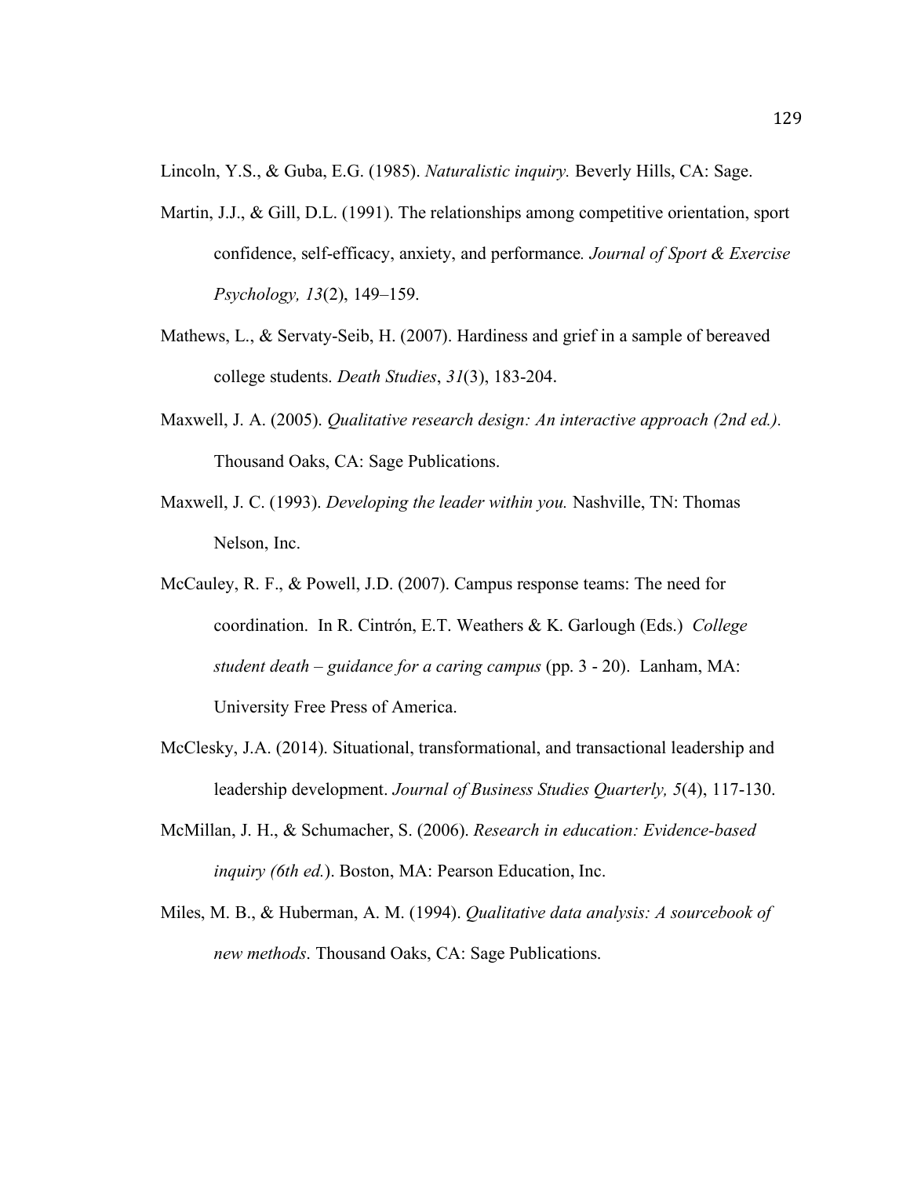Lincoln, Y.S., & Guba, E.G. (1985). *Naturalistic inquiry.* Beverly Hills, CA: Sage.

Martin, J.J., & Gill, D.L. (1991). The relationships among competitive orientation, sport confidence, self-efficacy, anxiety, and performance*. Journal of Sport & Exercise Psychology, 13*(2), 149–159.

Mathews, L., & Servaty-Seib, H. (2007). Hardiness and grief in a sample of bereaved college students. *Death Studies*, *31*(3), 183-204.

Maxwell, J. A. (2005). *Qualitative research design: An interactive approach (2nd ed.).* Thousand Oaks, CA: Sage Publications.

Maxwell, J. C. (1993). *Developing the leader within you.* Nashville, TN: Thomas Nelson, Inc.

McCauley, R. F., & Powell, J.D. (2007). Campus response teams: The need for coordination. In R. Cintrón, E.T. Weathers & K. Garlough (Eds.) *College student death – guidance for a caring campus* (pp. 3 - 20). Lanham, MA: University Free Press of America.

McClesky, J.A. (2014). Situational, transformational, and transactional leadership and leadership development. *Journal of Business Studies Quarterly, 5*(4), 117-130.

McMillan, J. H., & Schumacher, S. (2006). *Research in education: Evidence-based inquiry (6th ed.*). Boston, MA: Pearson Education, Inc.

Miles, M. B., & Huberman, A. M. (1994). *Qualitative data analysis: A sourcebook of new methods*. Thousand Oaks, CA: Sage Publications.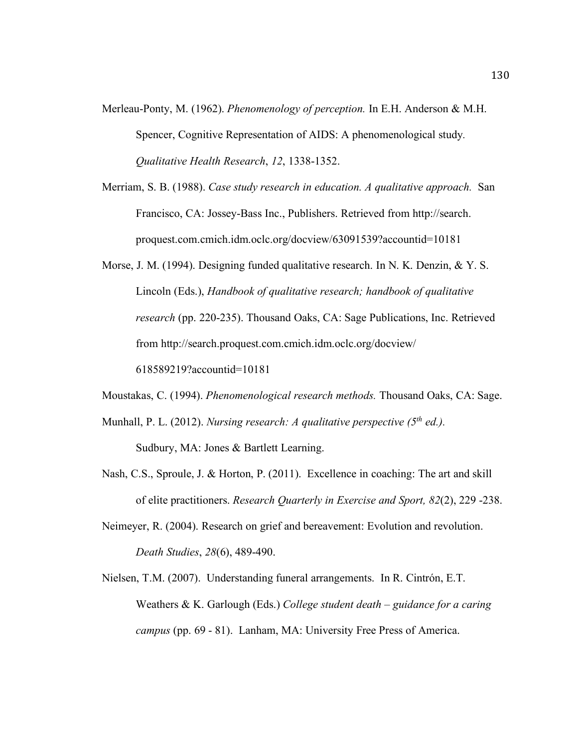Merleau-Ponty, M. (1962). *Phenomenology of perception.* In E.H. Anderson & M.H. Spencer, Cognitive Representation of AIDS: A phenomenological study. *Qualitative Health Research*, *12*, 1338-1352.

Merriam, S. B. (1988). *Case study research in education. A qualitative approach.* San Francisco, CA: Jossey-Bass Inc., Publishers. Retrieved from http://search.proquest.com.cmich.idm.oclc.org/docview/63091539?accountid=10181

Morse, J. M. (1994). Designing funded qualitative research. In N. K. Denzin, & Y. S. Lincoln (Eds.), *Handbook of qualitative research; handbook of qualitative research* (pp. 220-235). Thousand Oaks, CA: Sage Publications, Inc. Retrieved from http://search.proquest.com.cmich.idm.oclc.org/docview/618589219?accountid=10181

Moustakas, C. (1994). *Phenomenological research methods.* Thousand Oaks, CA: Sage.

Munhall, P. L. (2012). *Nursing research: A qualitative perspective (5th ed.).* Sudbury, MA: Jones & Bartlett Learning.

Nash, C.S., Sproule, J. & Horton, P. (2011). Excellence in coaching: The art and skill of elite practitioners. *Research Quarterly in Exercise and Sport, 82*(2), 229 -238.

Neimeyer, R. (2004). Research on grief and bereavement: Evolution and revolution. *Death Studies*, *28*(6), 489-490.

Nielsen, T.M. (2007). Understanding funeral arrangements. In R. Cintrón, E.T. Weathers & K. Garlough (Eds.) *College student death – guidance for a caring campus* (pp. 69 - 81). Lanham, MA: University Free Press of America.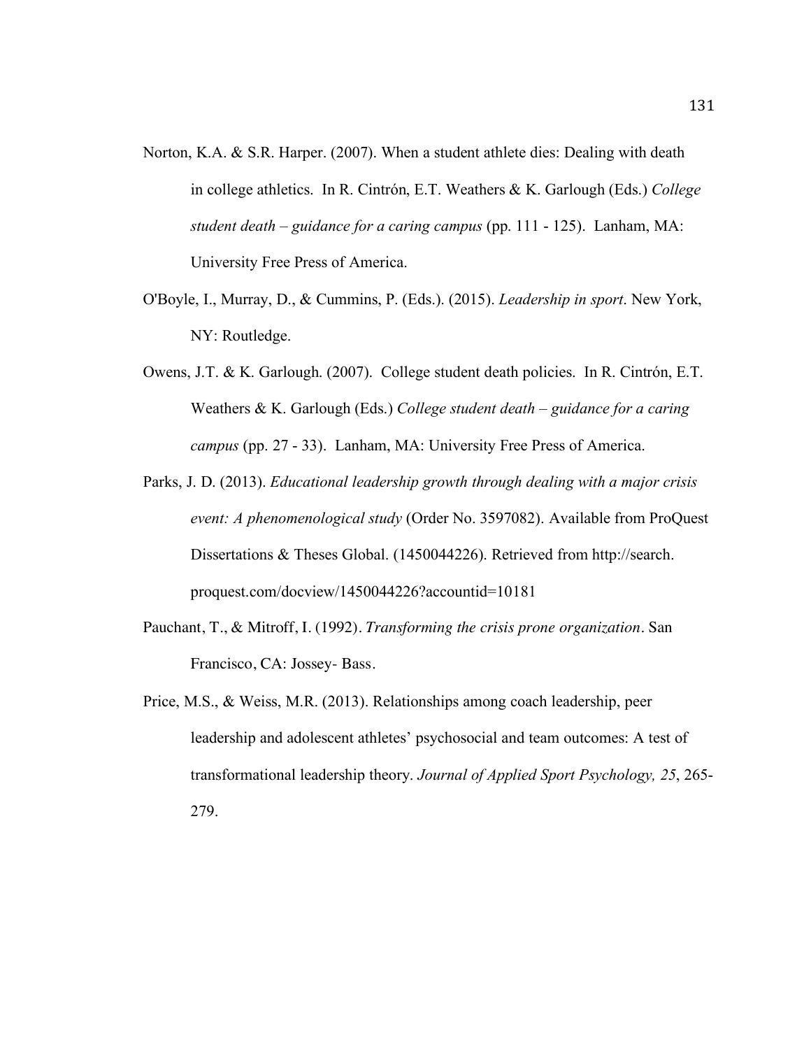Norton, K.A. & S.R. Harper. (2007). When a student athlete dies: Dealing with death in college athletics. In R. Cintrón, E.T. Weathers & K. Garlough (Eds.) *College student death – guidance for a caring campus* (pp. 111 - 125). Lanham, MA: University Free Press of America.

O'Boyle, I., Murray, D., & Cummins, P. (Eds.). (2015). *Leadership in sport*. New York, NY: Routledge.

Owens, J.T. & K. Garlough. (2007). College student death policies. In R. Cintrón, E.T. Weathers & K. Garlough (Eds.) *College student death – guidance for a caring campus* (pp. 27 - 33). Lanham, MA: University Free Press of America.

Parks, J. D. (2013). *Educational leadership growth through dealing with a major crisis event: A phenomenological study* (Order No. 3597082). Available from ProQuest Dissertations & Theses Global. (1450044226). Retrieved from http://search.proquest.com/docview/1450044226?accountid=10181

Pauchant, T., & Mitroff, I. (1992). *Transforming the crisis prone organization*. San Francisco, CA: Jossey- Bass.

Price, M.S., & Weiss, M.R. (2013). Relationships among coach leadership, peer leadership and adolescent athletes' psychosocial and team outcomes: A test of transformational leadership theory. *Journal of Applied Sport Psychology, 25*, 265-279.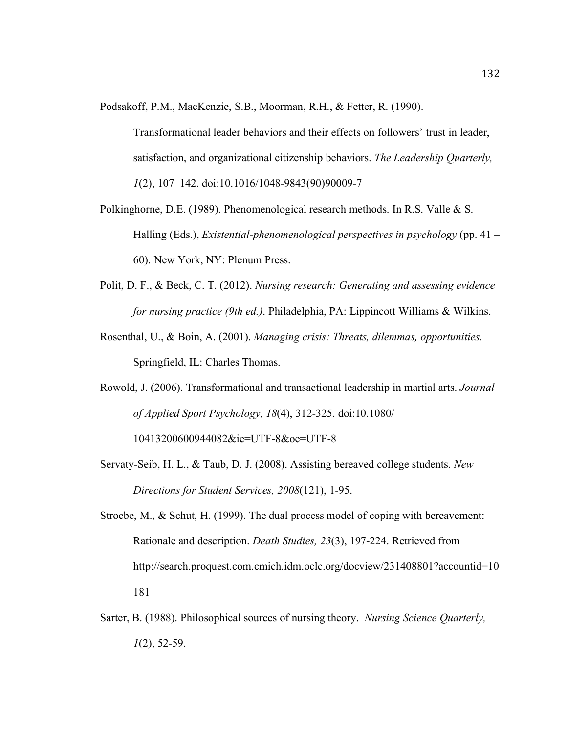Podsakoff, P.M., MacKenzie, S.B., Moorman, R.H., & Fetter, R. (1990). Transformational leader behaviors and their effects on followers' trust in leader, satisfaction, and organizational citizenship behaviors. *The Leadership Quarterly, 1*(2), 107–142. doi:10.1016/1048-9843(90)90009-7

Polkinghorne, D.E. (1989). Phenomenological research methods. In R.S. Valle & S. Halling (Eds.), *Existential-phenomenological perspectives in psychology* (pp. 41 – 60). New York, NY: Plenum Press.

Polit, D. F., & Beck, C. T. (2012). *Nursing research: Generating and assessing evidence for nursing practice (9th ed.)*. Philadelphia, PA: Lippincott Williams & Wilkins.

Rosenthal, U., & Boin, A. (2001). *Managing crisis: Threats, dilemmas, opportunities.* Springfield, IL: Charles Thomas.

Rowold, J. (2006). Transformational and transactional leadership in martial arts. *Journal of Applied Sport Psychology, 18*(4), 312-325. doi:10.1080/10413200600944082&ie=UTF-8&oe=UTF-8

Servaty-Seib, H. L., & Taub, D. J. (2008). Assisting bereaved college students. *New Directions for Student Services, 2008*(121), 1-95.

Stroebe, M., & Schut, H. (1999). The dual process model of coping with bereavement: Rationale and description. *Death Studies, 23*(3), 197-224. Retrieved from http://search.proquest.com.cmich.idm.oclc.org/docview/231408801?accountid=10181

Sarter, B. (1988). Philosophical sources of nursing theory. *Nursing Science Quarterly, 1*(2), 52-59.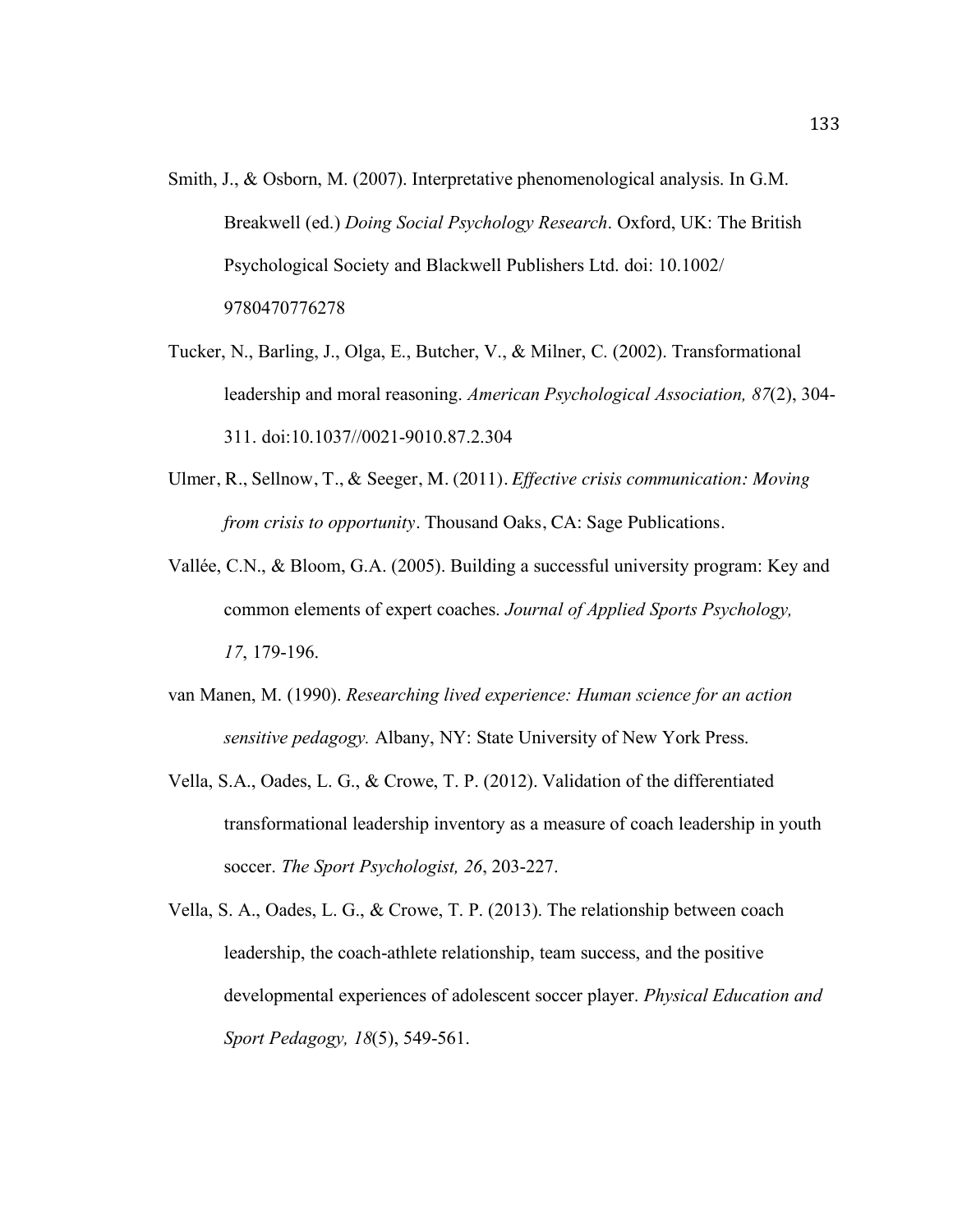Smith, J., & Osborn, M. (2007). Interpretative phenomenological analysis. In G.M. Breakwell (ed.) *Doing Social Psychology Research*. Oxford, UK: The British Psychological Society and Blackwell Publishers Ltd. doi: 10.1002/ 9780470776278

Tucker, N., Barling, J., Olga, E., Butcher, V., & Milner, C. (2002). Transformational leadership and moral reasoning. *American Psychological Association, 87*(2), 304-311. doi:10.1037//0021-9010.87.2.304

Ulmer, R., Sellnow, T., & Seeger, M. (2011). *Effective crisis communication: Moving from crisis to opportunity*. Thousand Oaks, CA: Sage Publications.

Vallée, C.N., & Bloom, G.A. (2005). Building a successful university program: Key and common elements of expert coaches. *Journal of Applied Sports Psychology, 17*, 179-196.

van Manen, M. (1990). *Researching lived experience: Human science for an action sensitive pedagogy.* Albany, NY: State University of New York Press.

Vella, S.A., Oades, L. G., & Crowe, T. P. (2012). Validation of the differentiated transformational leadership inventory as a measure of coach leadership in youth soccer. *The Sport Psychologist, 26*, 203-227.

Vella, S. A., Oades, L. G., & Crowe, T. P. (2013). The relationship between coach leadership, the coach-athlete relationship, team success, and the positive developmental experiences of adolescent soccer player. *Physical Education and Sport Pedagogy, 18*(5), 549-561.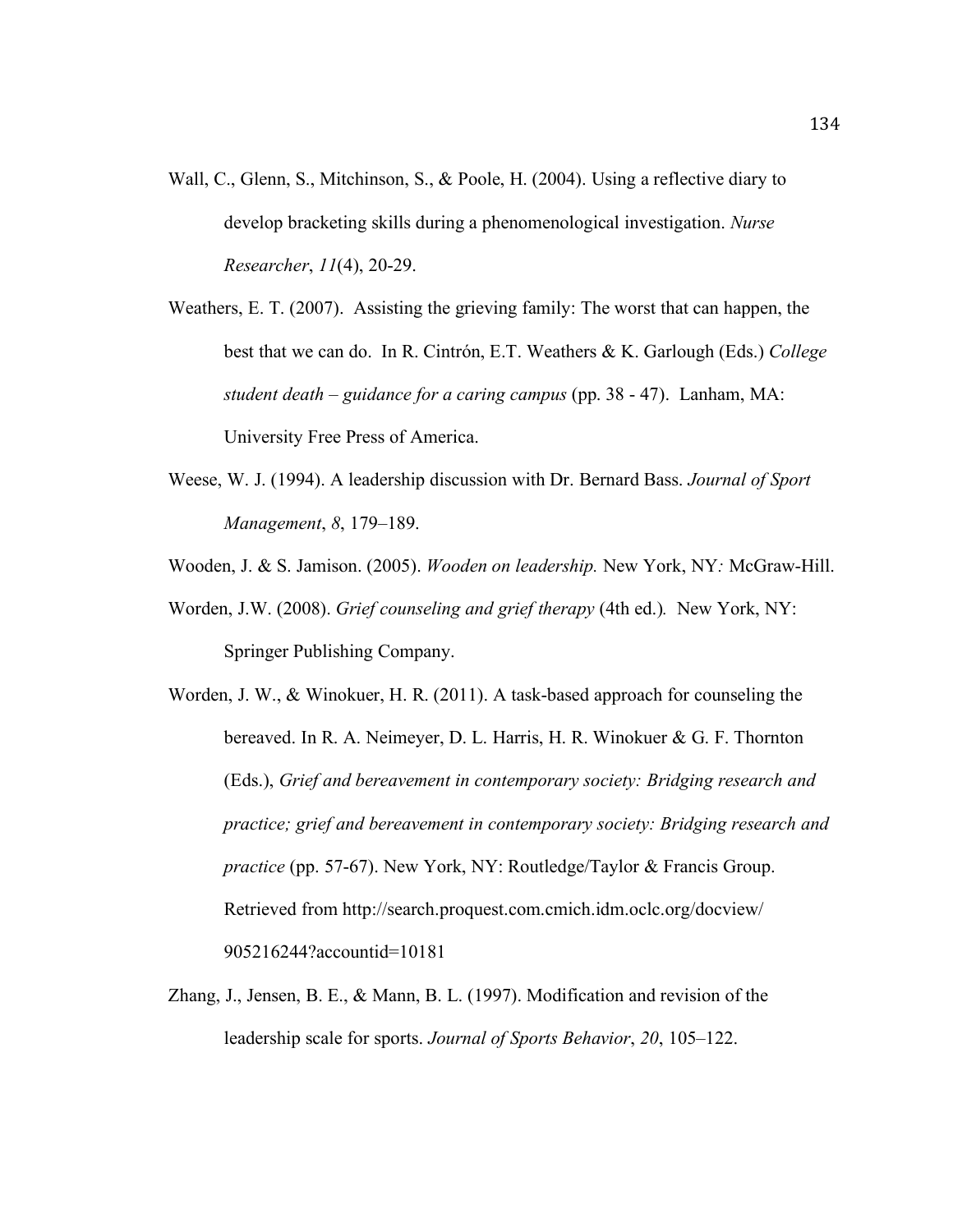Wall, C., Glenn, S., Mitchinson, S., & Poole, H. (2004). Using a reflective diary to develop bracketing skills during a phenomenological investigation. *Nurse Researcher*, *11*(4), 20-29.

Weathers, E. T. (2007). Assisting the grieving family: The worst that can happen, the best that we can do. In R. Cintrón, E.T. Weathers & K. Garlough (Eds.) *College student death – guidance for a caring campus* (pp. 38 - 47). Lanham, MA: University Free Press of America.

Weese, W. J. (1994). A leadership discussion with Dr. Bernard Bass. *Journal of Sport Management*, *8*, 179–189.

Wooden, J. & S. Jamison. (2005). *Wooden on leadership.* New York, NY*:* McGraw-Hill.

Worden, J.W. (2008). *Grief counseling and grief therapy* (4th ed.)*.* New York, NY: Springer Publishing Company.

Worden, J. W., & Winokuer, H. R. (2011). A task-based approach for counseling the bereaved. In R. A. Neimeyer, D. L. Harris, H. R. Winokuer & G. F. Thornton (Eds.), *Grief and bereavement in contemporary society: Bridging research and practice; grief and bereavement in contemporary society: Bridging research and practice* (pp. 57-67). New York, NY: Routledge/Taylor & Francis Group. Retrieved from http://search.proquest.com.cmich.idm.oclc.org/docview/905216244?accountid=10181

Zhang, J., Jensen, B. E., & Mann, B. L. (1997). Modification and revision of the leadership scale for sports. *Journal of Sports Behavior*, *20*, 105–122.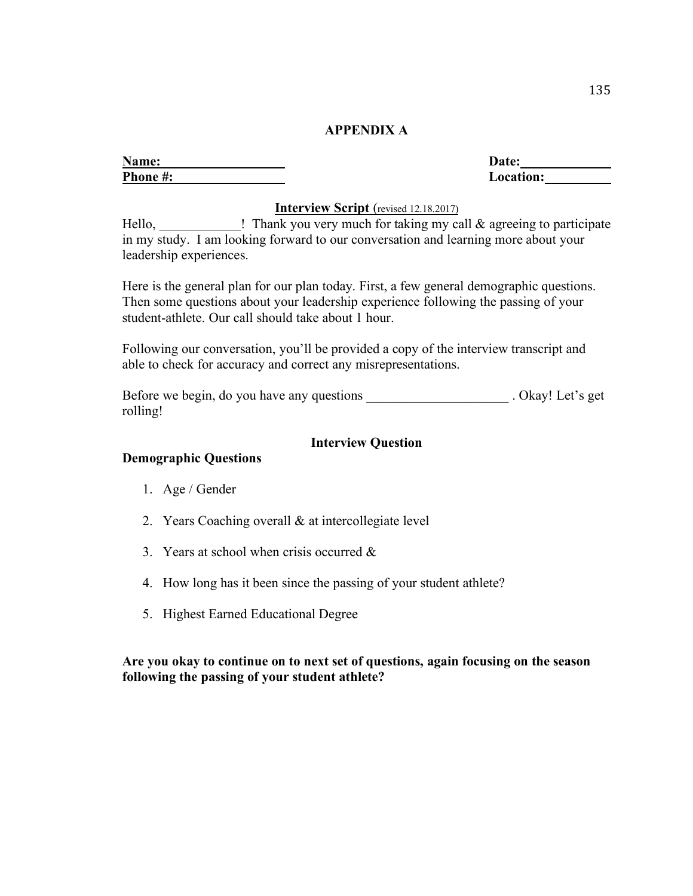## APPENDIX A

**Name:** ________________  **Date:** ____________

**Phone #:** ______________  **Location:** _________

**Interview Script** (revised 12.18.2017)

Hello, ____________! Thank you very much for taking my call & agreeing to participate in my study. I am looking forward to our conversation and learning more about your leadership experiences.

Here is the general plan for our plan today. First, a few general demographic questions. Then some questions about your leadership experience following the passing of your student-athlete. Our call should take about 1 hour.

Following our conversation, you'll be provided a copy of the interview transcript and able to check for accuracy and correct any misrepresentations.

Before we begin, do you have any questions _____________________ . Okay! Let's get rolling!

**Interview Question**

**Demographic Questions**

1. Age / Gender
2. Years Coaching overall & at intercollegiate level
3. Years at school when crisis occurred &
4. How long has it been since the passing of your student athlete?
5. Highest Earned Educational Degree

**Are you okay to continue on to next set of questions, again focusing on the season following the passing of your student athlete?**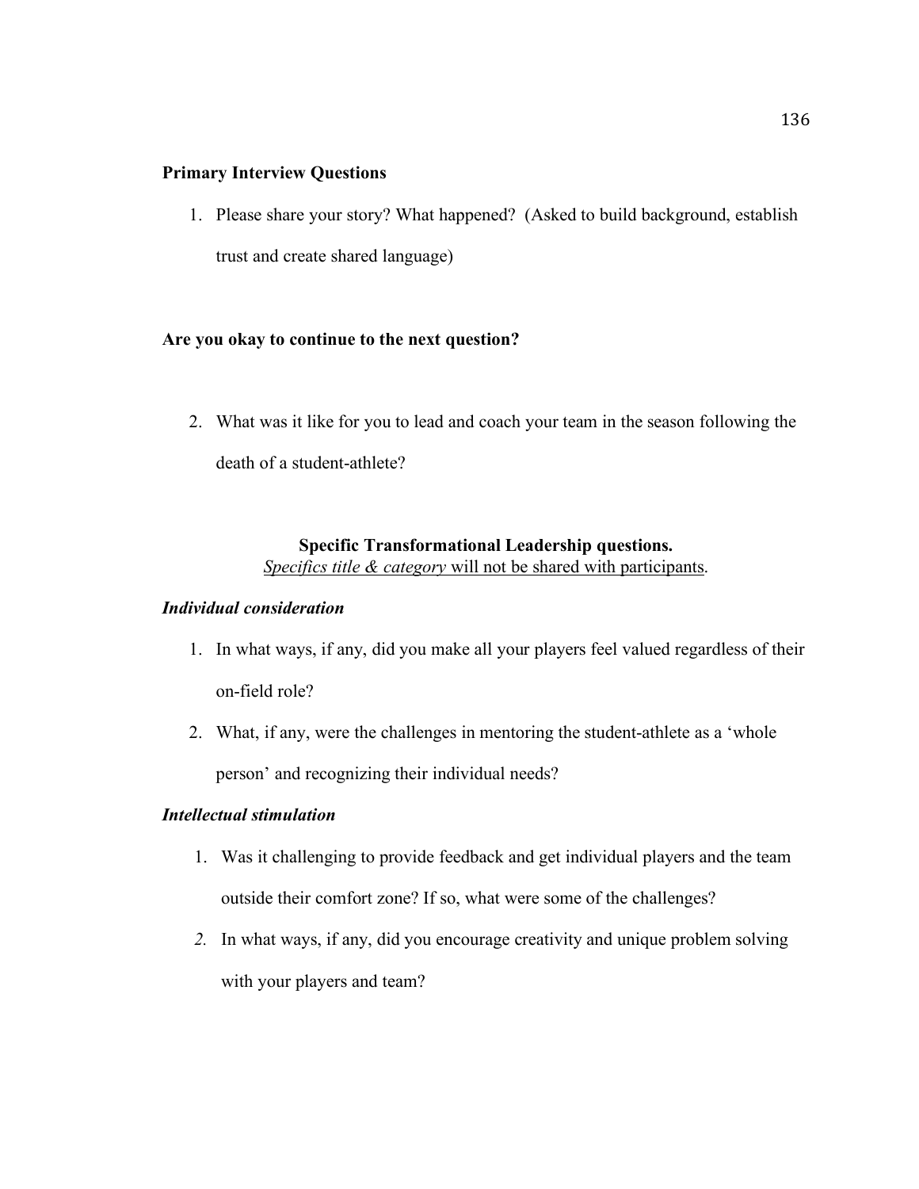**Primary Interview Questions**

1. Please share your story? What happened? (Asked to build background, establish trust and create shared language)

**Are you okay to continue to the next question?**

2. What was it like for you to lead and coach your team in the season following the death of a student-athlete?

**Specific Transformational Leadership questions.**

*Specifics title & category* will not be shared with participants.

***Individual consideration***

1. In what ways, if any, did you make all your players feel valued regardless of their on-field role?
2. What, if any, were the challenges in mentoring the student-athlete as a 'whole person' and recognizing their individual needs?

***Intellectual stimulation***

1. Was it challenging to provide feedback and get individual players and the team outside their comfort zone? If so, what were some of the challenges?
2. In what ways, if any, did you encourage creativity and unique problem solving with your players and team?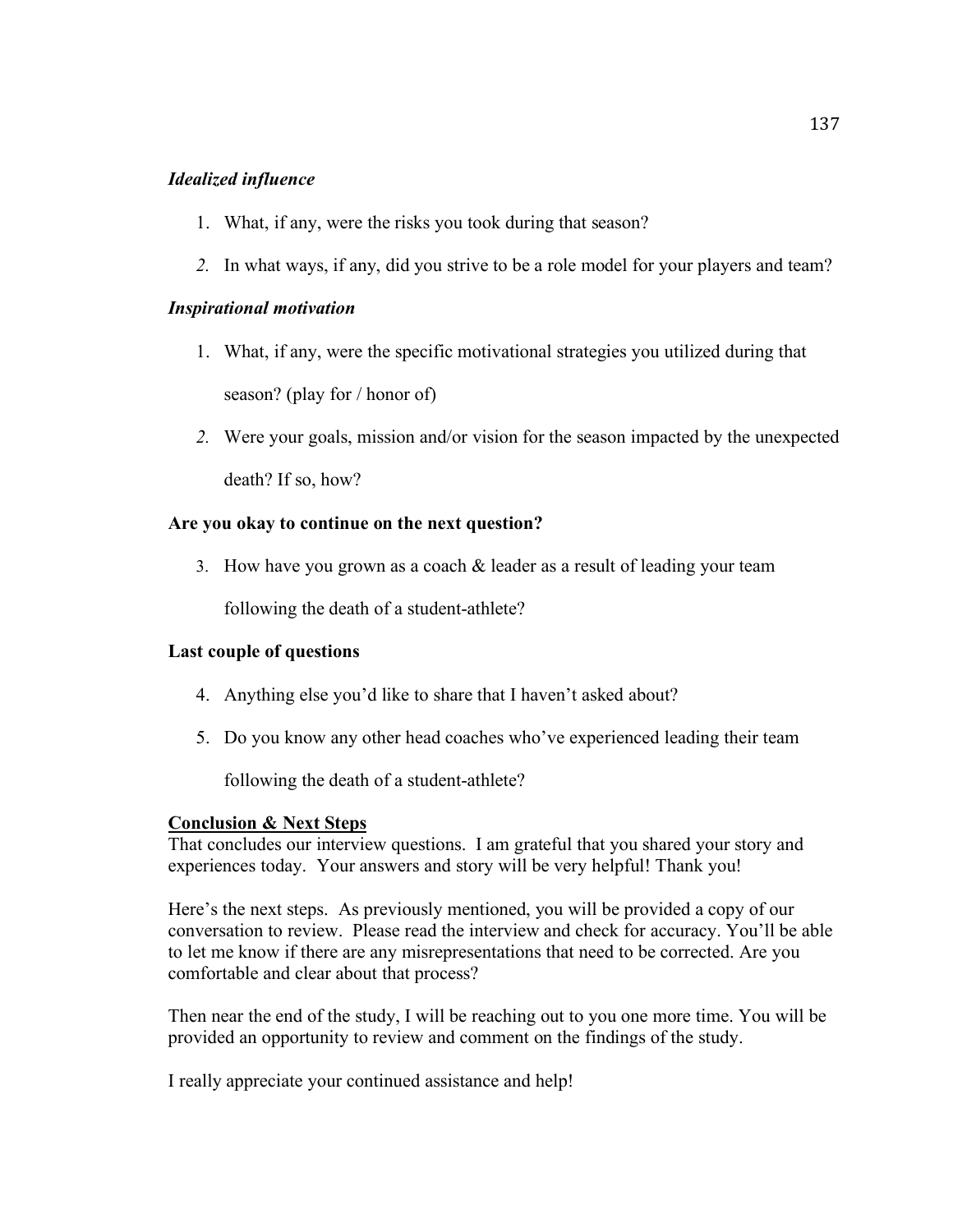***Idealized influence***

1. What, if any, were the risks you took during that season?
2. In what ways, if any, did you strive to be a role model for your players and team?

***Inspirational motivation***

1. What, if any, were the specific motivational strategies you utilized during that season? (play for / honor of)
2. Were your goals, mission and/or vision for the season impacted by the unexpected death? If so, how?

**Are you okay to continue on the next question?**

3. How have you grown as a coach & leader as a result of leading your team following the death of a student-athlete?

**Last couple of questions**

4. Anything else you'd like to share that I haven't asked about?
5. Do you know any other head coaches who've experienced leading their team following the death of a student-athlete?

**<u>Conclusion & Next Steps</u>**

That concludes our interview questions. I am grateful that you shared your story and experiences today. Your answers and story will be very helpful! Thank you!

Here's the next steps. As previously mentioned, you will be provided a copy of our conversation to review. Please read the interview and check for accuracy. You'll be able to let me know if there are any misrepresentations that need to be corrected. Are you comfortable and clear about that process?

Then near the end of the study, I will be reaching out to you one more time. You will be provided an opportunity to review and comment on the findings of the study.

I really appreciate your continued assistance and help!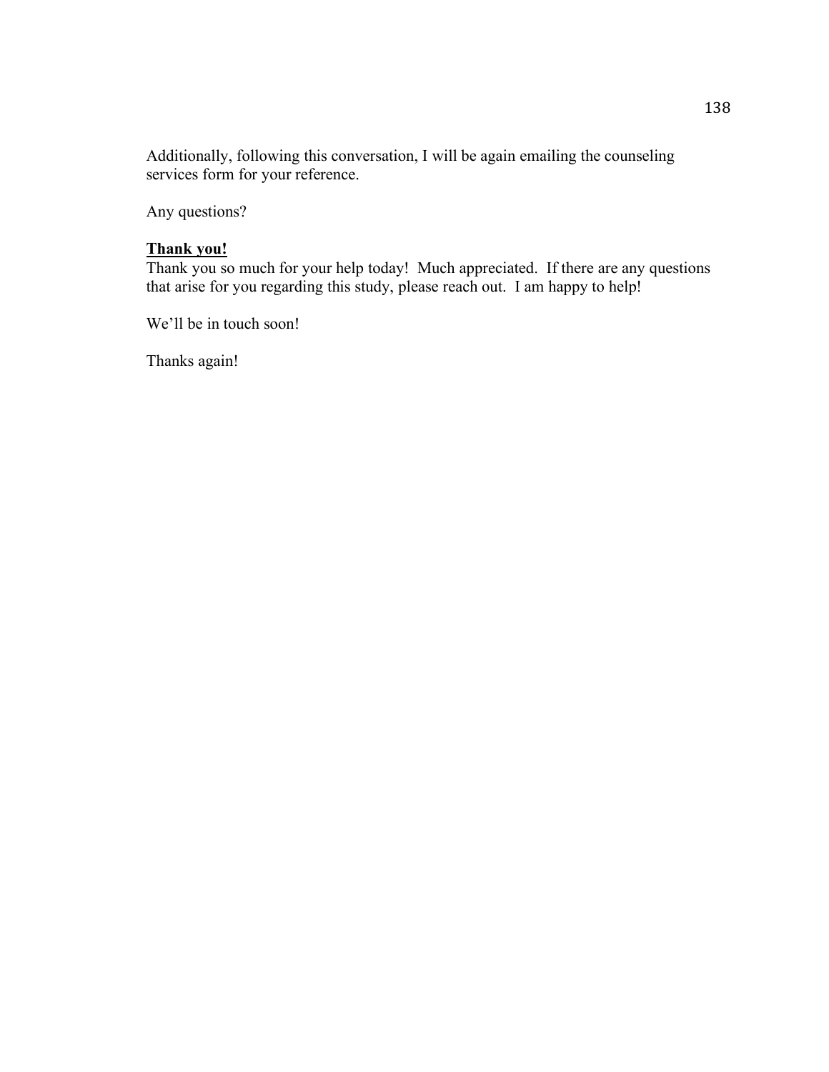Additionally, following this conversation, I will be again emailing the counseling services form for your reference.

Any questions?

**<u>Thank you!</u>**

Thank you so much for your help today!  Much appreciated.  If there are any questions that arise for you regarding this study, please reach out.  I am happy to help!

We'll be in touch soon!

Thanks again!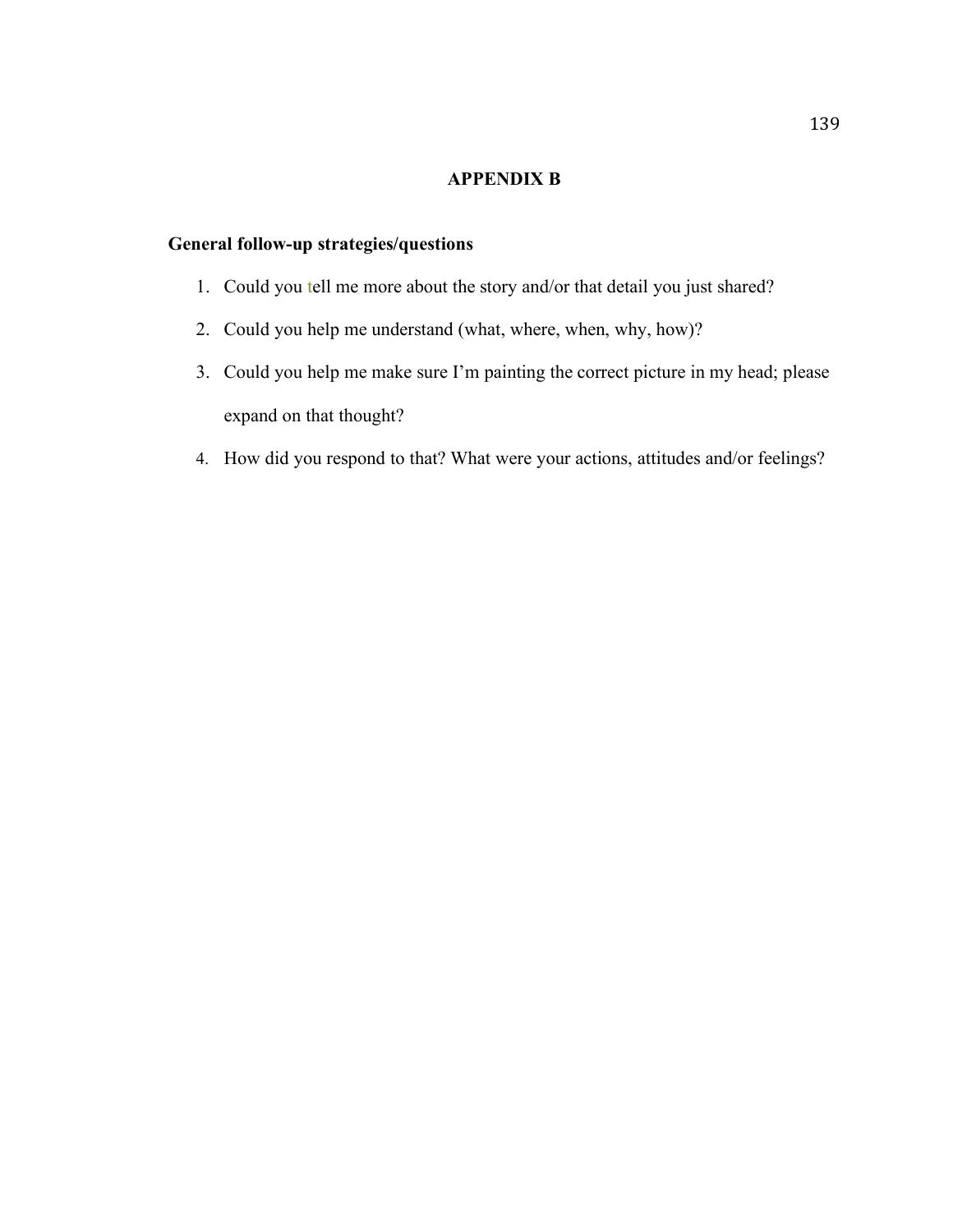# APPENDIX B

**General follow-up strategies/questions**

1. Could you tell me more about the story and/or that detail you just shared?
2. Could you help me understand (what, where, when, why, how)?
3. Could you help me make sure I'm painting the correct picture in my head; please expand on that thought?
4. How did you respond to that? What were your actions, attitudes and/or feelings?